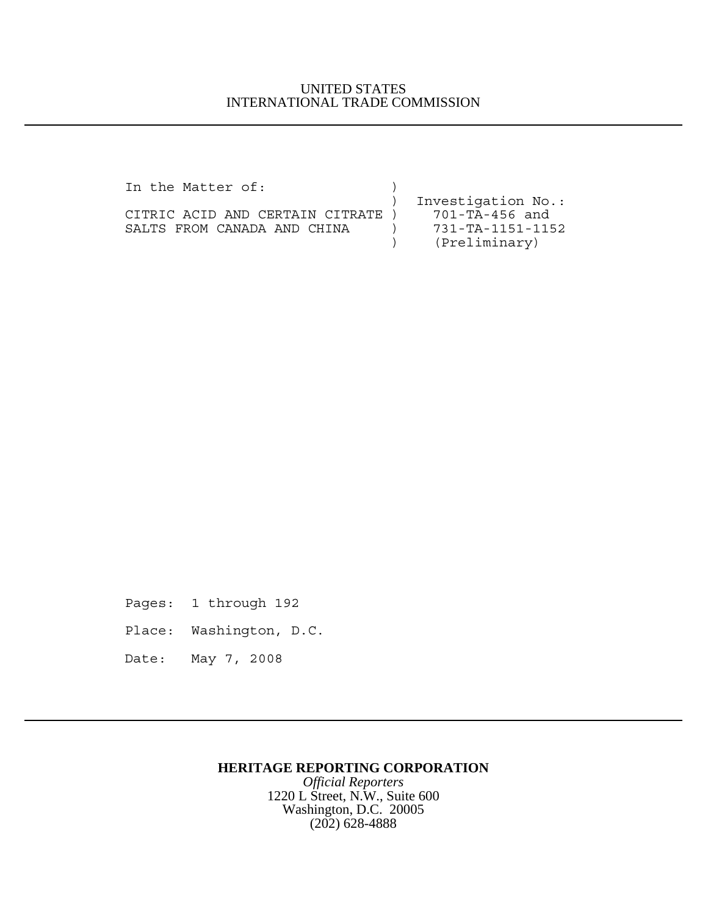UNITED STATES
INTERNATIONAL TRADE COMMISSION

---

```
In the Matter of:                 )
                                  )  Investigation No.:
CITRIC ACID AND CERTAIN CITRATE )     701-TA-456 and
SALTS FROM CANADA AND CHINA       )     731-TA-1151-1152
                                  )     (Preliminary)
```

Pages: 1 through 192

Place: Washington, D.C.

Date: May 7, 2008

---

**HERITAGE REPORTING CORPORATION**
*Official Reporters*
1220 L Street, N.W., Suite 600
Washington, D.C. 20005
(202) 628-4888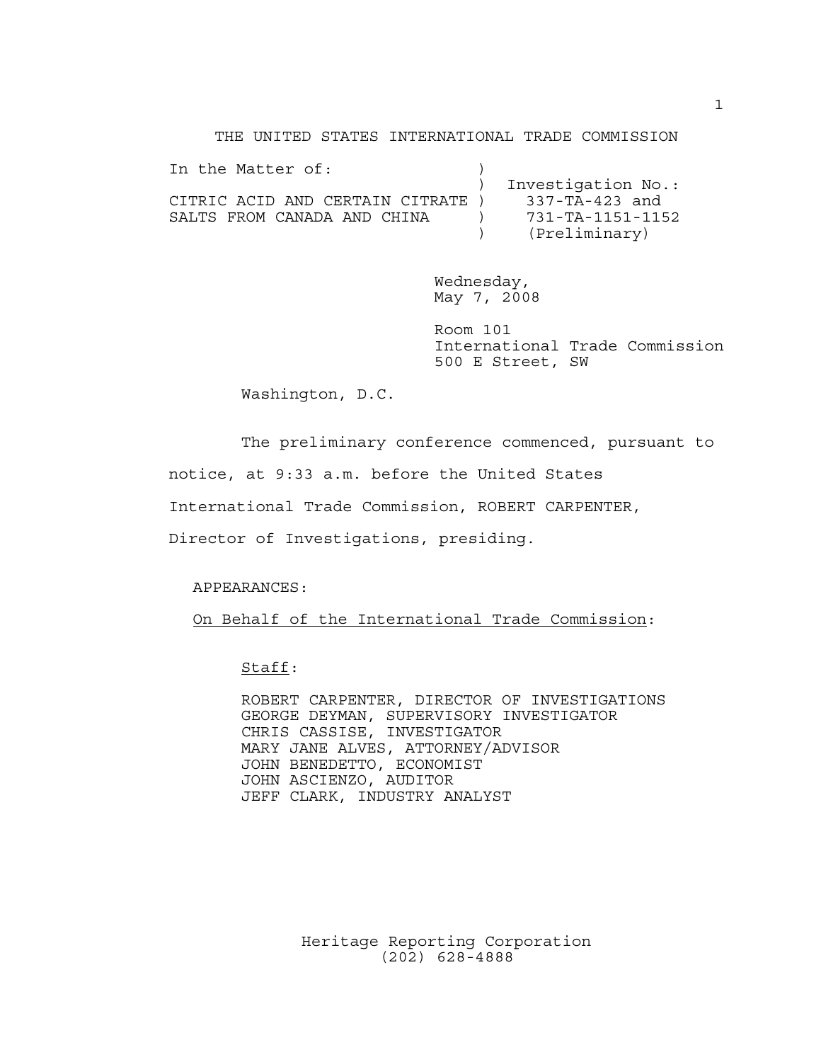THE UNITED STATES INTERNATIONAL TRADE COMMISSION

```
In the Matter of:                )
                                 )  Investigation No.:
CITRIC ACID AND CERTAIN CITRATE  )    337-TA-423 and
SALTS FROM CANADA AND CHINA      )    731-TA-1151-1152
                                 )    (Preliminary)
```

Wednesday,
May 7, 2008

Room 101
International Trade Commission
500 E Street, SW

Washington, D.C.

The preliminary conference commenced, pursuant to notice, at 9:33 a.m. before the United States International Trade Commission, ROBERT CARPENTER, Director of Investigations, presiding.

APPEARANCES:

On Behalf of the International Trade Commission:

Staff:

ROBERT CARPENTER, DIRECTOR OF INVESTIGATIONS
GEORGE DEYMAN, SUPERVISORY INVESTIGATOR
CHRIS CASSISE, INVESTIGATOR
MARY JANE ALVES, ATTORNEY/ADVISOR
JOHN BENEDETTO, ECONOMIST
JOHN ASCIENZO, AUDITOR
JEFF CLARK, INDUSTRY ANALYST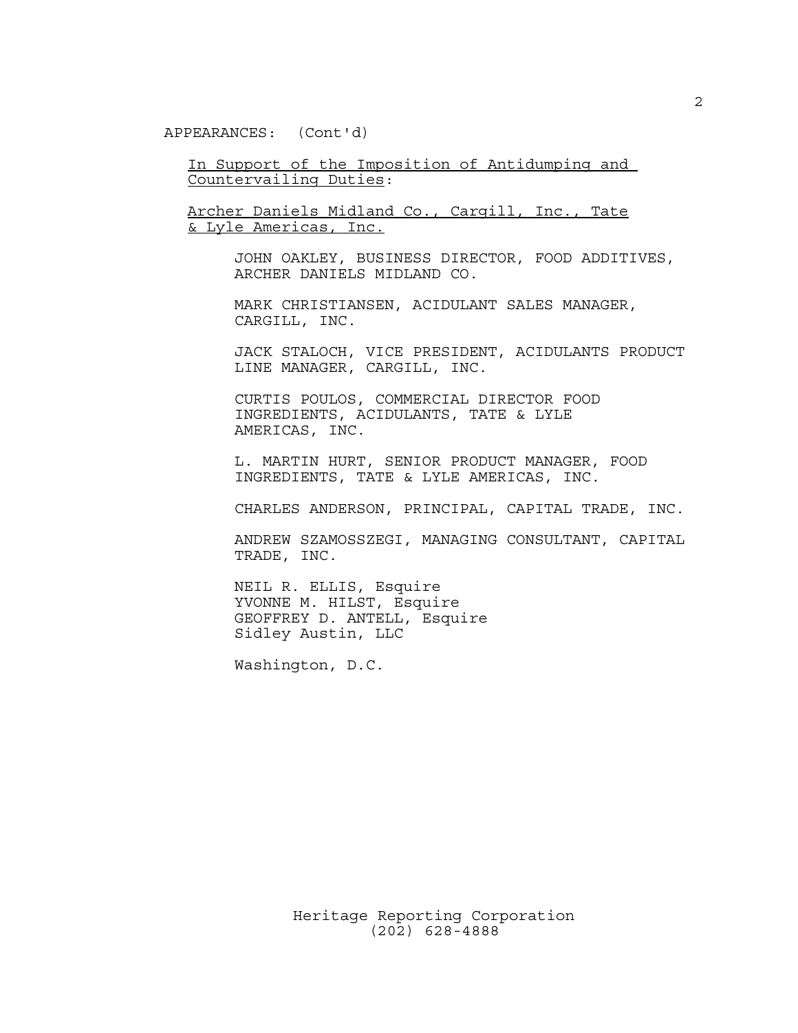APPEARANCES: (Cont'd)

In Support of the Imposition of Antidumping and Countervailing Duties:

Archer Daniels Midland Co., Cargill, Inc., Tate & Lyle Americas, Inc.

JOHN OAKLEY, BUSINESS DIRECTOR, FOOD ADDITIVES, ARCHER DANIELS MIDLAND CO.

MARK CHRISTIANSEN, ACIDULANT SALES MANAGER, CARGILL, INC.

JACK STALOCH, VICE PRESIDENT, ACIDULANTS PRODUCT LINE MANAGER, CARGILL, INC.

CURTIS POULOS, COMMERCIAL DIRECTOR FOOD INGREDIENTS, ACIDULANTS, TATE & LYLE AMERICAS, INC.

L. MARTIN HURT, SENIOR PRODUCT MANAGER, FOOD INGREDIENTS, TATE & LYLE AMERICAS, INC.

CHARLES ANDERSON, PRINCIPAL, CAPITAL TRADE, INC.

ANDREW SZAMOSSZEGI, MANAGING CONSULTANT, CAPITAL TRADE, INC.

NEIL R. ELLIS, Esquire
YVONNE M. HILST, Esquire
GEOFFREY D. ANTELL, Esquire
Sidley Austin, LLC

Washington, D.C.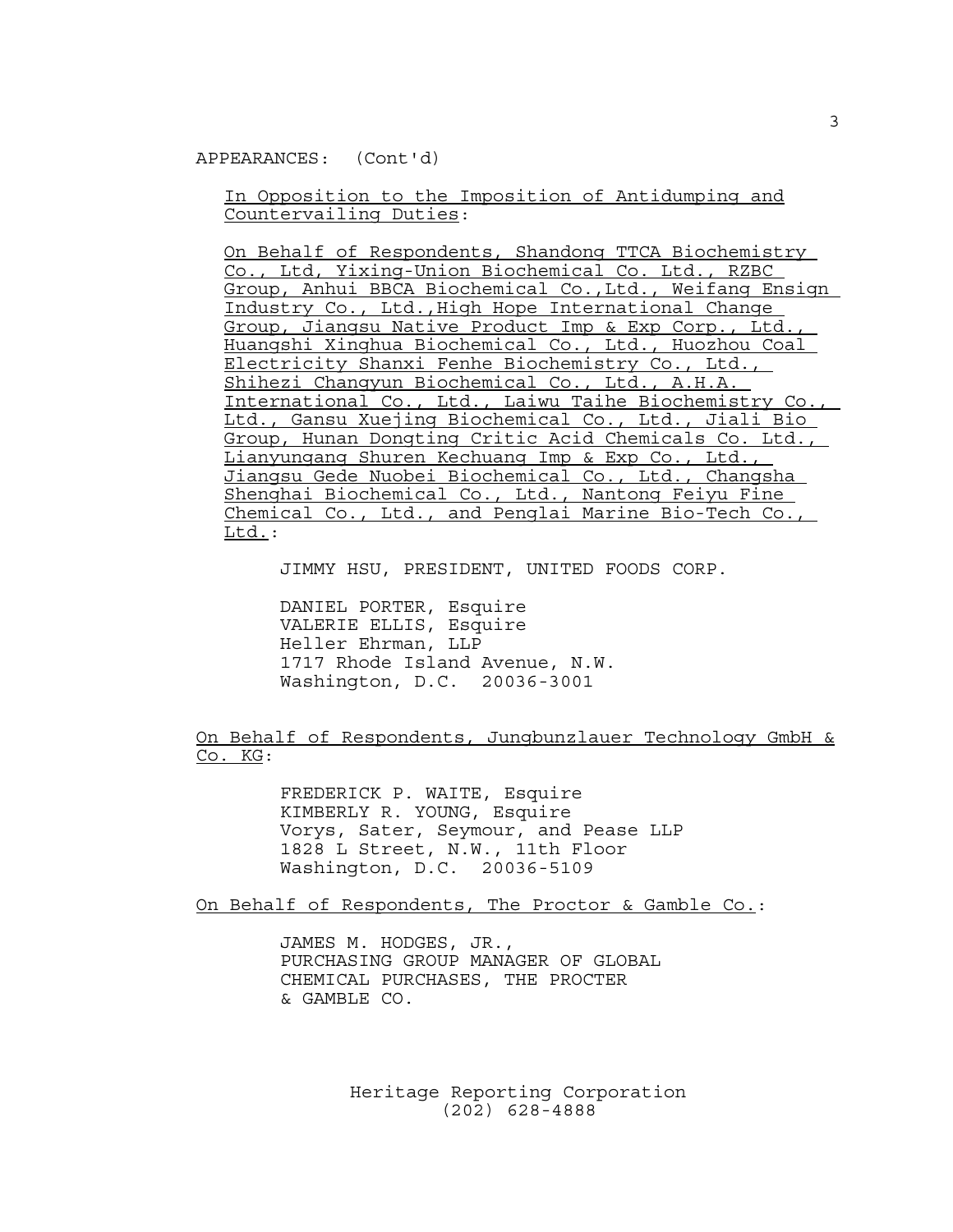APPEARANCES: (Cont'd)

In Opposition to the Imposition of Antidumping and Countervailing Duties:

On Behalf of Respondents, Shandong TTCA Biochemistry Co., Ltd, Yixing-Union Biochemical Co. Ltd., RZBC Group, Anhui BBCA Biochemical Co.,Ltd., Weifang Ensign Industry Co., Ltd.,High Hope International Change Group, Jiangsu Native Product Imp & Exp Corp., Ltd., Huangshi Xinghua Biochemical Co., Ltd., Huozhou Coal Electricity Shanxi Fenhe Biochemistry Co., Ltd., Shihezi Changyun Biochemical Co., Ltd., A.H.A. International Co., Ltd., Laiwu Taihe Biochemistry Co., Ltd., Gansu Xuejing Biochemical Co., Ltd., Jiali Bio Group, Hunan Dongting Critic Acid Chemicals Co. Ltd., Lianyungang Shuren Kechuang Imp & Exp Co., Ltd., Jiangsu Gede Nuobei Biochemical Co., Ltd., Changsha Shenghai Biochemical Co., Ltd., Nantong Feiyu Fine Chemical Co., Ltd., and Penglai Marine Bio-Tech Co., Ltd.:

JIMMY HSU, PRESIDENT, UNITED FOODS CORP.

DANIEL PORTER, Esquire
VALERIE ELLIS, Esquire
Heller Ehrman, LLP
1717 Rhode Island Avenue, N.W.
Washington, D.C. 20036-3001

On Behalf of Respondents, Jungbunzlauer Technology GmbH & Co. KG:

FREDERICK P. WAITE, Esquire
KIMBERLY R. YOUNG, Esquire
Vorys, Sater, Seymour, and Pease LLP
1828 L Street, N.W., 11th Floor
Washington, D.C. 20036-5109

On Behalf of Respondents, The Proctor & Gamble Co.:

JAMES M. HODGES, JR.,
PURCHASING GROUP MANAGER OF GLOBAL
CHEMICAL PURCHASES, THE PROCTER
& GAMBLE CO.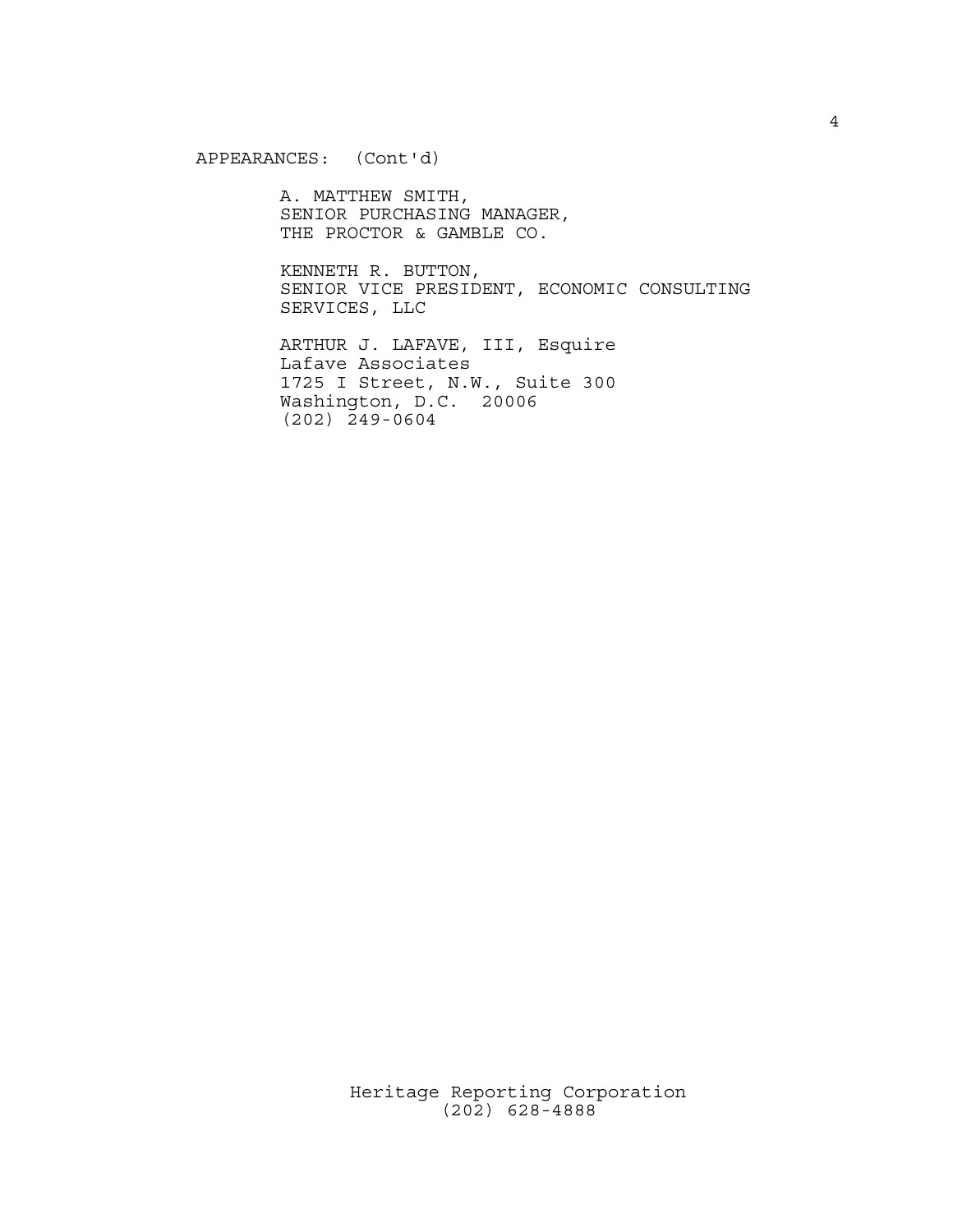APPEARANCES: (Cont'd)

A. MATTHEW SMITH,
SENIOR PURCHASING MANAGER,
THE PROCTOR & GAMBLE CO.

KENNETH R. BUTTON,
SENIOR VICE PRESIDENT, ECONOMIC CONSULTING
SERVICES, LLC

ARTHUR J. LAFAVE, III, Esquire
Lafave Associates
1725 I Street, N.W., Suite 300
Washington, D.C. 20006
(202) 249-0604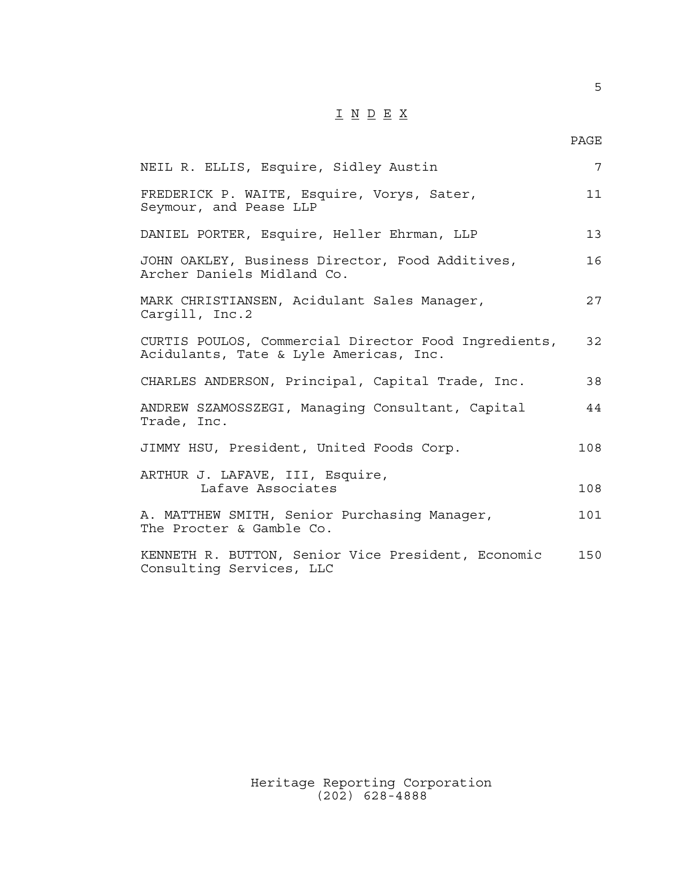# I N D E X

| | PAGE |
|---|---|
| NEIL R. ELLIS, Esquire, Sidley Austin | 7 |
| FREDERICK P. WAITE, Esquire, Vorys, Sater, Seymour, and Pease LLP | 11 |
| DANIEL PORTER, Esquire, Heller Ehrman, LLP | 13 |
| JOHN OAKLEY, Business Director, Food Additives, Archer Daniels Midland Co. | 16 |
| MARK CHRISTIANSEN, Acidulant Sales Manager, Cargill, Inc.2 | 27 |
| CURTIS POULOS, Commercial Director Food Ingredients, Acidulants, Tate & Lyle Americas, Inc. | 32 |
| CHARLES ANDERSON, Principal, Capital Trade, Inc. | 38 |
| ANDREW SZAMOSSZEGI, Managing Consultant, Capital Trade, Inc. | 44 |
| JIMMY HSU, President, United Foods Corp. | 108 |
| ARTHUR J. LAFAVE, III, Esquire, Lafave Associates | 108 |
| A. MATTHEW SMITH, Senior Purchasing Manager, The Procter & Gamble Co. | 101 |
| KENNETH R. BUTTON, Senior Vice President, Economic Consulting Services, LLC | 150 |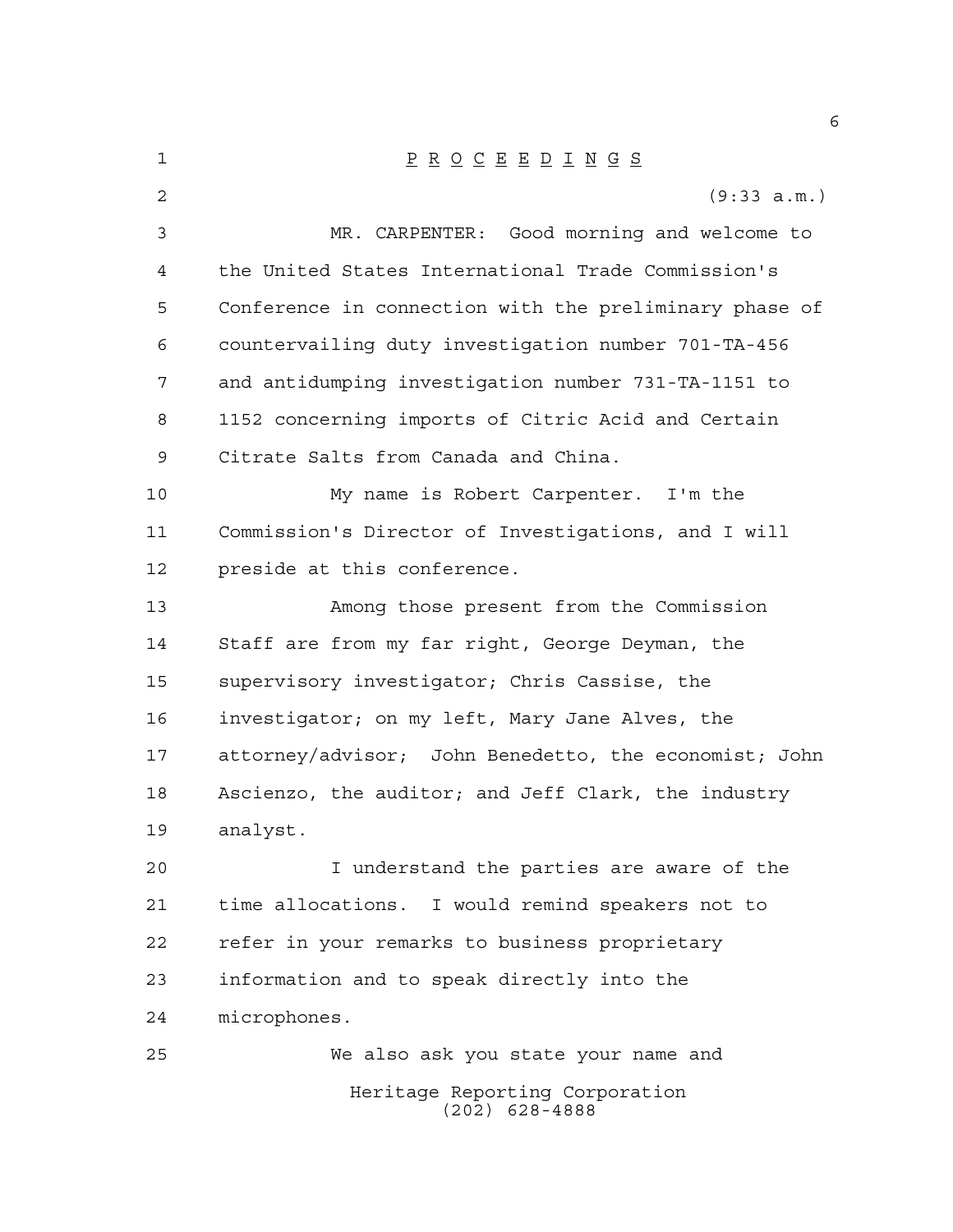P R O C E E D I N G S

(9:33 a.m.)

MR. CARPENTER: Good morning and welcome to the United States International Trade Commission's Conference in connection with the preliminary phase of countervailing duty investigation number 701-TA-456 and antidumping investigation number 731-TA-1151 to 1152 concerning imports of Citric Acid and Certain Citrate Salts from Canada and China.

My name is Robert Carpenter. I'm the Commission's Director of Investigations, and I will preside at this conference.

Among those present from the Commission Staff are from my far right, George Deyman, the supervisory investigator; Chris Cassise, the investigator; on my left, Mary Jane Alves, the attorney/advisor; John Benedetto, the economist; John Ascienzo, the auditor; and Jeff Clark, the industry analyst.

I understand the parties are aware of the time allocations. I would remind speakers not to refer in your remarks to business proprietary information and to speak directly into the microphones.

We also ask you state your name and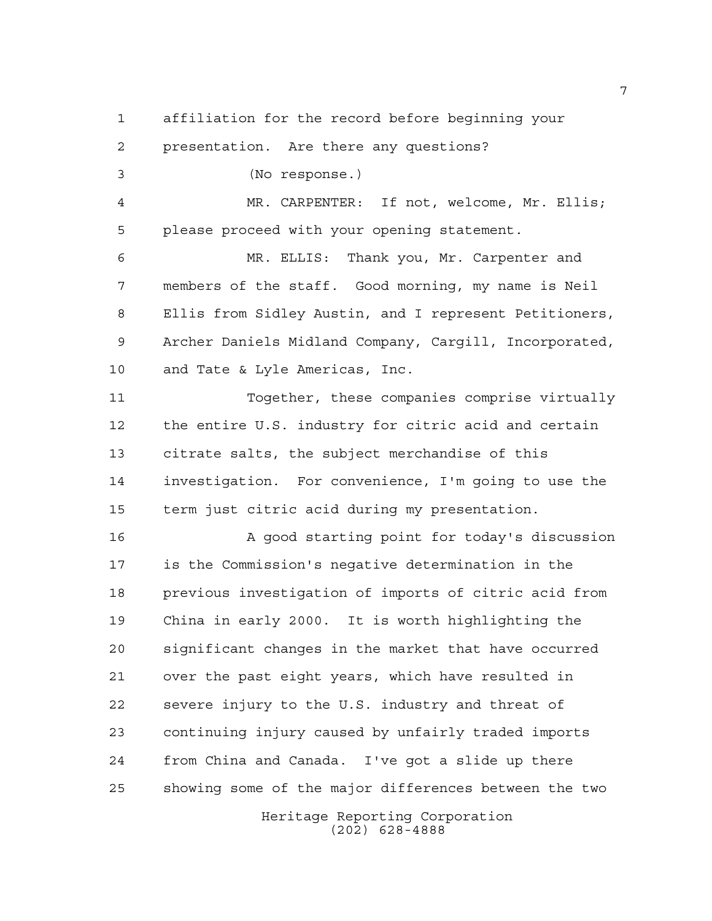affiliation for the record before beginning your presentation. Are there any questions?

(No response.)

MR. CARPENTER: If not, welcome, Mr. Ellis; please proceed with your opening statement.

MR. ELLIS: Thank you, Mr. Carpenter and members of the staff. Good morning, my name is Neil Ellis from Sidley Austin, and I represent Petitioners, Archer Daniels Midland Company, Cargill, Incorporated, and Tate & Lyle Americas, Inc.

Together, these companies comprise virtually the entire U.S. industry for citric acid and certain citrate salts, the subject merchandise of this investigation. For convenience, I'm going to use the term just citric acid during my presentation.

A good starting point for today's discussion is the Commission's negative determination in the previous investigation of imports of citric acid from China in early 2000. It is worth highlighting the significant changes in the market that have occurred over the past eight years, which have resulted in severe injury to the U.S. industry and threat of continuing injury caused by unfairly traded imports from China and Canada. I've got a slide up there showing some of the major differences between the two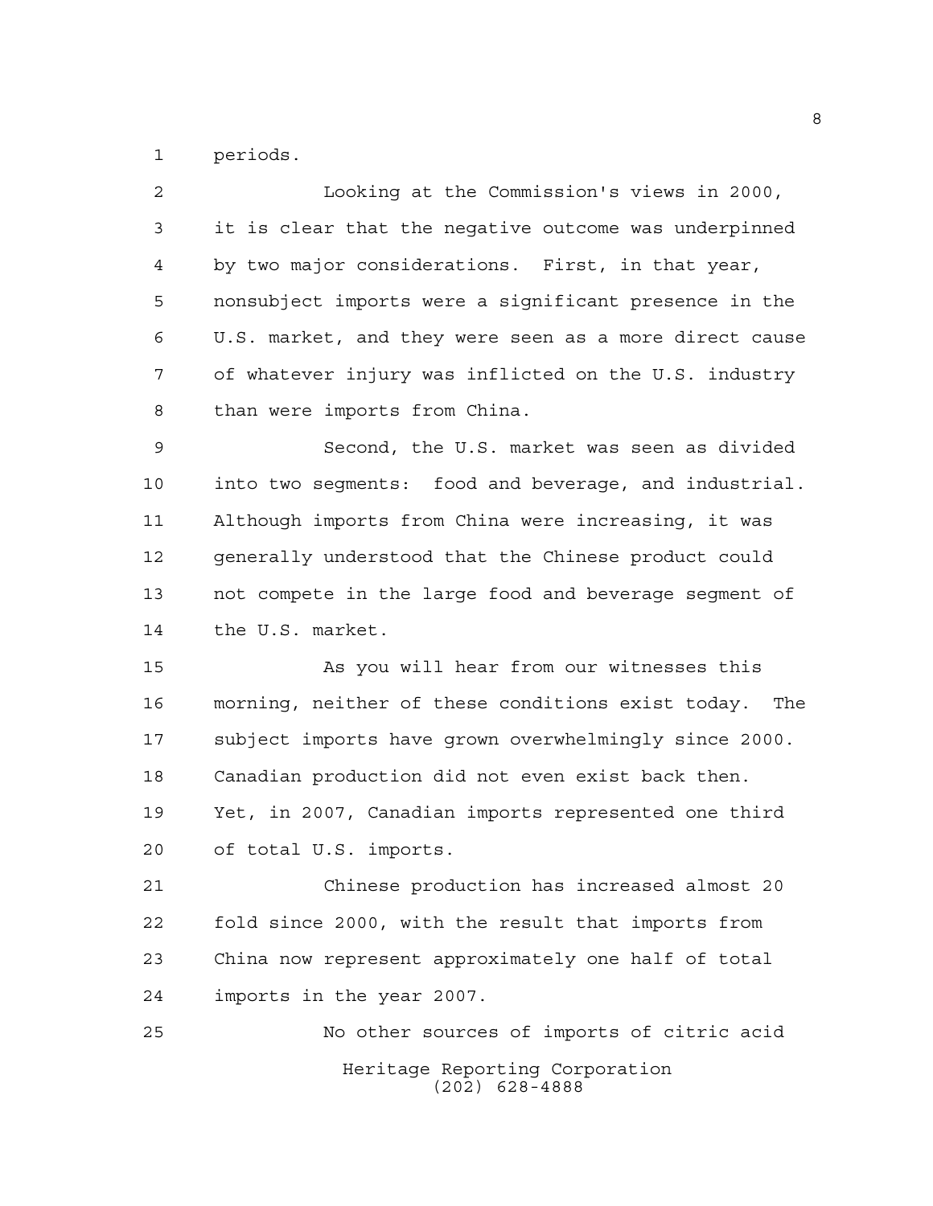periods.

Looking at the Commission's views in 2000, it is clear that the negative outcome was underpinned by two major considerations. First, in that year, nonsubject imports were a significant presence in the U.S. market, and they were seen as a more direct cause of whatever injury was inflicted on the U.S. industry than were imports from China.

Second, the U.S. market was seen as divided into two segments: food and beverage, and industrial. Although imports from China were increasing, it was generally understood that the Chinese product could not compete in the large food and beverage segment of the U.S. market.

As you will hear from our witnesses this morning, neither of these conditions exist today. The subject imports have grown overwhelmingly since 2000. Canadian production did not even exist back then. Yet, in 2007, Canadian imports represented one third of total U.S. imports.

Chinese production has increased almost 20 fold since 2000, with the result that imports from China now represent approximately one half of total imports in the year 2007.

No other sources of imports of citric acid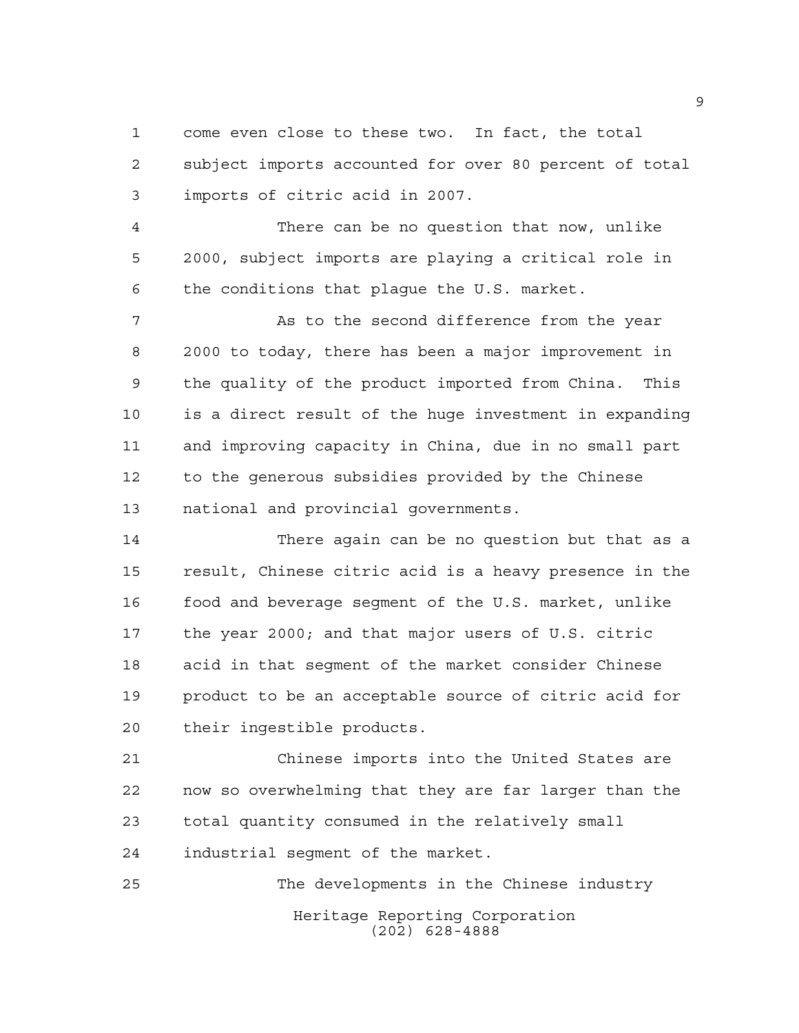come even close to these two. In fact, the total subject imports accounted for over 80 percent of total imports of citric acid in 2007.

There can be no question that now, unlike 2000, subject imports are playing a critical role in the conditions that plague the U.S. market.

As to the second difference from the year 2000 to today, there has been a major improvement in the quality of the product imported from China. This is a direct result of the huge investment in expanding and improving capacity in China, due in no small part to the generous subsidies provided by the Chinese national and provincial governments.

There again can be no question but that as a result, Chinese citric acid is a heavy presence in the food and beverage segment of the U.S. market, unlike the year 2000; and that major users of U.S. citric acid in that segment of the market consider Chinese product to be an acceptable source of citric acid for their ingestible products.

Chinese imports into the United States are now so overwhelming that they are far larger than the total quantity consumed in the relatively small industrial segment of the market.

The developments in the Chinese industry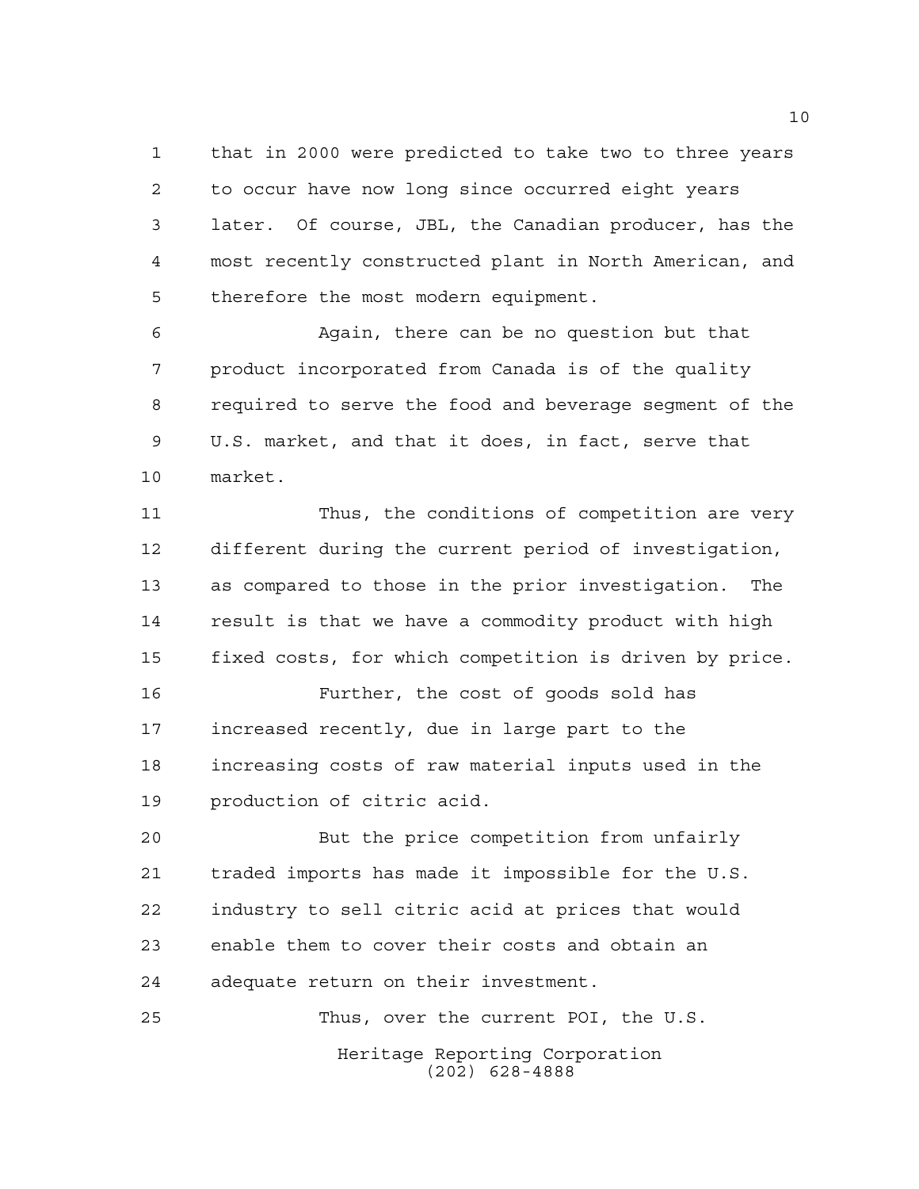that in 2000 were predicted to take two to three years to occur have now long since occurred eight years later. Of course, JBL, the Canadian producer, has the most recently constructed plant in North American, and therefore the most modern equipment.

Again, there can be no question but that product incorporated from Canada is of the quality required to serve the food and beverage segment of the U.S. market, and that it does, in fact, serve that market.

Thus, the conditions of competition are very different during the current period of investigation, as compared to those in the prior investigation. The result is that we have a commodity product with high fixed costs, for which competition is driven by price.

Further, the cost of goods sold has increased recently, due in large part to the increasing costs of raw material inputs used in the production of citric acid.

But the price competition from unfairly traded imports has made it impossible for the U.S. industry to sell citric acid at prices that would enable them to cover their costs and obtain an adequate return on their investment.

Thus, over the current POI, the U.S.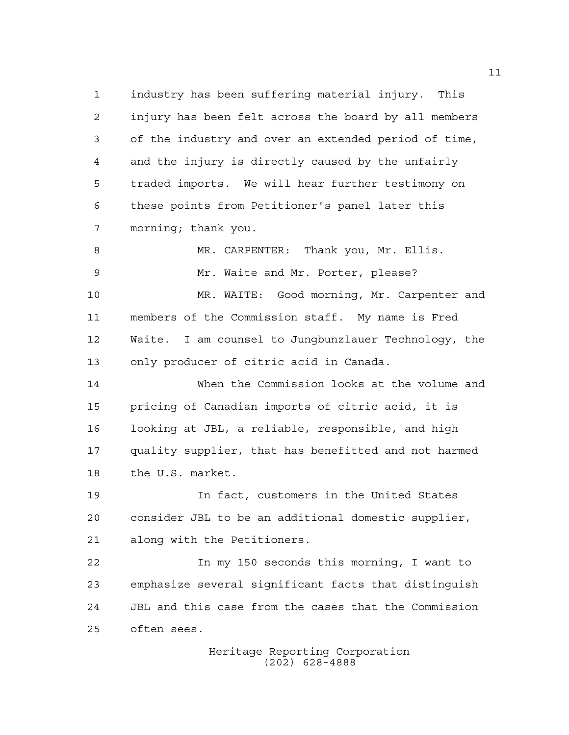industry has been suffering material injury. This injury has been felt across the board by all members of the industry and over an extended period of time, and the injury is directly caused by the unfairly traded imports. We will hear further testimony on these points from Petitioner's panel later this morning; thank you.

MR. CARPENTER: Thank you, Mr. Ellis.

Mr. Waite and Mr. Porter, please?

MR. WAITE: Good morning, Mr. Carpenter and members of the Commission staff. My name is Fred Waite. I am counsel to Jungbunzlauer Technology, the only producer of citric acid in Canada.

When the Commission looks at the volume and pricing of Canadian imports of citric acid, it is looking at JBL, a reliable, responsible, and high quality supplier, that has benefitted and not harmed the U.S. market.

In fact, customers in the United States consider JBL to be an additional domestic supplier, along with the Petitioners.

In my 150 seconds this morning, I want to emphasize several significant facts that distinguish JBL and this case from the cases that the Commission often sees.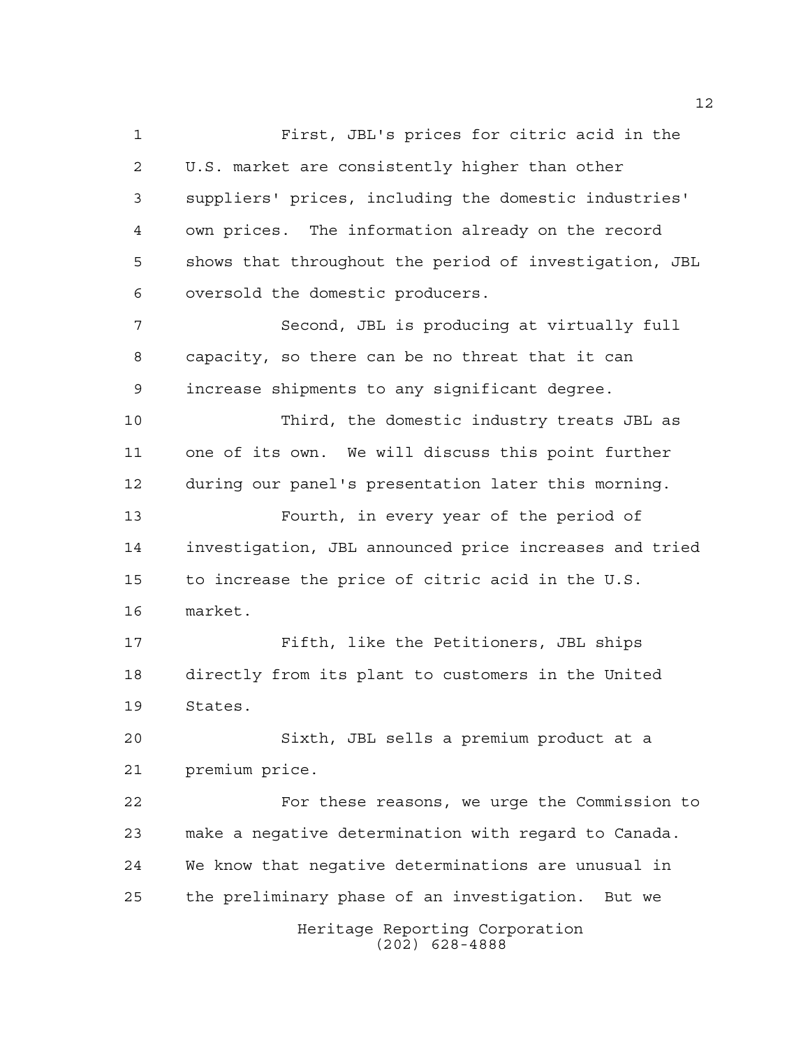First, JBL's prices for citric acid in the U.S. market are consistently higher than other suppliers' prices, including the domestic industries' own prices. The information already on the record shows that throughout the period of investigation, JBL oversold the domestic producers.

Second, JBL is producing at virtually full capacity, so there can be no threat that it can increase shipments to any significant degree.

Third, the domestic industry treats JBL as one of its own. We will discuss this point further during our panel's presentation later this morning.

Fourth, in every year of the period of investigation, JBL announced price increases and tried to increase the price of citric acid in the U.S. market.

Fifth, like the Petitioners, JBL ships directly from its plant to customers in the United States.

Sixth, JBL sells a premium product at a premium price.

For these reasons, we urge the Commission to make a negative determination with regard to Canada. We know that negative determinations are unusual in the preliminary phase of an investigation. But we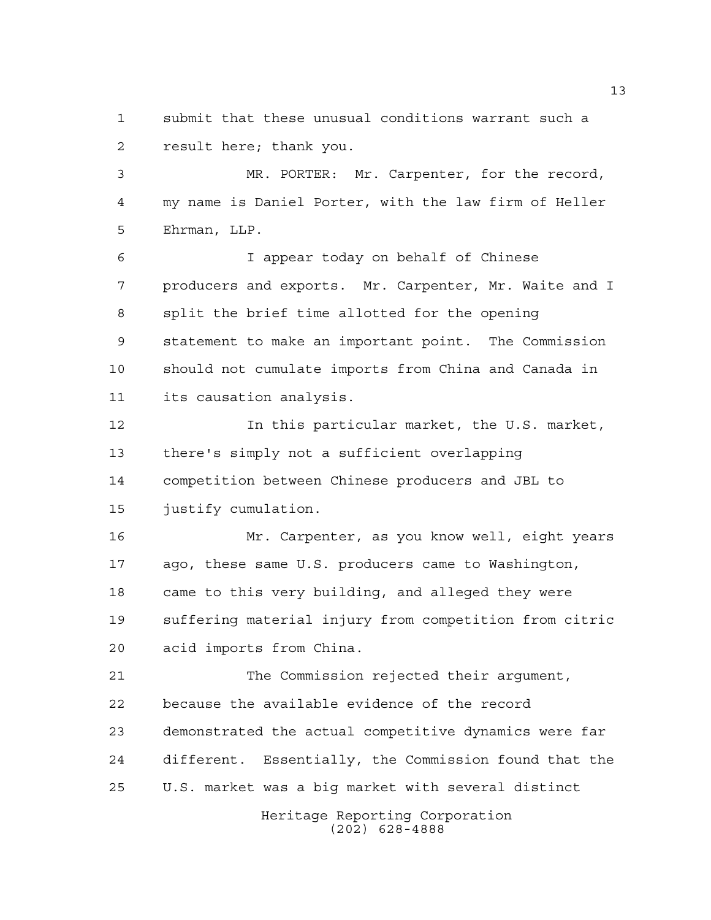submit that these unusual conditions warrant such a result here; thank you.

MR. PORTER: Mr. Carpenter, for the record, my name is Daniel Porter, with the law firm of Heller Ehrman, LLP.

I appear today on behalf of Chinese producers and exports. Mr. Carpenter, Mr. Waite and I split the brief time allotted for the opening statement to make an important point. The Commission should not cumulate imports from China and Canada in its causation analysis.

In this particular market, the U.S. market, there's simply not a sufficient overlapping competition between Chinese producers and JBL to justify cumulation.

Mr. Carpenter, as you know well, eight years ago, these same U.S. producers came to Washington, came to this very building, and alleged they were suffering material injury from competition from citric acid imports from China.

The Commission rejected their argument, because the available evidence of the record demonstrated the actual competitive dynamics were far different. Essentially, the Commission found that the U.S. market was a big market with several distinct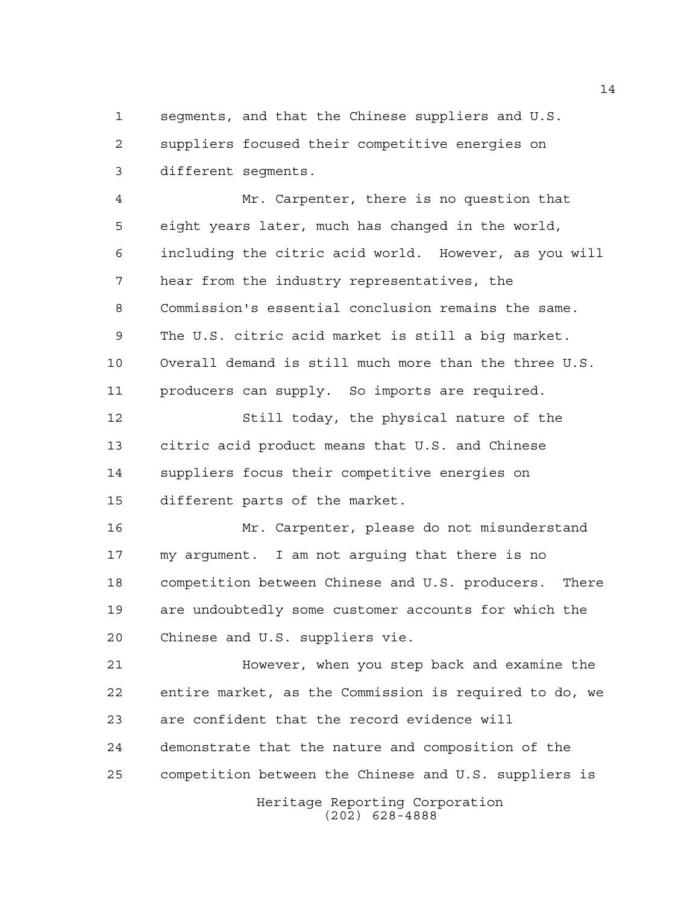segments, and that the Chinese suppliers and U.S. suppliers focused their competitive energies on different segments.

Mr. Carpenter, there is no question that eight years later, much has changed in the world, including the citric acid world. However, as you will hear from the industry representatives, the Commission's essential conclusion remains the same. The U.S. citric acid market is still a big market. Overall demand is still much more than the three U.S. producers can supply. So imports are required.

Still today, the physical nature of the citric acid product means that U.S. and Chinese suppliers focus their competitive energies on different parts of the market.

Mr. Carpenter, please do not misunderstand my argument. I am not arguing that there is no competition between Chinese and U.S. producers. There are undoubtedly some customer accounts for which the Chinese and U.S. suppliers vie.

However, when you step back and examine the entire market, as the Commission is required to do, we are confident that the record evidence will demonstrate that the nature and composition of the competition between the Chinese and U.S. suppliers is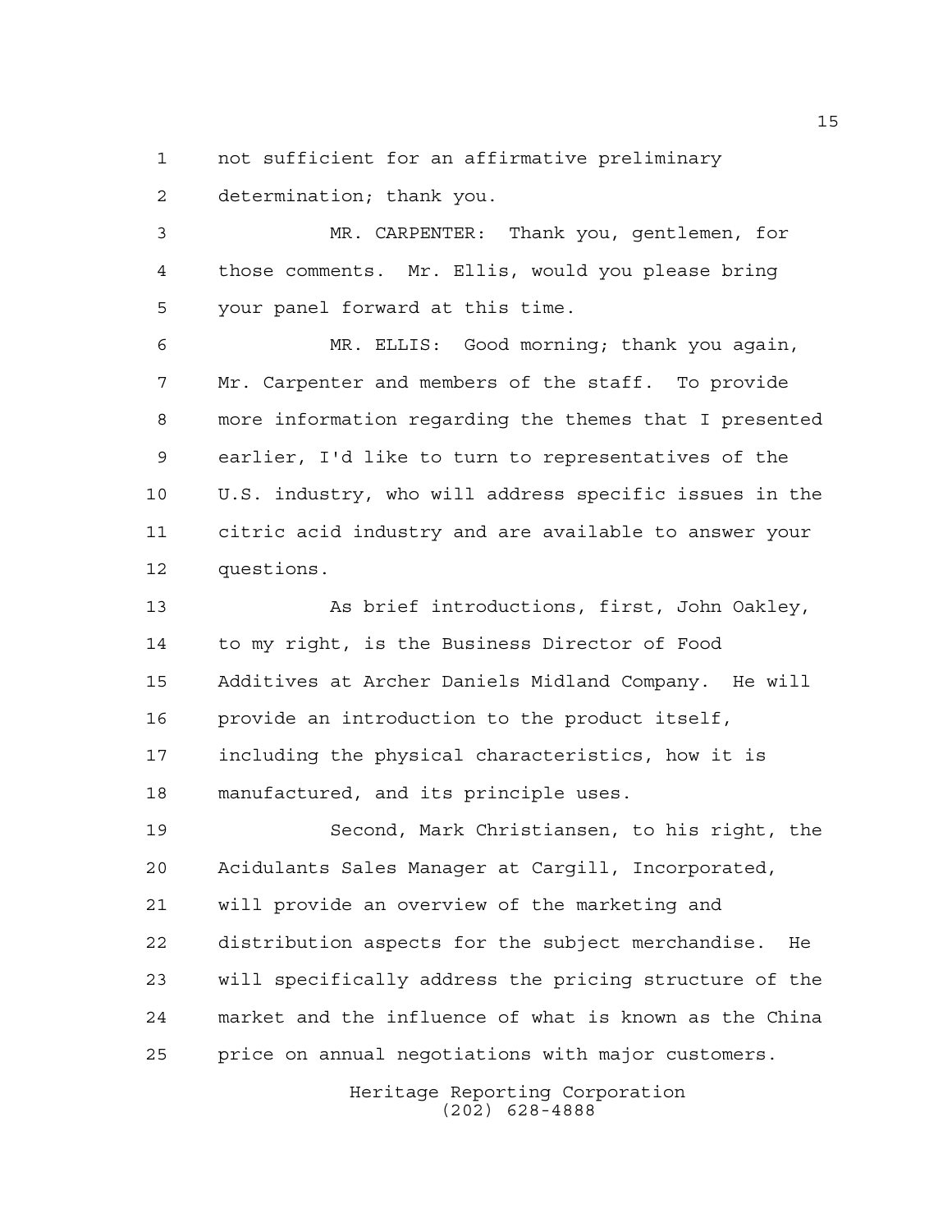not sufficient for an affirmative preliminary determination; thank you.

MR. CARPENTER: Thank you, gentlemen, for those comments. Mr. Ellis, would you please bring your panel forward at this time.

MR. ELLIS: Good morning; thank you again, Mr. Carpenter and members of the staff. To provide more information regarding the themes that I presented earlier, I'd like to turn to representatives of the U.S. industry, who will address specific issues in the citric acid industry and are available to answer your questions.

As brief introductions, first, John Oakley, to my right, is the Business Director of Food Additives at Archer Daniels Midland Company. He will provide an introduction to the product itself, including the physical characteristics, how it is manufactured, and its principle uses.

Second, Mark Christiansen, to his right, the Acidulants Sales Manager at Cargill, Incorporated, will provide an overview of the marketing and distribution aspects for the subject merchandise. He will specifically address the pricing structure of the market and the influence of what is known as the China price on annual negotiations with major customers.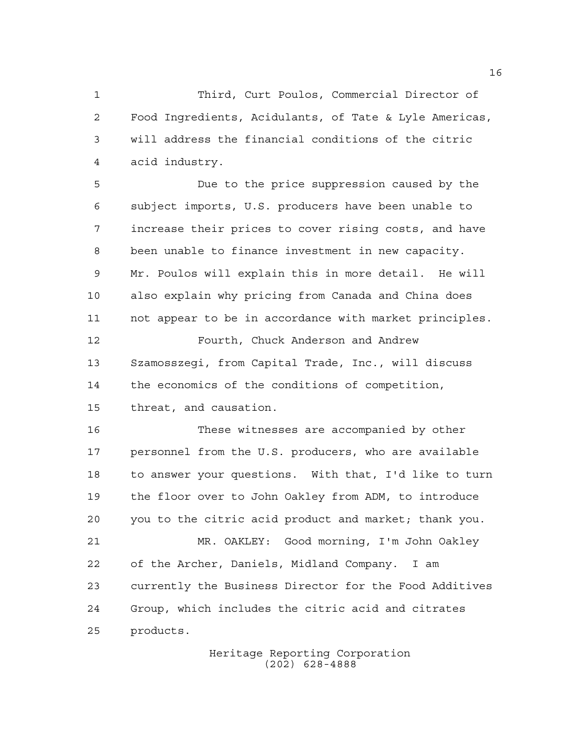Third, Curt Poulos, Commercial Director of Food Ingredients, Acidulants, of Tate & Lyle Americas, will address the financial conditions of the citric acid industry.

Due to the price suppression caused by the subject imports, U.S. producers have been unable to increase their prices to cover rising costs, and have been unable to finance investment in new capacity. Mr. Poulos will explain this in more detail. He will also explain why pricing from Canada and China does not appear to be in accordance with market principles.

Fourth, Chuck Anderson and Andrew Szamosszegi, from Capital Trade, Inc., will discuss the economics of the conditions of competition, threat, and causation.

These witnesses are accompanied by other personnel from the U.S. producers, who are available to answer your questions. With that, I'd like to turn the floor over to John Oakley from ADM, to introduce you to the citric acid product and market; thank you.

MR. OAKLEY: Good morning, I'm John Oakley of the Archer, Daniels, Midland Company. I am currently the Business Director for the Food Additives Group, which includes the citric acid and citrates products.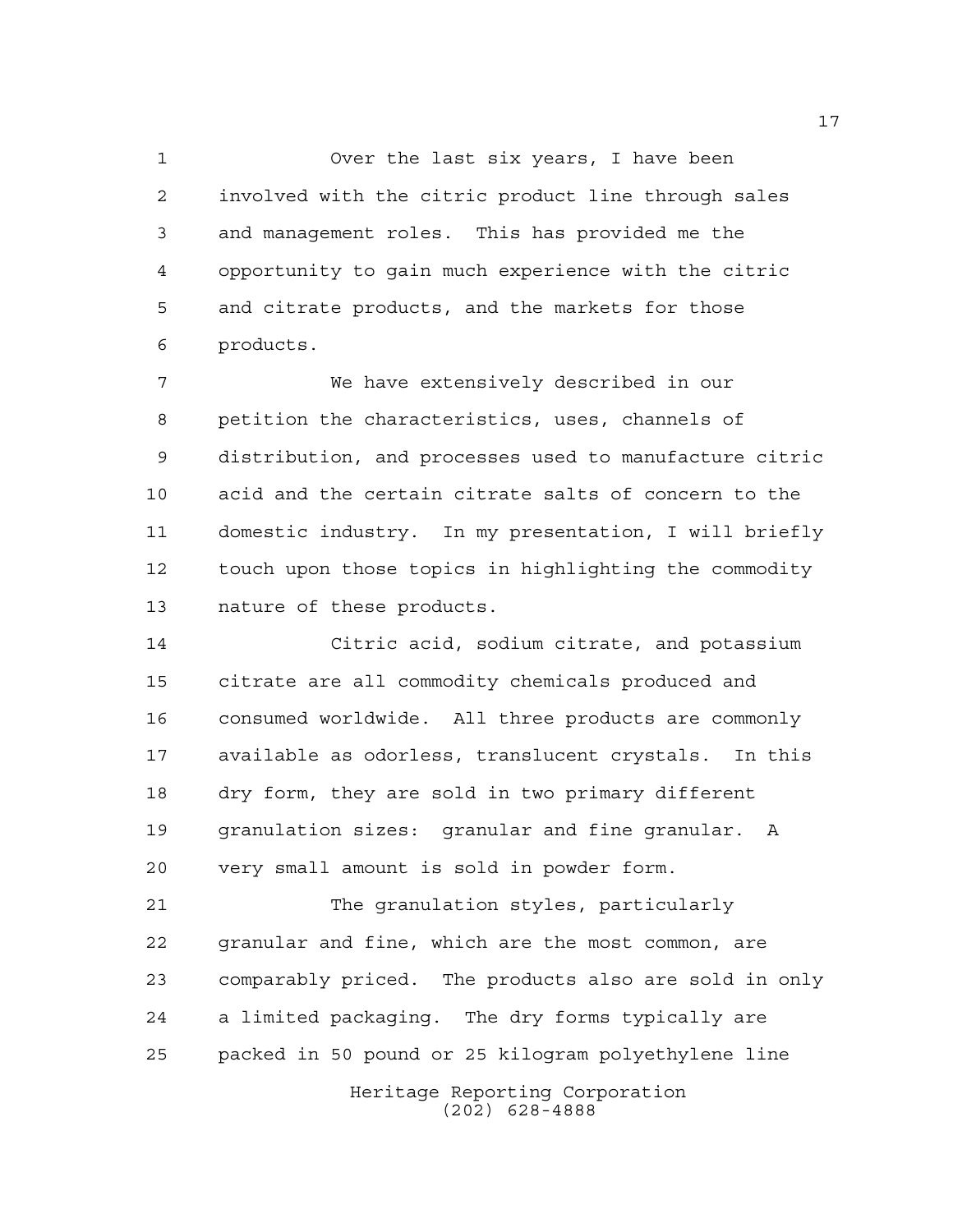Over the last six years, I have been involved with the citric product line through sales and management roles. This has provided me the opportunity to gain much experience with the citric and citrate products, and the markets for those products.

We have extensively described in our petition the characteristics, uses, channels of distribution, and processes used to manufacture citric acid and the certain citrate salts of concern to the domestic industry. In my presentation, I will briefly touch upon those topics in highlighting the commodity nature of these products.

Citric acid, sodium citrate, and potassium citrate are all commodity chemicals produced and consumed worldwide. All three products are commonly available as odorless, translucent crystals. In this dry form, they are sold in two primary different granulation sizes: granular and fine granular. A very small amount is sold in powder form.

The granulation styles, particularly granular and fine, which are the most common, are comparably priced. The products also are sold in only a limited packaging. The dry forms typically are packed in 50 pound or 25 kilogram polyethylene line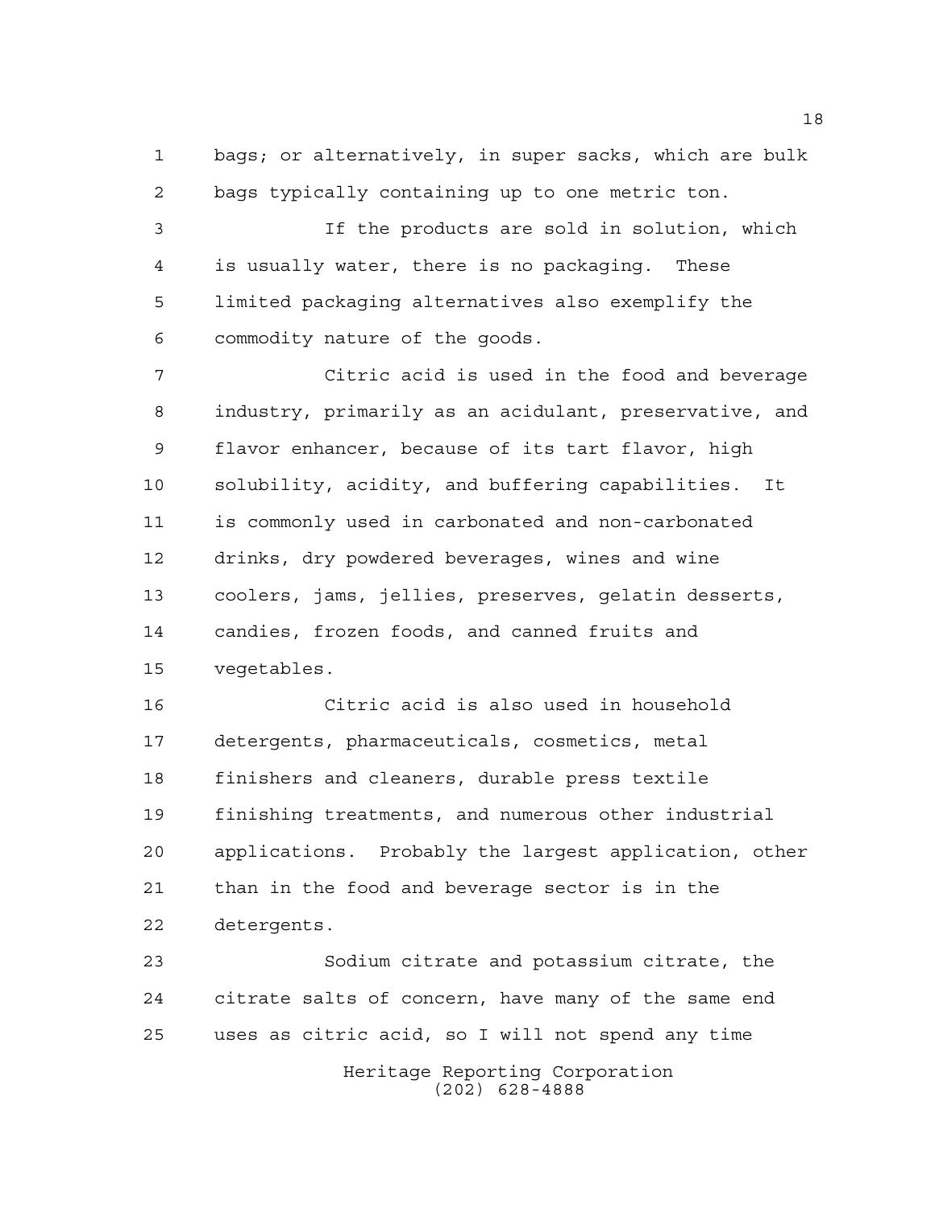bags; or alternatively, in super sacks, which are bulk bags typically containing up to one metric ton.

If the products are sold in solution, which is usually water, there is no packaging. These limited packaging alternatives also exemplify the commodity nature of the goods.

Citric acid is used in the food and beverage industry, primarily as an acidulant, preservative, and flavor enhancer, because of its tart flavor, high solubility, acidity, and buffering capabilities. It is commonly used in carbonated and non-carbonated drinks, dry powdered beverages, wines and wine coolers, jams, jellies, preserves, gelatin desserts, candies, frozen foods, and canned fruits and vegetables.

Citric acid is also used in household detergents, pharmaceuticals, cosmetics, metal finishers and cleaners, durable press textile finishing treatments, and numerous other industrial applications. Probably the largest application, other than in the food and beverage sector is in the detergents.

Sodium citrate and potassium citrate, the citrate salts of concern, have many of the same end uses as citric acid, so I will not spend any time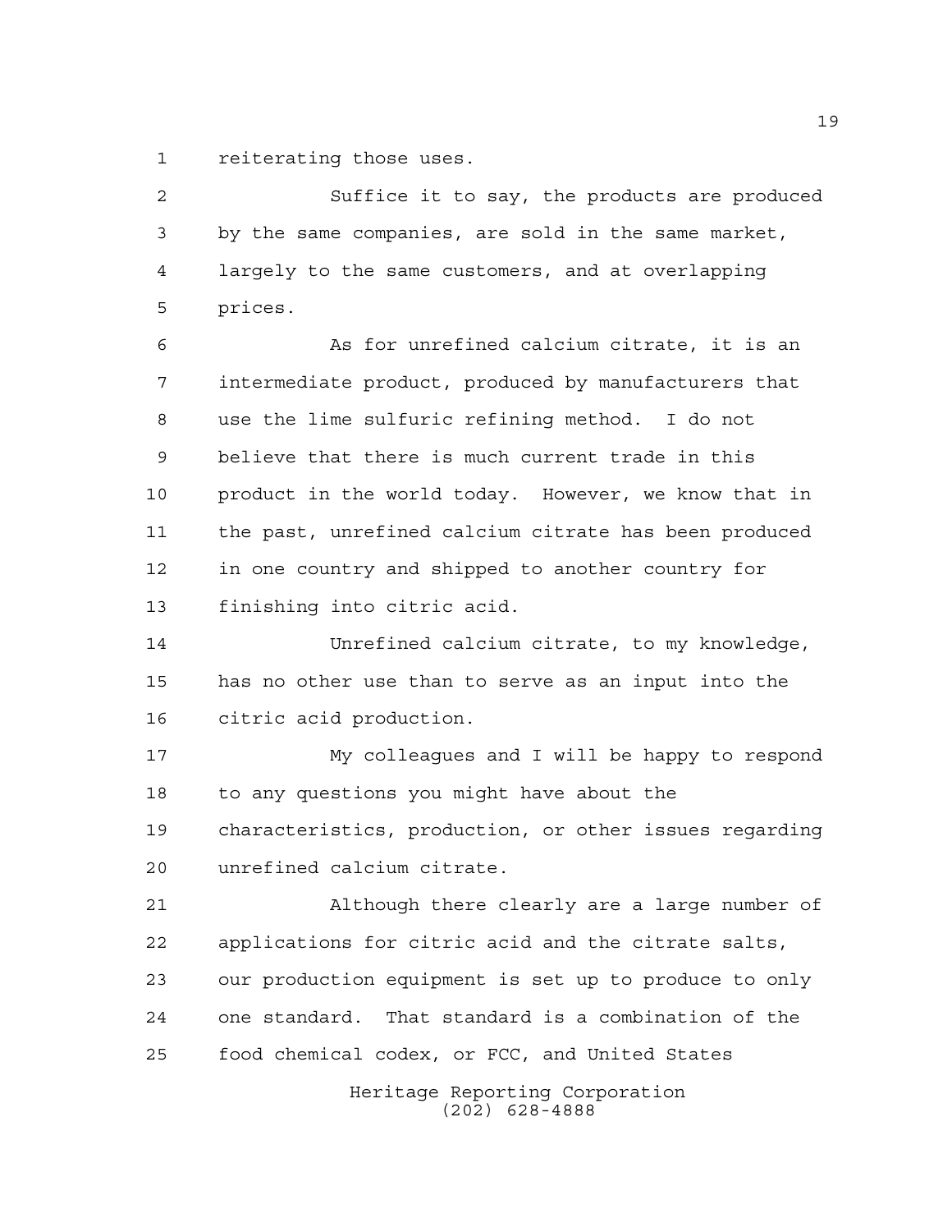reiterating those uses.

Suffice it to say, the products are produced by the same companies, are sold in the same market, largely to the same customers, and at overlapping prices.

As for unrefined calcium citrate, it is an intermediate product, produced by manufacturers that use the lime sulfuric refining method. I do not believe that there is much current trade in this product in the world today. However, we know that in the past, unrefined calcium citrate has been produced in one country and shipped to another country for finishing into citric acid.

Unrefined calcium citrate, to my knowledge, has no other use than to serve as an input into the citric acid production.

My colleagues and I will be happy to respond to any questions you might have about the characteristics, production, or other issues regarding unrefined calcium citrate.

Although there clearly are a large number of applications for citric acid and the citrate salts, our production equipment is set up to produce to only one standard. That standard is a combination of the food chemical codex, or FCC, and United States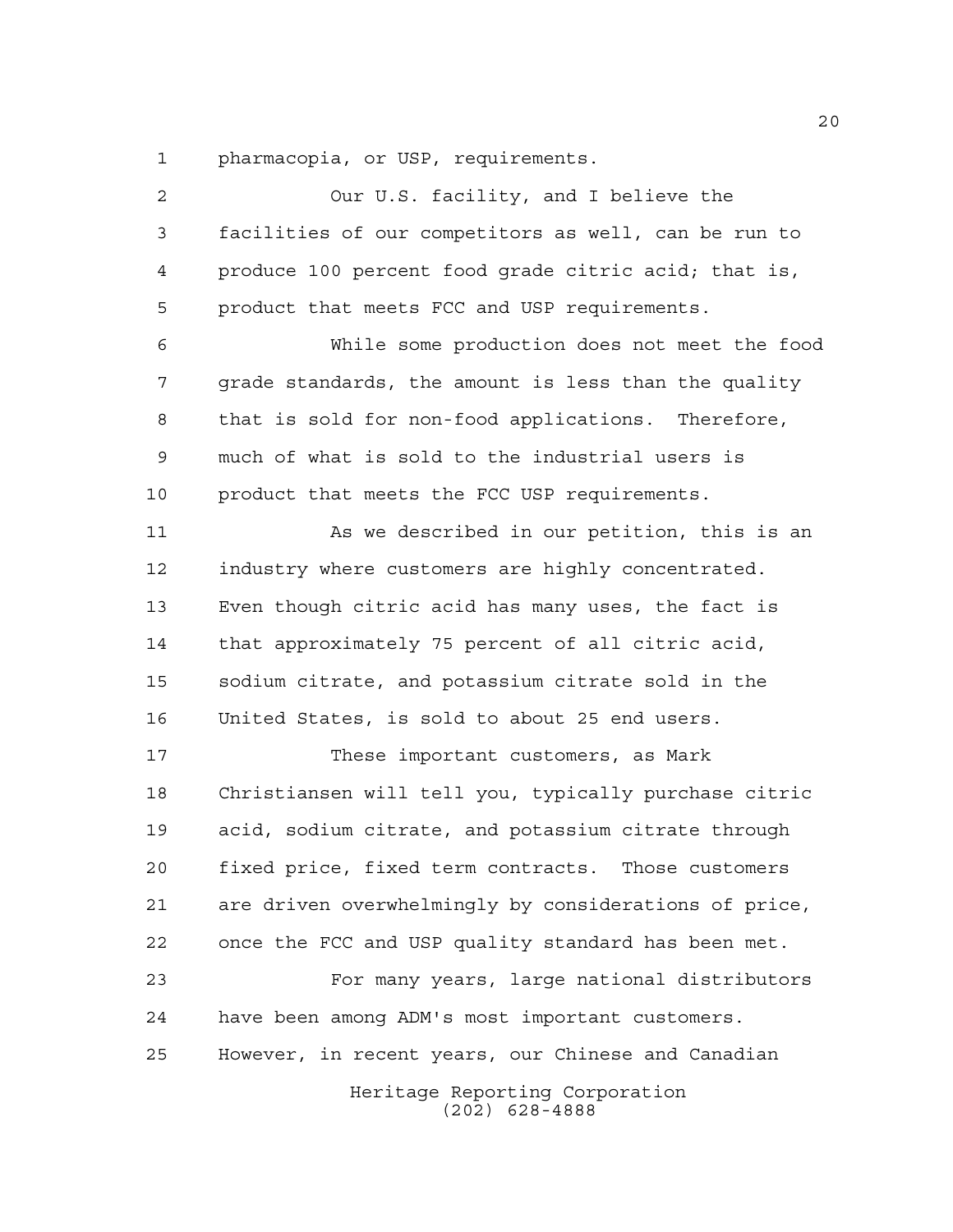pharmacopia, or USP, requirements.

Our U.S. facility, and I believe the facilities of our competitors as well, can be run to produce 100 percent food grade citric acid; that is, product that meets FCC and USP requirements.

While some production does not meet the food grade standards, the amount is less than the quality that is sold for non-food applications. Therefore, much of what is sold to the industrial users is product that meets the FCC USP requirements.

As we described in our petition, this is an industry where customers are highly concentrated. Even though citric acid has many uses, the fact is that approximately 75 percent of all citric acid, sodium citrate, and potassium citrate sold in the United States, is sold to about 25 end users.

These important customers, as Mark Christiansen will tell you, typically purchase citric acid, sodium citrate, and potassium citrate through fixed price, fixed term contracts. Those customers are driven overwhelmingly by considerations of price, once the FCC and USP quality standard has been met.

For many years, large national distributors have been among ADM's most important customers. However, in recent years, our Chinese and Canadian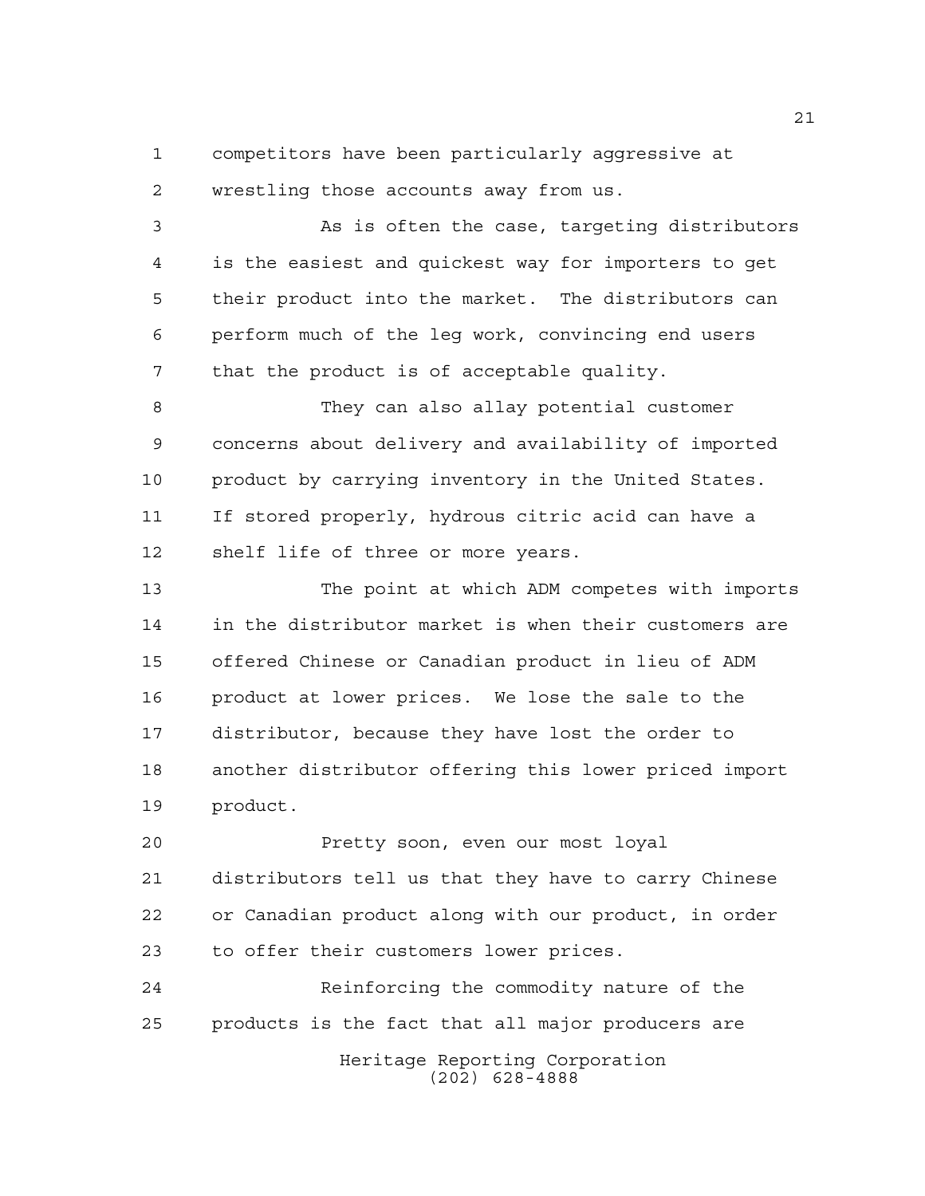competitors have been particularly aggressive at wrestling those accounts away from us.

As is often the case, targeting distributors is the easiest and quickest way for importers to get their product into the market. The distributors can perform much of the leg work, convincing end users that the product is of acceptable quality.

They can also allay potential customer concerns about delivery and availability of imported product by carrying inventory in the United States. If stored properly, hydrous citric acid can have a shelf life of three or more years.

The point at which ADM competes with imports in the distributor market is when their customers are offered Chinese or Canadian product in lieu of ADM product at lower prices. We lose the sale to the distributor, because they have lost the order to another distributor offering this lower priced import product.

Pretty soon, even our most loyal distributors tell us that they have to carry Chinese or Canadian product along with our product, in order to offer their customers lower prices.

Reinforcing the commodity nature of the products is the fact that all major producers are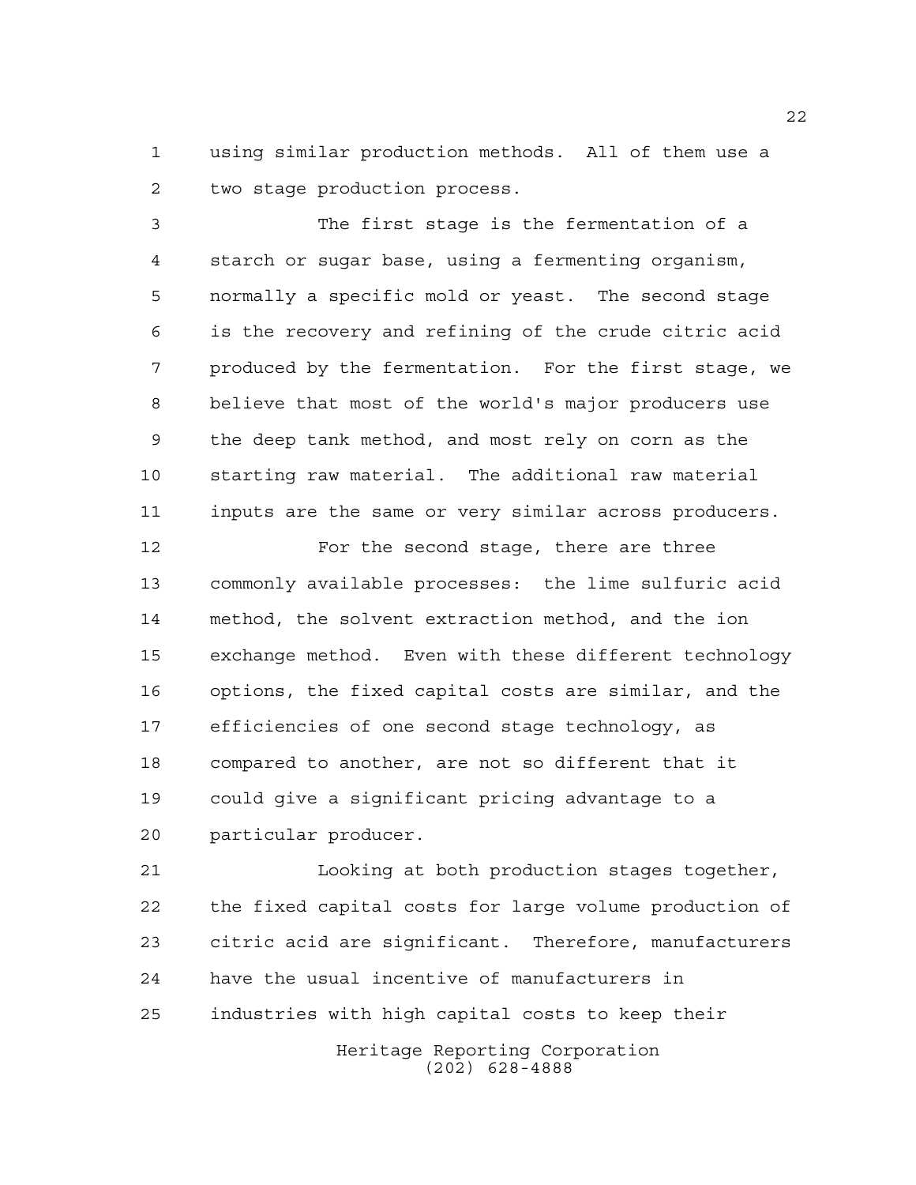using similar production methods. All of them use a two stage production process.

The first stage is the fermentation of a starch or sugar base, using a fermenting organism, normally a specific mold or yeast. The second stage is the recovery and refining of the crude citric acid produced by the fermentation. For the first stage, we believe that most of the world's major producers use the deep tank method, and most rely on corn as the starting raw material. The additional raw material inputs are the same or very similar across producers.

For the second stage, there are three commonly available processes: the lime sulfuric acid method, the solvent extraction method, and the ion exchange method. Even with these different technology options, the fixed capital costs are similar, and the efficiencies of one second stage technology, as compared to another, are not so different that it could give a significant pricing advantage to a particular producer.

Looking at both production stages together, the fixed capital costs for large volume production of citric acid are significant. Therefore, manufacturers have the usual incentive of manufacturers in industries with high capital costs to keep their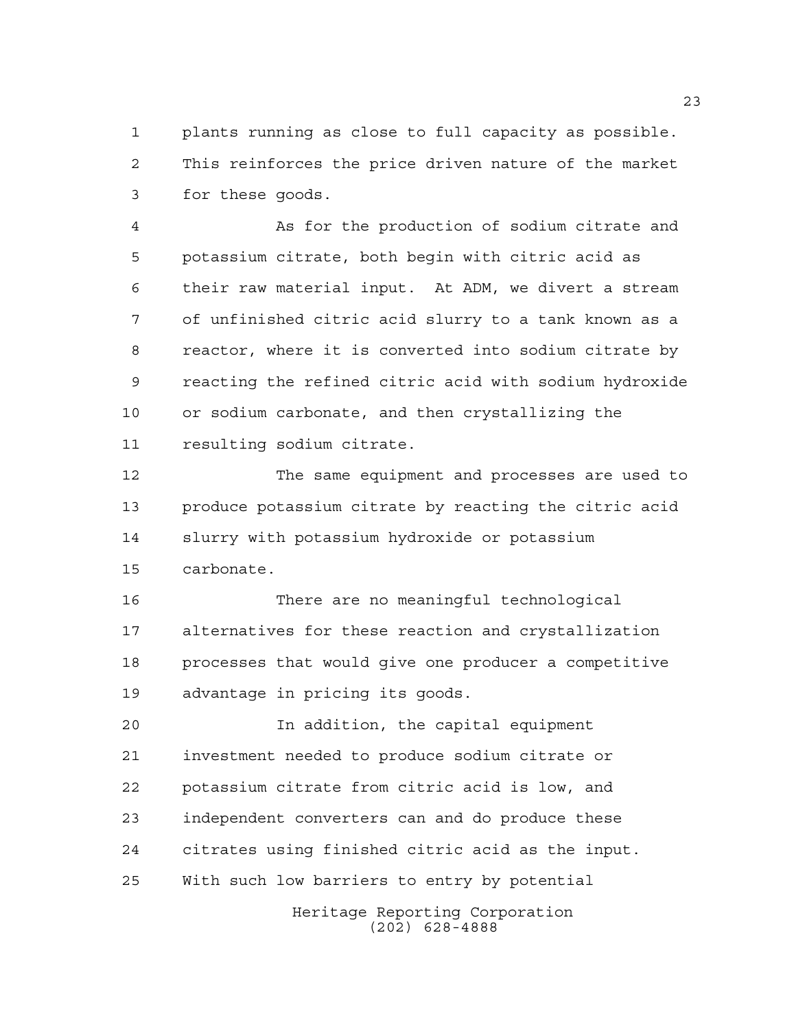plants running as close to full capacity as possible. This reinforces the price driven nature of the market for these goods.

As for the production of sodium citrate and potassium citrate, both begin with citric acid as their raw material input. At ADM, we divert a stream of unfinished citric acid slurry to a tank known as a reactor, where it is converted into sodium citrate by reacting the refined citric acid with sodium hydroxide or sodium carbonate, and then crystallizing the resulting sodium citrate.

The same equipment and processes are used to produce potassium citrate by reacting the citric acid slurry with potassium hydroxide or potassium carbonate.

There are no meaningful technological alternatives for these reaction and crystallization processes that would give one producer a competitive advantage in pricing its goods.

In addition, the capital equipment investment needed to produce sodium citrate or potassium citrate from citric acid is low, and independent converters can and do produce these citrates using finished citric acid as the input. With such low barriers to entry by potential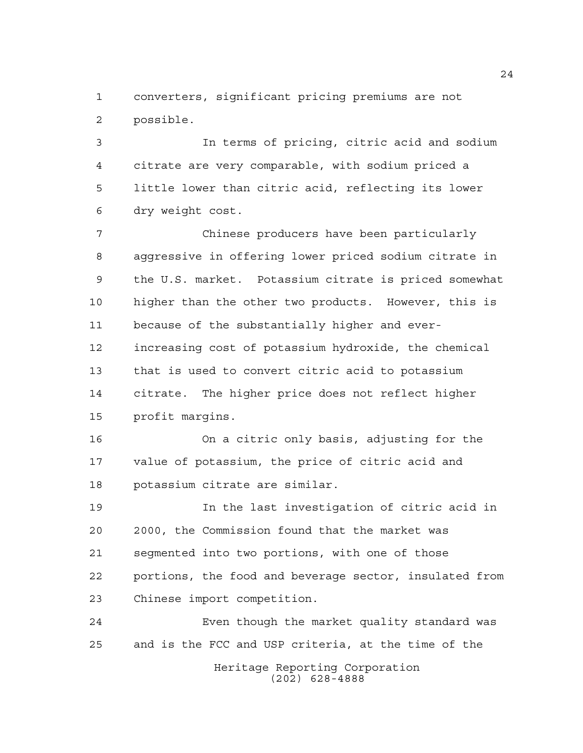converters, significant pricing premiums are not possible.

In terms of pricing, citric acid and sodium citrate are very comparable, with sodium priced a little lower than citric acid, reflecting its lower dry weight cost.

Chinese producers have been particularly aggressive in offering lower priced sodium citrate in the U.S. market. Potassium citrate is priced somewhat higher than the other two products. However, this is because of the substantially higher and ever-increasing cost of potassium hydroxide, the chemical that is used to convert citric acid to potassium citrate. The higher price does not reflect higher profit margins.

On a citric only basis, adjusting for the value of potassium, the price of citric acid and potassium citrate are similar.

In the last investigation of citric acid in 2000, the Commission found that the market was segmented into two portions, with one of those portions, the food and beverage sector, insulated from Chinese import competition.

Even though the market quality standard was and is the FCC and USP criteria, at the time of the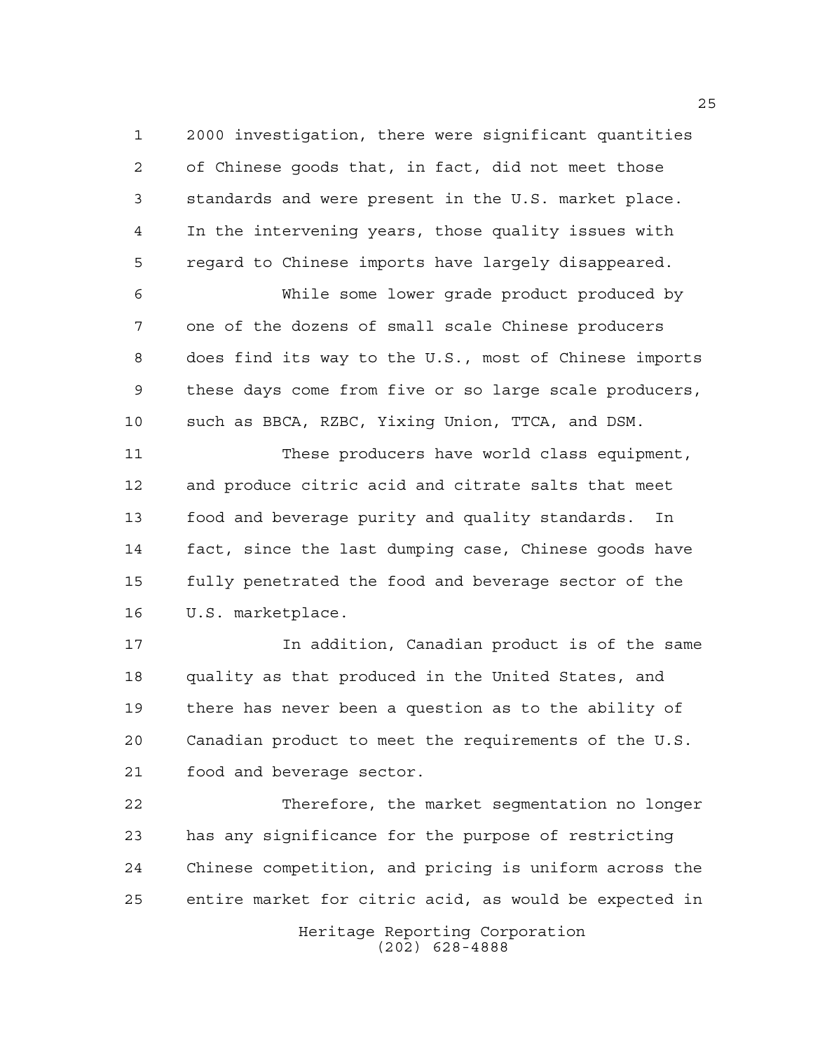2000 investigation, there were significant quantities of Chinese goods that, in fact, did not meet those standards and were present in the U.S. market place. In the intervening years, those quality issues with regard to Chinese imports have largely disappeared.

While some lower grade product produced by one of the dozens of small scale Chinese producers does find its way to the U.S., most of Chinese imports these days come from five or so large scale producers, such as BBCA, RZBC, Yixing Union, TTCA, and DSM.

These producers have world class equipment, and produce citric acid and citrate salts that meet food and beverage purity and quality standards. In fact, since the last dumping case, Chinese goods have fully penetrated the food and beverage sector of the U.S. marketplace.

In addition, Canadian product is of the same quality as that produced in the United States, and there has never been a question as to the ability of Canadian product to meet the requirements of the U.S. food and beverage sector.

Therefore, the market segmentation no longer has any significance for the purpose of restricting Chinese competition, and pricing is uniform across the entire market for citric acid, as would be expected in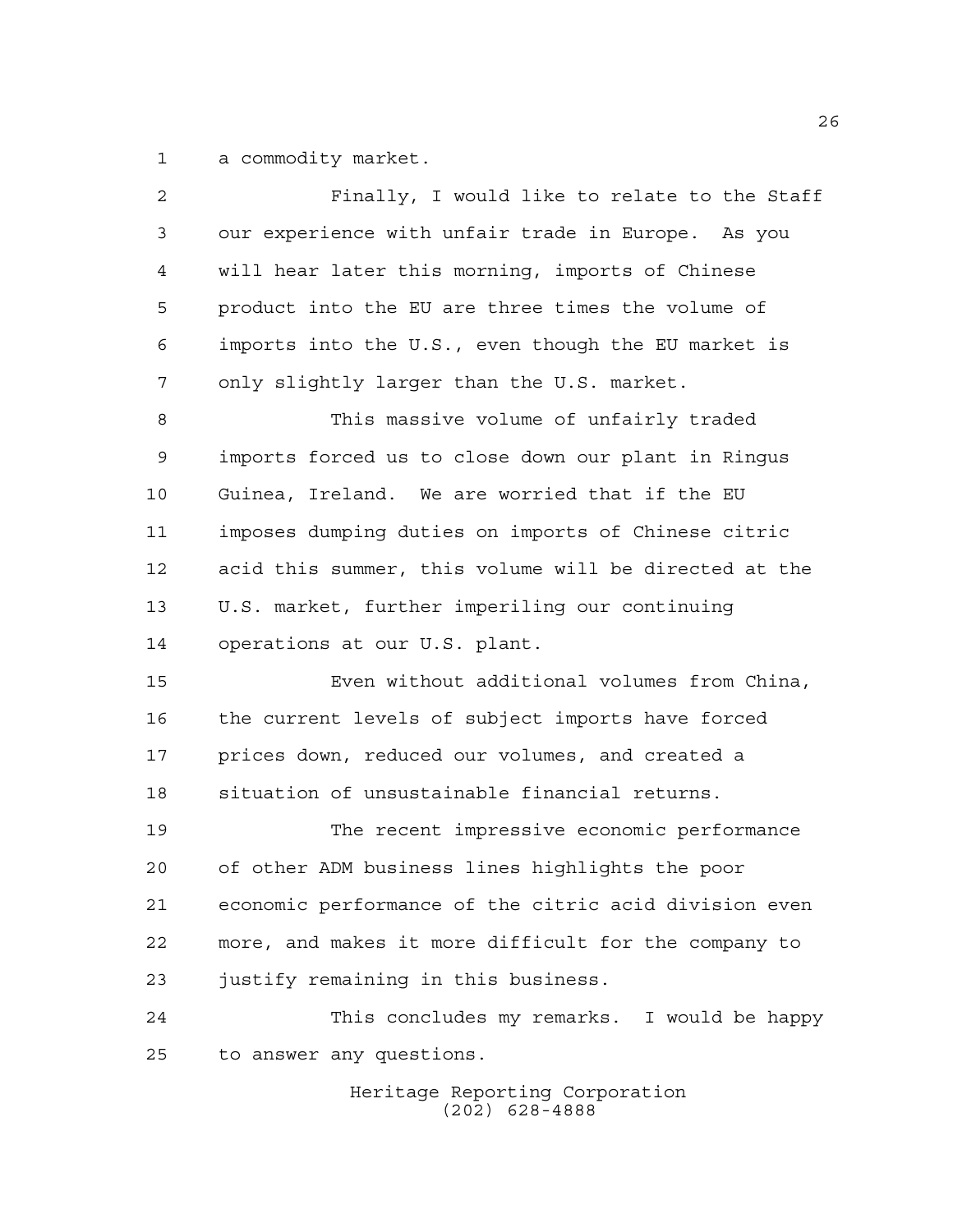a commodity market.

Finally, I would like to relate to the Staff our experience with unfair trade in Europe. As you will hear later this morning, imports of Chinese product into the EU are three times the volume of imports into the U.S., even though the EU market is only slightly larger than the U.S. market.

This massive volume of unfairly traded imports forced us to close down our plant in Ringus Guinea, Ireland. We are worried that if the EU imposes dumping duties on imports of Chinese citric acid this summer, this volume will be directed at the U.S. market, further imperiling our continuing operations at our U.S. plant.

Even without additional volumes from China, the current levels of subject imports have forced prices down, reduced our volumes, and created a situation of unsustainable financial returns.

The recent impressive economic performance of other ADM business lines highlights the poor economic performance of the citric acid division even more, and makes it more difficult for the company to justify remaining in this business.

This concludes my remarks. I would be happy to answer any questions.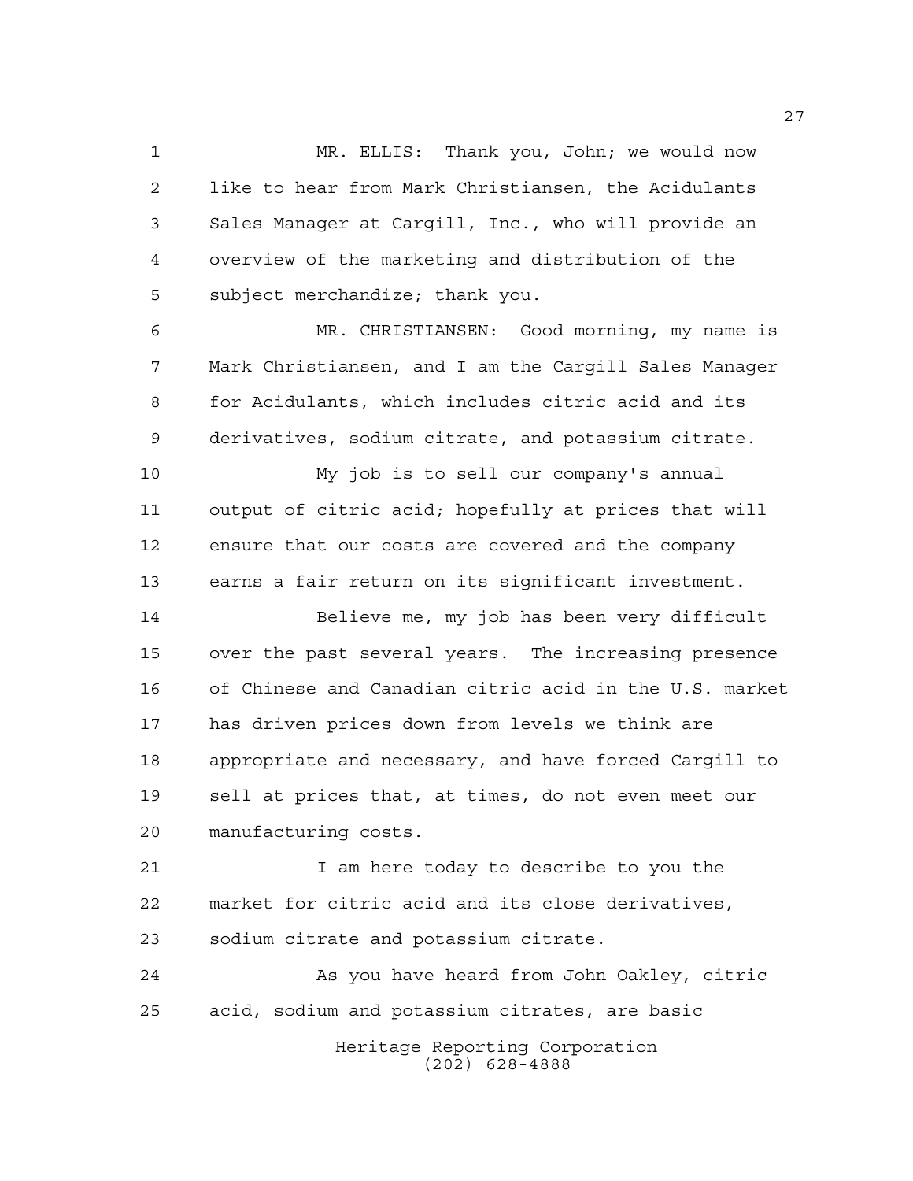MR. ELLIS: Thank you, John; we would now like to hear from Mark Christiansen, the Acidulants Sales Manager at Cargill, Inc., who will provide an overview of the marketing and distribution of the subject merchandize; thank you.

MR. CHRISTIANSEN: Good morning, my name is Mark Christiansen, and I am the Cargill Sales Manager for Acidulants, which includes citric acid and its derivatives, sodium citrate, and potassium citrate.

My job is to sell our company's annual output of citric acid; hopefully at prices that will ensure that our costs are covered and the company earns a fair return on its significant investment.

Believe me, my job has been very difficult over the past several years. The increasing presence of Chinese and Canadian citric acid in the U.S. market has driven prices down from levels we think are appropriate and necessary, and have forced Cargill to sell at prices that, at times, do not even meet our manufacturing costs.

I am here today to describe to you the market for citric acid and its close derivatives, sodium citrate and potassium citrate.

As you have heard from John Oakley, citric acid, sodium and potassium citrates, are basic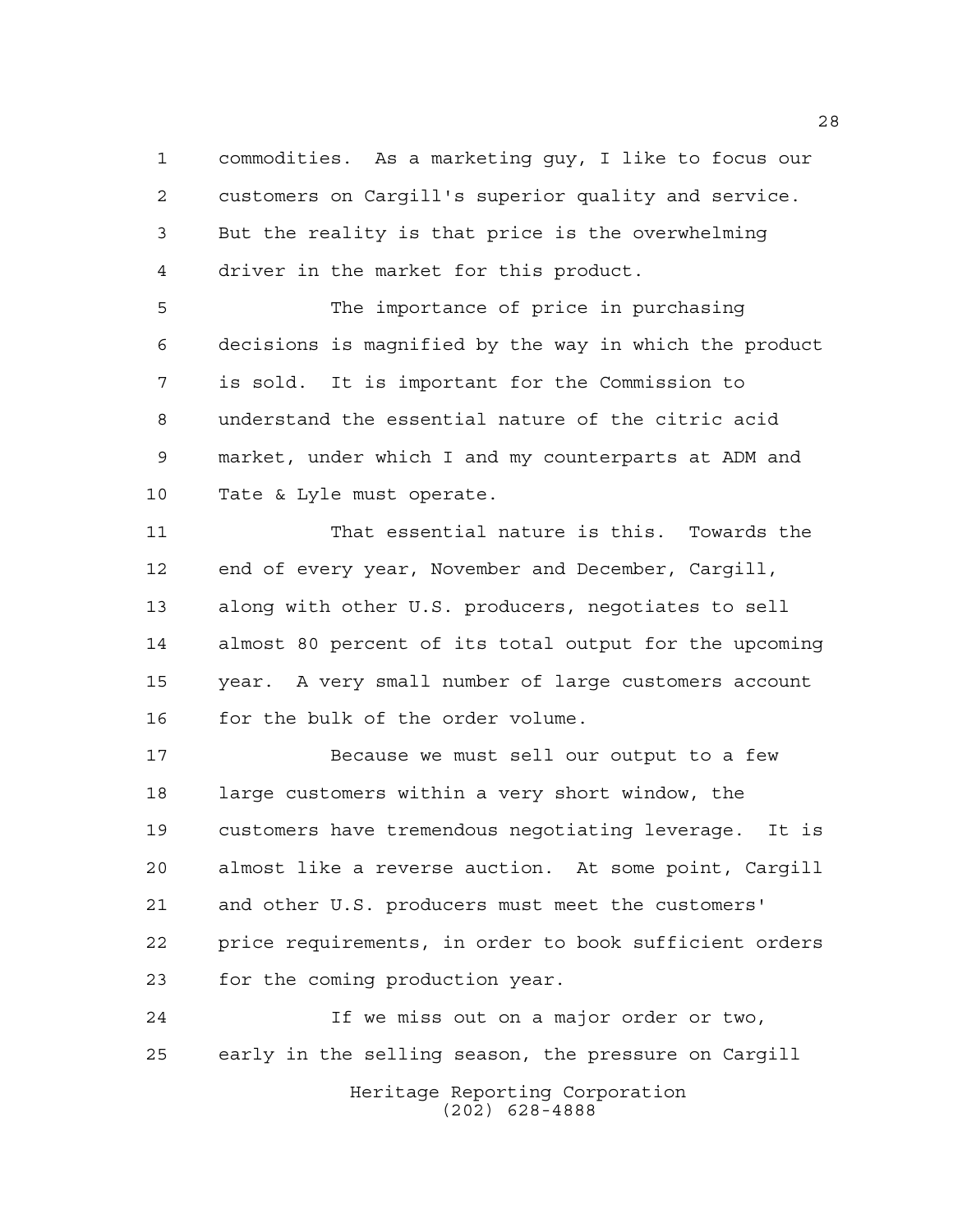commodities. As a marketing guy, I like to focus our customers on Cargill's superior quality and service. But the reality is that price is the overwhelming driver in the market for this product.

The importance of price in purchasing decisions is magnified by the way in which the product is sold. It is important for the Commission to understand the essential nature of the citric acid market, under which I and my counterparts at ADM and Tate & Lyle must operate.

That essential nature is this. Towards the end of every year, November and December, Cargill, along with other U.S. producers, negotiates to sell almost 80 percent of its total output for the upcoming year. A very small number of large customers account for the bulk of the order volume.

Because we must sell our output to a few large customers within a very short window, the customers have tremendous negotiating leverage. It is almost like a reverse auction. At some point, Cargill and other U.S. producers must meet the customers' price requirements, in order to book sufficient orders for the coming production year.

If we miss out on a major order or two, early in the selling season, the pressure on Cargill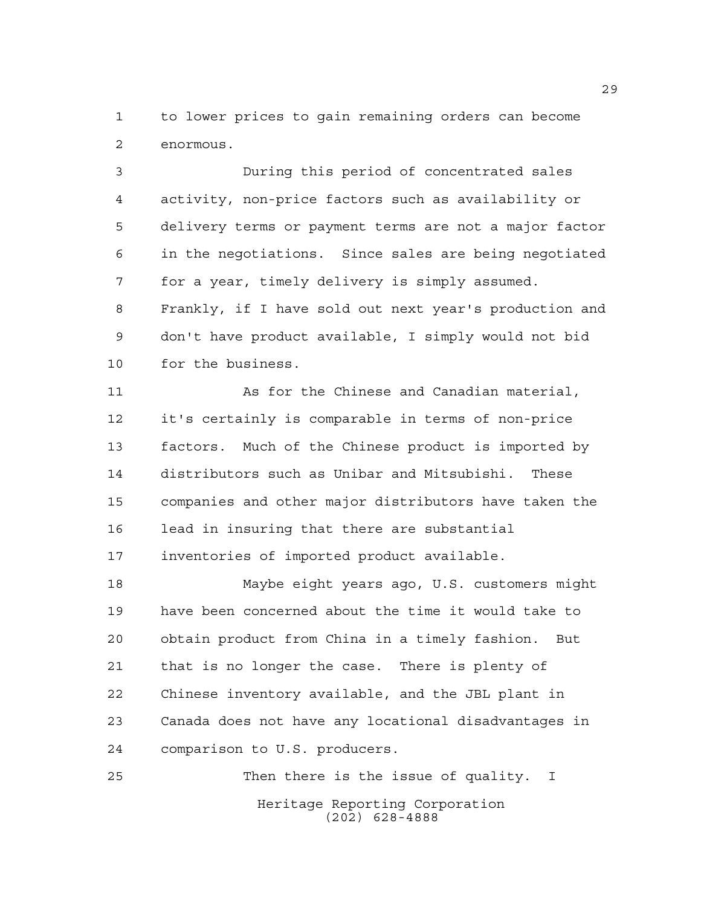to lower prices to gain remaining orders can become enormous.

During this period of concentrated sales activity, non-price factors such as availability or delivery terms or payment terms are not a major factor in the negotiations. Since sales are being negotiated for a year, timely delivery is simply assumed. Frankly, if I have sold out next year's production and don't have product available, I simply would not bid for the business.

As for the Chinese and Canadian material, it's certainly is comparable in terms of non-price factors. Much of the Chinese product is imported by distributors such as Unibar and Mitsubishi. These companies and other major distributors have taken the lead in insuring that there are substantial inventories of imported product available.

Maybe eight years ago, U.S. customers might have been concerned about the time it would take to obtain product from China in a timely fashion. But that is no longer the case. There is plenty of Chinese inventory available, and the JBL plant in Canada does not have any locational disadvantages in comparison to U.S. producers.

Then there is the issue of quality. I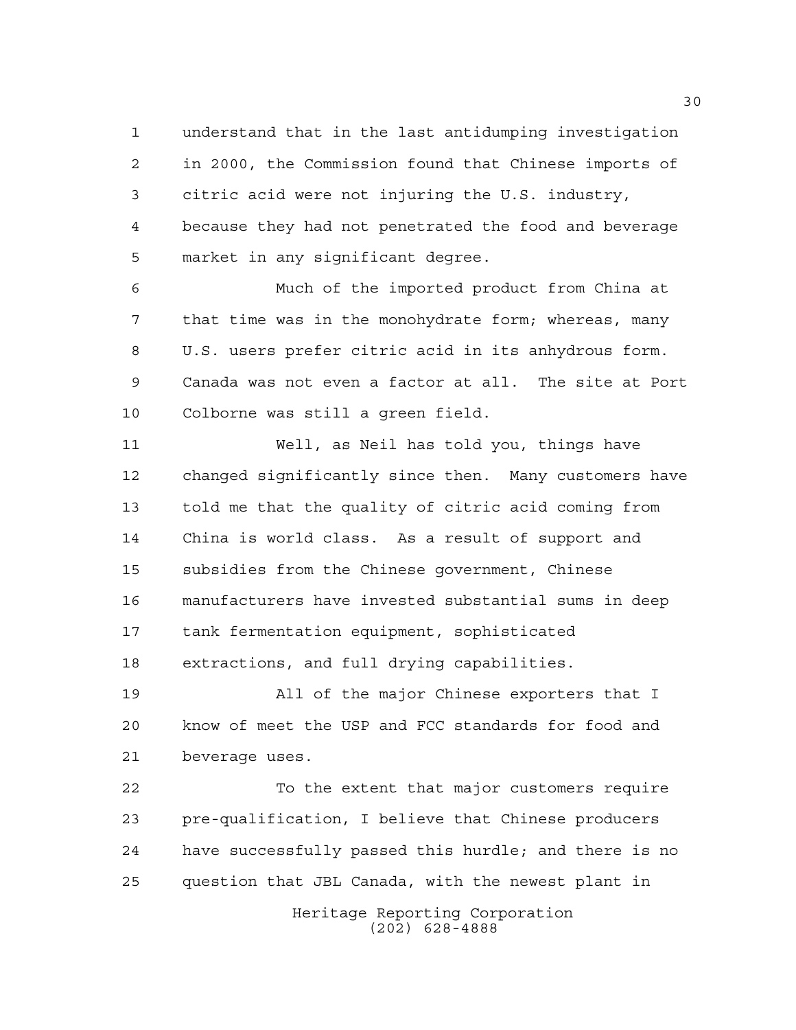understand that in the last antidumping investigation in 2000, the Commission found that Chinese imports of citric acid were not injuring the U.S. industry, because they had not penetrated the food and beverage market in any significant degree.

Much of the imported product from China at that time was in the monohydrate form; whereas, many U.S. users prefer citric acid in its anhydrous form. Canada was not even a factor at all. The site at Port Colborne was still a green field.

Well, as Neil has told you, things have changed significantly since then. Many customers have told me that the quality of citric acid coming from China is world class. As a result of support and subsidies from the Chinese government, Chinese manufacturers have invested substantial sums in deep tank fermentation equipment, sophisticated extractions, and full drying capabilities.

All of the major Chinese exporters that I know of meet the USP and FCC standards for food and beverage uses.

To the extent that major customers require pre-qualification, I believe that Chinese producers have successfully passed this hurdle; and there is no question that JBL Canada, with the newest plant in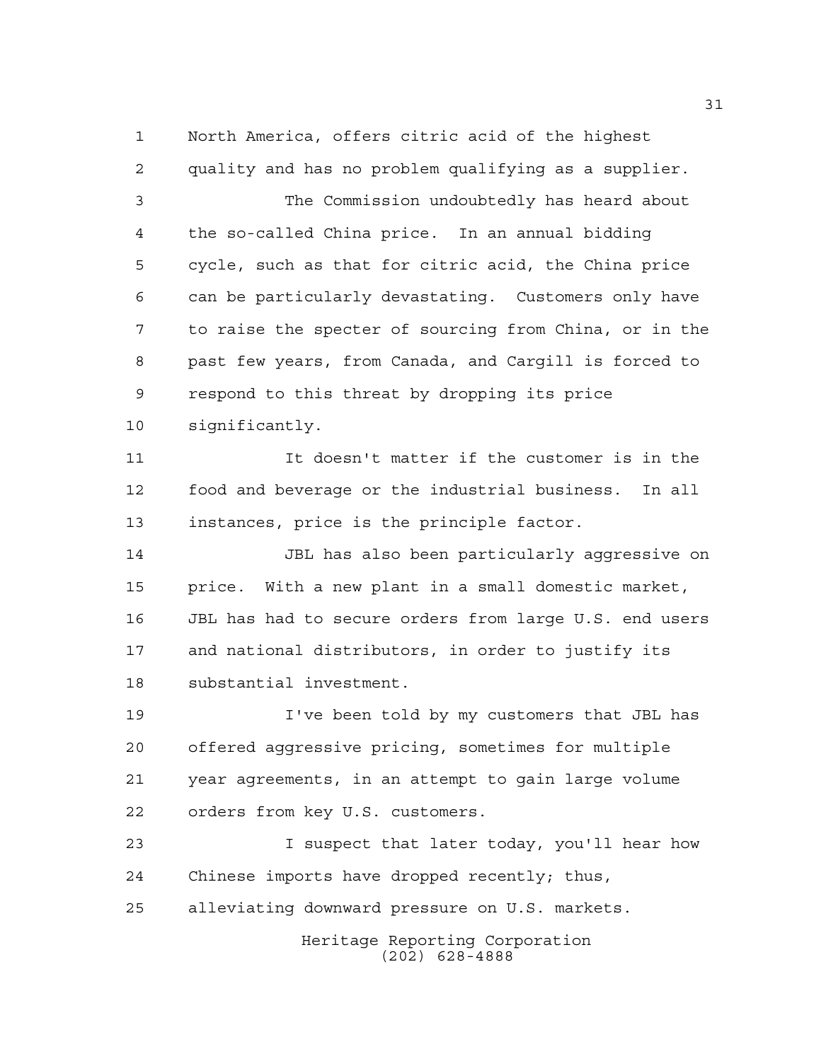North America, offers citric acid of the highest quality and has no problem qualifying as a supplier.

The Commission undoubtedly has heard about the so-called China price. In an annual bidding cycle, such as that for citric acid, the China price can be particularly devastating. Customers only have to raise the specter of sourcing from China, or in the past few years, from Canada, and Cargill is forced to respond to this threat by dropping its price significantly.

It doesn't matter if the customer is in the food and beverage or the industrial business. In all instances, price is the principle factor.

JBL has also been particularly aggressive on price. With a new plant in a small domestic market, JBL has had to secure orders from large U.S. end users and national distributors, in order to justify its substantial investment.

I've been told by my customers that JBL has offered aggressive pricing, sometimes for multiple year agreements, in an attempt to gain large volume orders from key U.S. customers.

I suspect that later today, you'll hear how Chinese imports have dropped recently; thus, alleviating downward pressure on U.S. markets.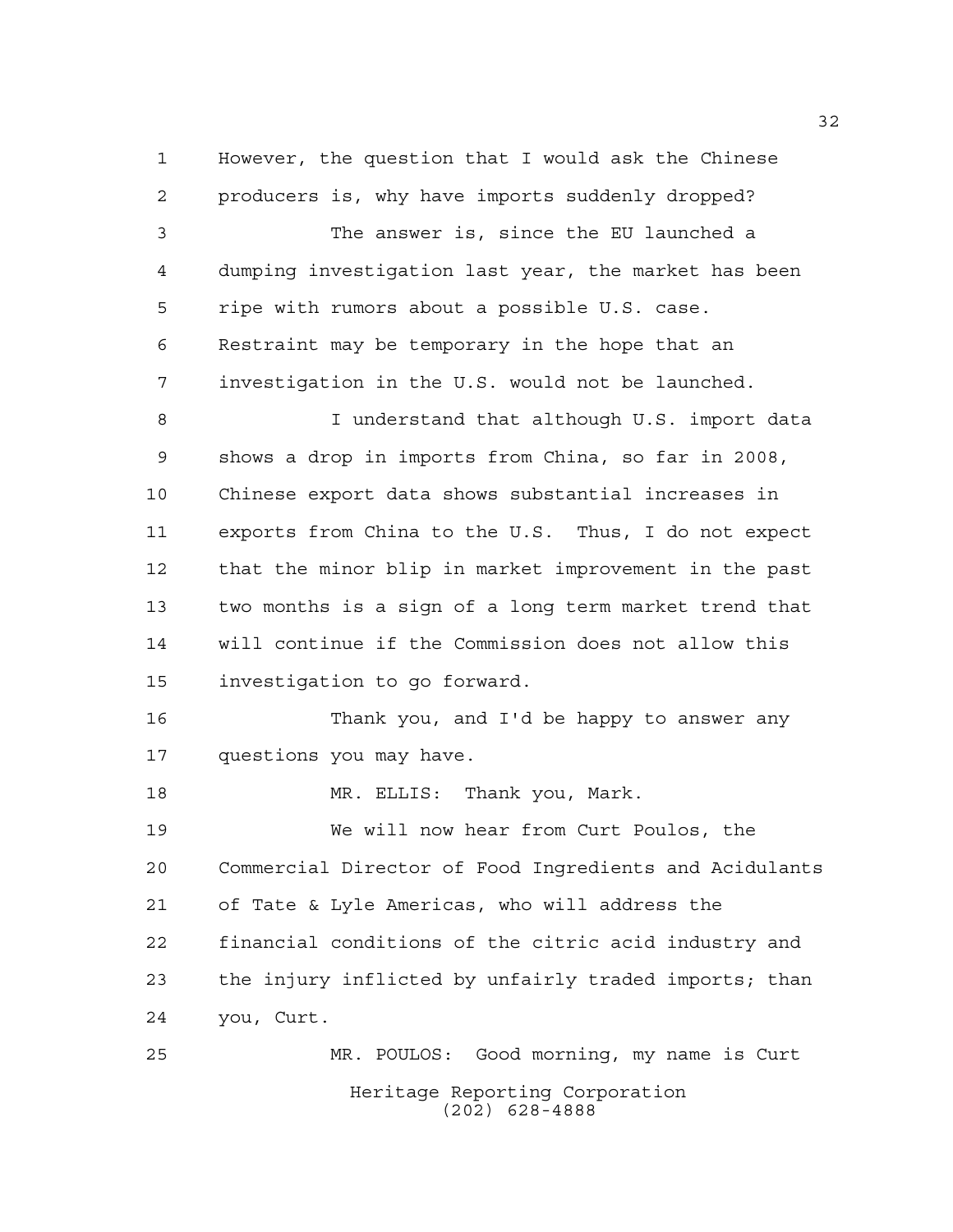However, the question that I would ask the Chinese producers is, why have imports suddenly dropped?

The answer is, since the EU launched a dumping investigation last year, the market has been ripe with rumors about a possible U.S. case. Restraint may be temporary in the hope that an investigation in the U.S. would not be launched.

I understand that although U.S. import data shows a drop in imports from China, so far in 2008, Chinese export data shows substantial increases in exports from China to the U.S. Thus, I do not expect that the minor blip in market improvement in the past two months is a sign of a long term market trend that will continue if the Commission does not allow this investigation to go forward.

Thank you, and I'd be happy to answer any questions you may have.

MR. ELLIS: Thank you, Mark.

We will now hear from Curt Poulos, the Commercial Director of Food Ingredients and Acidulants of Tate & Lyle Americas, who will address the financial conditions of the citric acid industry and the injury inflicted by unfairly traded imports; than you, Curt.

MR. POULOS: Good morning, my name is Curt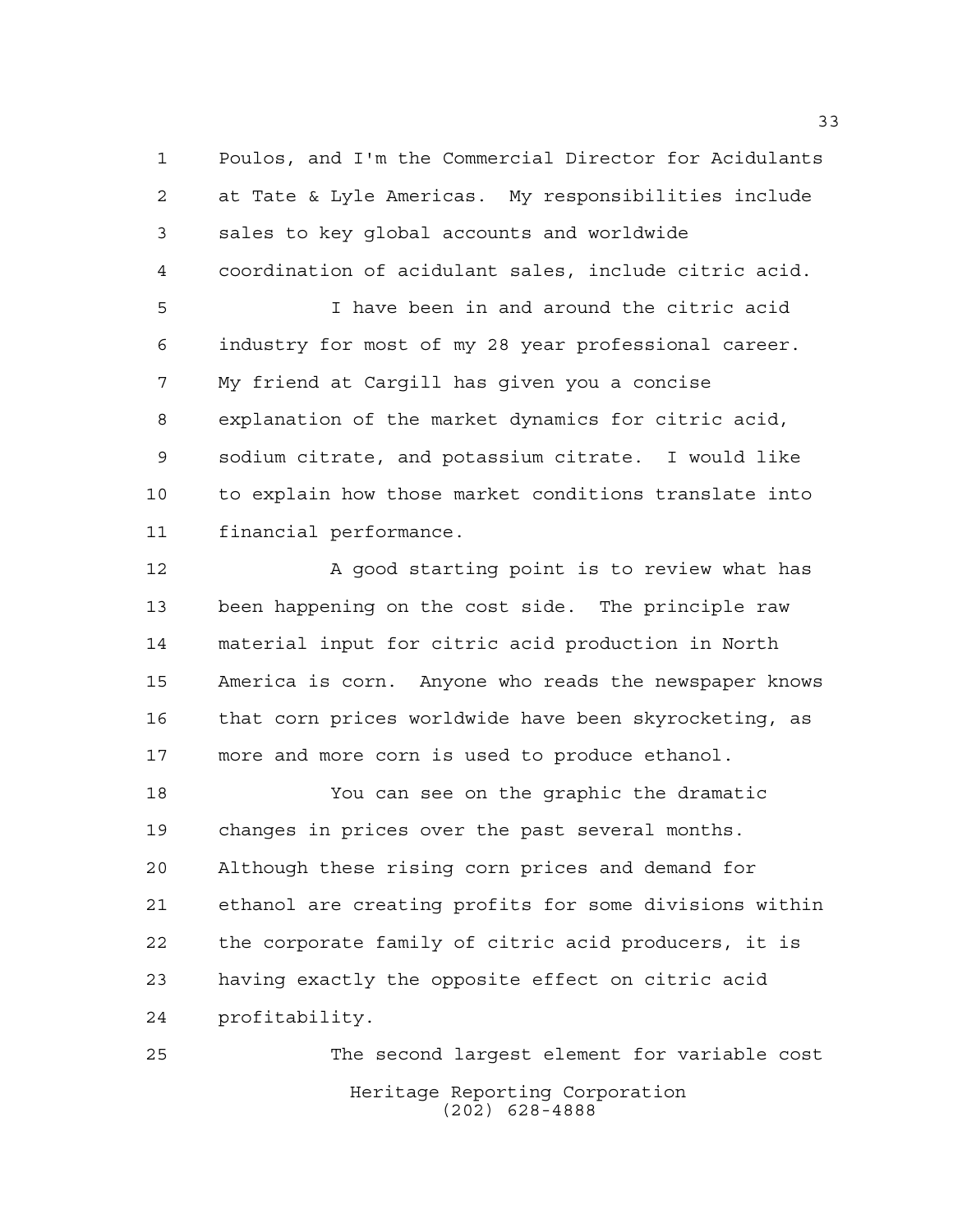Poulos, and I'm the Commercial Director for Acidulants at Tate & Lyle Americas. My responsibilities include sales to key global accounts and worldwide coordination of acidulant sales, include citric acid.

I have been in and around the citric acid industry for most of my 28 year professional career. My friend at Cargill has given you a concise explanation of the market dynamics for citric acid, sodium citrate, and potassium citrate. I would like to explain how those market conditions translate into financial performance.

A good starting point is to review what has been happening on the cost side. The principle raw material input for citric acid production in North America is corn. Anyone who reads the newspaper knows that corn prices worldwide have been skyrocketing, as more and more corn is used to produce ethanol.

You can see on the graphic the dramatic changes in prices over the past several months. Although these rising corn prices and demand for ethanol are creating profits for some divisions within the corporate family of citric acid producers, it is having exactly the opposite effect on citric acid profitability.

The second largest element for variable cost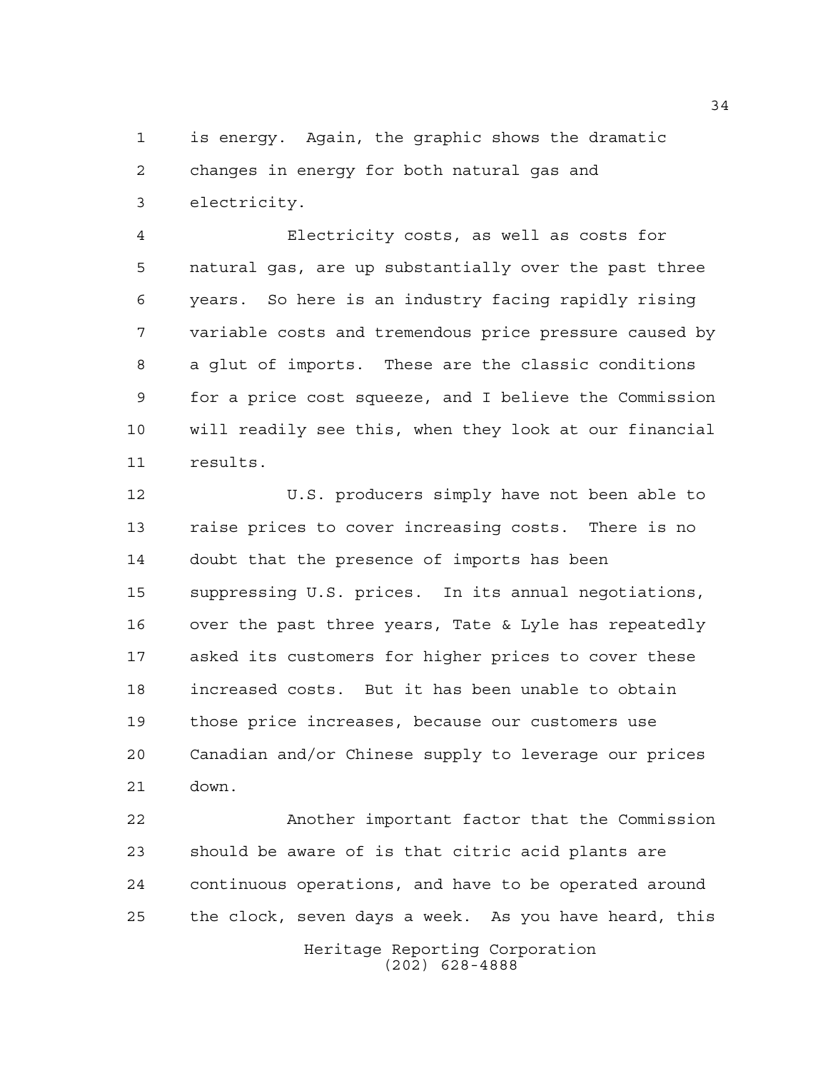is energy. Again, the graphic shows the dramatic changes in energy for both natural gas and electricity.

Electricity costs, as well as costs for natural gas, are up substantially over the past three years. So here is an industry facing rapidly rising variable costs and tremendous price pressure caused by a glut of imports. These are the classic conditions for a price cost squeeze, and I believe the Commission will readily see this, when they look at our financial results.

U.S. producers simply have not been able to raise prices to cover increasing costs. There is no doubt that the presence of imports has been suppressing U.S. prices. In its annual negotiations, over the past three years, Tate & Lyle has repeatedly asked its customers for higher prices to cover these increased costs. But it has been unable to obtain those price increases, because our customers use Canadian and/or Chinese supply to leverage our prices down.

Another important factor that the Commission should be aware of is that citric acid plants are continuous operations, and have to be operated around the clock, seven days a week. As you have heard, this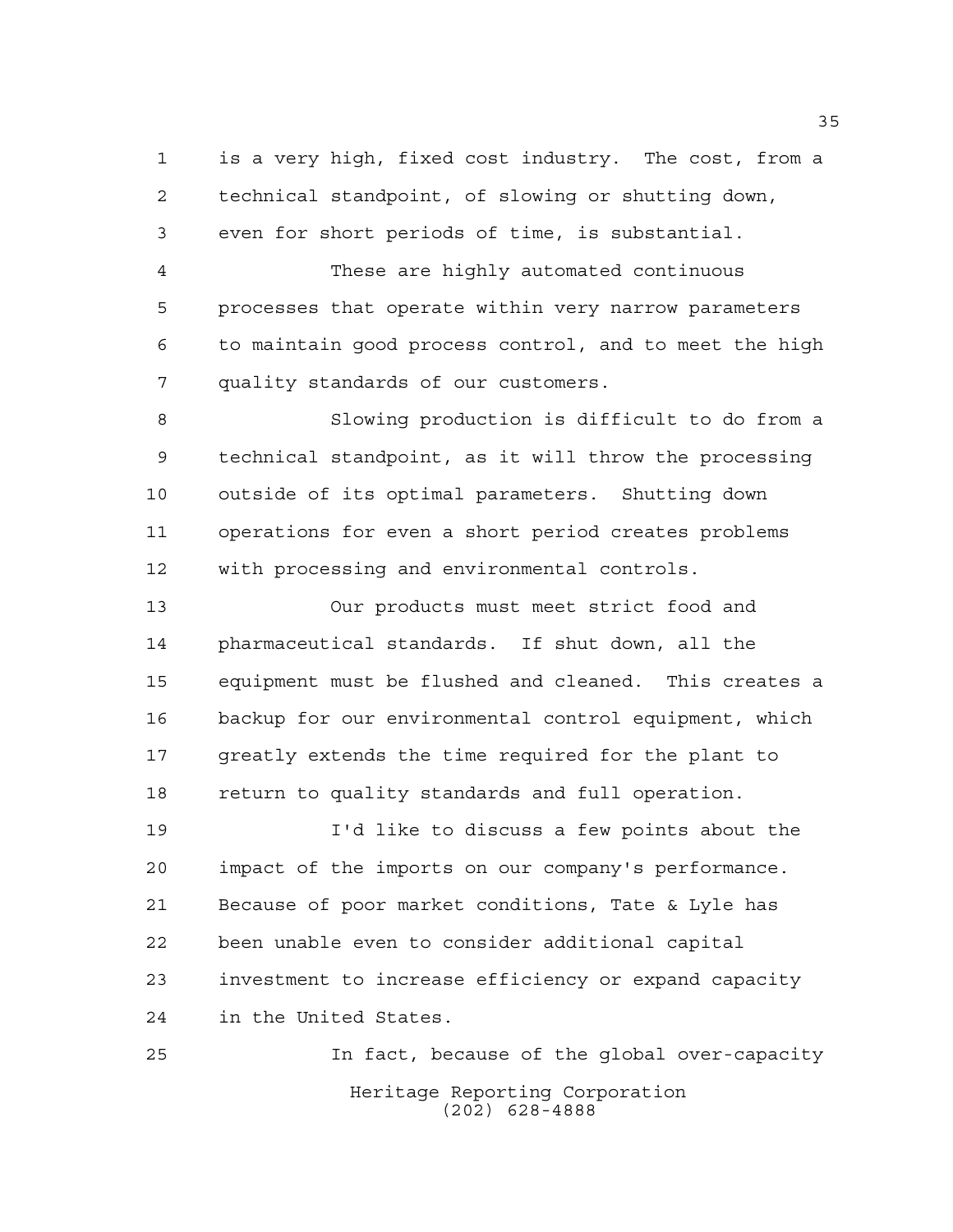is a very high, fixed cost industry. The cost, from a technical standpoint, of slowing or shutting down, even for short periods of time, is substantial.

These are highly automated continuous processes that operate within very narrow parameters to maintain good process control, and to meet the high quality standards of our customers.

Slowing production is difficult to do from a technical standpoint, as it will throw the processing outside of its optimal parameters. Shutting down operations for even a short period creates problems with processing and environmental controls.

Our products must meet strict food and pharmaceutical standards. If shut down, all the equipment must be flushed and cleaned. This creates a backup for our environmental control equipment, which greatly extends the time required for the plant to return to quality standards and full operation.

I'd like to discuss a few points about the impact of the imports on our company's performance. Because of poor market conditions, Tate & Lyle has been unable even to consider additional capital investment to increase efficiency or expand capacity in the United States.

In fact, because of the global over-capacity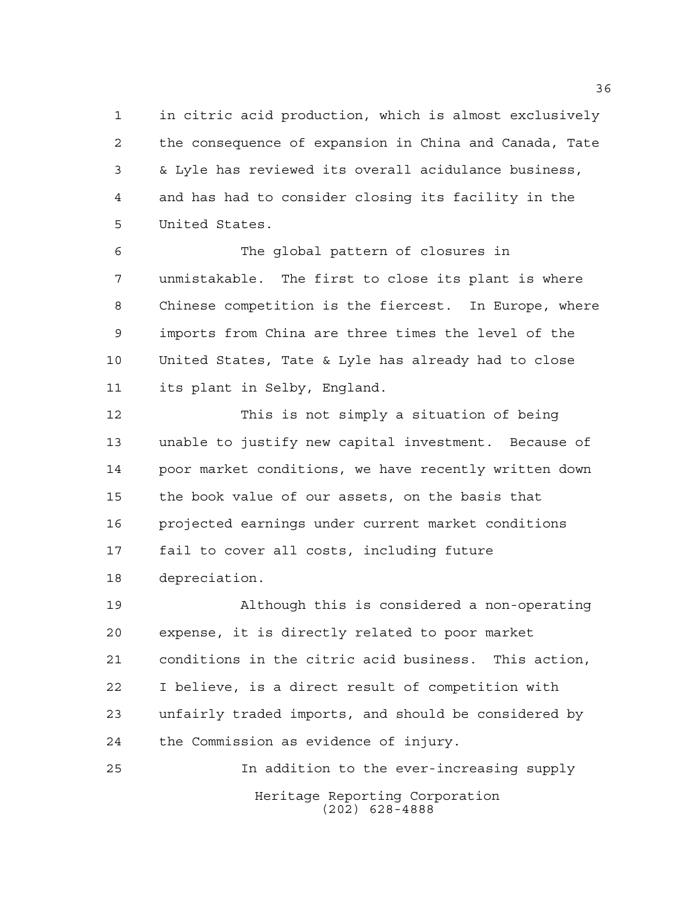in citric acid production, which is almost exclusively the consequence of expansion in China and Canada, Tate & Lyle has reviewed its overall acidulance business, and has had to consider closing its facility in the United States.

The global pattern of closures in unmistakable. The first to close its plant is where Chinese competition is the fiercest. In Europe, where imports from China are three times the level of the United States, Tate & Lyle has already had to close its plant in Selby, England.

This is not simply a situation of being unable to justify new capital investment. Because of poor market conditions, we have recently written down the book value of our assets, on the basis that projected earnings under current market conditions fail to cover all costs, including future depreciation.

Although this is considered a non-operating expense, it is directly related to poor market conditions in the citric acid business. This action, I believe, is a direct result of competition with unfairly traded imports, and should be considered by the Commission as evidence of injury.

In addition to the ever-increasing supply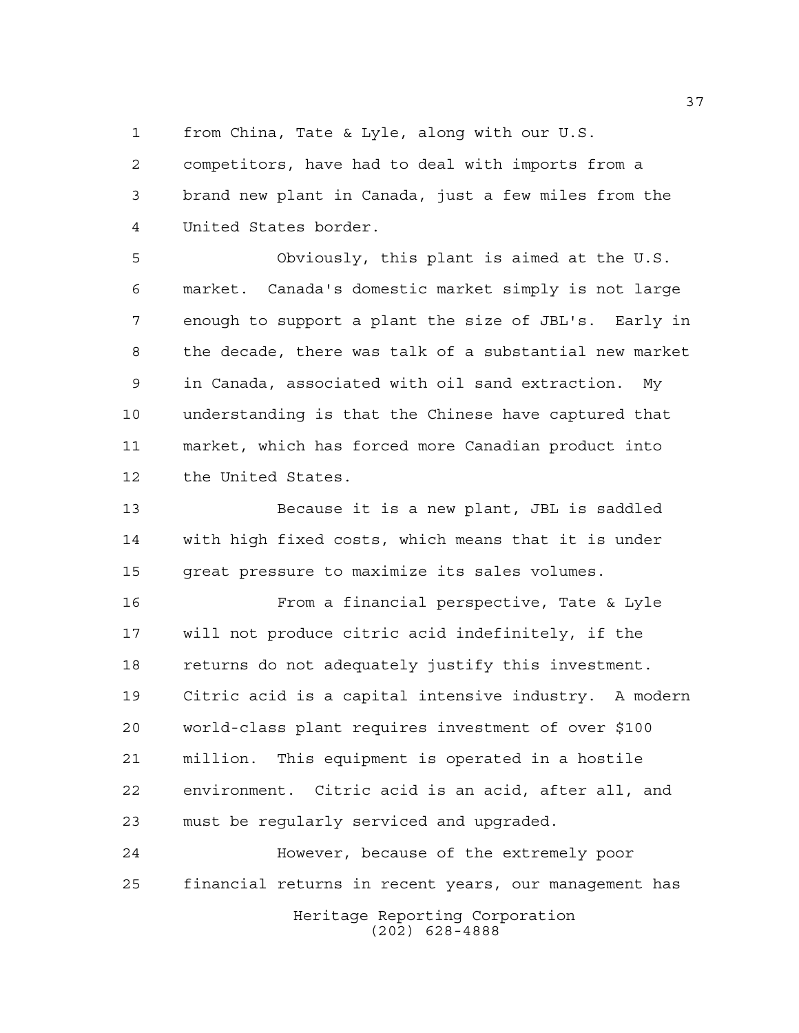from China, Tate & Lyle, along with our U.S. competitors, have had to deal with imports from a brand new plant in Canada, just a few miles from the United States border.

Obviously, this plant is aimed at the U.S. market. Canada's domestic market simply is not large enough to support a plant the size of JBL's. Early in the decade, there was talk of a substantial new market in Canada, associated with oil sand extraction. My understanding is that the Chinese have captured that market, which has forced more Canadian product into the United States.

Because it is a new plant, JBL is saddled with high fixed costs, which means that it is under great pressure to maximize its sales volumes.

From a financial perspective, Tate & Lyle will not produce citric acid indefinitely, if the returns do not adequately justify this investment. Citric acid is a capital intensive industry. A modern world-class plant requires investment of over $100 million. This equipment is operated in a hostile environment. Citric acid is an acid, after all, and must be regularly serviced and upgraded.

However, because of the extremely poor financial returns in recent years, our management has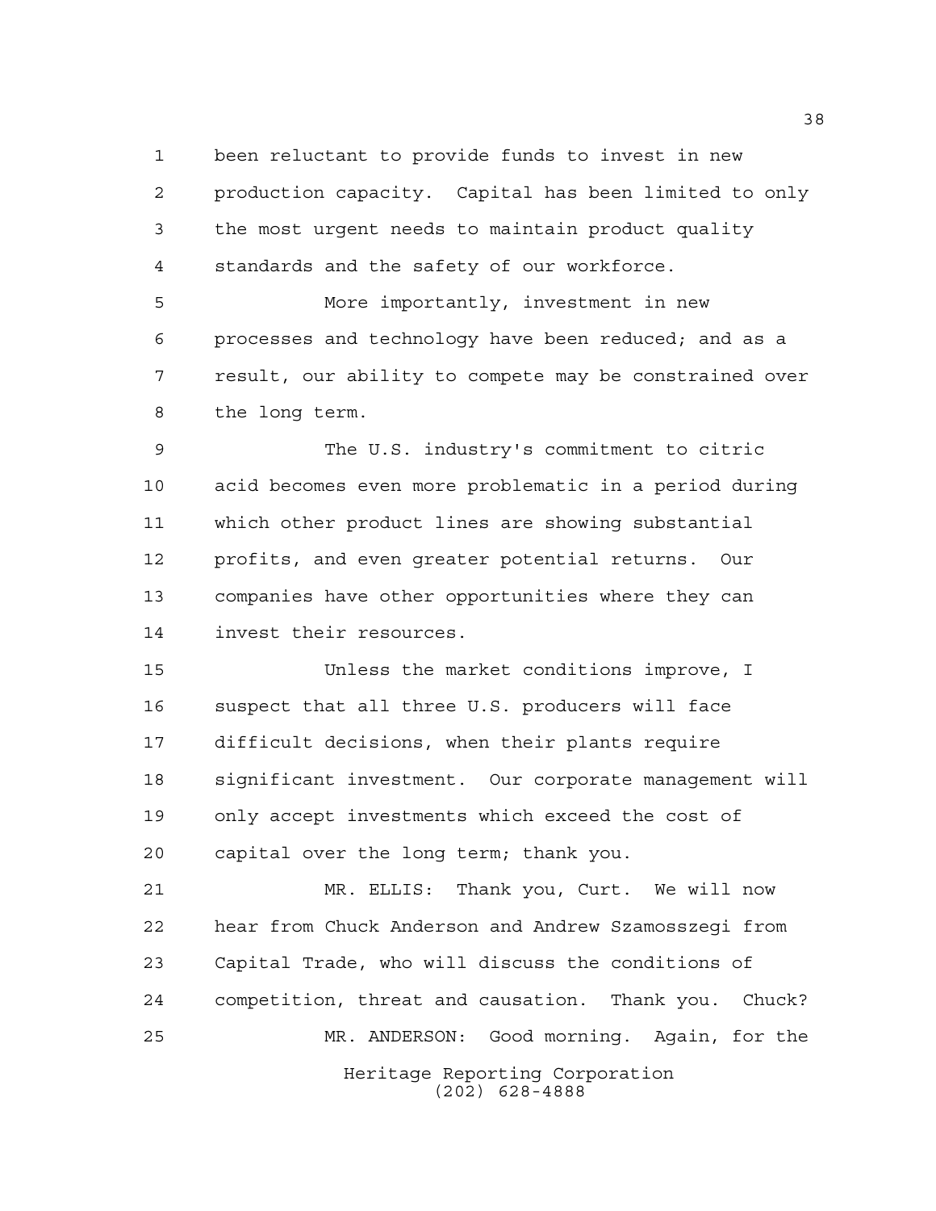been reluctant to provide funds to invest in new production capacity. Capital has been limited to only the most urgent needs to maintain product quality standards and the safety of our workforce.

More importantly, investment in new processes and technology have been reduced; and as a result, our ability to compete may be constrained over the long term.

The U.S. industry's commitment to citric acid becomes even more problematic in a period during which other product lines are showing substantial profits, and even greater potential returns. Our companies have other opportunities where they can invest their resources.

Unless the market conditions improve, I suspect that all three U.S. producers will face difficult decisions, when their plants require significant investment. Our corporate management will only accept investments which exceed the cost of capital over the long term; thank you.

MR. ELLIS: Thank you, Curt. We will now hear from Chuck Anderson and Andrew Szamosszegi from Capital Trade, who will discuss the conditions of competition, threat and causation. Thank you. Chuck?

MR. ANDERSON: Good morning. Again, for the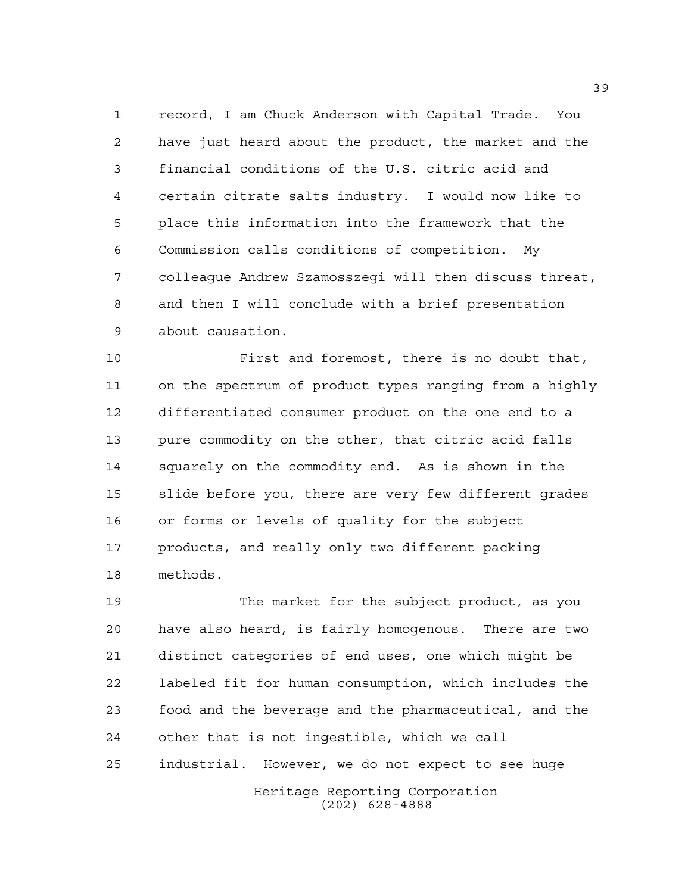record, I am Chuck Anderson with Capital Trade. You have just heard about the product, the market and the financial conditions of the U.S. citric acid and certain citrate salts industry. I would now like to place this information into the framework that the Commission calls conditions of competition. My colleague Andrew Szamosszegi will then discuss threat, and then I will conclude with a brief presentation about causation.

First and foremost, there is no doubt that, on the spectrum of product types ranging from a highly differentiated consumer product on the one end to a pure commodity on the other, that citric acid falls squarely on the commodity end. As is shown in the slide before you, there are very few different grades or forms or levels of quality for the subject products, and really only two different packing methods.

The market for the subject product, as you have also heard, is fairly homogenous. There are two distinct categories of end uses, one which might be labeled fit for human consumption, which includes the food and the beverage and the pharmaceutical, and the other that is not ingestible, which we call industrial. However, we do not expect to see huge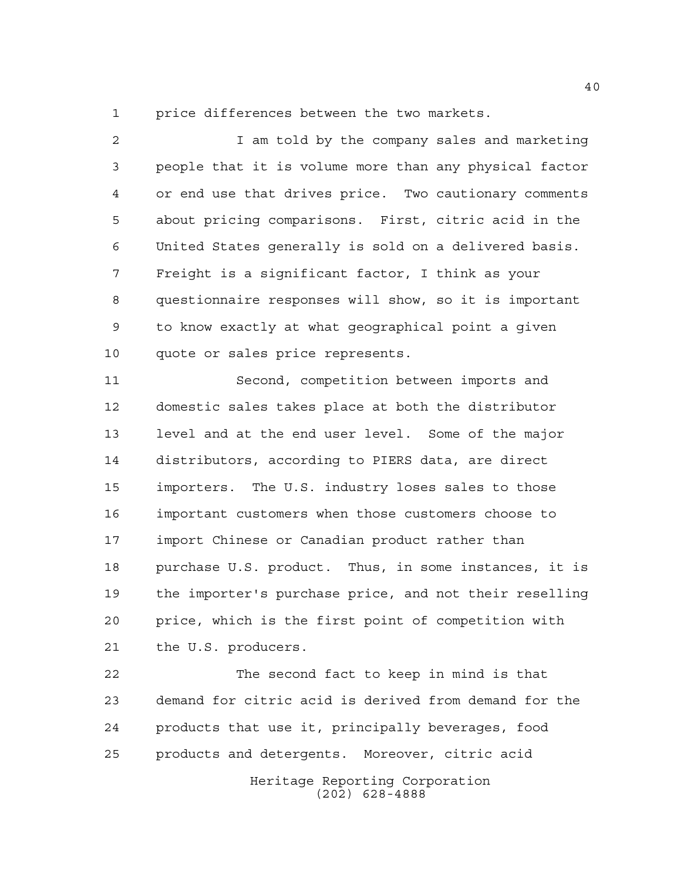price differences between the two markets.

I am told by the company sales and marketing people that it is volume more than any physical factor or end use that drives price. Two cautionary comments about pricing comparisons. First, citric acid in the United States generally is sold on a delivered basis. Freight is a significant factor, I think as your questionnaire responses will show, so it is important to know exactly at what geographical point a given quote or sales price represents.

Second, competition between imports and domestic sales takes place at both the distributor level and at the end user level. Some of the major distributors, according to PIERS data, are direct importers. The U.S. industry loses sales to those important customers when those customers choose to import Chinese or Canadian product rather than purchase U.S. product. Thus, in some instances, it is the importer's purchase price, and not their reselling price, which is the first point of competition with the U.S. producers.

The second fact to keep in mind is that demand for citric acid is derived from demand for the products that use it, principally beverages, food products and detergents. Moreover, citric acid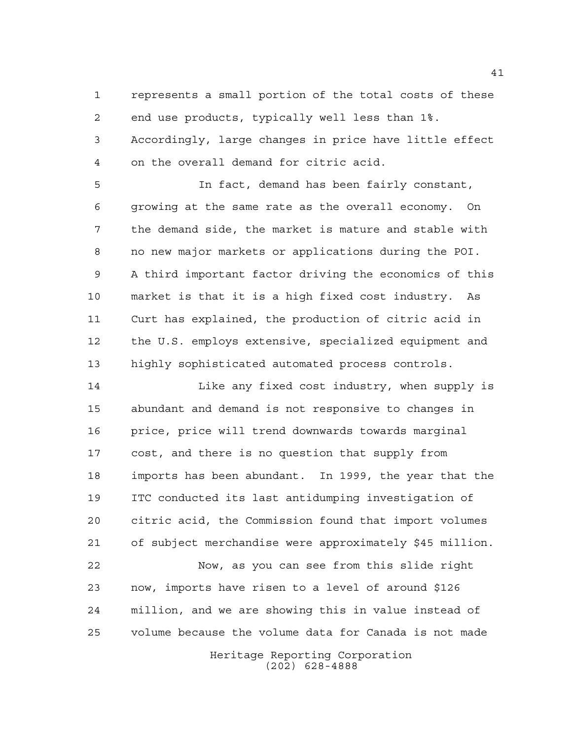represents a small portion of the total costs of these end use products, typically well less than 1%. Accordingly, large changes in price have little effect on the overall demand for citric acid.

In fact, demand has been fairly constant, growing at the same rate as the overall economy. On the demand side, the market is mature and stable with no new major markets or applications during the POI. A third important factor driving the economics of this market is that it is a high fixed cost industry. As Curt has explained, the production of citric acid in the U.S. employs extensive, specialized equipment and highly sophisticated automated process controls.

Like any fixed cost industry, when supply is abundant and demand is not responsive to changes in price, price will trend downwards towards marginal cost, and there is no question that supply from imports has been abundant. In 1999, the year that the ITC conducted its last antidumping investigation of citric acid, the Commission found that import volumes of subject merchandise were approximately $45 million.

Now, as you can see from this slide right now, imports have risen to a level of around $126 million, and we are showing this in value instead of volume because the volume data for Canada is not made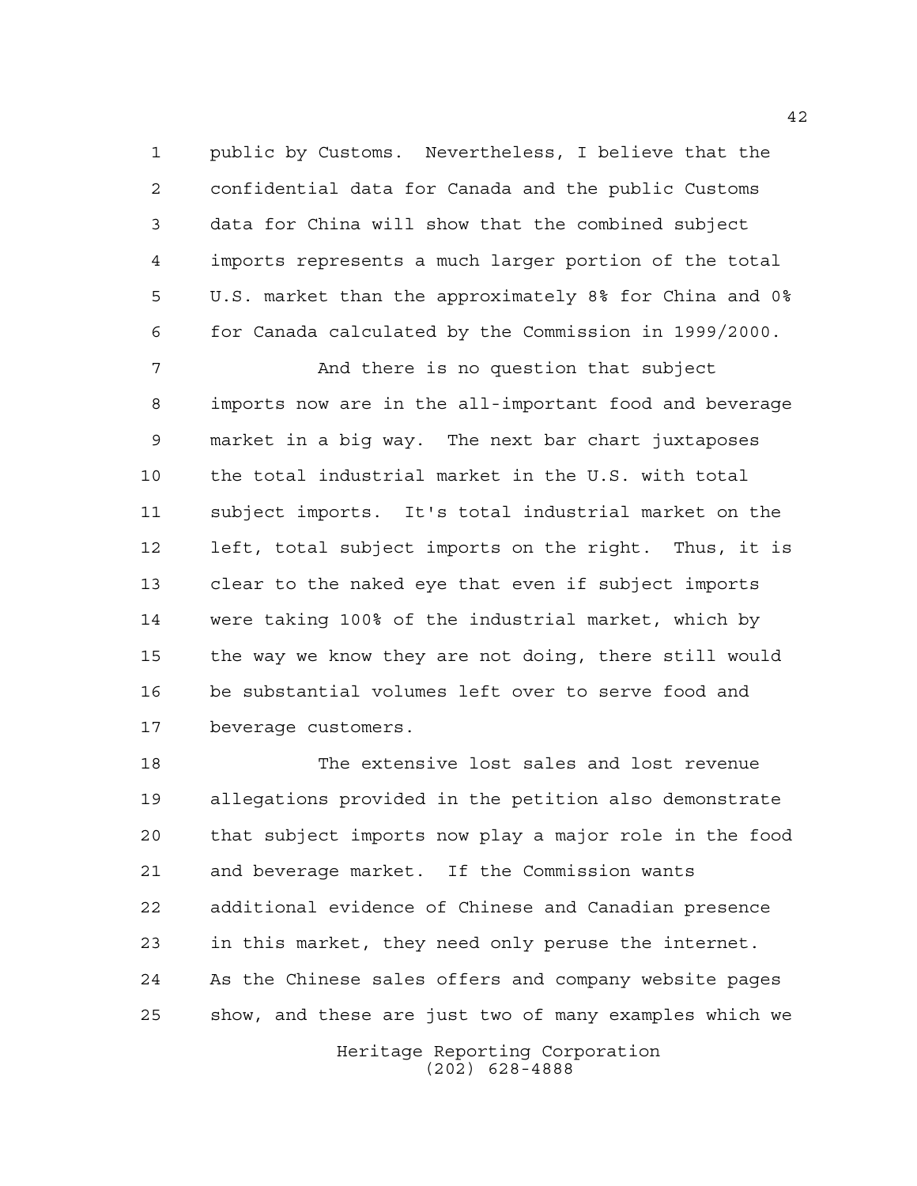public by Customs. Nevertheless, I believe that the confidential data for Canada and the public Customs data for China will show that the combined subject imports represents a much larger portion of the total U.S. market than the approximately 8% for China and 0% for Canada calculated by the Commission in 1999/2000.

And there is no question that subject imports now are in the all-important food and beverage market in a big way. The next bar chart juxtaposes the total industrial market in the U.S. with total subject imports. It's total industrial market on the left, total subject imports on the right. Thus, it is clear to the naked eye that even if subject imports were taking 100% of the industrial market, which by the way we know they are not doing, there still would be substantial volumes left over to serve food and beverage customers.

The extensive lost sales and lost revenue allegations provided in the petition also demonstrate that subject imports now play a major role in the food and beverage market. If the Commission wants additional evidence of Chinese and Canadian presence in this market, they need only peruse the internet. As the Chinese sales offers and company website pages show, and these are just two of many examples which we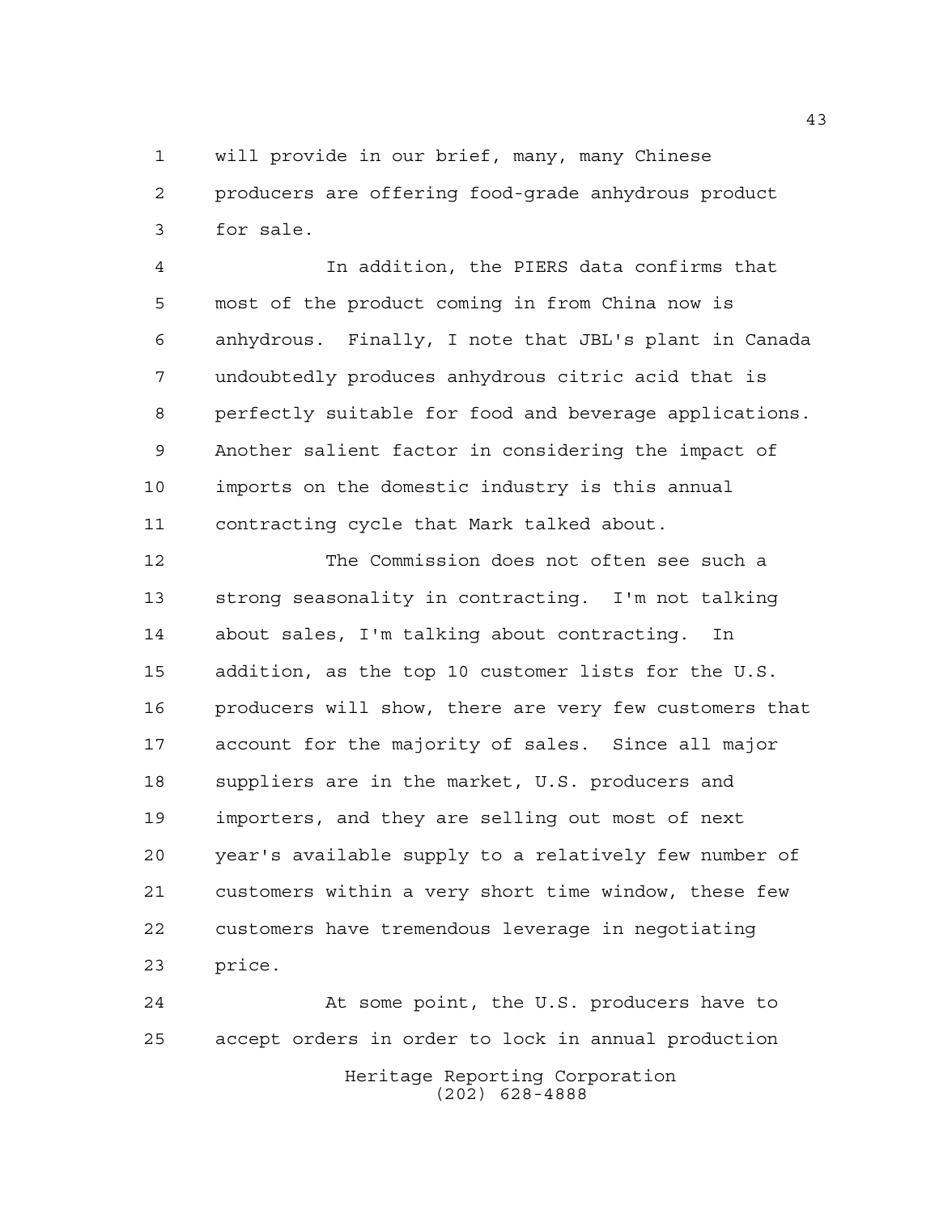will provide in our brief, many, many Chinese producers are offering food-grade anhydrous product for sale.

In addition, the PIERS data confirms that most of the product coming in from China now is anhydrous. Finally, I note that JBL's plant in Canada undoubtedly produces anhydrous citric acid that is perfectly suitable for food and beverage applications. Another salient factor in considering the impact of imports on the domestic industry is this annual contracting cycle that Mark talked about.

The Commission does not often see such a strong seasonality in contracting. I'm not talking about sales, I'm talking about contracting. In addition, as the top 10 customer lists for the U.S. producers will show, there are very few customers that account for the majority of sales. Since all major suppliers are in the market, U.S. producers and importers, and they are selling out most of next year's available supply to a relatively few number of customers within a very short time window, these few customers have tremendous leverage in negotiating price.

At some point, the U.S. producers have to accept orders in order to lock in annual production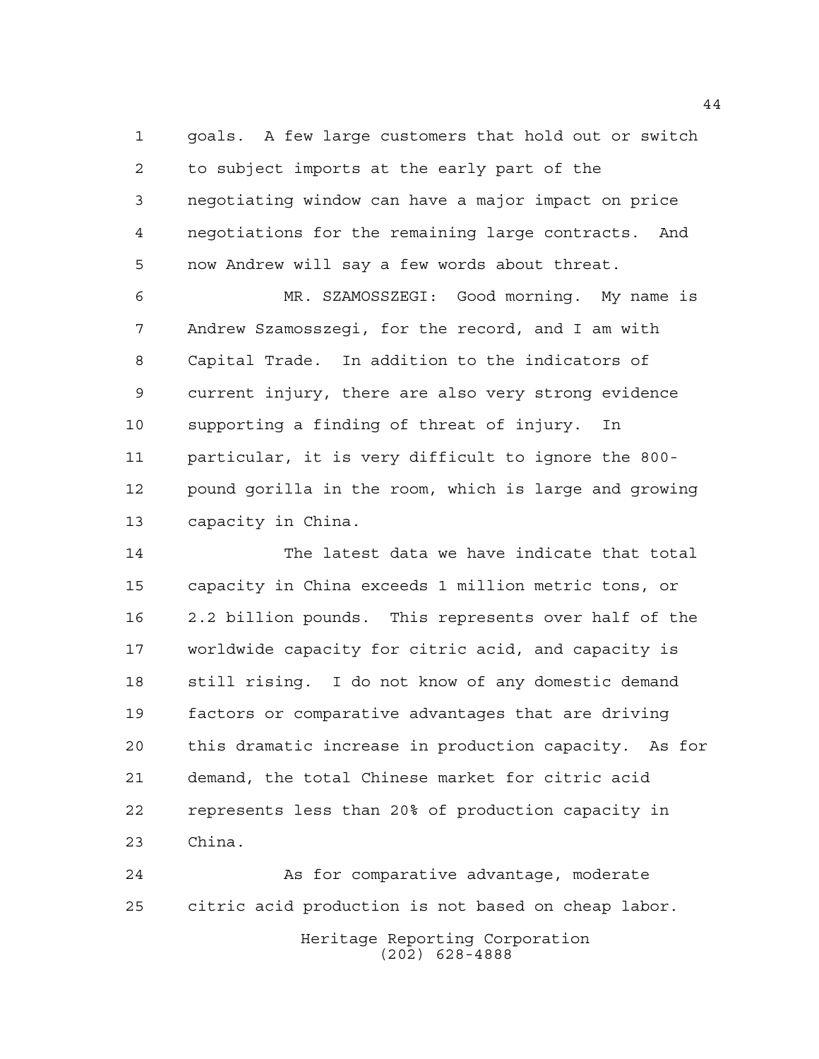goals. A few large customers that hold out or switch to subject imports at the early part of the negotiating window can have a major impact on price negotiations for the remaining large contracts. And now Andrew will say a few words about threat.

MR. SZAMOSSZEGI: Good morning. My name is Andrew Szamosszegi, for the record, and I am with Capital Trade. In addition to the indicators of current injury, there are also very strong evidence supporting a finding of threat of injury. In particular, it is very difficult to ignore the 800-pound gorilla in the room, which is large and growing capacity in China.

The latest data we have indicate that total capacity in China exceeds 1 million metric tons, or 2.2 billion pounds. This represents over half of the worldwide capacity for citric acid, and capacity is still rising. I do not know of any domestic demand factors or comparative advantages that are driving this dramatic increase in production capacity. As for demand, the total Chinese market for citric acid represents less than 20% of production capacity in China.

As for comparative advantage, moderate citric acid production is not based on cheap labor.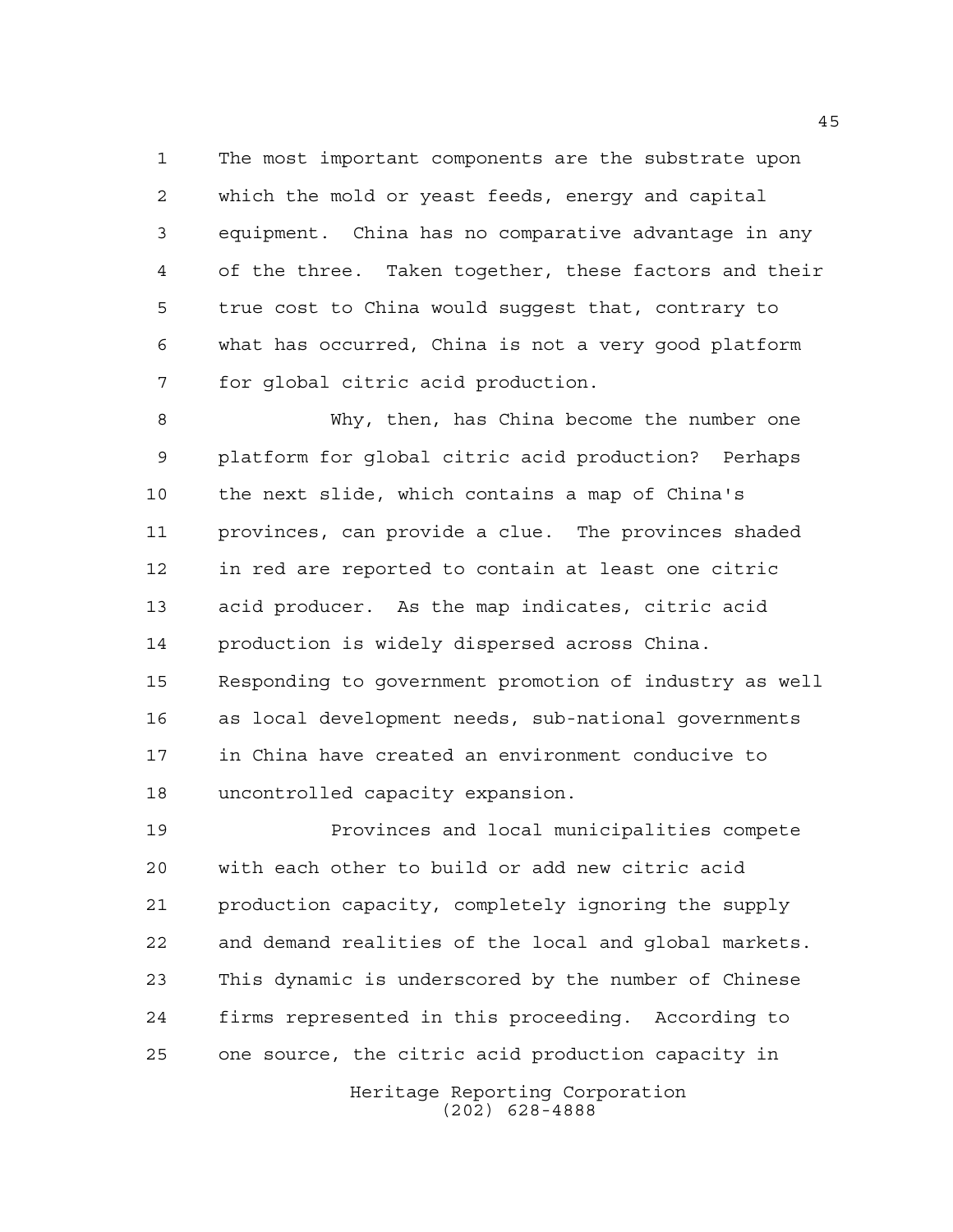The most important components are the substrate upon which the mold or yeast feeds, energy and capital equipment. China has no comparative advantage in any of the three. Taken together, these factors and their true cost to China would suggest that, contrary to what has occurred, China is not a very good platform for global citric acid production.

Why, then, has China become the number one platform for global citric acid production? Perhaps the next slide, which contains a map of China's provinces, can provide a clue. The provinces shaded in red are reported to contain at least one citric acid producer. As the map indicates, citric acid production is widely dispersed across China. Responding to government promotion of industry as well as local development needs, sub-national governments in China have created an environment conducive to uncontrolled capacity expansion.

Provinces and local municipalities compete with each other to build or add new citric acid production capacity, completely ignoring the supply and demand realities of the local and global markets. This dynamic is underscored by the number of Chinese firms represented in this proceeding. According to one source, the citric acid production capacity in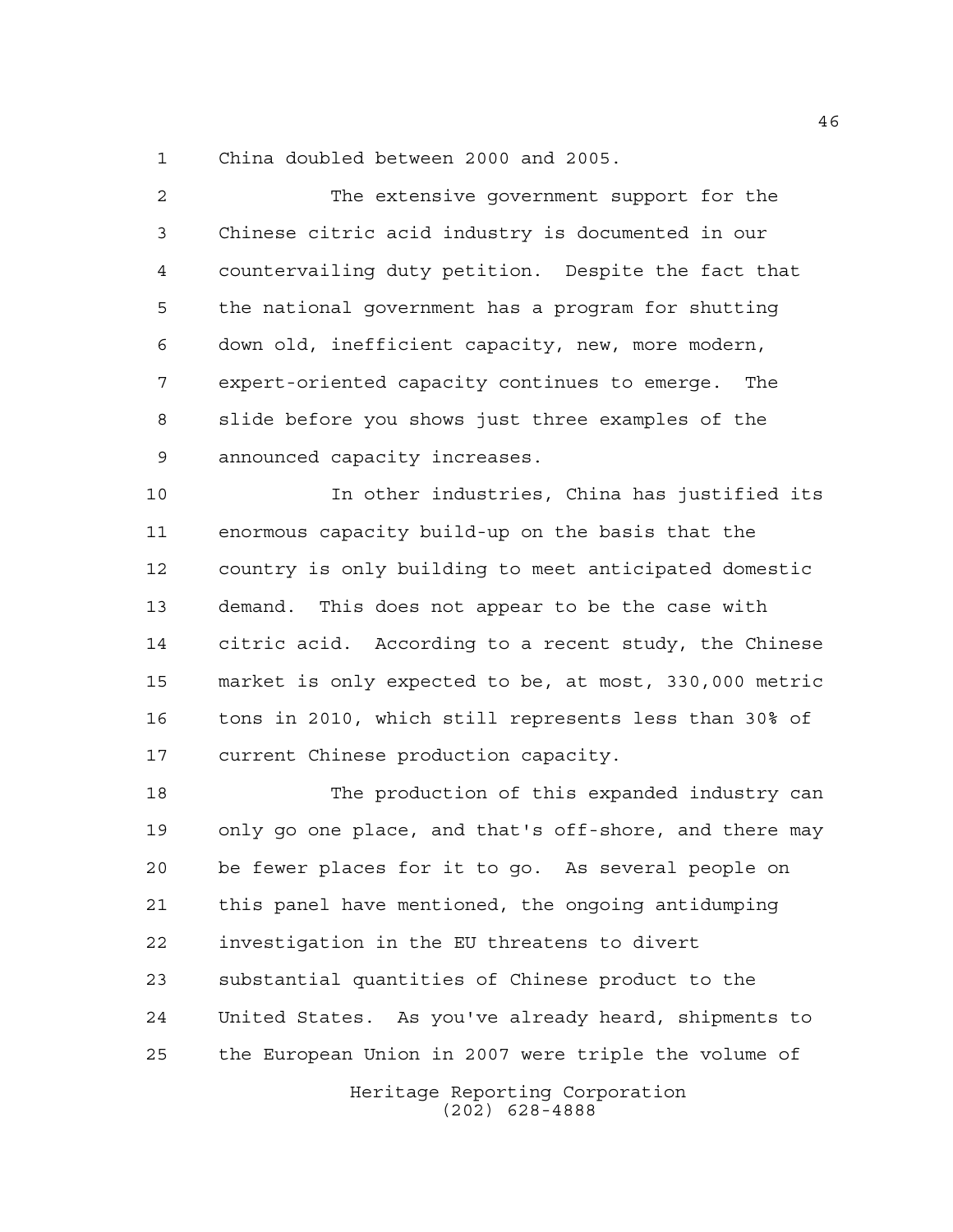China doubled between 2000 and 2005.

The extensive government support for the Chinese citric acid industry is documented in our countervailing duty petition. Despite the fact that the national government has a program for shutting down old, inefficient capacity, new, more modern, expert-oriented capacity continues to emerge. The slide before you shows just three examples of the announced capacity increases.

In other industries, China has justified its enormous capacity build-up on the basis that the country is only building to meet anticipated domestic demand. This does not appear to be the case with citric acid. According to a recent study, the Chinese market is only expected to be, at most, 330,000 metric tons in 2010, which still represents less than 30% of current Chinese production capacity.

The production of this expanded industry can only go one place, and that's off-shore, and there may be fewer places for it to go. As several people on this panel have mentioned, the ongoing antidumping investigation in the EU threatens to divert substantial quantities of Chinese product to the United States. As you've already heard, shipments to the European Union in 2007 were triple the volume of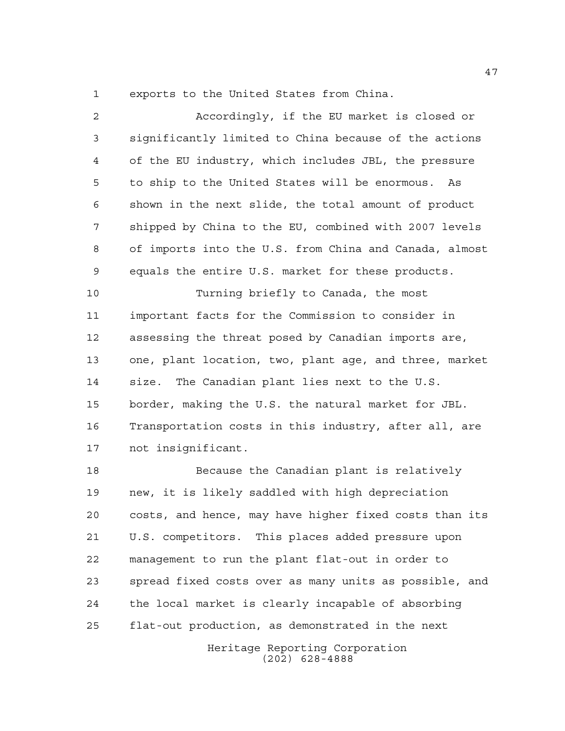exports to the United States from China.

Accordingly, if the EU market is closed or significantly limited to China because of the actions of the EU industry, which includes JBL, the pressure to ship to the United States will be enormous. As shown in the next slide, the total amount of product shipped by China to the EU, combined with 2007 levels of imports into the U.S. from China and Canada, almost equals the entire U.S. market for these products.

Turning briefly to Canada, the most important facts for the Commission to consider in assessing the threat posed by Canadian imports are, one, plant location, two, plant age, and three, market size. The Canadian plant lies next to the U.S. border, making the U.S. the natural market for JBL. Transportation costs in this industry, after all, are not insignificant.

Because the Canadian plant is relatively new, it is likely saddled with high depreciation costs, and hence, may have higher fixed costs than its U.S. competitors. This places added pressure upon management to run the plant flat-out in order to spread fixed costs over as many units as possible, and the local market is clearly incapable of absorbing flat-out production, as demonstrated in the next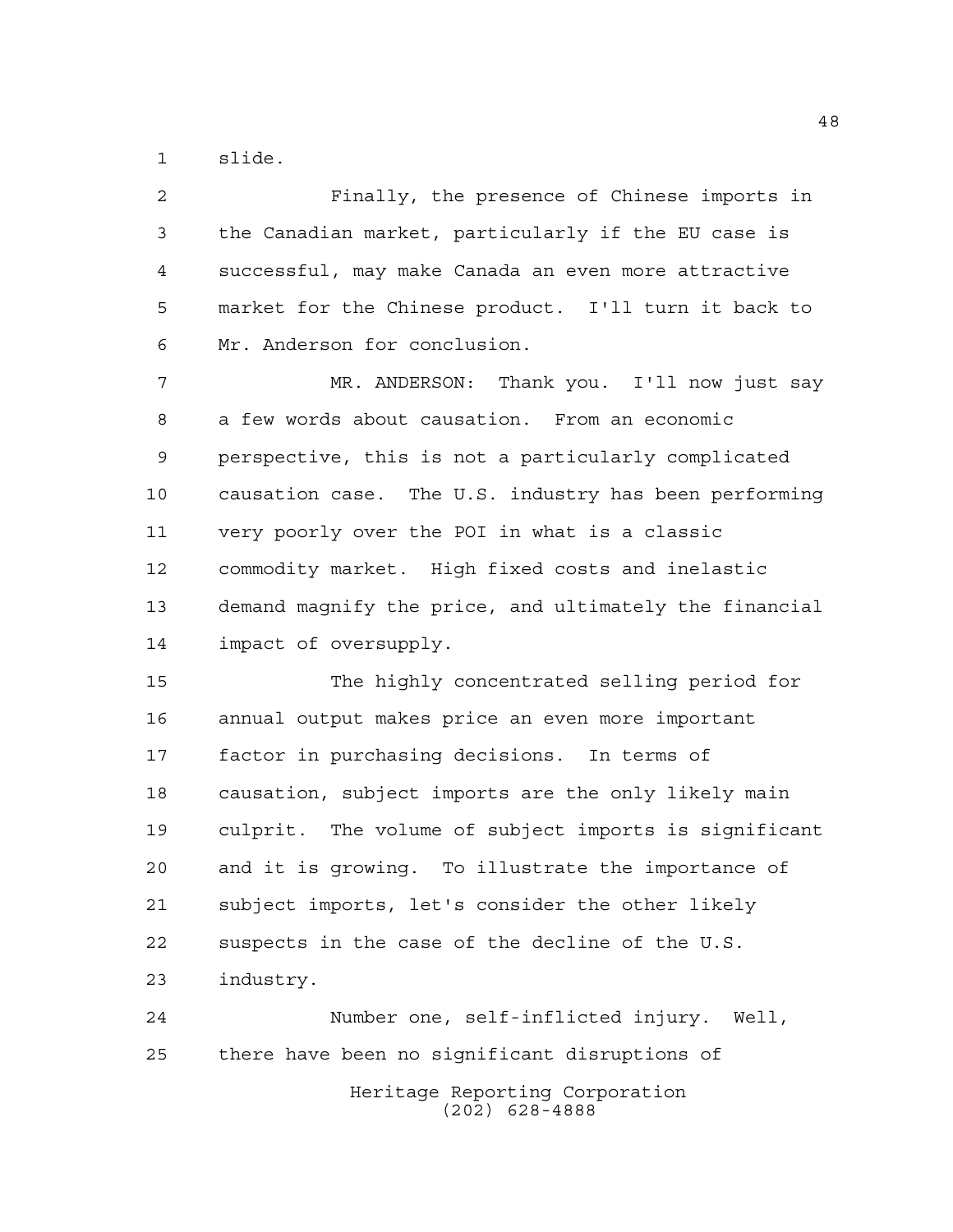slide.

Finally, the presence of Chinese imports in the Canadian market, particularly if the EU case is successful, may make Canada an even more attractive market for the Chinese product. I'll turn it back to Mr. Anderson for conclusion.

MR. ANDERSON: Thank you. I'll now just say a few words about causation. From an economic perspective, this is not a particularly complicated causation case. The U.S. industry has been performing very poorly over the POI in what is a classic commodity market. High fixed costs and inelastic demand magnify the price, and ultimately the financial impact of oversupply.

The highly concentrated selling period for annual output makes price an even more important factor in purchasing decisions. In terms of causation, subject imports are the only likely main culprit. The volume of subject imports is significant and it is growing. To illustrate the importance of subject imports, let's consider the other likely suspects in the case of the decline of the U.S. industry.

Number one, self-inflicted injury. Well, there have been no significant disruptions of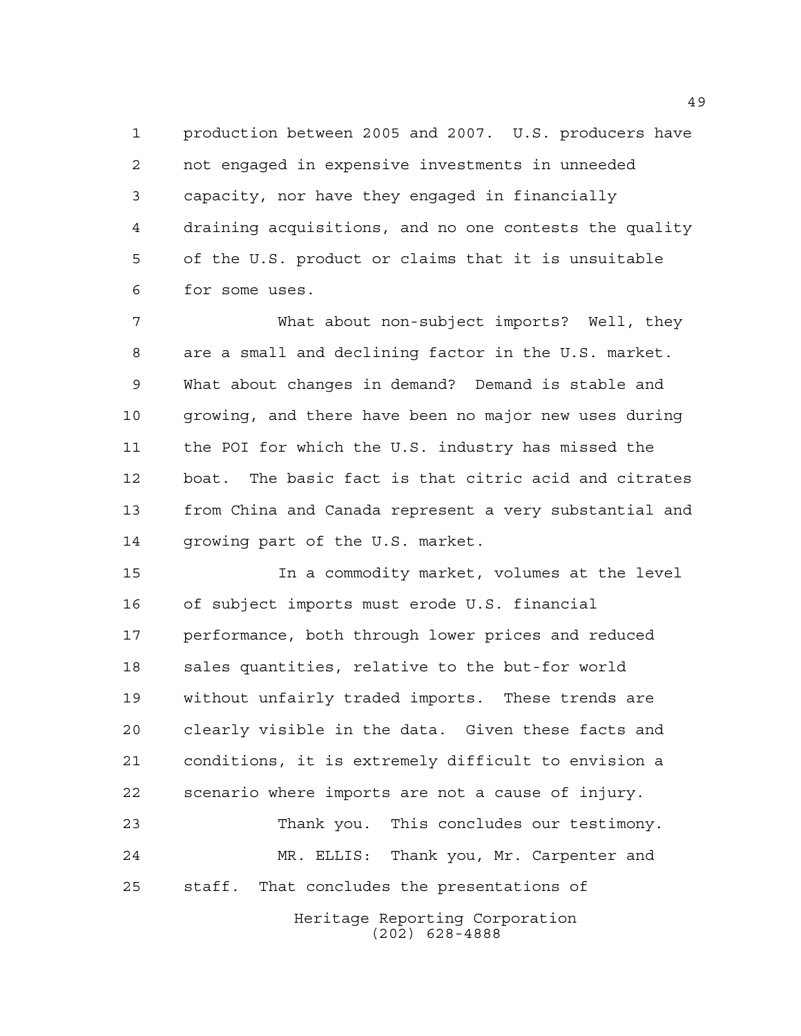production between 2005 and 2007. U.S. producers have not engaged in expensive investments in unneeded capacity, nor have they engaged in financially draining acquisitions, and no one contests the quality of the U.S. product or claims that it is unsuitable for some uses.

What about non-subject imports? Well, they are a small and declining factor in the U.S. market. What about changes in demand? Demand is stable and growing, and there have been no major new uses during the POI for which the U.S. industry has missed the boat. The basic fact is that citric acid and citrates from China and Canada represent a very substantial and growing part of the U.S. market.

In a commodity market, volumes at the level of subject imports must erode U.S. financial performance, both through lower prices and reduced sales quantities, relative to the but-for world without unfairly traded imports. These trends are clearly visible in the data. Given these facts and conditions, it is extremely difficult to envision a scenario where imports are not a cause of injury.

Thank you. This concludes our testimony.

MR. ELLIS: Thank you, Mr. Carpenter and staff. That concludes the presentations of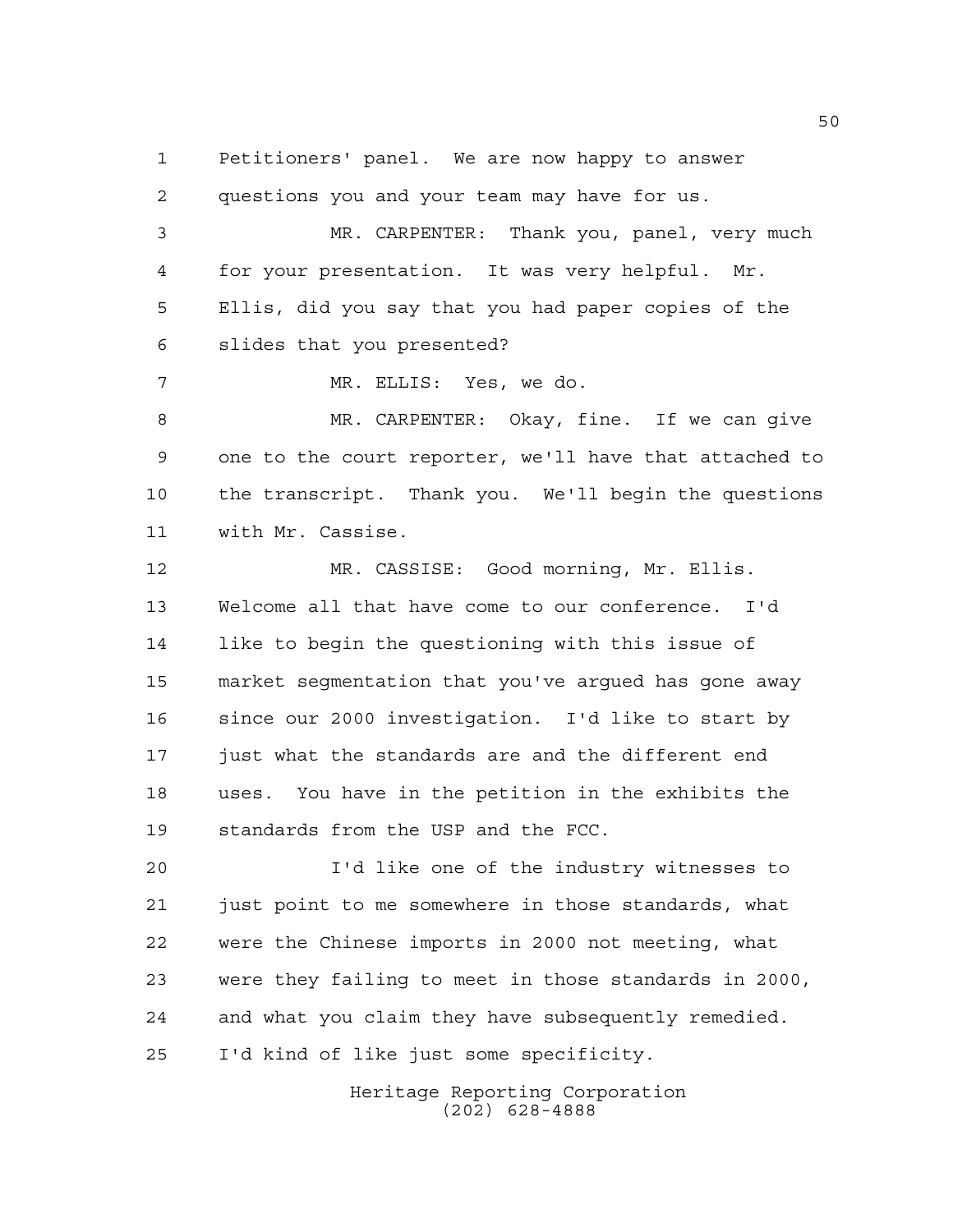Petitioners' panel. We are now happy to answer questions you and your team may have for us.

MR. CARPENTER: Thank you, panel, very much for your presentation. It was very helpful. Mr. Ellis, did you say that you had paper copies of the slides that you presented?

MR. ELLIS: Yes, we do.

MR. CARPENTER: Okay, fine. If we can give one to the court reporter, we'll have that attached to the transcript. Thank you. We'll begin the questions with Mr. Cassise.

MR. CASSISE: Good morning, Mr. Ellis. Welcome all that have come to our conference. I'd like to begin the questioning with this issue of market segmentation that you've argued has gone away since our 2000 investigation. I'd like to start by just what the standards are and the different end uses. You have in the petition in the exhibits the standards from the USP and the FCC.

I'd like one of the industry witnesses to just point to me somewhere in those standards, what were the Chinese imports in 2000 not meeting, what were they failing to meet in those standards in 2000, and what you claim they have subsequently remedied. I'd kind of like just some specificity.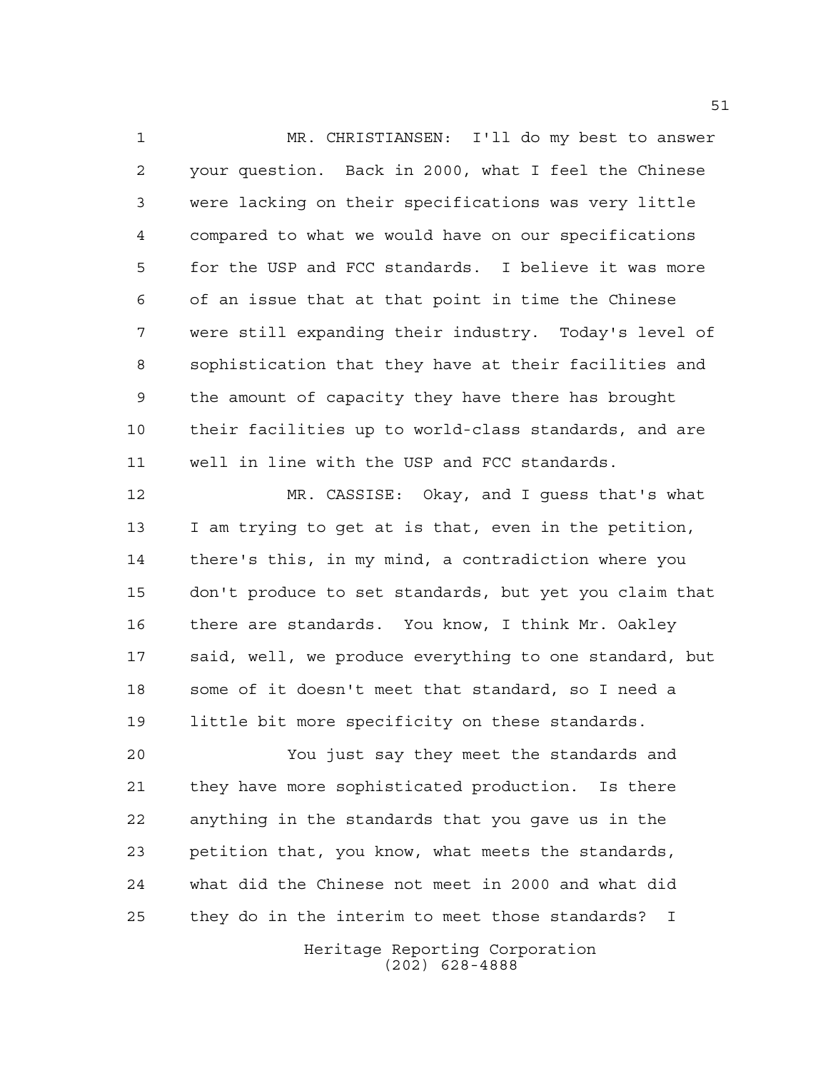MR. CHRISTIANSEN: I'll do my best to answer your question. Back in 2000, what I feel the Chinese were lacking on their specifications was very little compared to what we would have on our specifications for the USP and FCC standards. I believe it was more of an issue that at that point in time the Chinese were still expanding their industry. Today's level of sophistication that they have at their facilities and the amount of capacity they have there has brought their facilities up to world-class standards, and are well in line with the USP and FCC standards.

MR. CASSISE: Okay, and I guess that's what I am trying to get at is that, even in the petition, there's this, in my mind, a contradiction where you don't produce to set standards, but yet you claim that there are standards. You know, I think Mr. Oakley said, well, we produce everything to one standard, but some of it doesn't meet that standard, so I need a little bit more specificity on these standards.

You just say they meet the standards and they have more sophisticated production. Is there anything in the standards that you gave us in the petition that, you know, what meets the standards, what did the Chinese not meet in 2000 and what did they do in the interim to meet those standards? I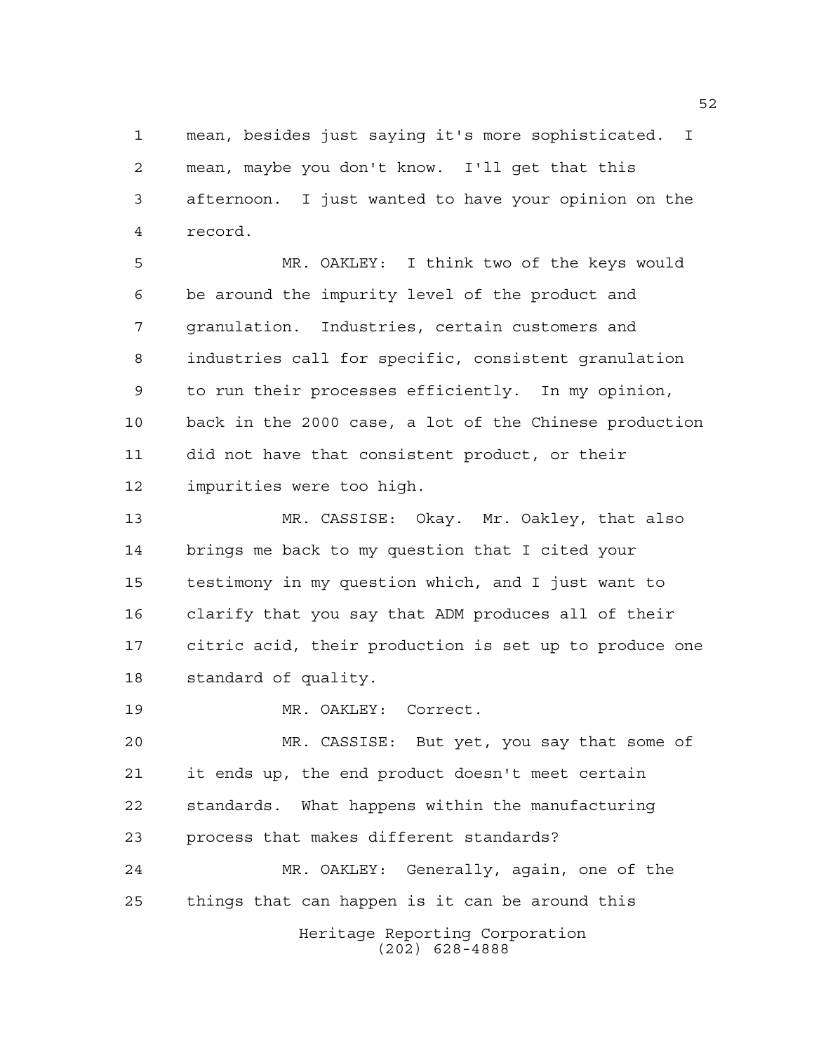mean, besides just saying it's more sophisticated. I mean, maybe you don't know. I'll get that this afternoon. I just wanted to have your opinion on the record.

MR. OAKLEY: I think two of the keys would be around the impurity level of the product and granulation. Industries, certain customers and industries call for specific, consistent granulation to run their processes efficiently. In my opinion, back in the 2000 case, a lot of the Chinese production did not have that consistent product, or their impurities were too high.

MR. CASSISE: Okay. Mr. Oakley, that also brings me back to my question that I cited your testimony in my question which, and I just want to clarify that you say that ADM produces all of their citric acid, their production is set up to produce one standard of quality.

MR. OAKLEY: Correct.

MR. CASSISE: But yet, you say that some of it ends up, the end product doesn't meet certain standards. What happens within the manufacturing process that makes different standards?

MR. OAKLEY: Generally, again, one of the things that can happen is it can be around this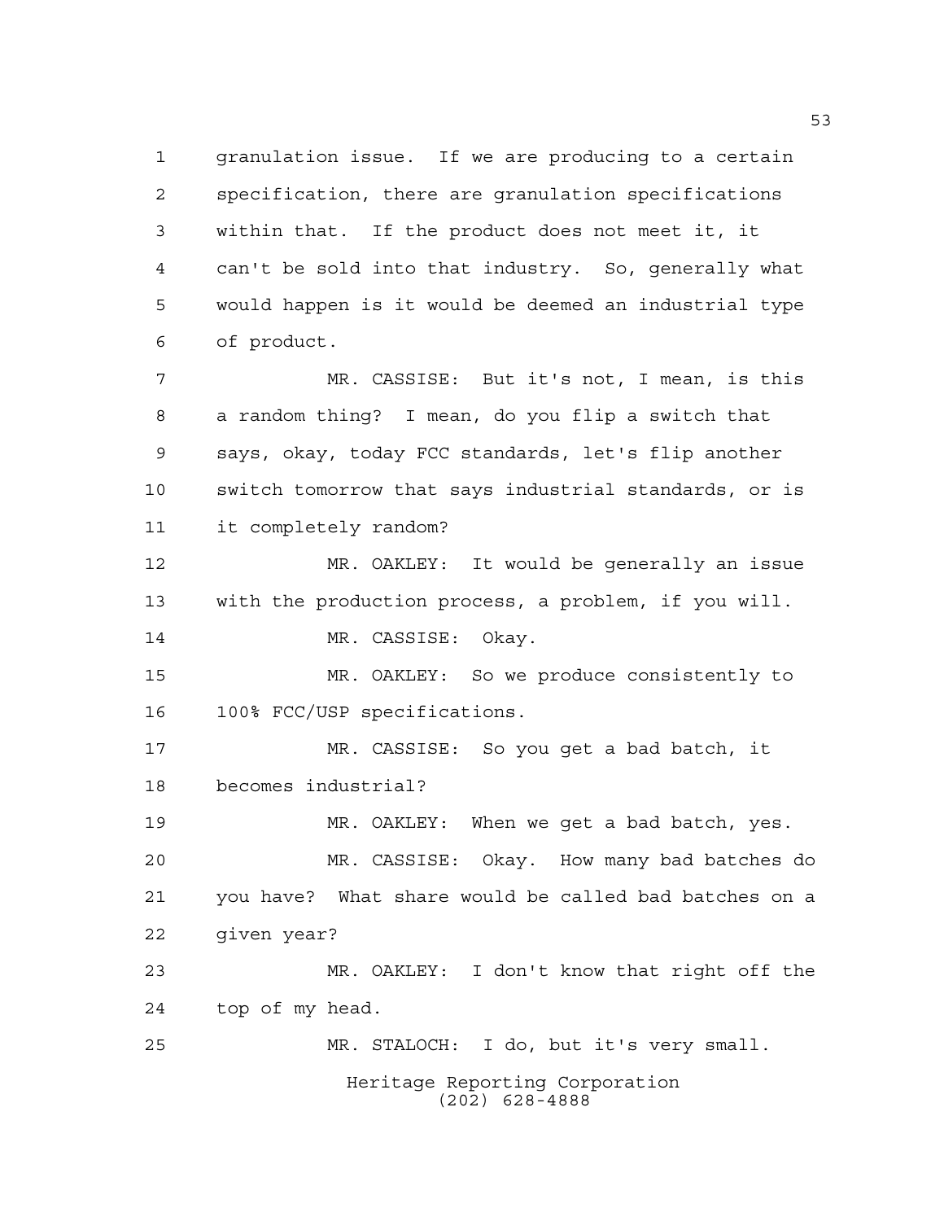granulation issue. If we are producing to a certain specification, there are granulation specifications within that. If the product does not meet it, it can't be sold into that industry. So, generally what would happen is it would be deemed an industrial type of product.

MR. CASSISE: But it's not, I mean, is this a random thing? I mean, do you flip a switch that says, okay, today FCC standards, let's flip another switch tomorrow that says industrial standards, or is it completely random?

MR. OAKLEY: It would be generally an issue with the production process, a problem, if you will.

MR. CASSISE: Okay.

MR. OAKLEY: So we produce consistently to 100% FCC/USP specifications.

MR. CASSISE: So you get a bad batch, it becomes industrial?

MR. OAKLEY: When we get a bad batch, yes.

MR. CASSISE: Okay. How many bad batches do you have? What share would be called bad batches on a given year?

MR. OAKLEY: I don't know that right off the top of my head.

MR. STALOCH: I do, but it's very small.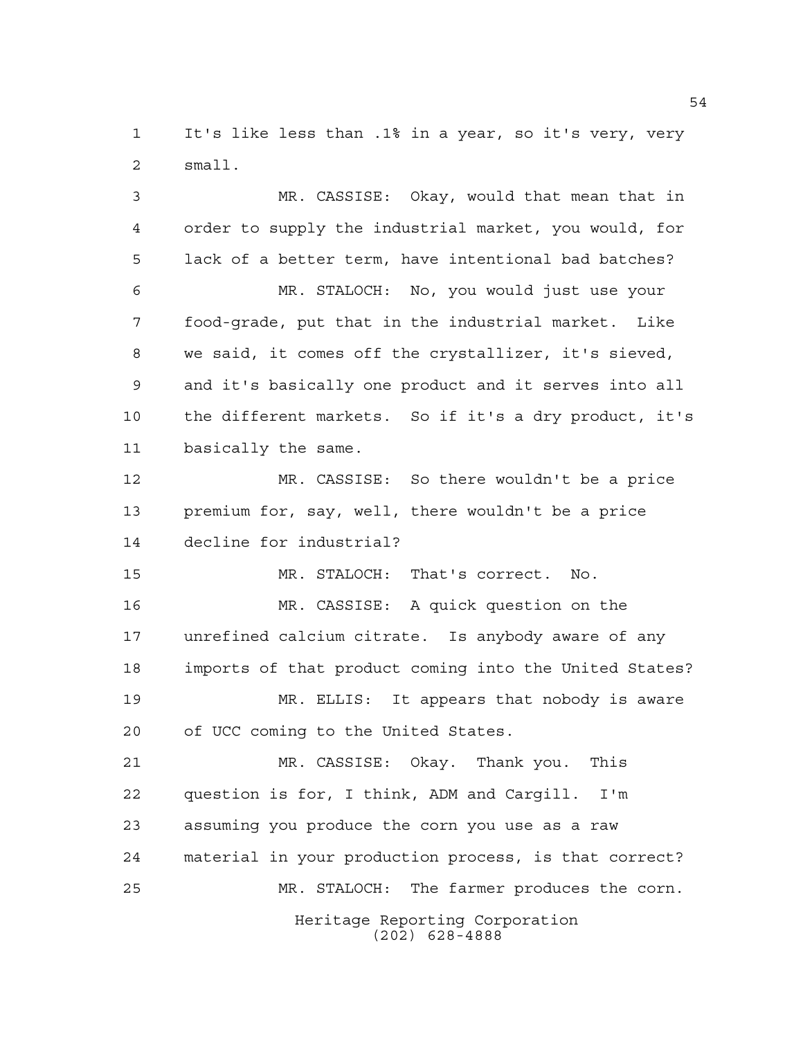It's like less than .1% in a year, so it's very, very small.

MR. CASSISE: Okay, would that mean that in order to supply the industrial market, you would, for lack of a better term, have intentional bad batches?

MR. STALOCH: No, you would just use your food-grade, put that in the industrial market. Like we said, it comes off the crystallizer, it's sieved, and it's basically one product and it serves into all the different markets. So if it's a dry product, it's basically the same.

MR. CASSISE: So there wouldn't be a price premium for, say, well, there wouldn't be a price decline for industrial?

MR. STALOCH: That's correct. No.

MR. CASSISE: A quick question on the unrefined calcium citrate. Is anybody aware of any imports of that product coming into the United States?

MR. ELLIS: It appears that nobody is aware of UCC coming to the United States.

MR. CASSISE: Okay. Thank you. This question is for, I think, ADM and Cargill. I'm assuming you produce the corn you use as a raw material in your production process, is that correct?

MR. STALOCH: The farmer produces the corn.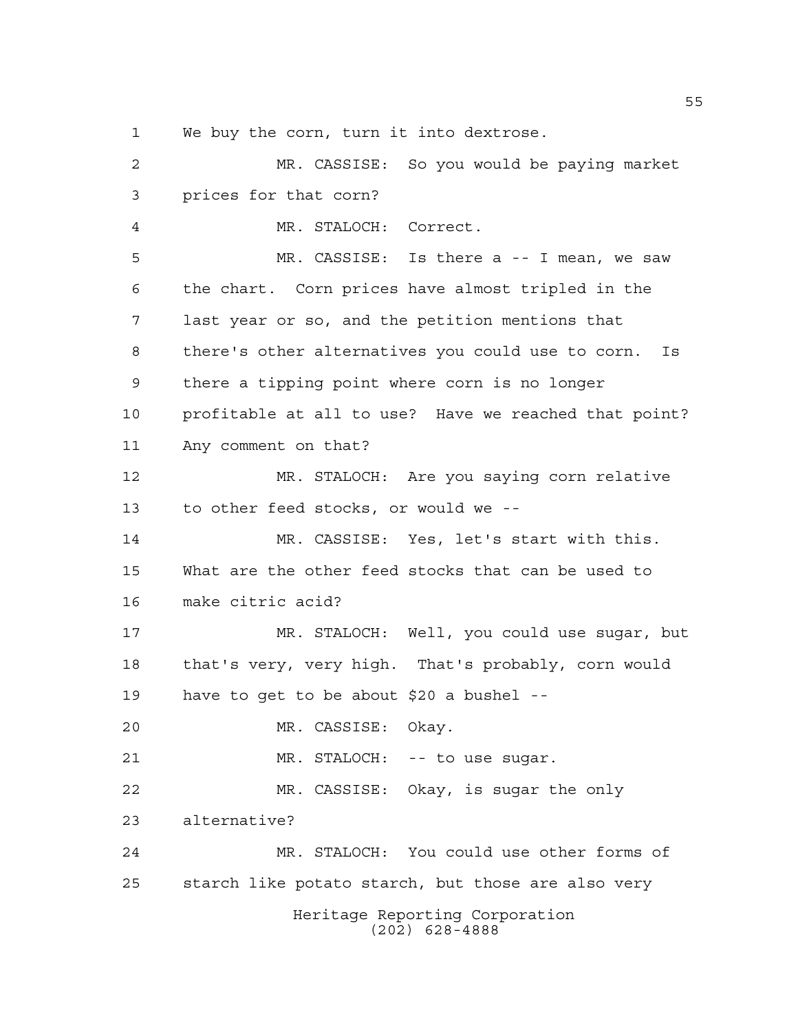1 We buy the corn, turn it into dextrose.

2 MR. CASSISE: So you would be paying market

3 prices for that corn?

4 MR. STALOCH: Correct.

5 MR. CASSISE: Is there a -- I mean, we saw

6 the chart. Corn prices have almost tripled in the

7 last year or so, and the petition mentions that

8 there's other alternatives you could use to corn. Is

9 there a tipping point where corn is no longer

10 profitable at all to use? Have we reached that point?

11 Any comment on that?

12 MR. STALOCH: Are you saying corn relative

13 to other feed stocks, or would we --

14 MR. CASSISE: Yes, let's start with this.

15 What are the other feed stocks that can be used to

16 make citric acid?

17 MR. STALOCH: Well, you could use sugar, but

18 that's very, very high. That's probably, corn would

19 have to get to be about $20 a bushel --

20 MR. CASSISE: Okay.

21 MR. STALOCH: -- to use sugar.

22 MR. CASSISE: Okay, is sugar the only

23 alternative?

24 MR. STALOCH: You could use other forms of

25 starch like potato starch, but those are also very

Heritage Reporting Corporation
(202) 628-4888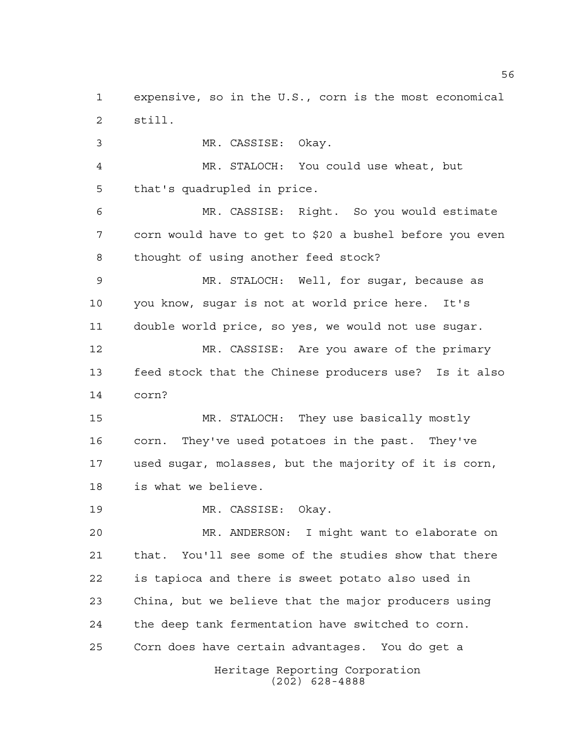expensive, so in the U.S., corn is the most economical still.

MR. CASSISE: Okay.

MR. STALOCH: You could use wheat, but that's quadrupled in price.

MR. CASSISE: Right. So you would estimate corn would have to get to $20 a bushel before you even thought of using another feed stock?

MR. STALOCH: Well, for sugar, because as you know, sugar is not at world price here. It's double world price, so yes, we would not use sugar.

MR. CASSISE: Are you aware of the primary feed stock that the Chinese producers use? Is it also corn?

MR. STALOCH: They use basically mostly corn. They've used potatoes in the past. They've used sugar, molasses, but the majority of it is corn, is what we believe.

MR. CASSISE: Okay.

MR. ANDERSON: I might want to elaborate on that. You'll see some of the studies show that there is tapioca and there is sweet potato also used in China, but we believe that the major producers using the deep tank fermentation have switched to corn. Corn does have certain advantages. You do get a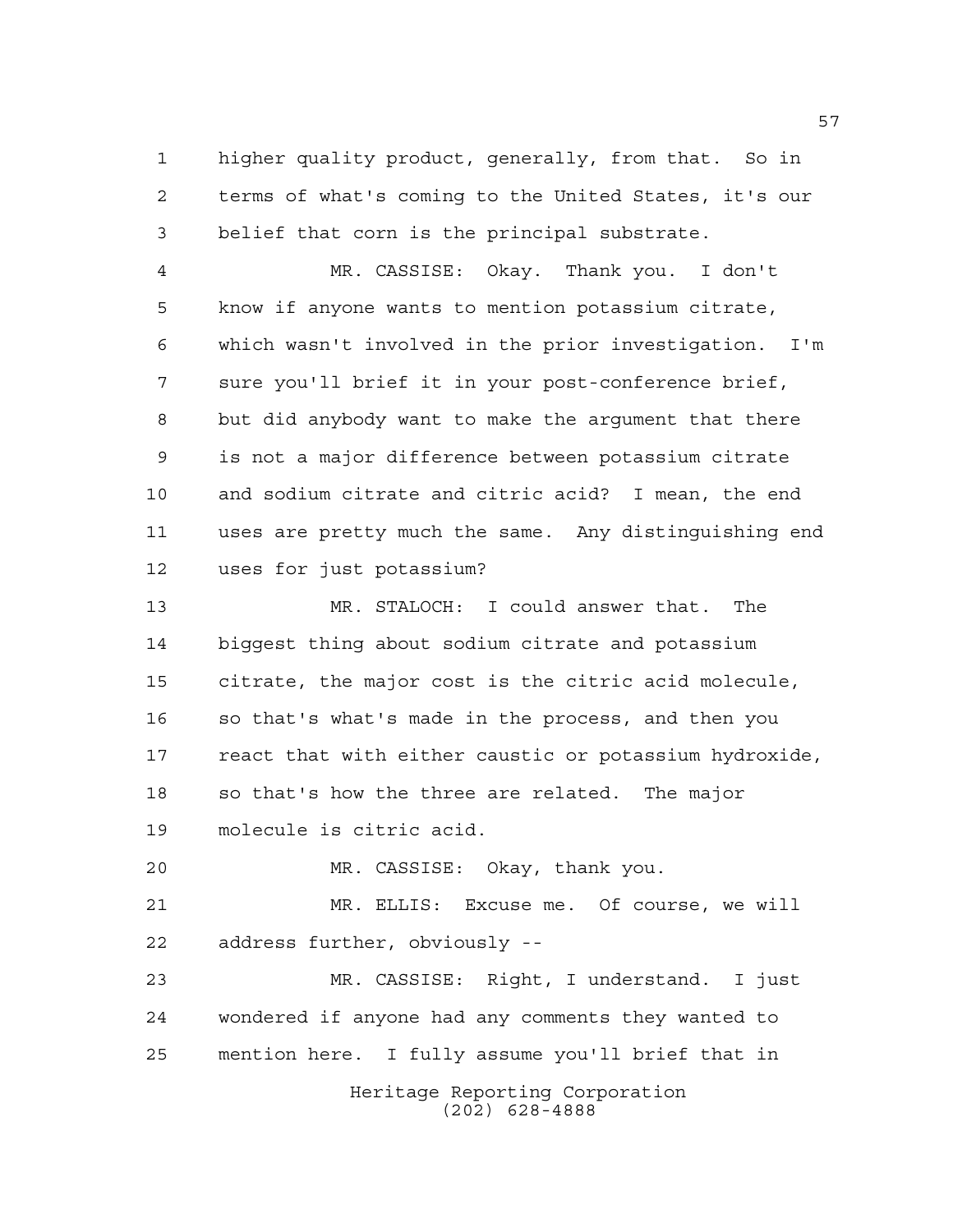higher quality product, generally, from that. So in terms of what's coming to the United States, it's our belief that corn is the principal substrate.

MR. CASSISE: Okay. Thank you. I don't know if anyone wants to mention potassium citrate, which wasn't involved in the prior investigation. I'm sure you'll brief it in your post-conference brief, but did anybody want to make the argument that there is not a major difference between potassium citrate and sodium citrate and citric acid? I mean, the end uses are pretty much the same. Any distinguishing end uses for just potassium?

MR. STALOCH: I could answer that. The biggest thing about sodium citrate and potassium citrate, the major cost is the citric acid molecule, so that's what's made in the process, and then you react that with either caustic or potassium hydroxide, so that's how the three are related. The major molecule is citric acid.

MR. CASSISE: Okay, thank you.

MR. ELLIS: Excuse me. Of course, we will address further, obviously --

MR. CASSISE: Right, I understand. I just wondered if anyone had any comments they wanted to mention here. I fully assume you'll brief that in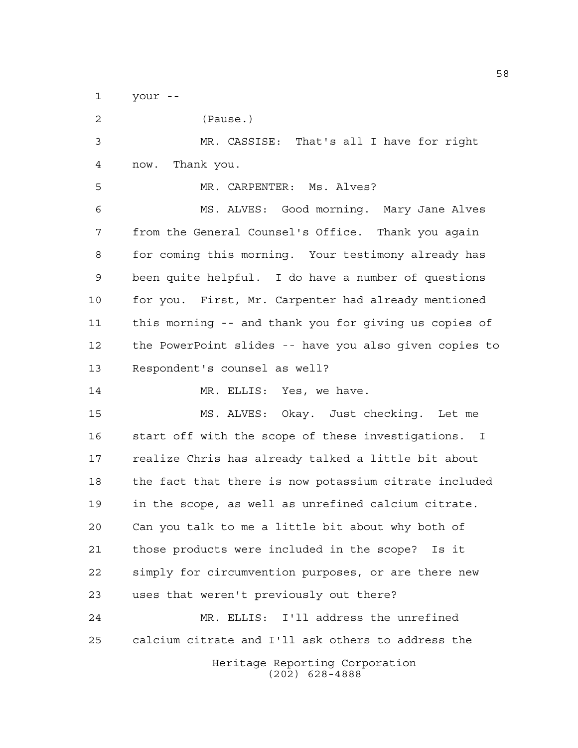your --

(Pause.)

MR. CASSISE: That's all I have for right now. Thank you.

MR. CARPENTER: Ms. Alves?

MS. ALVES: Good morning. Mary Jane Alves from the General Counsel's Office. Thank you again for coming this morning. Your testimony already has been quite helpful. I do have a number of questions for you. First, Mr. Carpenter had already mentioned this morning -- and thank you for giving us copies of the PowerPoint slides -- have you also given copies to Respondent's counsel as well?

MR. ELLIS: Yes, we have.

MS. ALVES: Okay. Just checking. Let me start off with the scope of these investigations. I realize Chris has already talked a little bit about the fact that there is now potassium citrate included in the scope, as well as unrefined calcium citrate. Can you talk to me a little bit about why both of those products were included in the scope? Is it simply for circumvention purposes, or are there new uses that weren't previously out there?

MR. ELLIS: I'll address the unrefined calcium citrate and I'll ask others to address the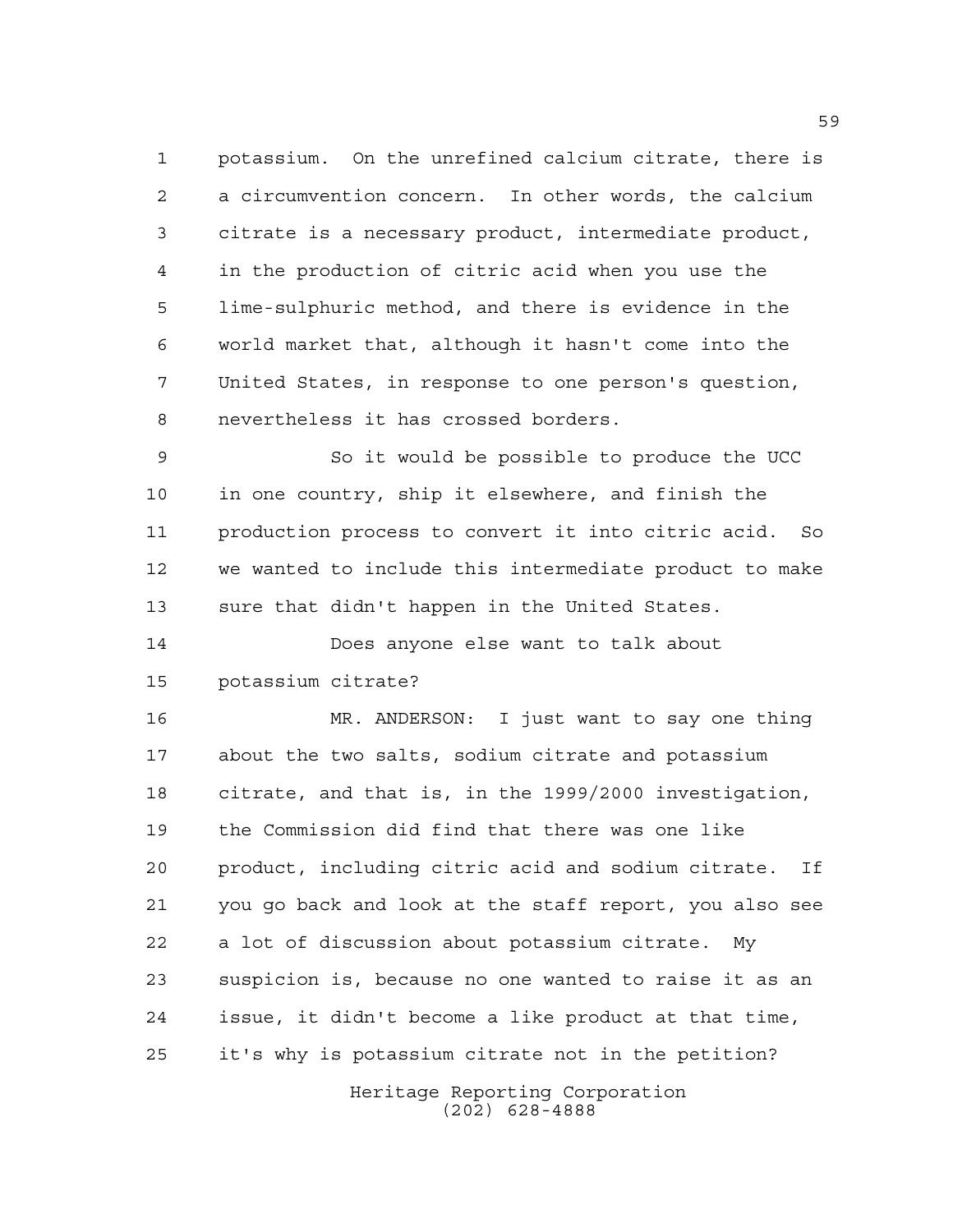potassium. On the unrefined calcium citrate, there is a circumvention concern. In other words, the calcium citrate is a necessary product, intermediate product, in the production of citric acid when you use the lime-sulphuric method, and there is evidence in the world market that, although it hasn't come into the United States, in response to one person's question, nevertheless it has crossed borders.

So it would be possible to produce the UCC in one country, ship it elsewhere, and finish the production process to convert it into citric acid. So we wanted to include this intermediate product to make sure that didn't happen in the United States.

Does anyone else want to talk about potassium citrate?

MR. ANDERSON: I just want to say one thing about the two salts, sodium citrate and potassium citrate, and that is, in the 1999/2000 investigation, the Commission did find that there was one like product, including citric acid and sodium citrate. If you go back and look at the staff report, you also see a lot of discussion about potassium citrate. My suspicion is, because no one wanted to raise it as an issue, it didn't become a like product at that time, it's why is potassium citrate not in the petition?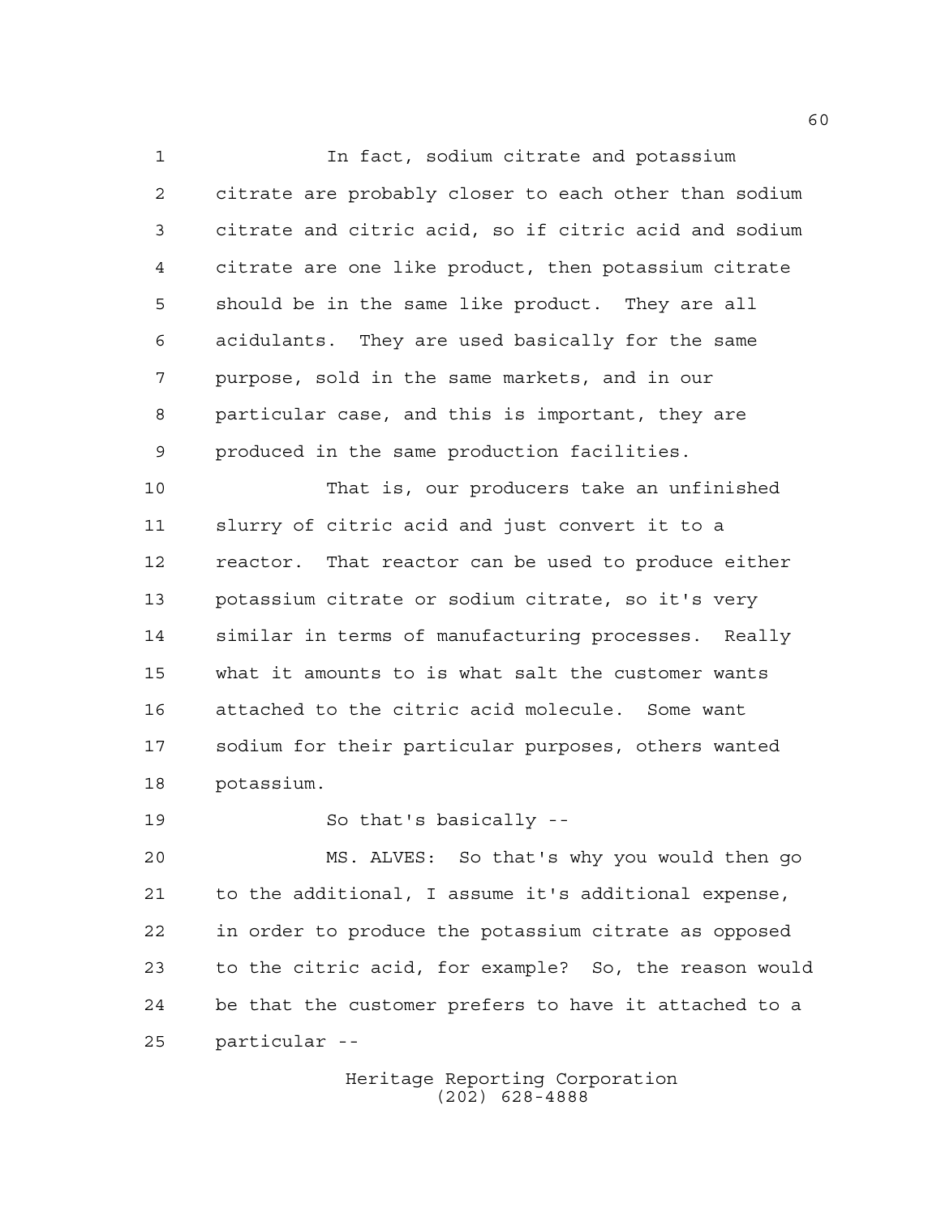In fact, sodium citrate and potassium citrate are probably closer to each other than sodium citrate and citric acid, so if citric acid and sodium citrate are one like product, then potassium citrate should be in the same like product. They are all acidulants. They are used basically for the same purpose, sold in the same markets, and in our particular case, and this is important, they are produced in the same production facilities.

That is, our producers take an unfinished slurry of citric acid and just convert it to a reactor. That reactor can be used to produce either potassium citrate or sodium citrate, so it's very similar in terms of manufacturing processes. Really what it amounts to is what salt the customer wants attached to the citric acid molecule. Some want sodium for their particular purposes, others wanted potassium.

So that's basically --

MS. ALVES: So that's why you would then go to the additional, I assume it's additional expense, in order to produce the potassium citrate as opposed to the citric acid, for example? So, the reason would be that the customer prefers to have it attached to a particular --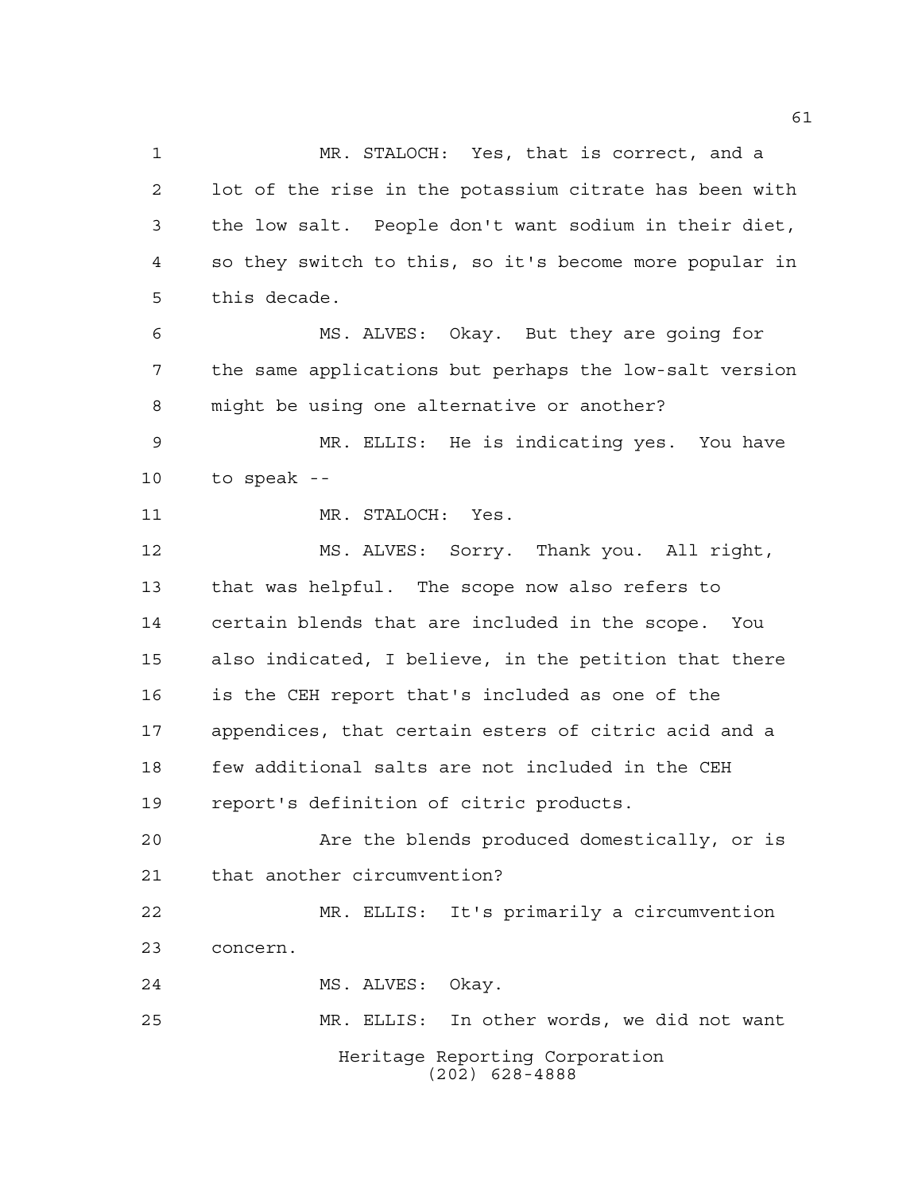MR. STALOCH: Yes, that is correct, and a lot of the rise in the potassium citrate has been with the low salt. People don't want sodium in their diet, so they switch to this, so it's become more popular in this decade.

MS. ALVES: Okay. But they are going for the same applications but perhaps the low-salt version might be using one alternative or another?

MR. ELLIS: He is indicating yes. You have to speak --

MR. STALOCH: Yes.

MS. ALVES: Sorry. Thank you. All right, that was helpful. The scope now also refers to certain blends that are included in the scope. You also indicated, I believe, in the petition that there is the CEH report that's included as one of the appendices, that certain esters of citric acid and a few additional salts are not included in the CEH report's definition of citric products.

Are the blends produced domestically, or is that another circumvention?

MR. ELLIS: It's primarily a circumvention concern.

MS. ALVES: Okay.

MR. ELLIS: In other words, we did not want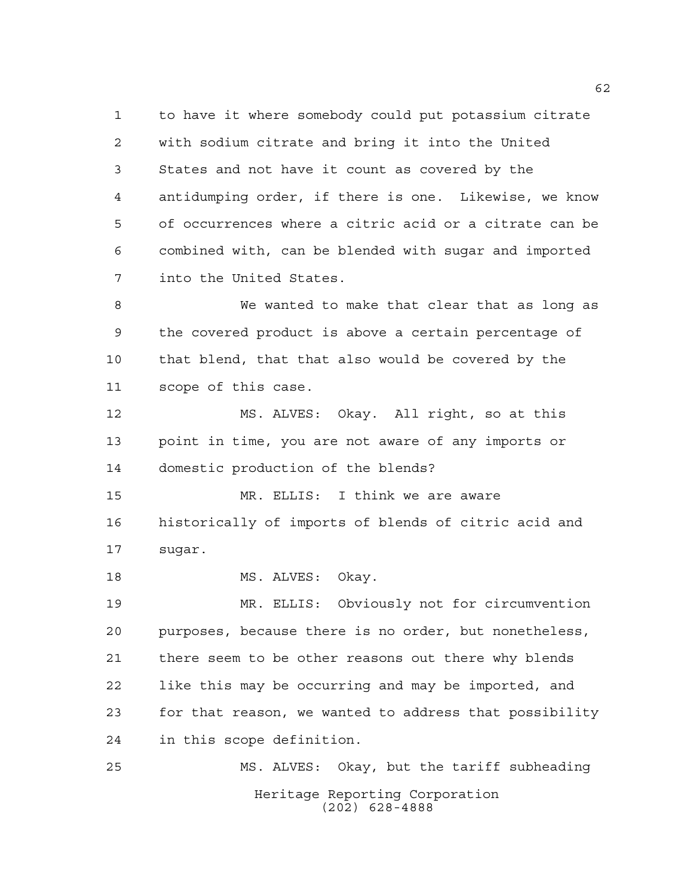to have it where somebody could put potassium citrate with sodium citrate and bring it into the United States and not have it count as covered by the antidumping order, if there is one. Likewise, we know of occurrences where a citric acid or a citrate can be combined with, can be blended with sugar and imported into the United States.

We wanted to make that clear that as long as the covered product is above a certain percentage of that blend, that that also would be covered by the scope of this case.

MS. ALVES: Okay. All right, so at this point in time, you are not aware of any imports or domestic production of the blends?

MR. ELLIS: I think we are aware historically of imports of blends of citric acid and sugar.

MS. ALVES: Okay.

MR. ELLIS: Obviously not for circumvention purposes, because there is no order, but nonetheless, there seem to be other reasons out there why blends like this may be occurring and may be imported, and for that reason, we wanted to address that possibility in this scope definition.

MS. ALVES: Okay, but the tariff subheading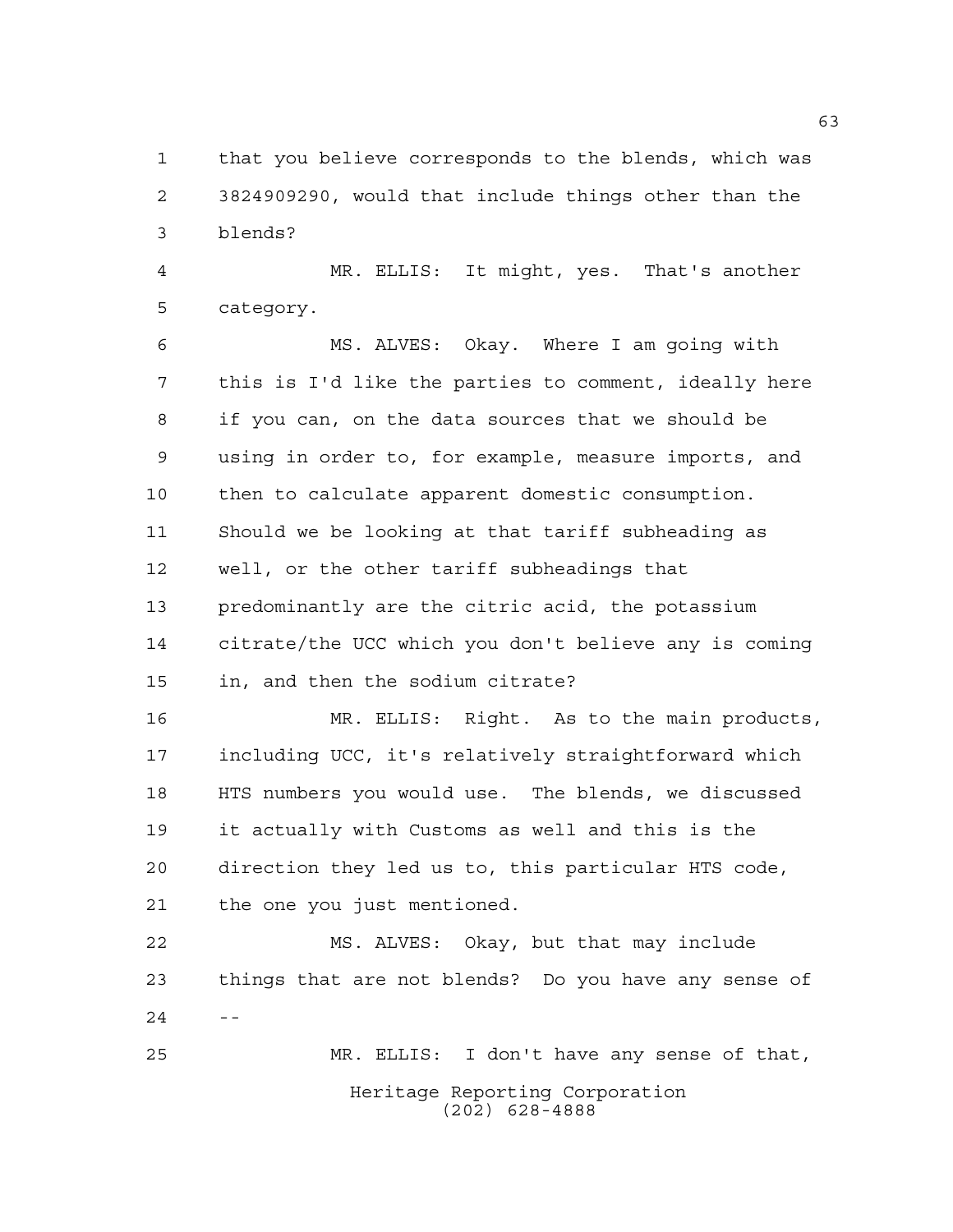that you believe corresponds to the blends, which was 3824909290, would that include things other than the blends?

MR. ELLIS: It might, yes. That's another category.

MS. ALVES: Okay. Where I am going with this is I'd like the parties to comment, ideally here if you can, on the data sources that we should be using in order to, for example, measure imports, and then to calculate apparent domestic consumption. Should we be looking at that tariff subheading as well, or the other tariff subheadings that predominantly are the citric acid, the potassium citrate/the UCC which you don't believe any is coming in, and then the sodium citrate?

MR. ELLIS: Right. As to the main products, including UCC, it's relatively straightforward which HTS numbers you would use. The blends, we discussed it actually with Customs as well and this is the direction they led us to, this particular HTS code, the one you just mentioned.

MS. ALVES: Okay, but that may include things that are not blends? Do you have any sense of --

MR. ELLIS: I don't have any sense of that,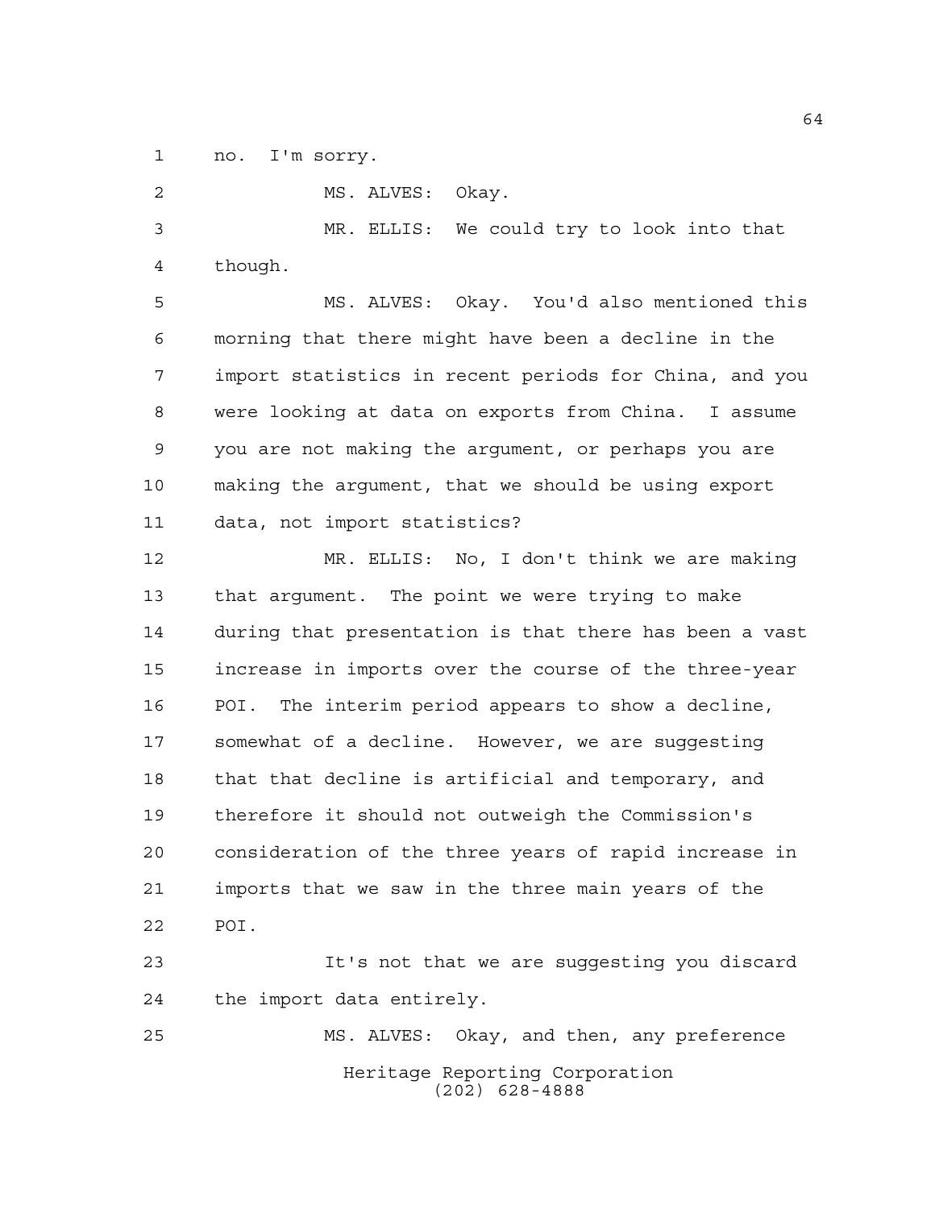no. I'm sorry.

MS. ALVES: Okay.

MR. ELLIS: We could try to look into that though.

MS. ALVES: Okay. You'd also mentioned this morning that there might have been a decline in the import statistics in recent periods for China, and you were looking at data on exports from China. I assume you are not making the argument, or perhaps you are making the argument, that we should be using export data, not import statistics?

MR. ELLIS: No, I don't think we are making that argument. The point we were trying to make during that presentation is that there has been a vast increase in imports over the course of the three-year POI. The interim period appears to show a decline, somewhat of a decline. However, we are suggesting that that decline is artificial and temporary, and therefore it should not outweigh the Commission's consideration of the three years of rapid increase in imports that we saw in the three main years of the POI.

It's not that we are suggesting you discard the import data entirely.

MS. ALVES: Okay, and then, any preference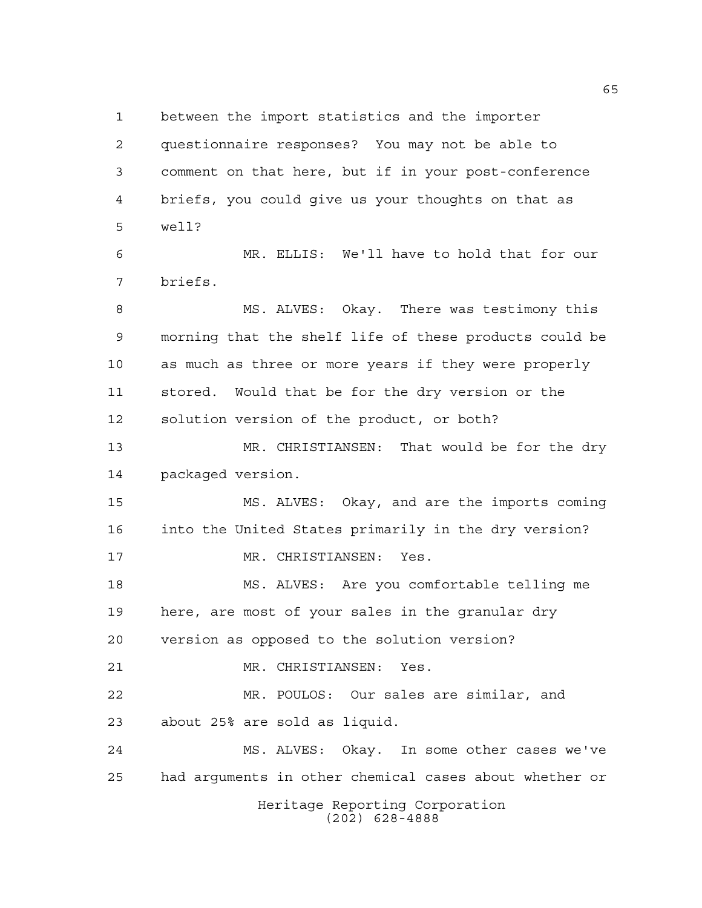between the import statistics and the importer questionnaire responses? You may not be able to comment on that here, but if in your post-conference briefs, you could give us your thoughts on that as well?

MR. ELLIS: We'll have to hold that for our briefs.

MS. ALVES: Okay. There was testimony this morning that the shelf life of these products could be as much as three or more years if they were properly stored. Would that be for the dry version or the solution version of the product, or both?

MR. CHRISTIANSEN: That would be for the dry packaged version.

MS. ALVES: Okay, and are the imports coming into the United States primarily in the dry version?

MR. CHRISTIANSEN: Yes.

MS. ALVES: Are you comfortable telling me here, are most of your sales in the granular dry version as opposed to the solution version?

MR. CHRISTIANSEN: Yes.

MR. POULOS: Our sales are similar, and about 25% are sold as liquid.

MS. ALVES: Okay. In some other cases we've had arguments in other chemical cases about whether or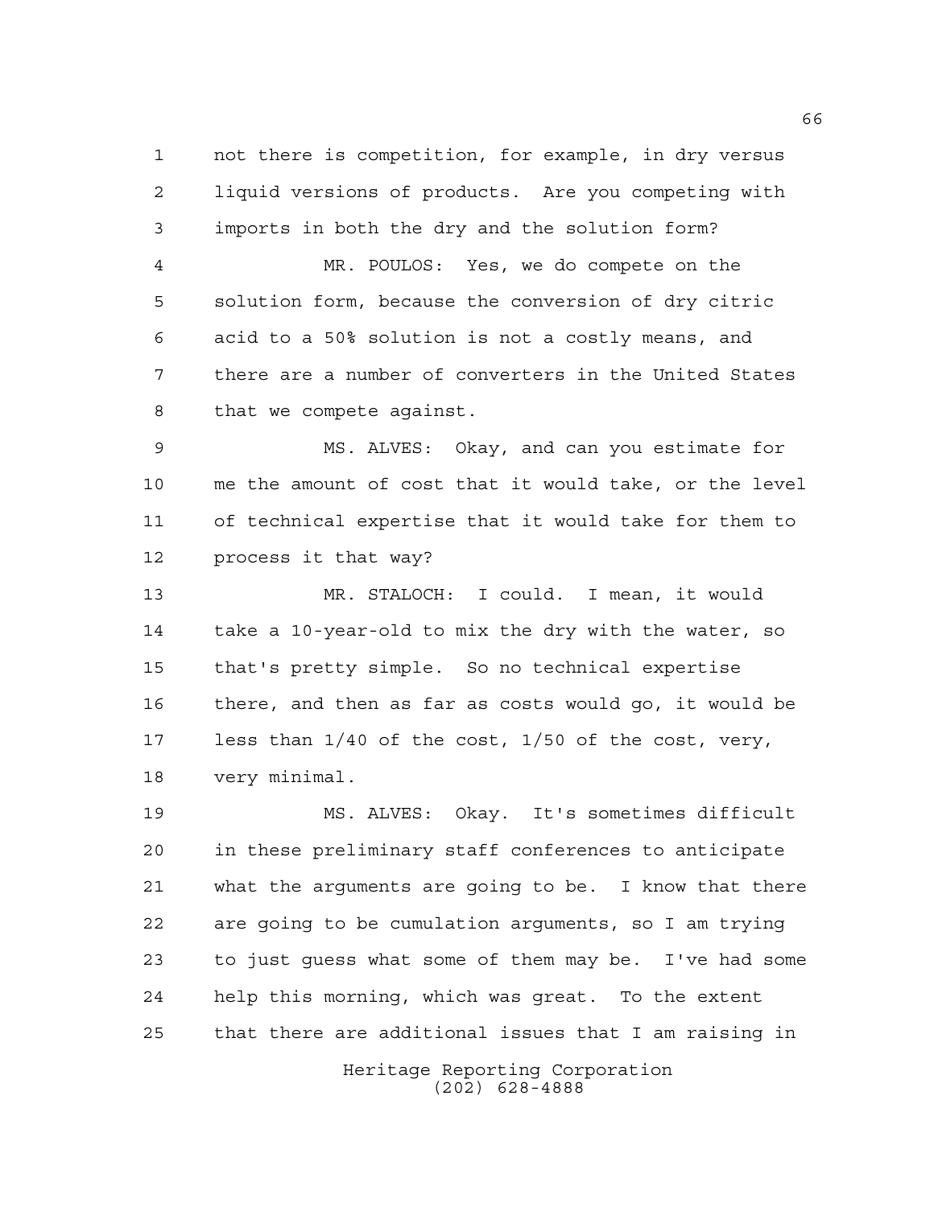not there is competition, for example, in dry versus liquid versions of products. Are you competing with imports in both the dry and the solution form?

MR. POULOS: Yes, we do compete on the solution form, because the conversion of dry citric acid to a 50% solution is not a costly means, and there are a number of converters in the United States that we compete against.

MS. ALVES: Okay, and can you estimate for me the amount of cost that it would take, or the level of technical expertise that it would take for them to process it that way?

MR. STALOCH: I could. I mean, it would take a 10-year-old to mix the dry with the water, so that's pretty simple. So no technical expertise there, and then as far as costs would go, it would be less than 1/40 of the cost, 1/50 of the cost, very, very minimal.

MS. ALVES: Okay. It's sometimes difficult in these preliminary staff conferences to anticipate what the arguments are going to be. I know that there are going to be cumulation arguments, so I am trying to just guess what some of them may be. I've had some help this morning, which was great. To the extent that there are additional issues that I am raising in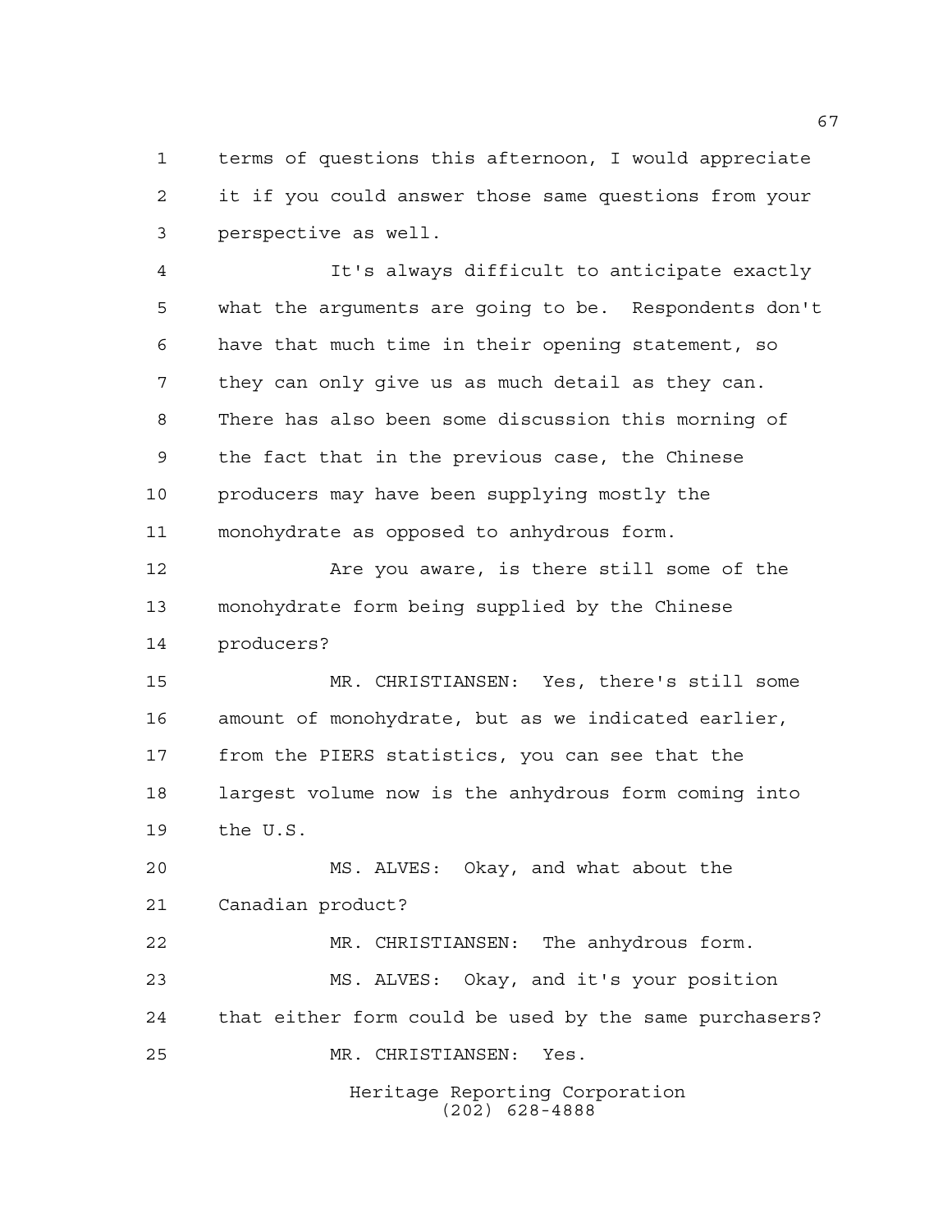terms of questions this afternoon, I would appreciate it if you could answer those same questions from your perspective as well.

It's always difficult to anticipate exactly what the arguments are going to be. Respondents don't have that much time in their opening statement, so they can only give us as much detail as they can. There has also been some discussion this morning of the fact that in the previous case, the Chinese producers may have been supplying mostly the monohydrate as opposed to anhydrous form.

Are you aware, is there still some of the monohydrate form being supplied by the Chinese producers?

MR. CHRISTIANSEN: Yes, there's still some amount of monohydrate, but as we indicated earlier, from the PIERS statistics, you can see that the largest volume now is the anhydrous form coming into the U.S.

MS. ALVES: Okay, and what about the Canadian product?

MR. CHRISTIANSEN: The anhydrous form.

MS. ALVES: Okay, and it's your position that either form could be used by the same purchasers?

MR. CHRISTIANSEN: Yes.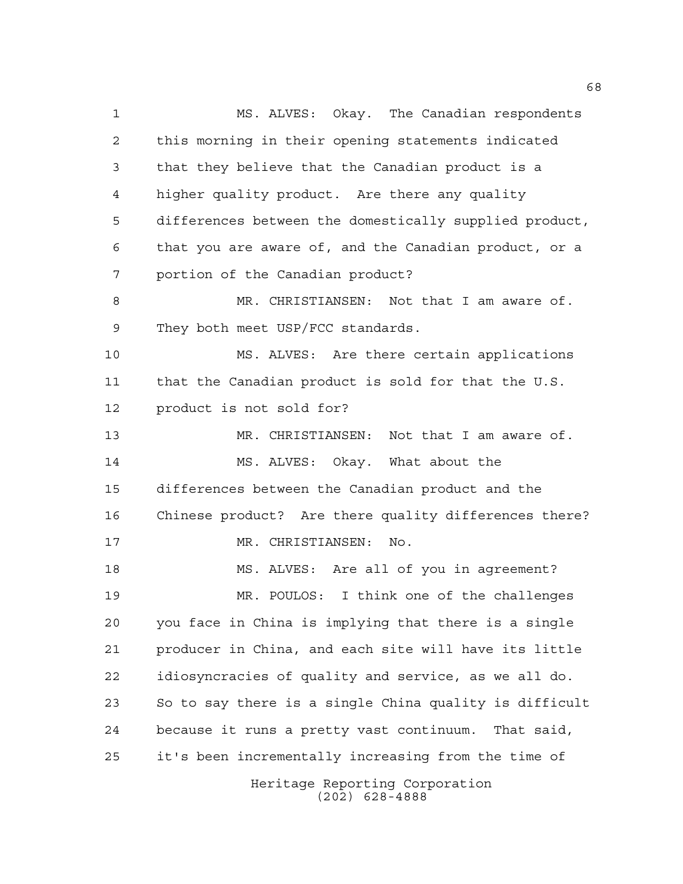MS. ALVES: Okay. The Canadian respondents this morning in their opening statements indicated that they believe that the Canadian product is a higher quality product. Are there any quality differences between the domestically supplied product, that you are aware of, and the Canadian product, or a portion of the Canadian product?

MR. CHRISTIANSEN: Not that I am aware of. They both meet USP/FCC standards.

MS. ALVES: Are there certain applications that the Canadian product is sold for that the U.S. product is not sold for?

MR. CHRISTIANSEN: Not that I am aware of.

MS. ALVES: Okay. What about the differences between the Canadian product and the Chinese product? Are there quality differences there?

MR. CHRISTIANSEN: No.

MS. ALVES: Are all of you in agreement?

MR. POULOS: I think one of the challenges you face in China is implying that there is a single producer in China, and each site will have its little idiosyncracies of quality and service, as we all do. So to say there is a single China quality is difficult because it runs a pretty vast continuum. That said, it's been incrementally increasing from the time of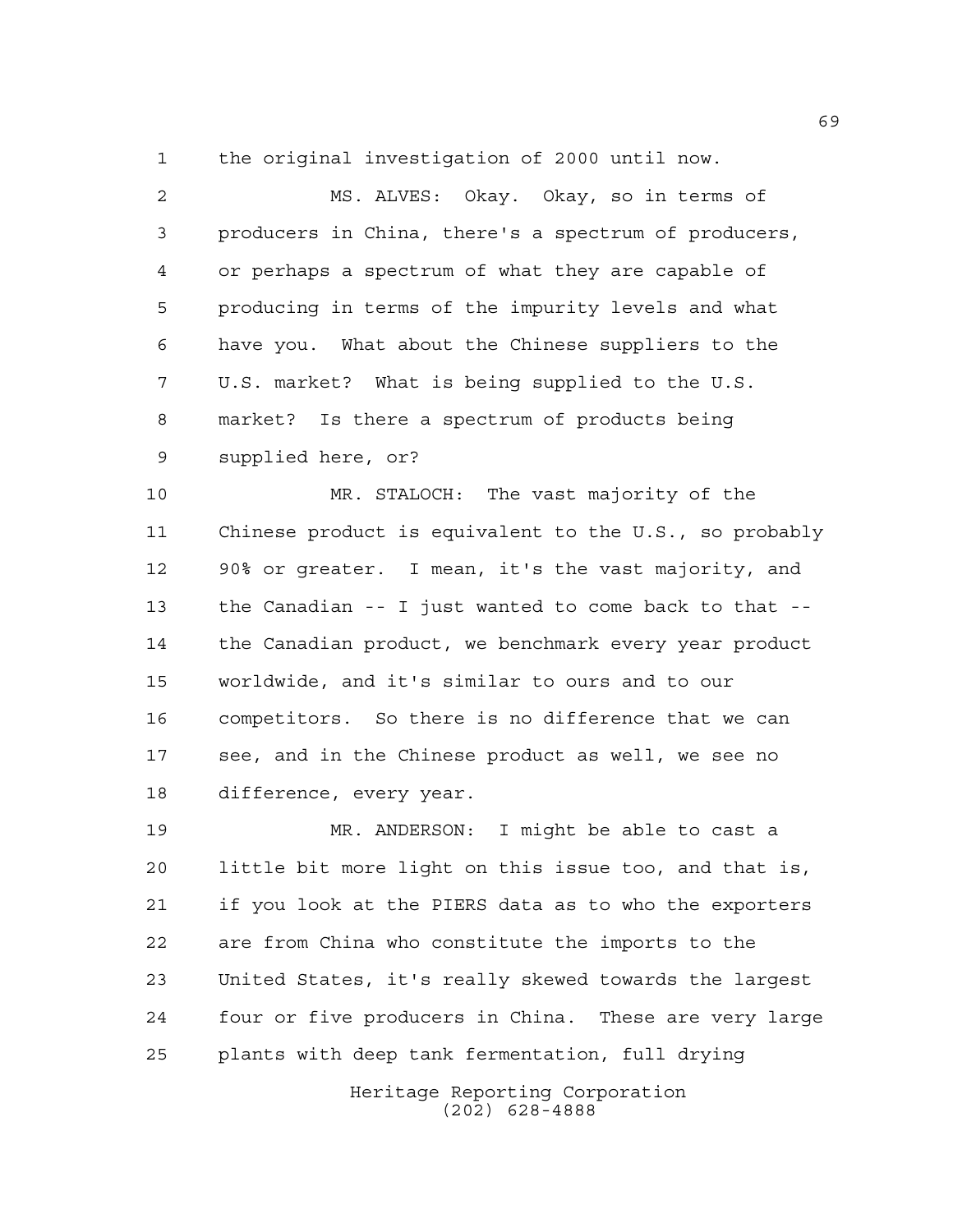the original investigation of 2000 until now.

MS. ALVES: Okay. Okay, so in terms of producers in China, there's a spectrum of producers, or perhaps a spectrum of what they are capable of producing in terms of the impurity levels and what have you. What about the Chinese suppliers to the U.S. market? What is being supplied to the U.S. market? Is there a spectrum of products being supplied here, or?

MR. STALOCH: The vast majority of the Chinese product is equivalent to the U.S., so probably 90% or greater. I mean, it's the vast majority, and the Canadian -- I just wanted to come back to that -- the Canadian product, we benchmark every year product worldwide, and it's similar to ours and to our competitors. So there is no difference that we can see, and in the Chinese product as well, we see no difference, every year.

MR. ANDERSON: I might be able to cast a little bit more light on this issue too, and that is, if you look at the PIERS data as to who the exporters are from China who constitute the imports to the United States, it's really skewed towards the largest four or five producers in China. These are very large plants with deep tank fermentation, full drying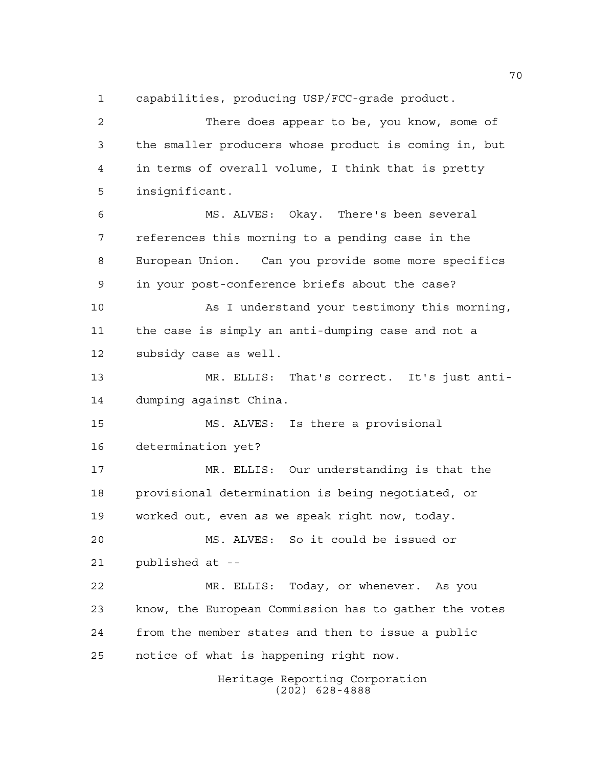capabilities, producing USP/FCC-grade product.

There does appear to be, you know, some of the smaller producers whose product is coming in, but in terms of overall volume, I think that is pretty insignificant.

MS. ALVES: Okay. There's been several references this morning to a pending case in the European Union. Can you provide some more specifics in your post-conference briefs about the case?

As I understand your testimony this morning, the case is simply an anti-dumping case and not a subsidy case as well.

MR. ELLIS: That's correct. It's just anti-dumping against China.

MS. ALVES: Is there a provisional determination yet?

MR. ELLIS: Our understanding is that the provisional determination is being negotiated, or worked out, even as we speak right now, today.

MS. ALVES: So it could be issued or published at --

MR. ELLIS: Today, or whenever. As you know, the European Commission has to gather the votes from the member states and then to issue a public notice of what is happening right now.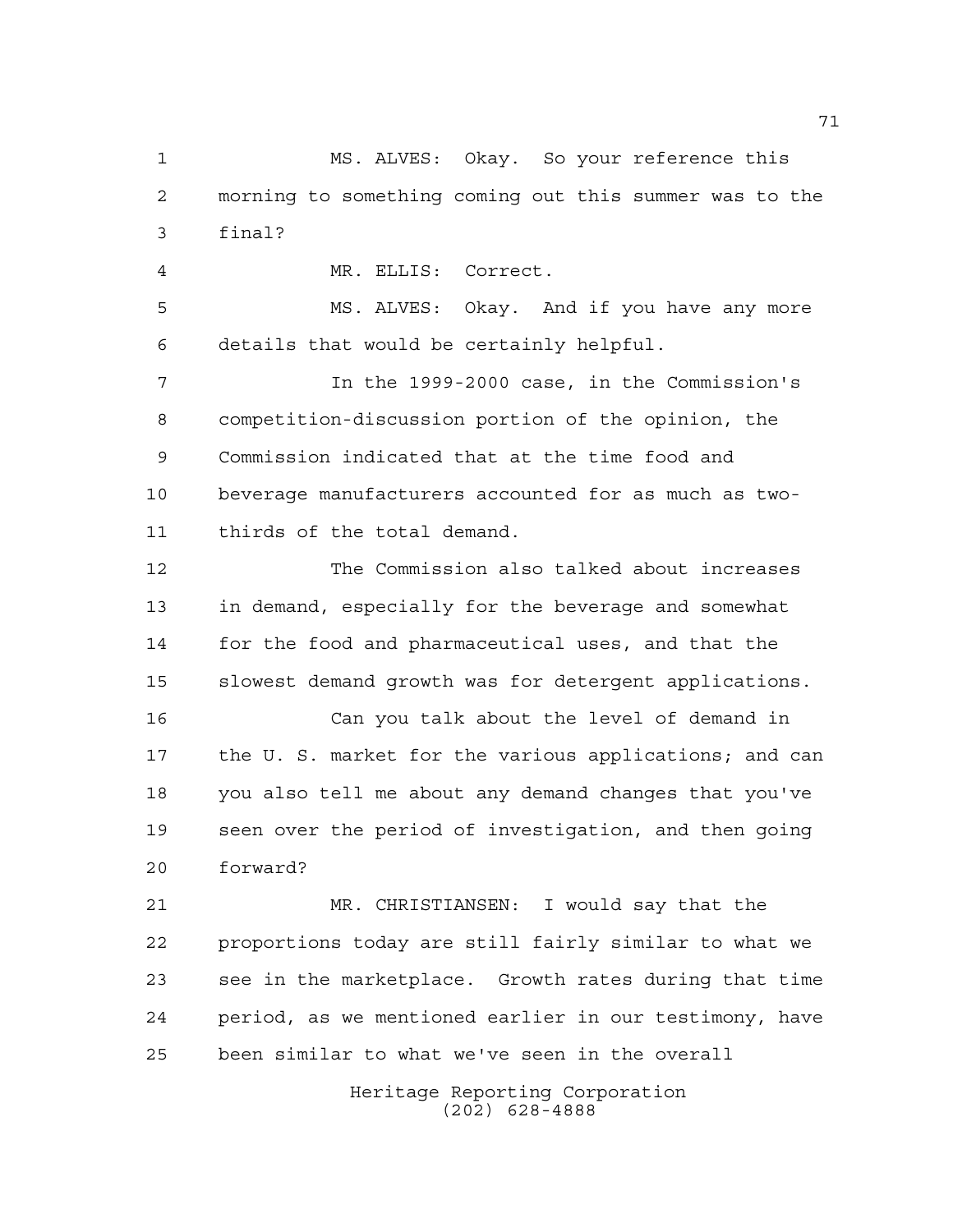MS. ALVES: Okay. So your reference this morning to something coming out this summer was to the final?

MR. ELLIS: Correct.

MS. ALVES: Okay. And if you have any more details that would be certainly helpful.

In the 1999-2000 case, in the Commission's competition-discussion portion of the opinion, the Commission indicated that at the time food and beverage manufacturers accounted for as much as two-thirds of the total demand.

The Commission also talked about increases in demand, especially for the beverage and somewhat for the food and pharmaceutical uses, and that the slowest demand growth was for detergent applications.

Can you talk about the level of demand in the U. S. market for the various applications; and can you also tell me about any demand changes that you've seen over the period of investigation, and then going forward?

MR. CHRISTIANSEN: I would say that the proportions today are still fairly similar to what we see in the marketplace. Growth rates during that time period, as we mentioned earlier in our testimony, have been similar to what we've seen in the overall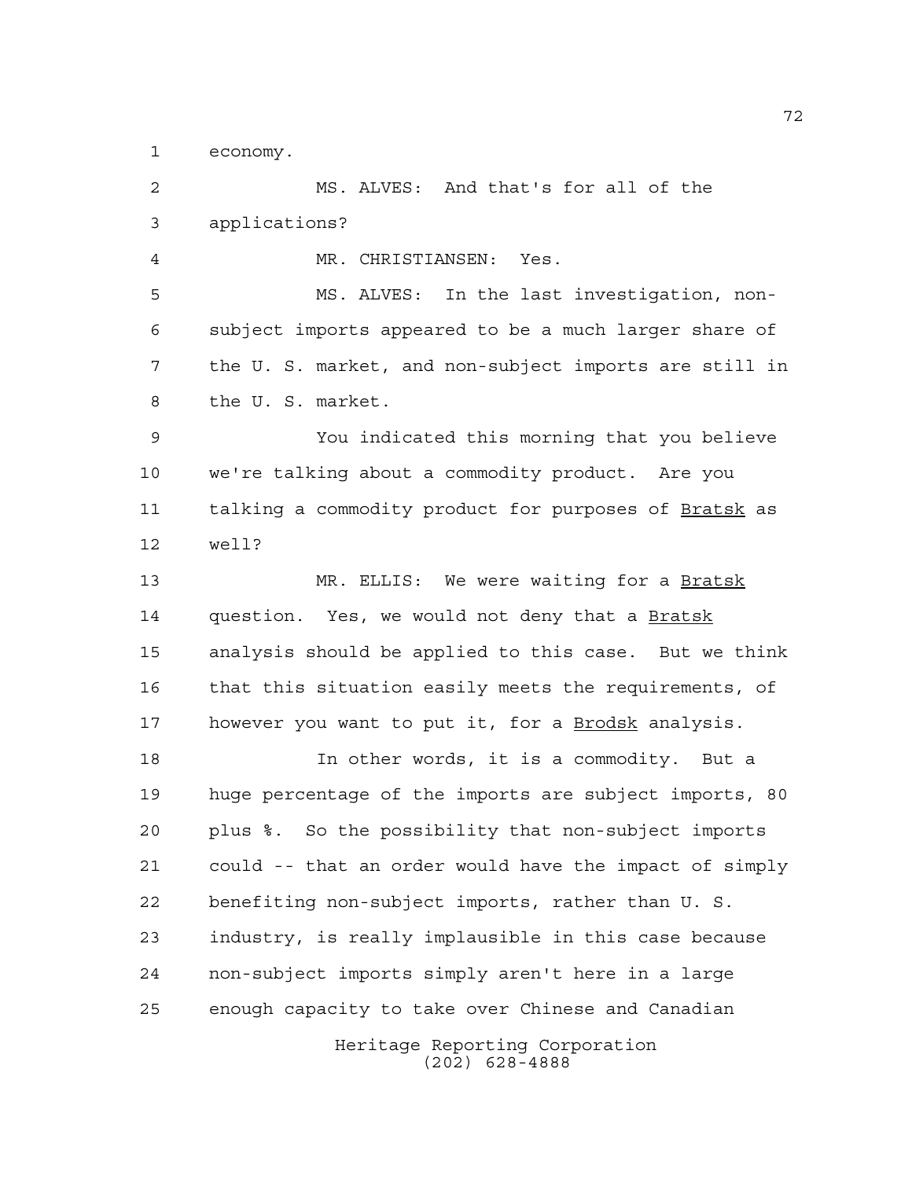economy.

MS. ALVES: And that's for all of the applications?

MR. CHRISTIANSEN: Yes.

MS. ALVES: In the last investigation, non-subject imports appeared to be a much larger share of the U. S. market, and non-subject imports are still in the U. S. market.

You indicated this morning that you believe we're talking about a commodity product. Are you talking a commodity product for purposes of Bratsk as well?

MR. ELLIS: We were waiting for a Bratsk question. Yes, we would not deny that a Bratsk analysis should be applied to this case. But we think that this situation easily meets the requirements, of however you want to put it, for a Brodsk analysis.

In other words, it is a commodity. But a huge percentage of the imports are subject imports, 80 plus %. So the possibility that non-subject imports could -- that an order would have the impact of simply benefiting non-subject imports, rather than U. S. industry, is really implausible in this case because non-subject imports simply aren't here in a large enough capacity to take over Chinese and Canadian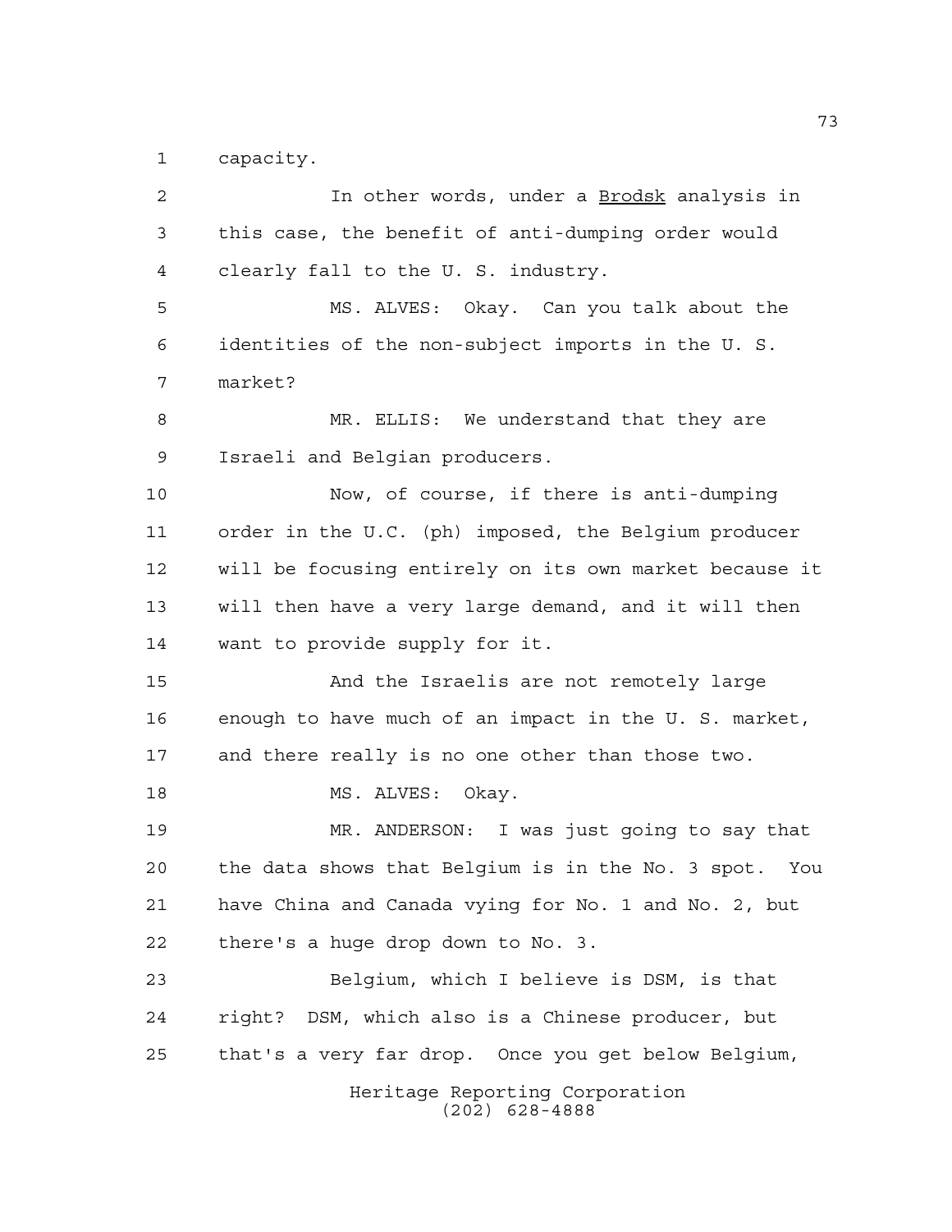capacity.

In other words, under a Brodsk analysis in this case, the benefit of anti-dumping order would clearly fall to the U. S. industry.

MS. ALVES: Okay. Can you talk about the identities of the non-subject imports in the U. S. market?

MR. ELLIS: We understand that they are Israeli and Belgian producers.

Now, of course, if there is anti-dumping order in the U.C. (ph) imposed, the Belgium producer will be focusing entirely on its own market because it will then have a very large demand, and it will then want to provide supply for it.

And the Israelis are not remotely large enough to have much of an impact in the U. S. market, and there really is no one other than those two.

MS. ALVES: Okay.

MR. ANDERSON: I was just going to say that the data shows that Belgium is in the No. 3 spot. You have China and Canada vying for No. 1 and No. 2, but there's a huge drop down to No. 3.

Belgium, which I believe is DSM, is that right? DSM, which also is a Chinese producer, but that's a very far drop. Once you get below Belgium,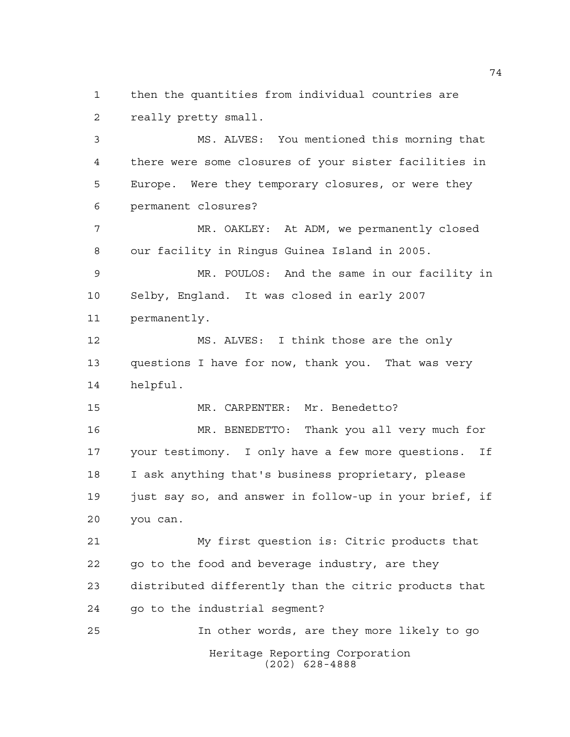then the quantities from individual countries are really pretty small.

MS. ALVES: You mentioned this morning that there were some closures of your sister facilities in Europe. Were they temporary closures, or were they permanent closures?

MR. OAKLEY: At ADM, we permanently closed our facility in Ringus Guinea Island in 2005.

MR. POULOS: And the same in our facility in Selby, England. It was closed in early 2007 permanently.

MS. ALVES: I think those are the only questions I have for now, thank you. That was very helpful.

MR. CARPENTER: Mr. Benedetto?

MR. BENEDETTO: Thank you all very much for your testimony. I only have a few more questions. If I ask anything that's business proprietary, please just say so, and answer in follow-up in your brief, if you can.

My first question is: Citric products that go to the food and beverage industry, are they distributed differently than the citric products that go to the industrial segment?

In other words, are they more likely to go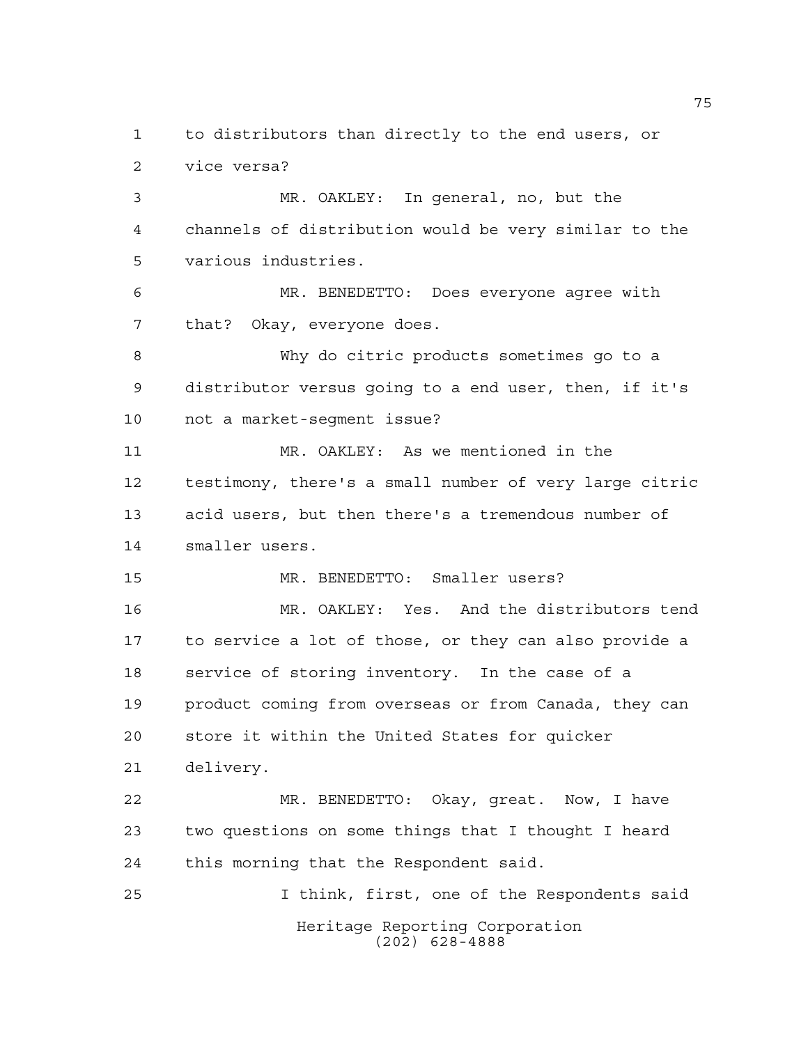to distributors than directly to the end users, or vice versa?

MR. OAKLEY: In general, no, but the channels of distribution would be very similar to the various industries.

MR. BENEDETTO: Does everyone agree with that? Okay, everyone does.

Why do citric products sometimes go to a distributor versus going to a end user, then, if it's not a market-segment issue?

MR. OAKLEY: As we mentioned in the testimony, there's a small number of very large citric acid users, but then there's a tremendous number of smaller users.

MR. BENEDETTO: Smaller users?

MR. OAKLEY: Yes. And the distributors tend to service a lot of those, or they can also provide a service of storing inventory. In the case of a product coming from overseas or from Canada, they can store it within the United States for quicker delivery.

MR. BENEDETTO: Okay, great. Now, I have two questions on some things that I thought I heard this morning that the Respondent said.

I think, first, one of the Respondents said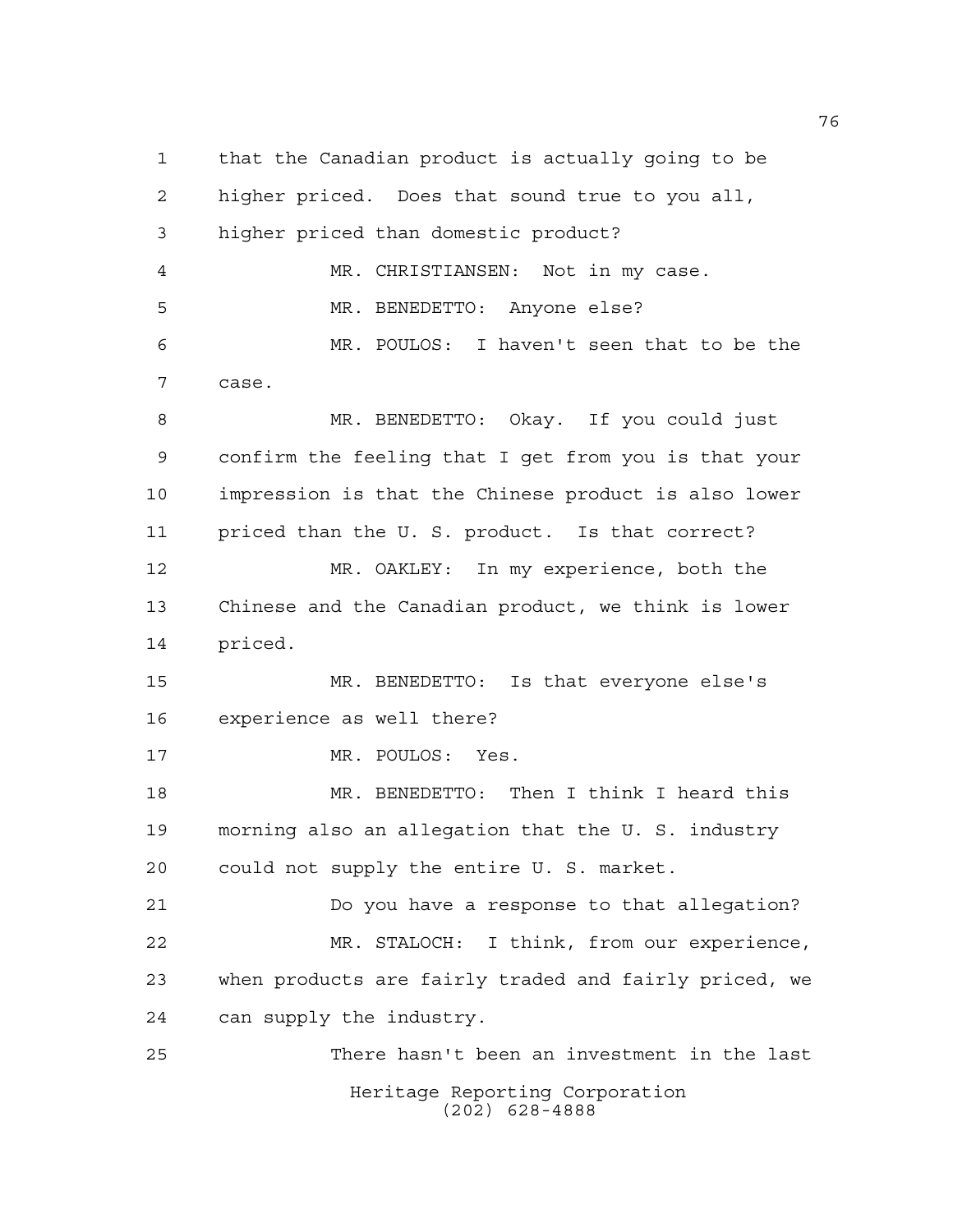that the Canadian product is actually going to be higher priced. Does that sound true to you all, higher priced than domestic product?

MR. CHRISTIANSEN: Not in my case.

MR. BENEDETTO: Anyone else?

MR. POULOS: I haven't seen that to be the case.

MR. BENEDETTO: Okay. If you could just confirm the feeling that I get from you is that your impression is that the Chinese product is also lower priced than the U. S. product. Is that correct?

MR. OAKLEY: In my experience, both the Chinese and the Canadian product, we think is lower priced.

MR. BENEDETTO: Is that everyone else's experience as well there?

MR. POULOS: Yes.

MR. BENEDETTO: Then I think I heard this morning also an allegation that the U. S. industry could not supply the entire U. S. market.

Do you have a response to that allegation?

MR. STALOCH: I think, from our experience, when products are fairly traded and fairly priced, we can supply the industry.

There hasn't been an investment in the last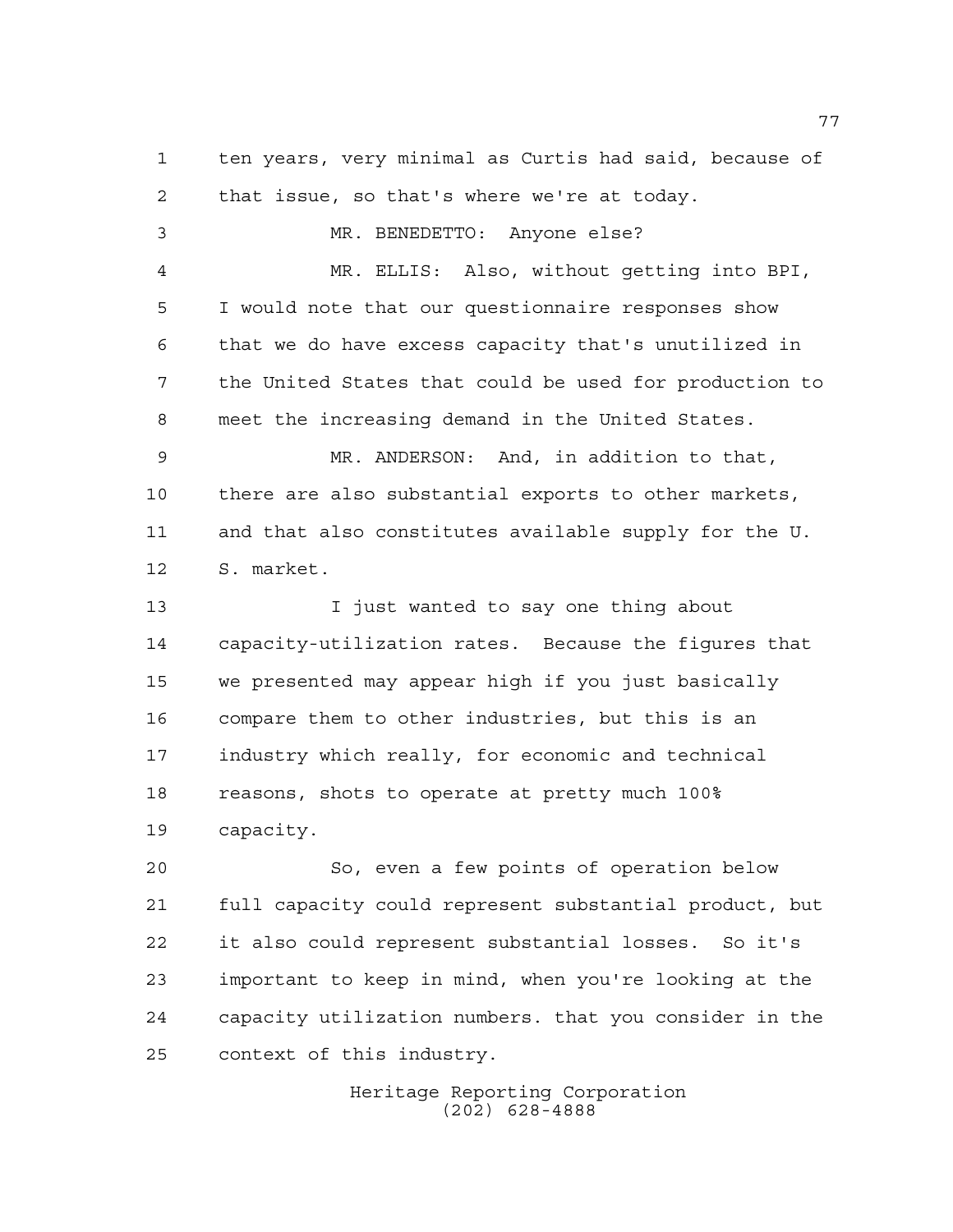ten years, very minimal as Curtis had said, because of that issue, so that's where we're at today.

MR. BENEDETTO: Anyone else?

MR. ELLIS: Also, without getting into BPI, I would note that our questionnaire responses show that we do have excess capacity that's unutilized in the United States that could be used for production to meet the increasing demand in the United States.

MR. ANDERSON: And, in addition to that, there are also substantial exports to other markets, and that also constitutes available supply for the U. S. market.

I just wanted to say one thing about capacity-utilization rates. Because the figures that we presented may appear high if you just basically compare them to other industries, but this is an industry which really, for economic and technical reasons, shots to operate at pretty much 100% capacity.

So, even a few points of operation below full capacity could represent substantial product, but it also could represent substantial losses. So it's important to keep in mind, when you're looking at the capacity utilization numbers. that you consider in the context of this industry.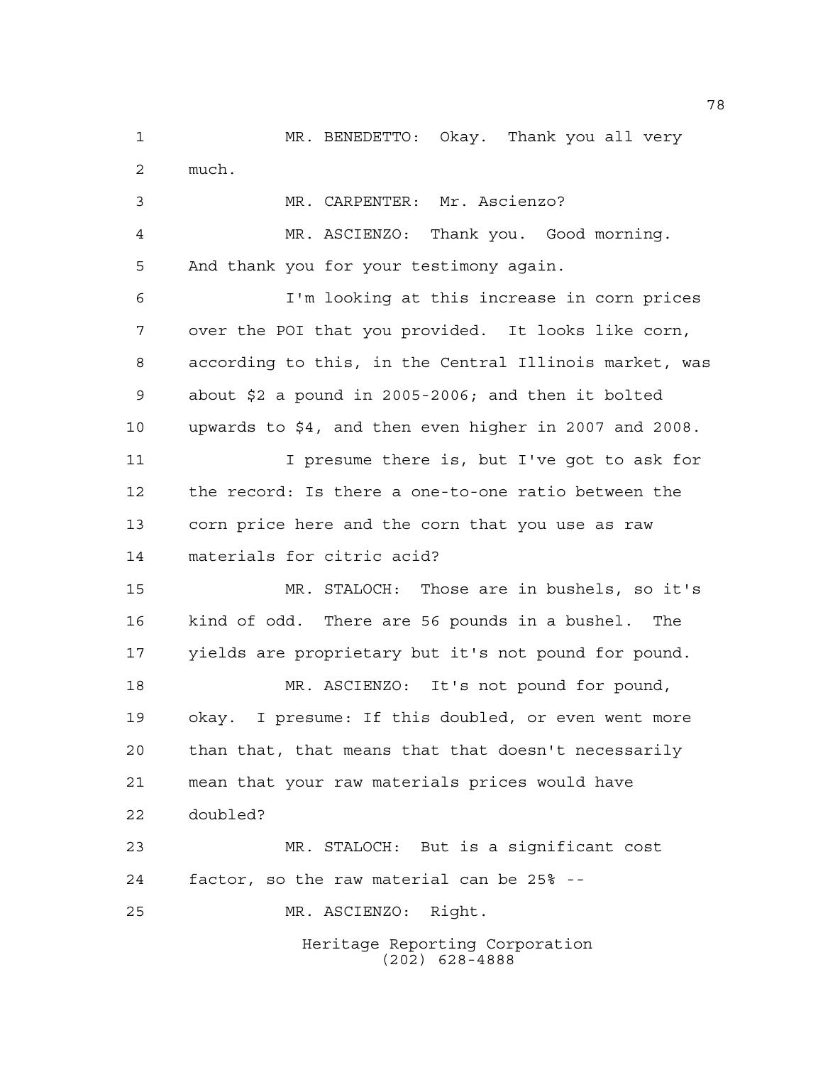MR. BENEDETTO: Okay. Thank you all very much.

MR. CARPENTER: Mr. Ascienzo?

MR. ASCIENZO: Thank you. Good morning. And thank you for your testimony again.

I'm looking at this increase in corn prices over the POI that you provided. It looks like corn, according to this, in the Central Illinois market, was about $2 a pound in 2005-2006; and then it bolted upwards to $4, and then even higher in 2007 and 2008.

I presume there is, but I've got to ask for the record: Is there a one-to-one ratio between the corn price here and the corn that you use as raw materials for citric acid?

MR. STALOCH: Those are in bushels, so it's kind of odd. There are 56 pounds in a bushel. The yields are proprietary but it's not pound for pound.

MR. ASCIENZO: It's not pound for pound, okay. I presume: If this doubled, or even went more than that, that means that that doesn't necessarily mean that your raw materials prices would have doubled?

MR. STALOCH: But is a significant cost factor, so the raw material can be 25% --

MR. ASCIENZO: Right.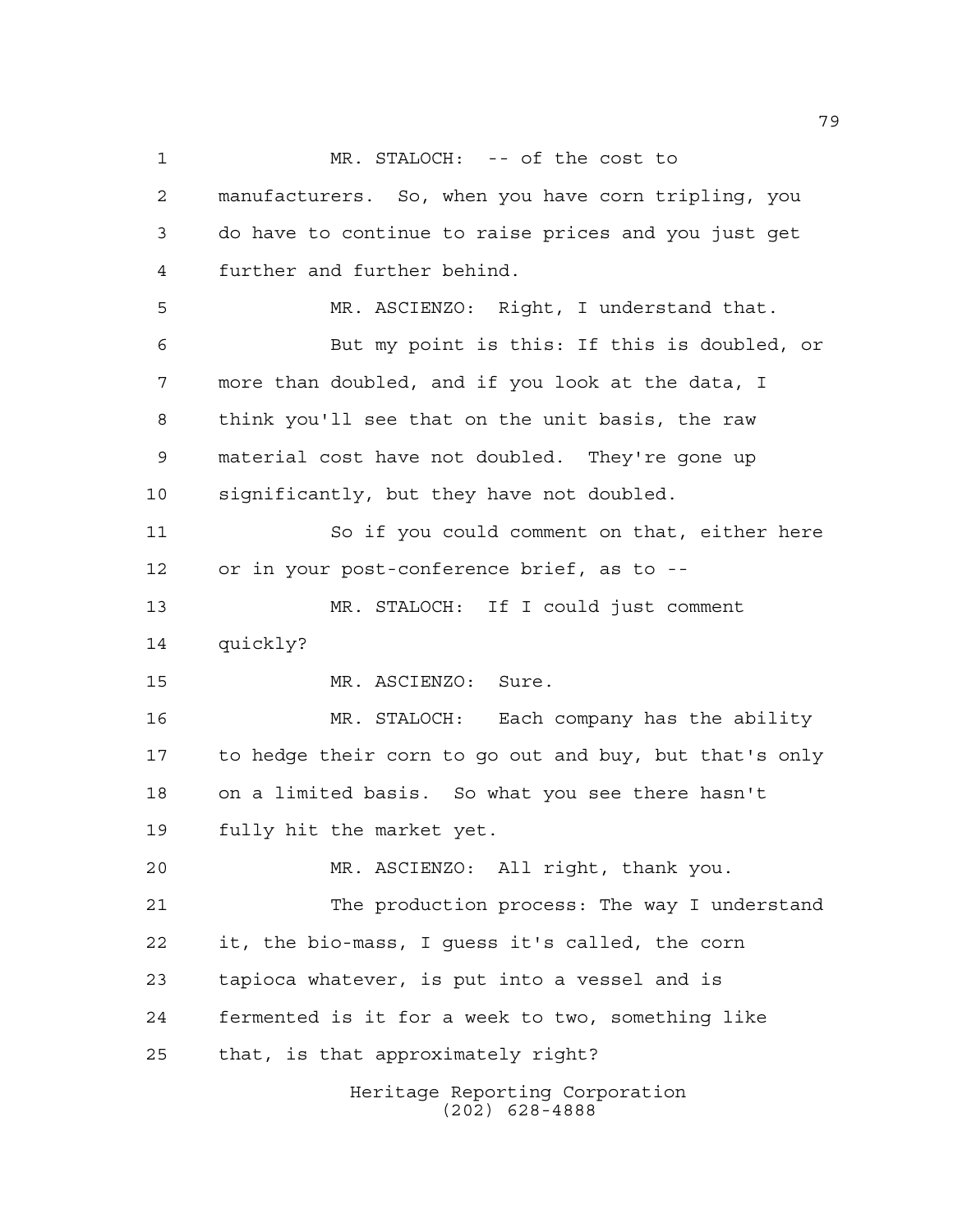MR. STALOCH: -- of the cost to manufacturers. So, when you have corn tripling, you do have to continue to raise prices and you just get further and further behind.

MR. ASCIENZO: Right, I understand that.

But my point is this: If this is doubled, or more than doubled, and if you look at the data, I think you'll see that on the unit basis, the raw material cost have not doubled. They're gone up significantly, but they have not doubled.

So if you could comment on that, either here or in your post-conference brief, as to --

MR. STALOCH: If I could just comment quickly?

MR. ASCIENZO: Sure.

MR. STALOCH: Each company has the ability to hedge their corn to go out and buy, but that's only on a limited basis. So what you see there hasn't fully hit the market yet.

MR. ASCIENZO: All right, thank you.

The production process: The way I understand it, the bio-mass, I guess it's called, the corn tapioca whatever, is put into a vessel and is fermented is it for a week to two, something like that, is that approximately right?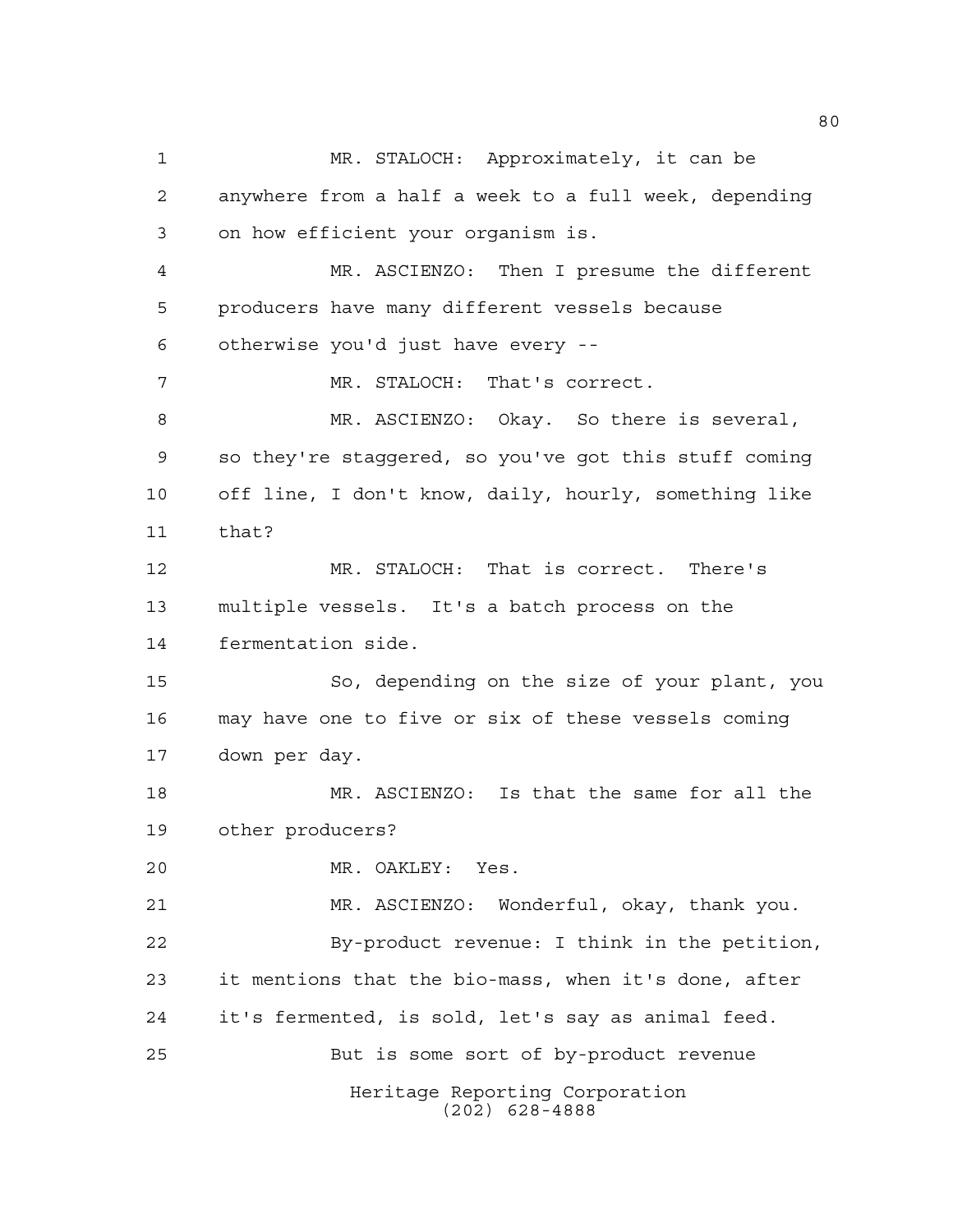MR. STALOCH: Approximately, it can be anywhere from a half a week to a full week, depending on how efficient your organism is.

MR. ASCIENZO: Then I presume the different producers have many different vessels because otherwise you'd just have every --

MR. STALOCH: That's correct.

MR. ASCIENZO: Okay. So there is several, so they're staggered, so you've got this stuff coming off line, I don't know, daily, hourly, something like that?

MR. STALOCH: That is correct. There's multiple vessels. It's a batch process on the fermentation side.

So, depending on the size of your plant, you may have one to five or six of these vessels coming down per day.

MR. ASCIENZO: Is that the same for all the other producers?

MR. OAKLEY: Yes.

MR. ASCIENZO: Wonderful, okay, thank you.

By-product revenue: I think in the petition, it mentions that the bio-mass, when it's done, after it's fermented, is sold, let's say as animal feed.

But is some sort of by-product revenue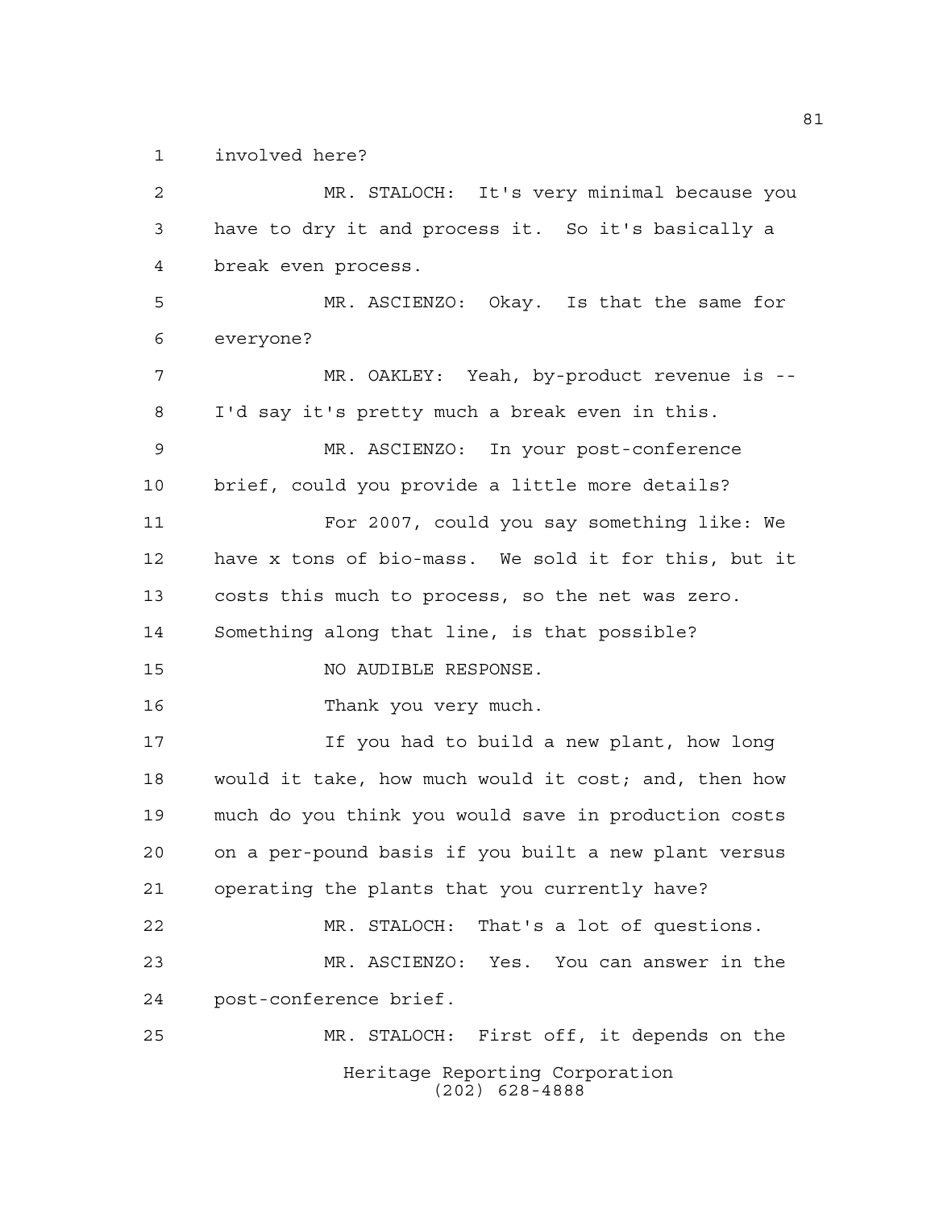involved here?

MR. STALOCH: It's very minimal because you have to dry it and process it. So it's basically a break even process.

MR. ASCIENZO: Okay. Is that the same for everyone?

MR. OAKLEY: Yeah, by-product revenue is -- I'd say it's pretty much a break even in this.

MR. ASCIENZO: In your post-conference brief, could you provide a little more details?

For 2007, could you say something like: We have x tons of bio-mass. We sold it for this, but it costs this much to process, so the net was zero. Something along that line, is that possible?

NO AUDIBLE RESPONSE.

Thank you very much.

If you had to build a new plant, how long would it take, how much would it cost; and, then how much do you think you would save in production costs on a per-pound basis if you built a new plant versus operating the plants that you currently have?

MR. STALOCH: That's a lot of questions.

MR. ASCIENZO: Yes. You can answer in the post-conference brief.

MR. STALOCH: First off, it depends on the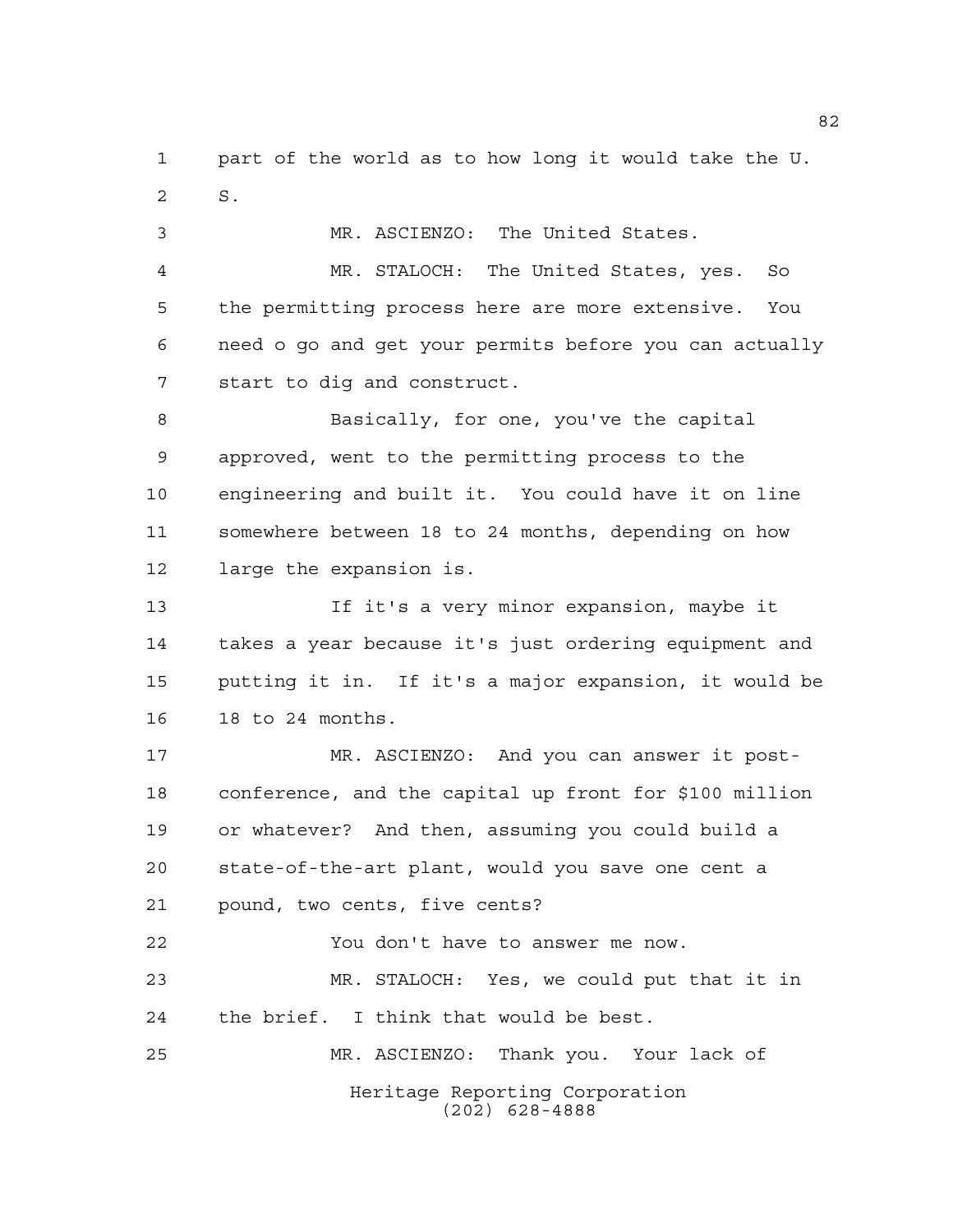part of the world as to how long it would take the U. S.

MR. ASCIENZO: The United States.

MR. STALOCH: The United States, yes. So the permitting process here are more extensive. You need o go and get your permits before you can actually start to dig and construct.

Basically, for one, you've the capital approved, went to the permitting process to the engineering and built it. You could have it on line somewhere between 18 to 24 months, depending on how large the expansion is.

If it's a very minor expansion, maybe it takes a year because it's just ordering equipment and putting it in. If it's a major expansion, it would be 18 to 24 months.

MR. ASCIENZO: And you can answer it post-conference, and the capital up front for $100 million or whatever? And then, assuming you could build a state-of-the-art plant, would you save one cent a pound, two cents, five cents?

You don't have to answer me now.

MR. STALOCH: Yes, we could put that it in the brief. I think that would be best.

MR. ASCIENZO: Thank you. Your lack of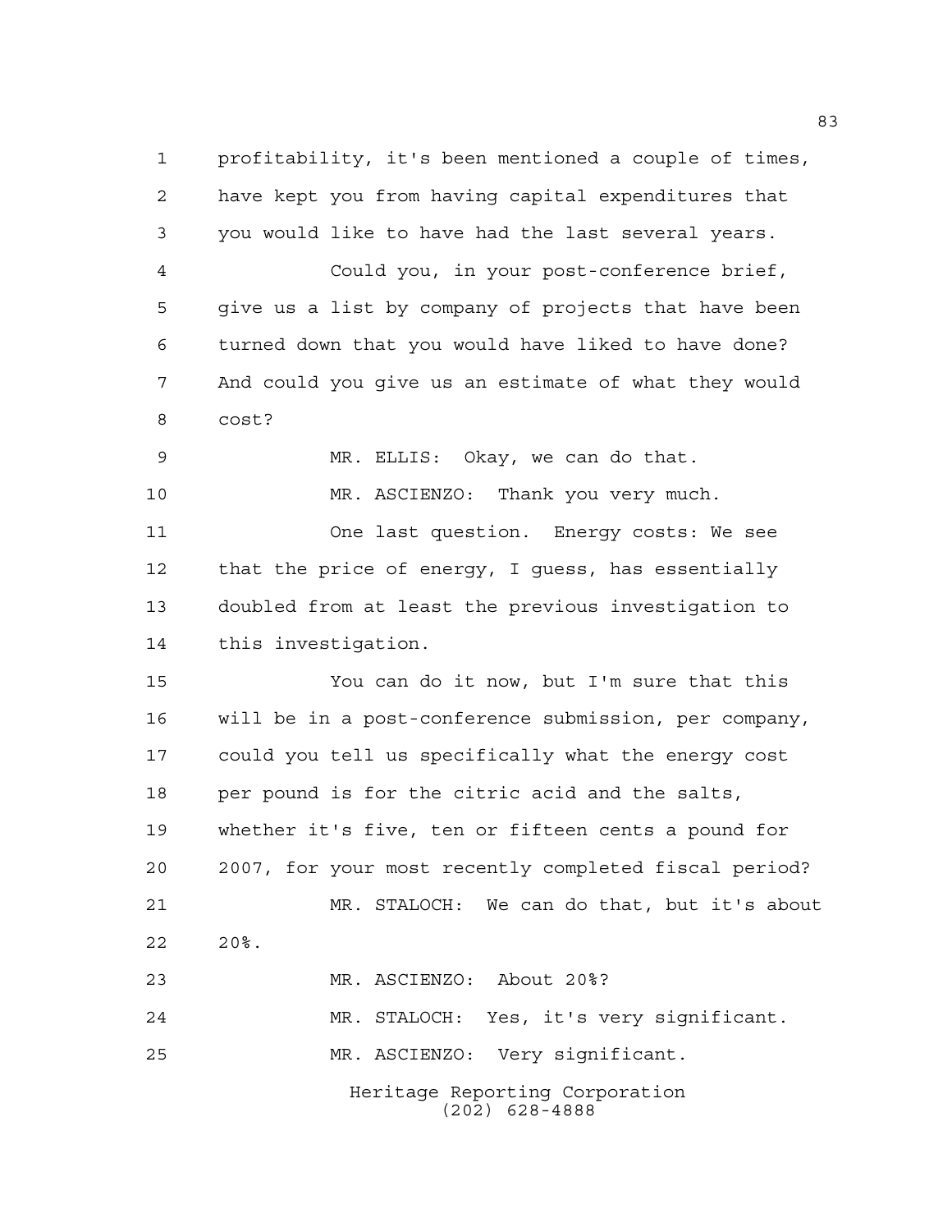profitability, it's been mentioned a couple of times, have kept you from having capital expenditures that you would like to have had the last several years.

Could you, in your post-conference brief, give us a list by company of projects that have been turned down that you would have liked to have done? And could you give us an estimate of what they would cost?

MR. ELLIS: Okay, we can do that.

MR. ASCIENZO: Thank you very much.

One last question. Energy costs: We see that the price of energy, I guess, has essentially doubled from at least the previous investigation to this investigation.

You can do it now, but I'm sure that this will be in a post-conference submission, per company, could you tell us specifically what the energy cost per pound is for the citric acid and the salts, whether it's five, ten or fifteen cents a pound for 2007, for your most recently completed fiscal period?

MR. STALOCH: We can do that, but it's about 20%.

MR. ASCIENZO: About 20%?

MR. STALOCH: Yes, it's very significant.

MR. ASCIENZO: Very significant.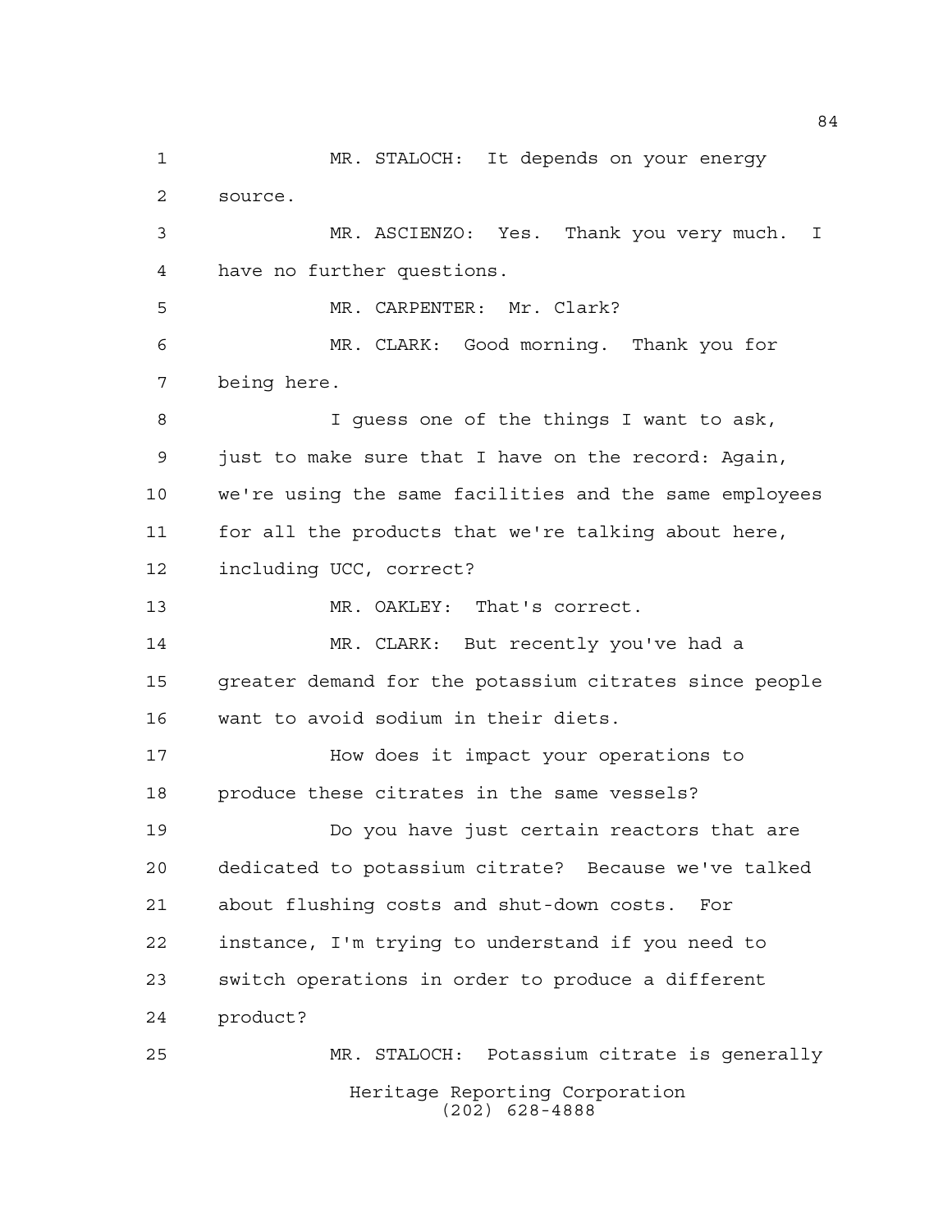MR. STALOCH: It depends on your energy source.

MR. ASCIENZO: Yes. Thank you very much. I have no further questions.

MR. CARPENTER: Mr. Clark?

MR. CLARK: Good morning. Thank you for being here.

I guess one of the things I want to ask, just to make sure that I have on the record: Again, we're using the same facilities and the same employees for all the products that we're talking about here, including UCC, correct?

MR. OAKLEY: That's correct.

MR. CLARK: But recently you've had a greater demand for the potassium citrates since people want to avoid sodium in their diets.

How does it impact your operations to produce these citrates in the same vessels?

Do you have just certain reactors that are dedicated to potassium citrate? Because we've talked about flushing costs and shut-down costs. For instance, I'm trying to understand if you need to switch operations in order to produce a different product?

MR. STALOCH: Potassium citrate is generally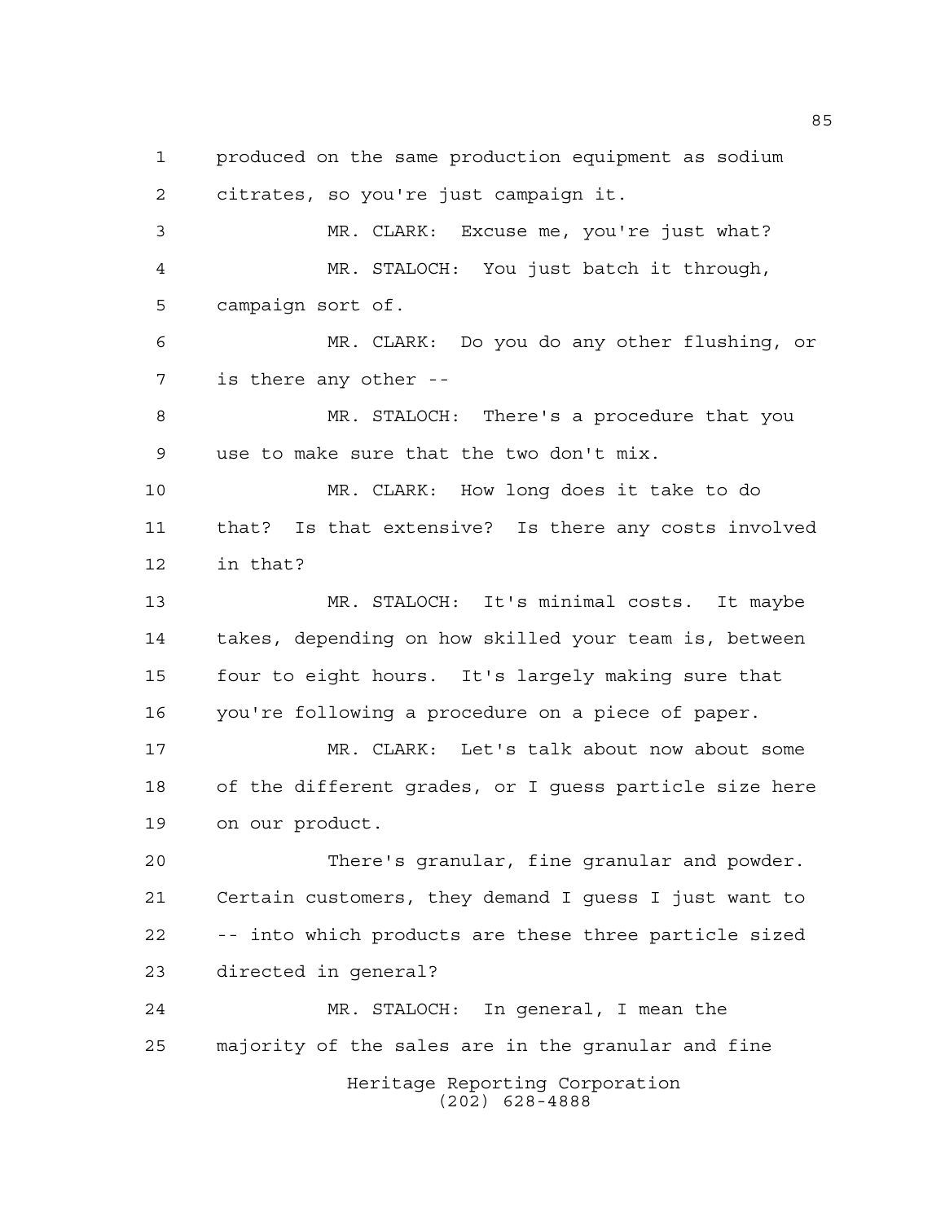produced on the same production equipment as sodium citrates, so you're just campaign it.

MR. CLARK: Excuse me, you're just what?

MR. STALOCH: You just batch it through, campaign sort of.

MR. CLARK: Do you do any other flushing, or is there any other --

MR. STALOCH: There's a procedure that you use to make sure that the two don't mix.

MR. CLARK: How long does it take to do that? Is that extensive? Is there any costs involved in that?

MR. STALOCH: It's minimal costs. It maybe takes, depending on how skilled your team is, between four to eight hours. It's largely making sure that you're following a procedure on a piece of paper.

MR. CLARK: Let's talk about now about some of the different grades, or I guess particle size here on our product.

There's granular, fine granular and powder. Certain customers, they demand I guess I just want to -- into which products are these three particle sized directed in general?

MR. STALOCH: In general, I mean the majority of the sales are in the granular and fine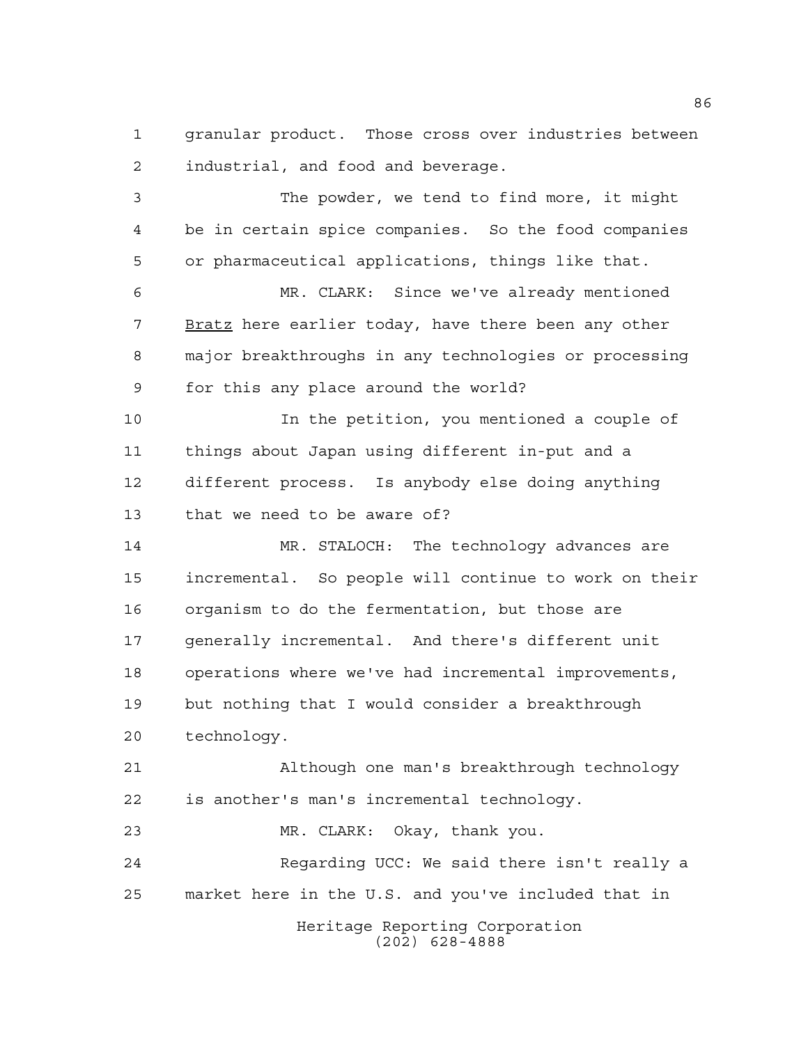granular product. Those cross over industries between industrial, and food and beverage.

The powder, we tend to find more, it might be in certain spice companies. So the food companies or pharmaceutical applications, things like that.

MR. CLARK: Since we've already mentioned Bratz here earlier today, have there been any other major breakthroughs in any technologies or processing for this any place around the world?

In the petition, you mentioned a couple of things about Japan using different in-put and a different process. Is anybody else doing anything that we need to be aware of?

MR. STALOCH: The technology advances are incremental. So people will continue to work on their organism to do the fermentation, but those are generally incremental. And there's different unit operations where we've had incremental improvements, but nothing that I would consider a breakthrough technology.

Although one man's breakthrough technology is another's man's incremental technology.

MR. CLARK: Okay, thank you.

Regarding UCC: We said there isn't really a market here in the U.S. and you've included that in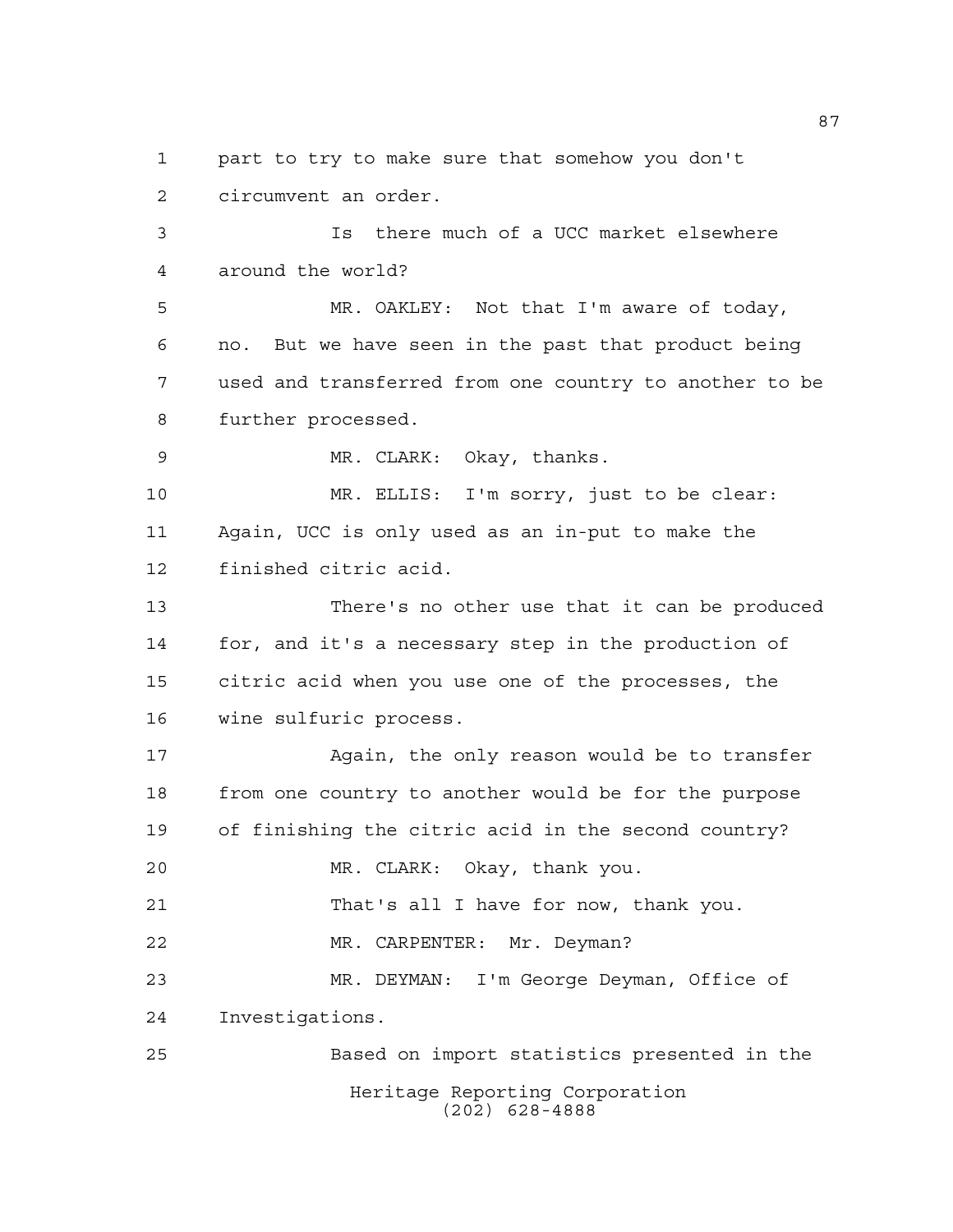part to try to make sure that somehow you don't circumvent an order.

Is there much of a UCC market elsewhere around the world?

MR. OAKLEY: Not that I'm aware of today, no. But we have seen in the past that product being used and transferred from one country to another to be further processed.

MR. CLARK: Okay, thanks.

MR. ELLIS: I'm sorry, just to be clear: Again, UCC is only used as an in-put to make the finished citric acid.

There's no other use that it can be produced for, and it's a necessary step in the production of citric acid when you use one of the processes, the wine sulfuric process.

Again, the only reason would be to transfer from one country to another would be for the purpose of finishing the citric acid in the second country?

MR. CLARK: Okay, thank you.

That's all I have for now, thank you.

MR. CARPENTER: Mr. Deyman?

MR. DEYMAN: I'm George Deyman, Office of Investigations.

Based on import statistics presented in the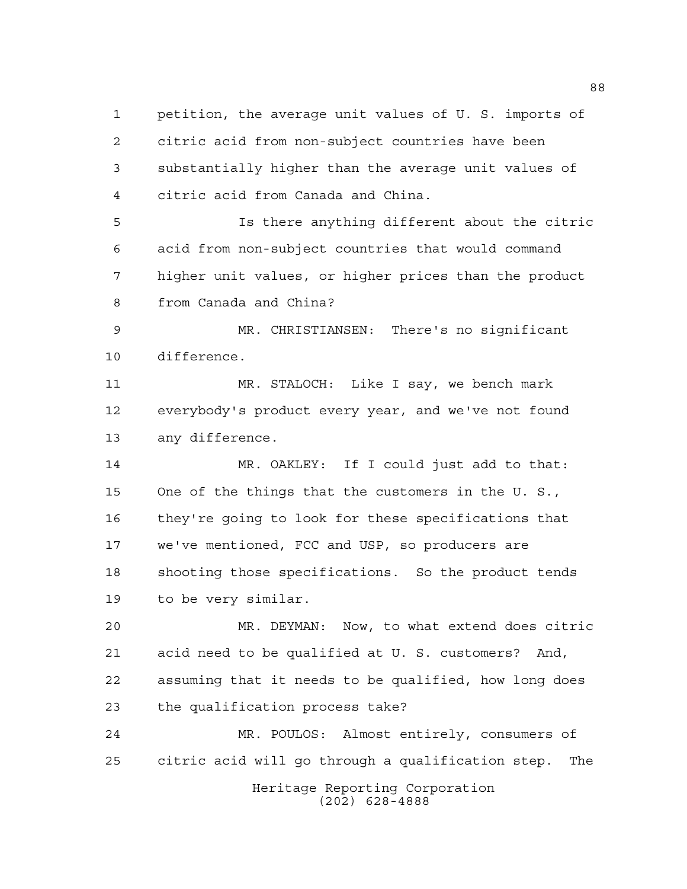petition, the average unit values of U. S. imports of citric acid from non-subject countries have been substantially higher than the average unit values of citric acid from Canada and China.

Is there anything different about the citric acid from non-subject countries that would command higher unit values, or higher prices than the product from Canada and China?

MR. CHRISTIANSEN: There's no significant difference.

MR. STALOCH: Like I say, we bench mark everybody's product every year, and we've not found any difference.

MR. OAKLEY: If I could just add to that: One of the things that the customers in the U. S., they're going to look for these specifications that we've mentioned, FCC and USP, so producers are shooting those specifications. So the product tends to be very similar.

MR. DEYMAN: Now, to what extend does citric acid need to be qualified at U. S. customers? And, assuming that it needs to be qualified, how long does the qualification process take?

MR. POULOS: Almost entirely, consumers of citric acid will go through a qualification step. The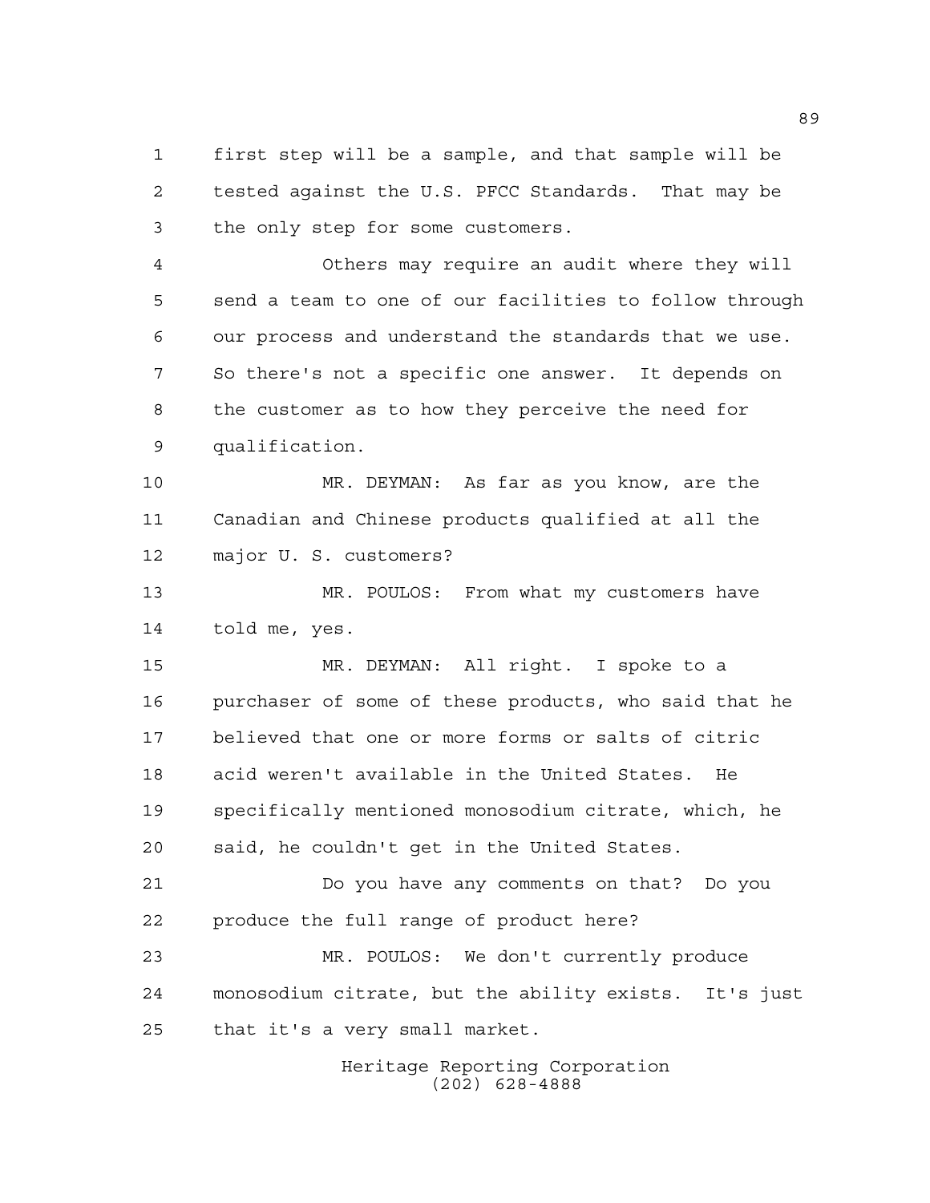first step will be a sample, and that sample will be tested against the U.S. PFCC Standards. That may be the only step for some customers.

Others may require an audit where they will send a team to one of our facilities to follow through our process and understand the standards that we use. So there's not a specific one answer. It depends on the customer as to how they perceive the need for qualification.

MR. DEYMAN: As far as you know, are the Canadian and Chinese products qualified at all the major U. S. customers?

MR. POULOS: From what my customers have told me, yes.

MR. DEYMAN: All right. I spoke to a purchaser of some of these products, who said that he believed that one or more forms or salts of citric acid weren't available in the United States. He specifically mentioned monosodium citrate, which, he said, he couldn't get in the United States.

Do you have any comments on that? Do you produce the full range of product here?

MR. POULOS: We don't currently produce monosodium citrate, but the ability exists. It's just that it's a very small market.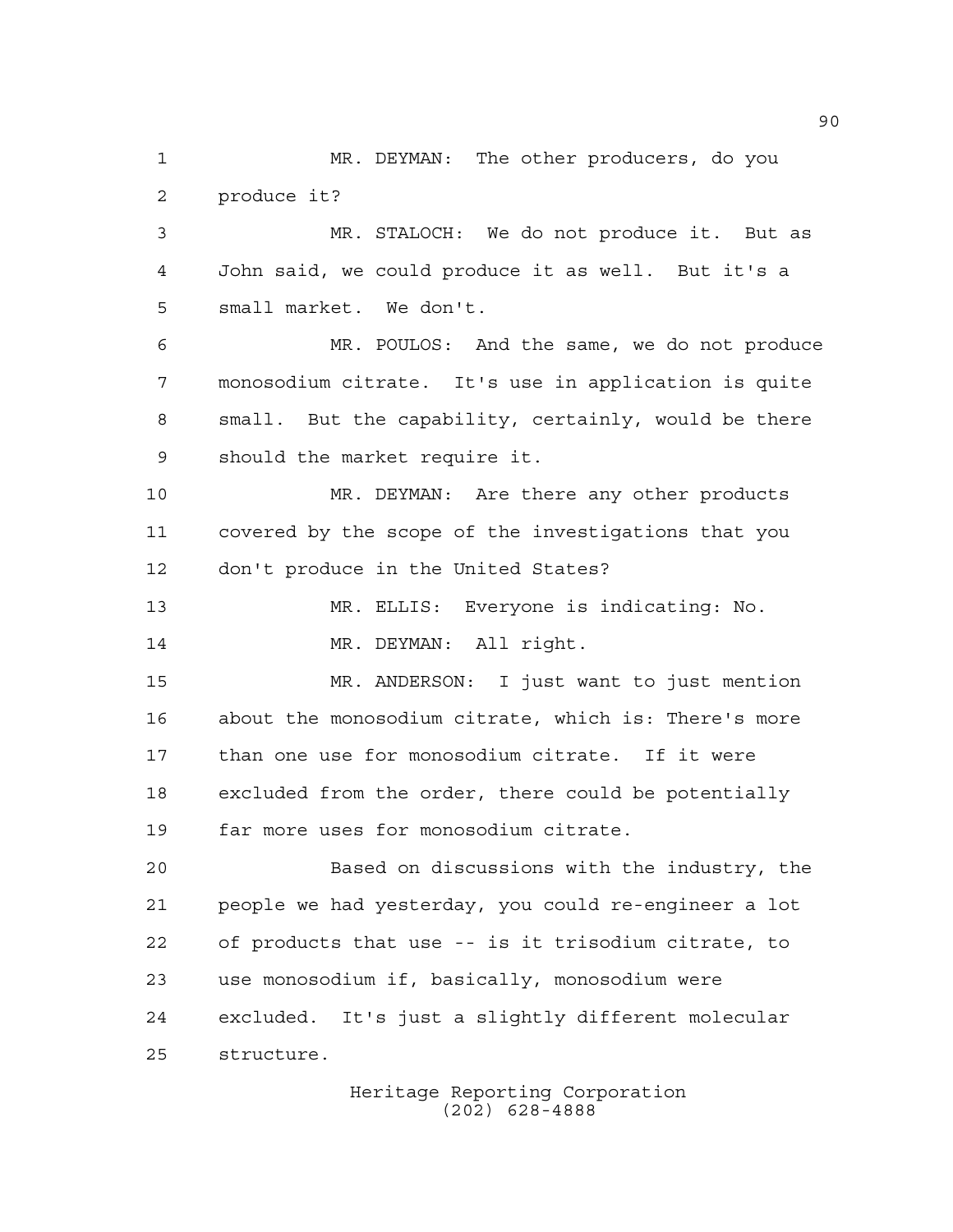MR. DEYMAN: The other producers, do you produce it?

MR. STALOCH: We do not produce it. But as John said, we could produce it as well. But it's a small market. We don't.

MR. POULOS: And the same, we do not produce monosodium citrate. It's use in application is quite small. But the capability, certainly, would be there should the market require it.

MR. DEYMAN: Are there any other products covered by the scope of the investigations that you don't produce in the United States?

MR. ELLIS: Everyone is indicating: No.

MR. DEYMAN: All right.

MR. ANDERSON: I just want to just mention about the monosodium citrate, which is: There's more than one use for monosodium citrate. If it were excluded from the order, there could be potentially far more uses for monosodium citrate.

Based on discussions with the industry, the people we had yesterday, you could re-engineer a lot of products that use -- is it trisodium citrate, to use monosodium if, basically, monosodium were excluded. It's just a slightly different molecular structure.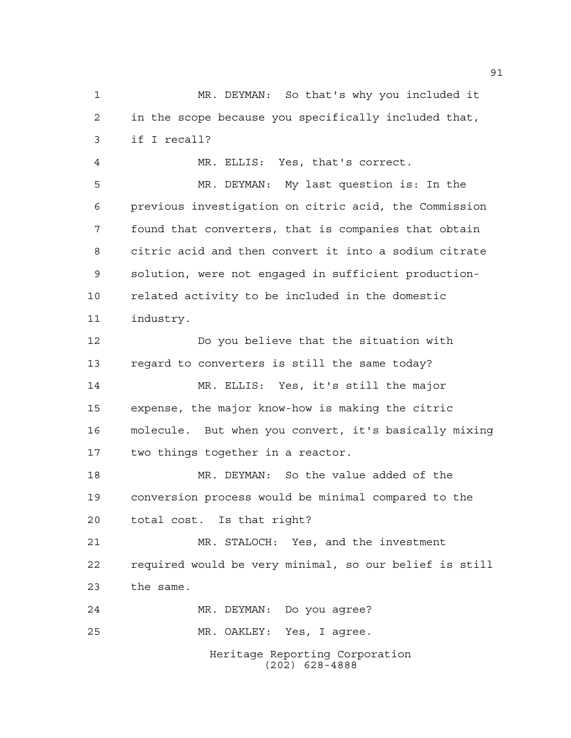MR. DEYMAN: So that's why you included it in the scope because you specifically included that, if I recall?

MR. ELLIS: Yes, that's correct.

MR. DEYMAN: My last question is: In the previous investigation on citric acid, the Commission found that converters, that is companies that obtain citric acid and then convert it into a sodium citrate solution, were not engaged in sufficient production-related activity to be included in the domestic industry.

Do you believe that the situation with regard to converters is still the same today?

MR. ELLIS: Yes, it's still the major expense, the major know-how is making the citric molecule. But when you convert, it's basically mixing two things together in a reactor.

MR. DEYMAN: So the value added of the conversion process would be minimal compared to the total cost. Is that right?

MR. STALOCH: Yes, and the investment required would be very minimal, so our belief is still the same.

MR. DEYMAN: Do you agree?

MR. OAKLEY: Yes, I agree.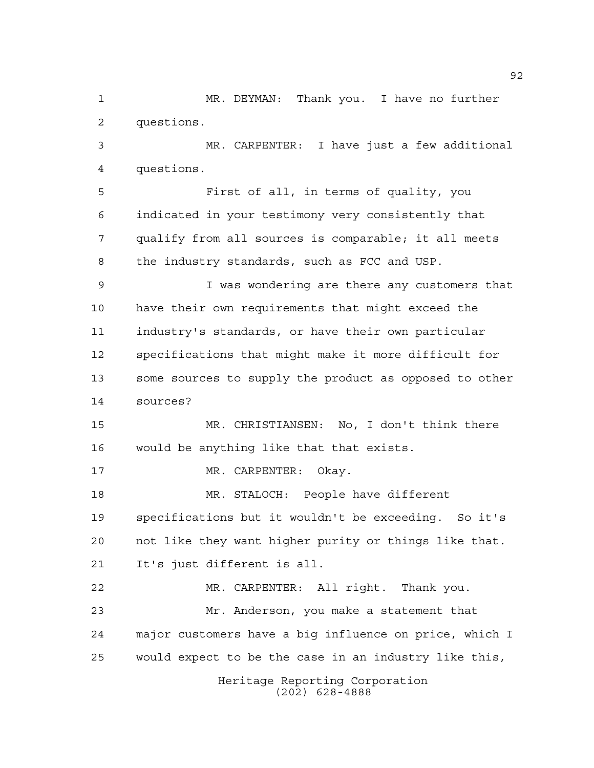MR. DEYMAN: Thank you. I have no further questions.

MR. CARPENTER: I have just a few additional questions.

First of all, in terms of quality, you indicated in your testimony very consistently that qualify from all sources is comparable; it all meets the industry standards, such as FCC and USP.

I was wondering are there any customers that have their own requirements that might exceed the industry's standards, or have their own particular specifications that might make it more difficult for some sources to supply the product as opposed to other sources?

MR. CHRISTIANSEN: No, I don't think there would be anything like that that exists.

MR. CARPENTER: Okay.

MR. STALOCH: People have different specifications but it wouldn't be exceeding. So it's not like they want higher purity or things like that. It's just different is all.

MR. CARPENTER: All right. Thank you.

Mr. Anderson, you make a statement that major customers have a big influence on price, which I would expect to be the case in an industry like this,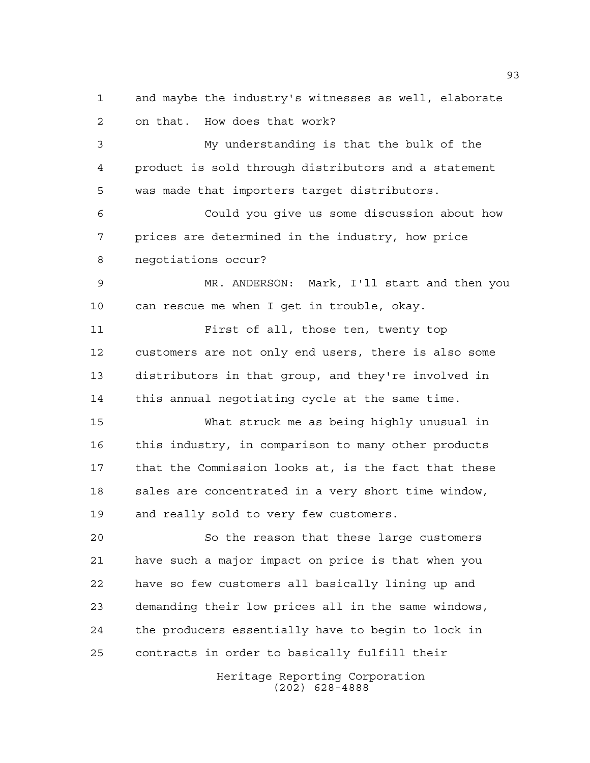and maybe the industry's witnesses as well, elaborate on that. How does that work?

My understanding is that the bulk of the product is sold through distributors and a statement was made that importers target distributors.

Could you give us some discussion about how prices are determined in the industry, how price negotiations occur?

MR. ANDERSON: Mark, I'll start and then you can rescue me when I get in trouble, okay.

First of all, those ten, twenty top customers are not only end users, there is also some distributors in that group, and they're involved in this annual negotiating cycle at the same time.

What struck me as being highly unusual in this industry, in comparison to many other products that the Commission looks at, is the fact that these sales are concentrated in a very short time window, and really sold to very few customers.

So the reason that these large customers have such a major impact on price is that when you have so few customers all basically lining up and demanding their low prices all in the same windows, the producers essentially have to begin to lock in contracts in order to basically fulfill their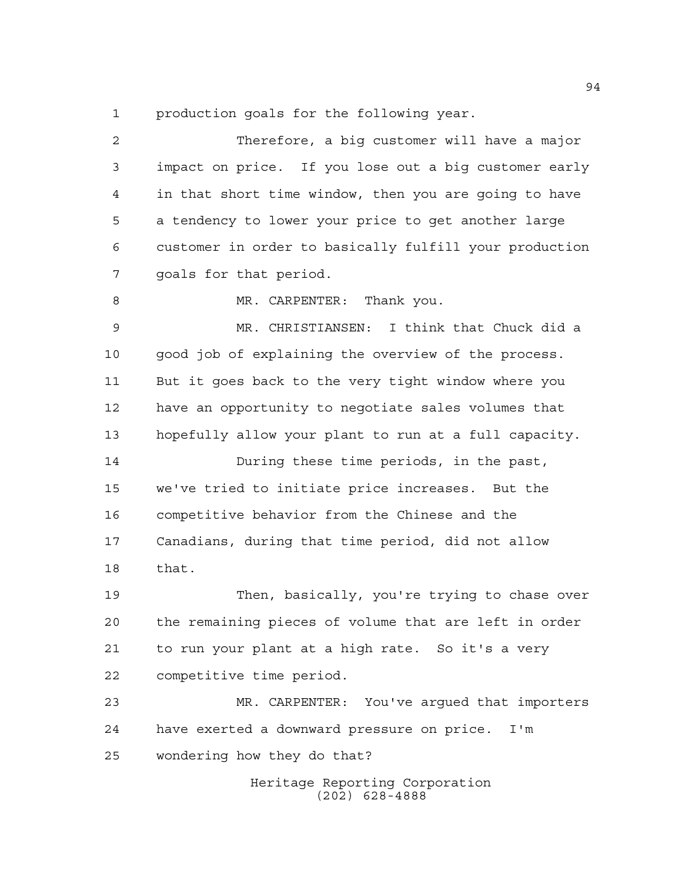production goals for the following year.

Therefore, a big customer will have a major impact on price. If you lose out a big customer early in that short time window, then you are going to have a tendency to lower your price to get another large customer in order to basically fulfill your production goals for that period.

MR. CARPENTER: Thank you.

MR. CHRISTIANSEN: I think that Chuck did a good job of explaining the overview of the process. But it goes back to the very tight window where you have an opportunity to negotiate sales volumes that hopefully allow your plant to run at a full capacity.

During these time periods, in the past, we've tried to initiate price increases. But the competitive behavior from the Chinese and the Canadians, during that time period, did not allow that.

Then, basically, you're trying to chase over the remaining pieces of volume that are left in order to run your plant at a high rate. So it's a very competitive time period.

MR. CARPENTER: You've argued that importers have exerted a downward pressure on price. I'm wondering how they do that?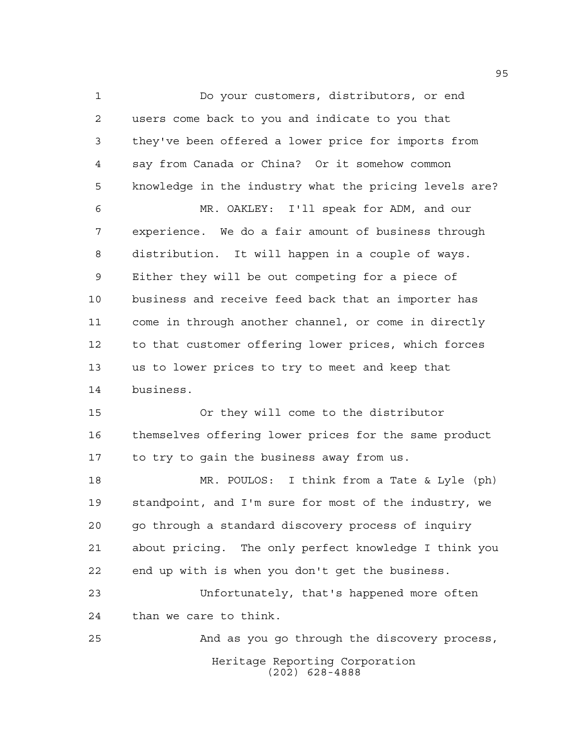Do your customers, distributors, or end users come back to you and indicate to you that they've been offered a lower price for imports from say from Canada or China? Or it somehow common knowledge in the industry what the pricing levels are?

MR. OAKLEY: I'll speak for ADM, and our experience. We do a fair amount of business through distribution. It will happen in a couple of ways. Either they will be out competing for a piece of business and receive feed back that an importer has come in through another channel, or come in directly to that customer offering lower prices, which forces us to lower prices to try to meet and keep that business.

Or they will come to the distributor themselves offering lower prices for the same product to try to gain the business away from us.

MR. POULOS: I think from a Tate & Lyle (ph) standpoint, and I'm sure for most of the industry, we go through a standard discovery process of inquiry about pricing. The only perfect knowledge I think you end up with is when you don't get the business.

Unfortunately, that's happened more often than we care to think.

And as you go through the discovery process,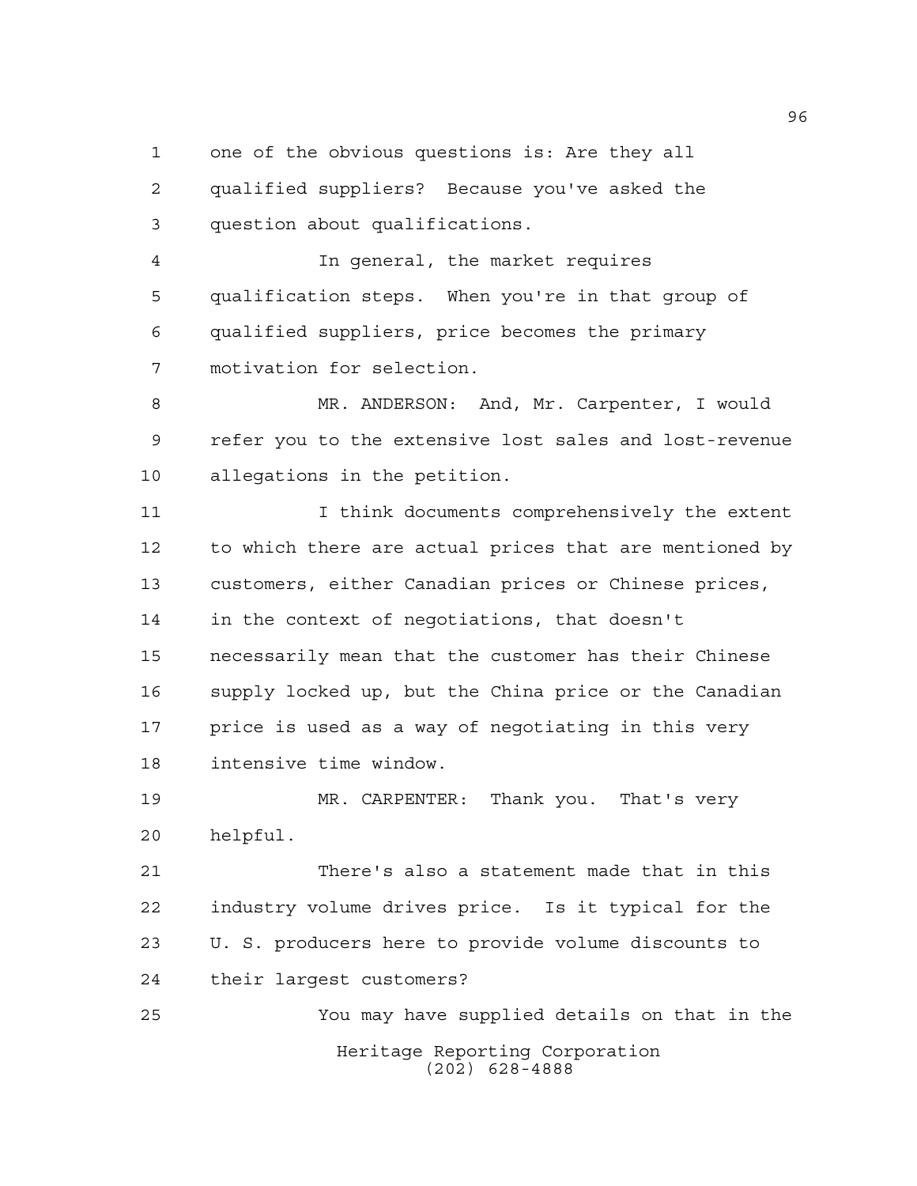one of the obvious questions is: Are they all qualified suppliers? Because you've asked the question about qualifications.

In general, the market requires qualification steps. When you're in that group of qualified suppliers, price becomes the primary motivation for selection.

MR. ANDERSON: And, Mr. Carpenter, I would refer you to the extensive lost sales and lost-revenue allegations in the petition.

I think documents comprehensively the extent to which there are actual prices that are mentioned by customers, either Canadian prices or Chinese prices, in the context of negotiations, that doesn't necessarily mean that the customer has their Chinese supply locked up, but the China price or the Canadian price is used as a way of negotiating in this very intensive time window.

MR. CARPENTER: Thank you. That's very helpful.

There's also a statement made that in this industry volume drives price. Is it typical for the U. S. producers here to provide volume discounts to their largest customers?

You may have supplied details on that in the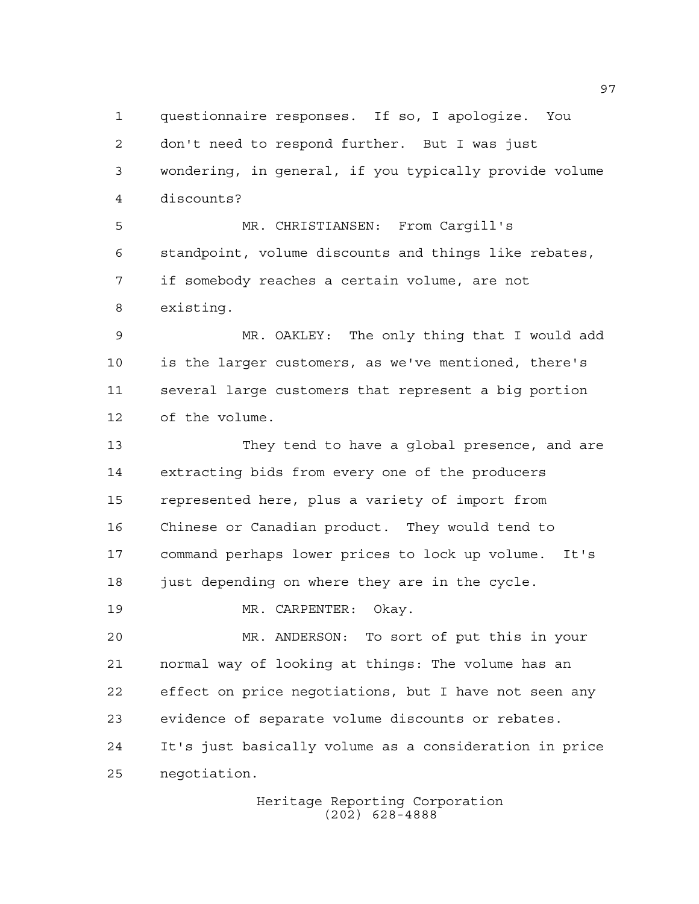questionnaire responses. If so, I apologize. You don't need to respond further. But I was just wondering, in general, if you typically provide volume discounts?

MR. CHRISTIANSEN: From Cargill's standpoint, volume discounts and things like rebates, if somebody reaches a certain volume, are not existing.

MR. OAKLEY: The only thing that I would add is the larger customers, as we've mentioned, there's several large customers that represent a big portion of the volume.

They tend to have a global presence, and are extracting bids from every one of the producers represented here, plus a variety of import from Chinese or Canadian product. They would tend to command perhaps lower prices to lock up volume. It's just depending on where they are in the cycle.

MR. CARPENTER: Okay.

MR. ANDERSON: To sort of put this in your normal way of looking at things: The volume has an effect on price negotiations, but I have not seen any evidence of separate volume discounts or rebates. It's just basically volume as a consideration in price negotiation.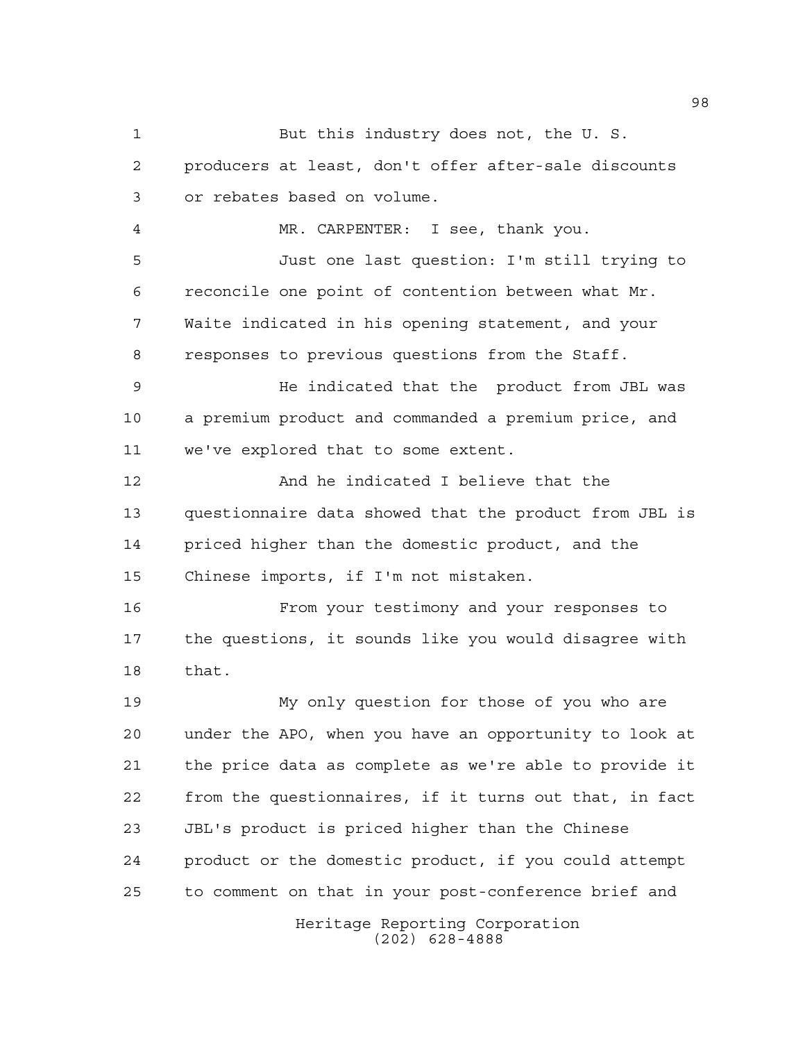But this industry does not, the U. S. producers at least, don't offer after-sale discounts or rebates based on volume.

MR. CARPENTER: I see, thank you.

Just one last question: I'm still trying to reconcile one point of contention between what Mr. Waite indicated in his opening statement, and your responses to previous questions from the Staff.

He indicated that the product from JBL was a premium product and commanded a premium price, and we've explored that to some extent.

And he indicated I believe that the questionnaire data showed that the product from JBL is priced higher than the domestic product, and the Chinese imports, if I'm not mistaken.

From your testimony and your responses to the questions, it sounds like you would disagree with that.

My only question for those of you who are under the APO, when you have an opportunity to look at the price data as complete as we're able to provide it from the questionnaires, if it turns out that, in fact JBL's product is priced higher than the Chinese product or the domestic product, if you could attempt to comment on that in your post-conference brief and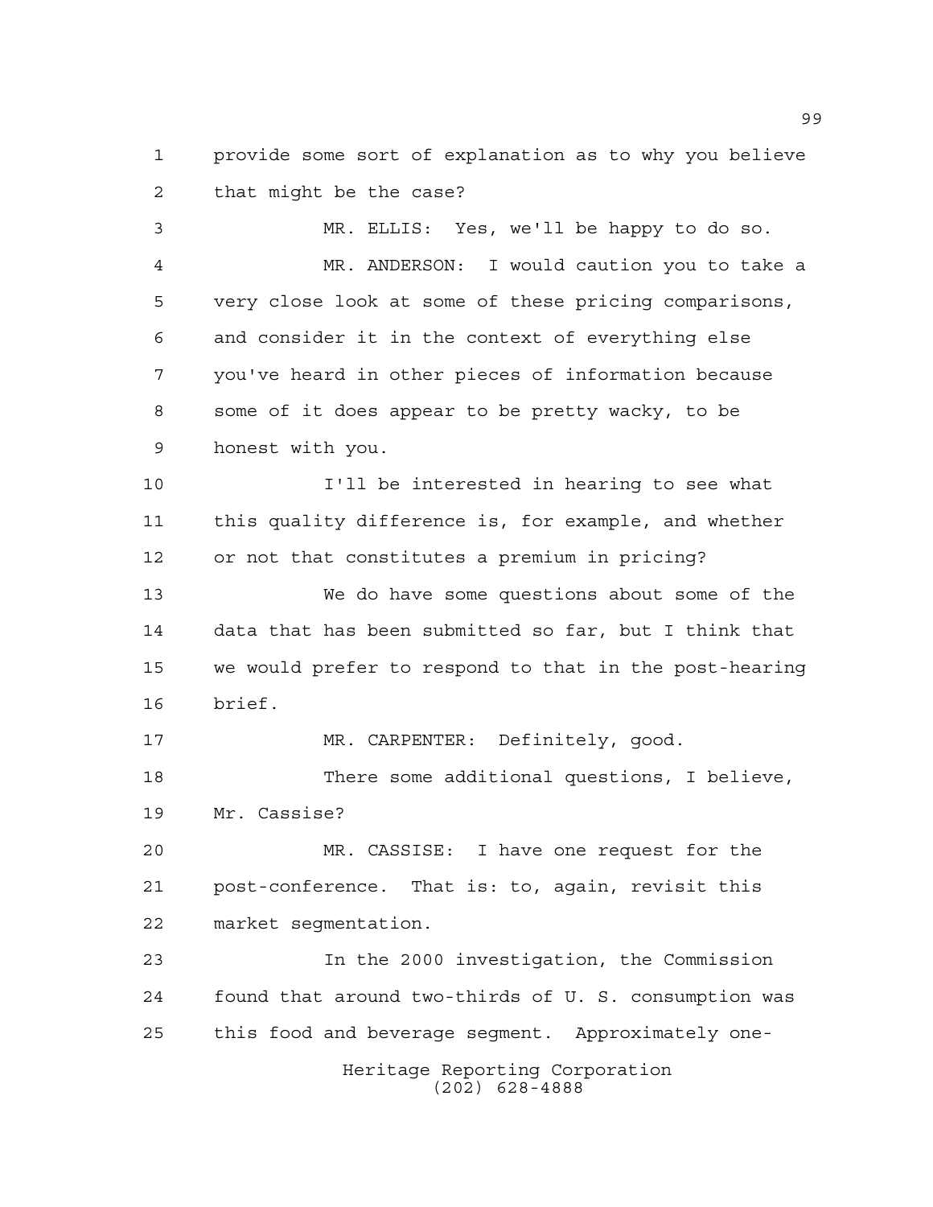provide some sort of explanation as to why you believe that might be the case?

MR. ELLIS: Yes, we'll be happy to do so.

MR. ANDERSON: I would caution you to take a very close look at some of these pricing comparisons, and consider it in the context of everything else you've heard in other pieces of information because some of it does appear to be pretty wacky, to be honest with you.

I'll be interested in hearing to see what this quality difference is, for example, and whether or not that constitutes a premium in pricing?

We do have some questions about some of the data that has been submitted so far, but I think that we would prefer to respond to that in the post-hearing brief.

MR. CARPENTER: Definitely, good.

There some additional questions, I believe, Mr. Cassise?

MR. CASSISE: I have one request for the post-conference. That is: to, again, revisit this market segmentation.

In the 2000 investigation, the Commission found that around two-thirds of U. S. consumption was this food and beverage segment. Approximately one-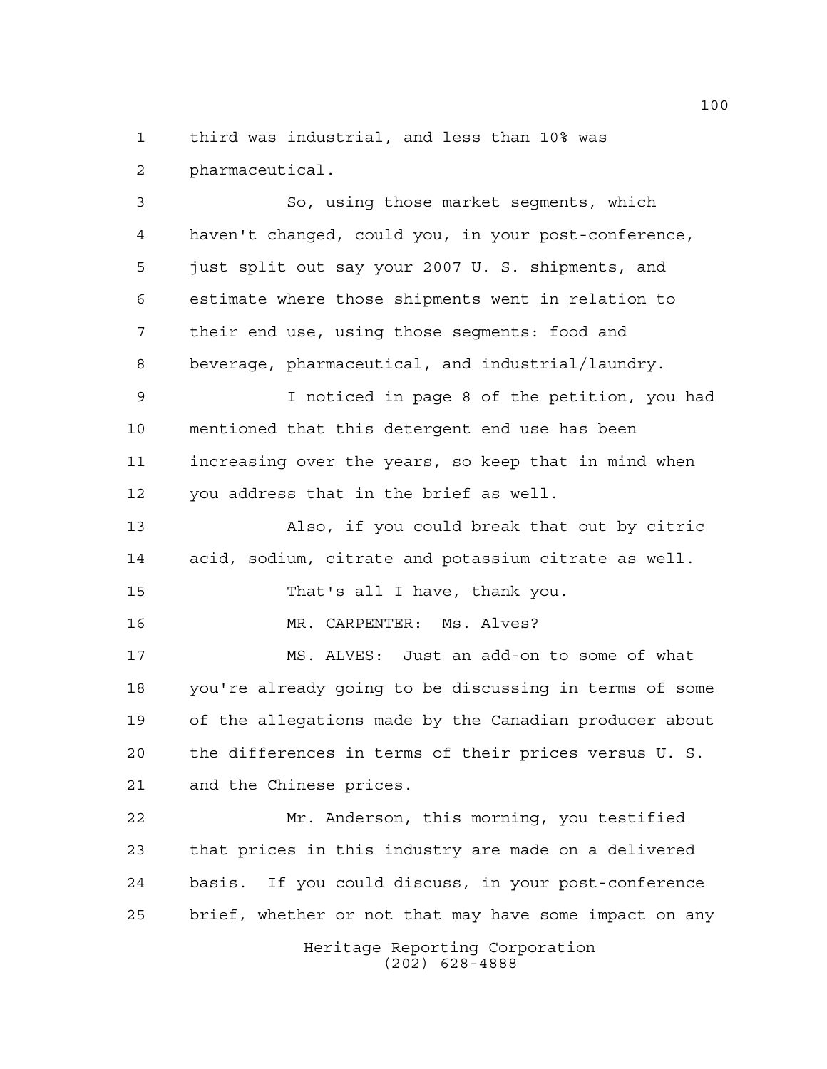third was industrial, and less than 10% was pharmaceutical.

So, using those market segments, which haven't changed, could you, in your post-conference, just split out say your 2007 U. S. shipments, and estimate where those shipments went in relation to their end use, using those segments: food and beverage, pharmaceutical, and industrial/laundry.

I noticed in page 8 of the petition, you had mentioned that this detergent end use has been increasing over the years, so keep that in mind when you address that in the brief as well.

Also, if you could break that out by citric acid, sodium, citrate and potassium citrate as well.

That's all I have, thank you.

MR. CARPENTER: Ms. Alves?

MS. ALVES: Just an add-on to some of what you're already going to be discussing in terms of some of the allegations made by the Canadian producer about the differences in terms of their prices versus U. S. and the Chinese prices.

Mr. Anderson, this morning, you testified that prices in this industry are made on a delivered basis. If you could discuss, in your post-conference brief, whether or not that may have some impact on any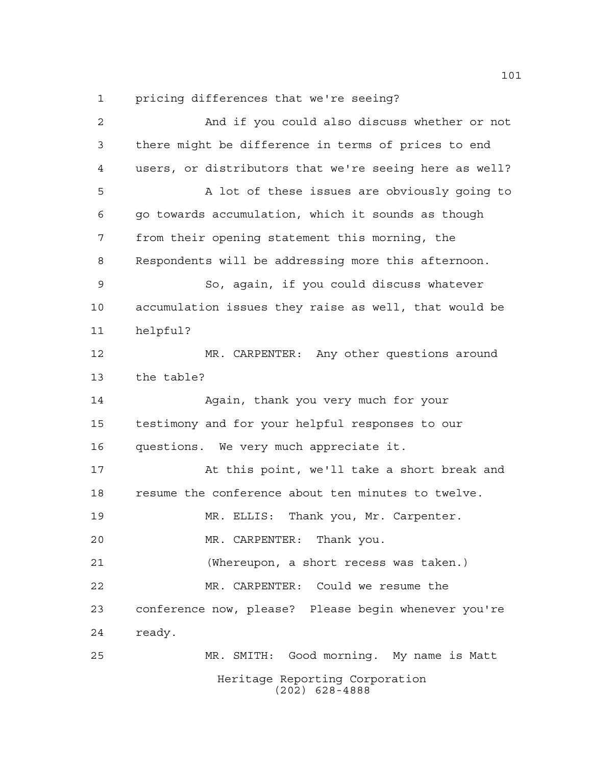pricing differences that we're seeing?

And if you could also discuss whether or not there might be difference in terms of prices to end users, or distributors that we're seeing here as well?

A lot of these issues are obviously going to go towards accumulation, which it sounds as though from their opening statement this morning, the Respondents will be addressing more this afternoon.

So, again, if you could discuss whatever accumulation issues they raise as well, that would be helpful?

MR. CARPENTER: Any other questions around the table?

Again, thank you very much for your testimony and for your helpful responses to our questions. We very much appreciate it.

At this point, we'll take a short break and resume the conference about ten minutes to twelve.

MR. ELLIS: Thank you, Mr. Carpenter.

MR. CARPENTER: Thank you.

(Whereupon, a short recess was taken.)

MR. CARPENTER: Could we resume the conference now, please? Please begin whenever you're ready.

MR. SMITH: Good morning. My name is Matt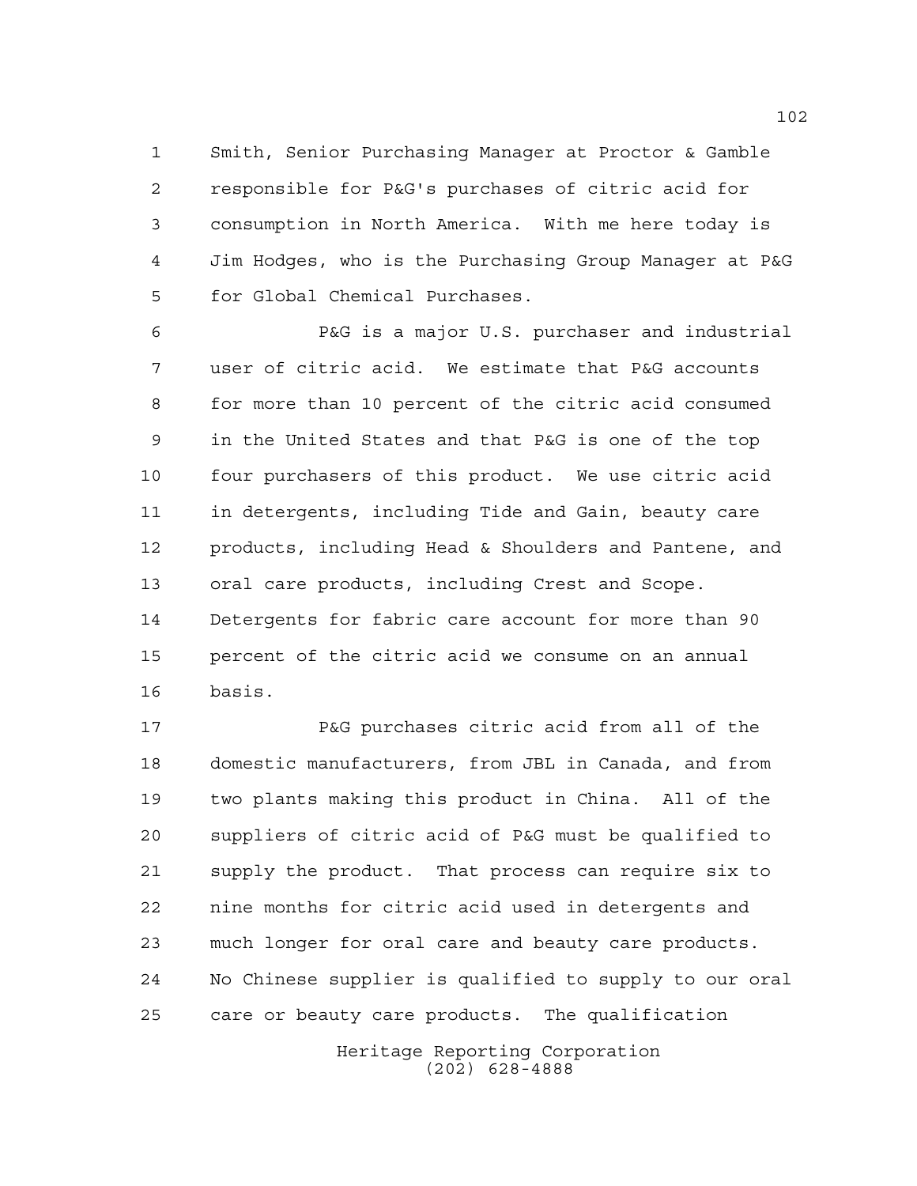Smith, Senior Purchasing Manager at Proctor & Gamble responsible for P&G's purchases of citric acid for consumption in North America. With me here today is Jim Hodges, who is the Purchasing Group Manager at P&G for Global Chemical Purchases.

P&G is a major U.S. purchaser and industrial user of citric acid. We estimate that P&G accounts for more than 10 percent of the citric acid consumed in the United States and that P&G is one of the top four purchasers of this product. We use citric acid in detergents, including Tide and Gain, beauty care products, including Head & Shoulders and Pantene, and oral care products, including Crest and Scope. Detergents for fabric care account for more than 90 percent of the citric acid we consume on an annual basis.

P&G purchases citric acid from all of the domestic manufacturers, from JBL in Canada, and from two plants making this product in China. All of the suppliers of citric acid of P&G must be qualified to supply the product. That process can require six to nine months for citric acid used in detergents and much longer for oral care and beauty care products. No Chinese supplier is qualified to supply to our oral care or beauty care products. The qualification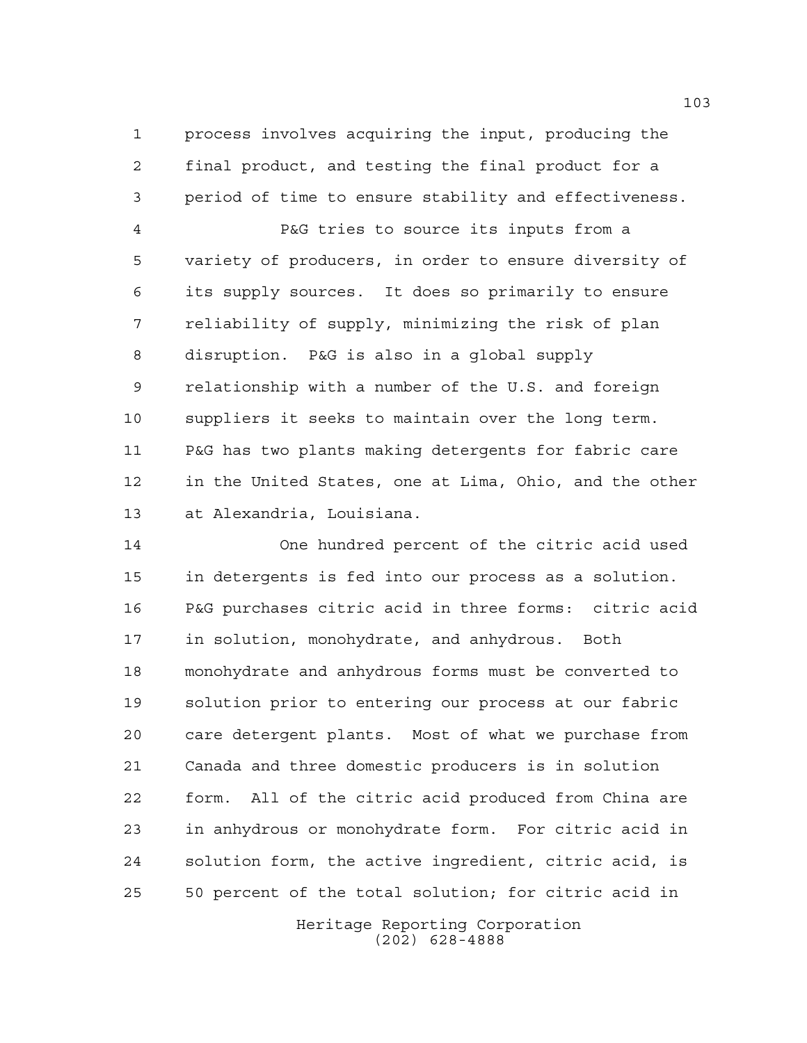process involves acquiring the input, producing the final product, and testing the final product for a period of time to ensure stability and effectiveness.

P&G tries to source its inputs from a variety of producers, in order to ensure diversity of its supply sources. It does so primarily to ensure reliability of supply, minimizing the risk of plan disruption. P&G is also in a global supply relationship with a number of the U.S. and foreign suppliers it seeks to maintain over the long term. P&G has two plants making detergents for fabric care in the United States, one at Lima, Ohio, and the other at Alexandria, Louisiana.

One hundred percent of the citric acid used in detergents is fed into our process as a solution. P&G purchases citric acid in three forms: citric acid in solution, monohydrate, and anhydrous. Both monohydrate and anhydrous forms must be converted to solution prior to entering our process at our fabric care detergent plants. Most of what we purchase from Canada and three domestic producers is in solution form. All of the citric acid produced from China are in anhydrous or monohydrate form. For citric acid in solution form, the active ingredient, citric acid, is 50 percent of the total solution; for citric acid in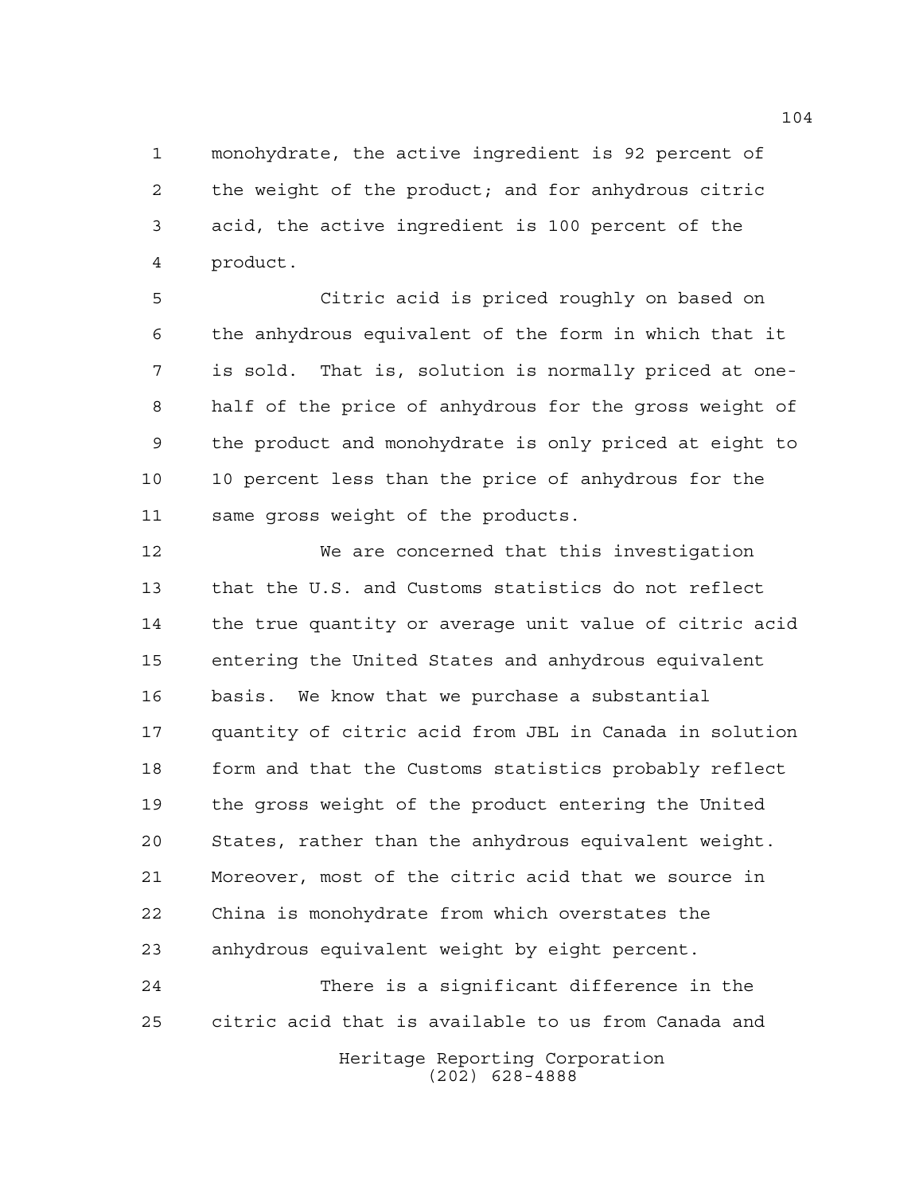monohydrate, the active ingredient is 92 percent of the weight of the product; and for anhydrous citric acid, the active ingredient is 100 percent of the product.

Citric acid is priced roughly on based on the anhydrous equivalent of the form in which that it is sold. That is, solution is normally priced at one-half of the price of anhydrous for the gross weight of the product and monohydrate is only priced at eight to 10 percent less than the price of anhydrous for the same gross weight of the products.

We are concerned that this investigation that the U.S. and Customs statistics do not reflect the true quantity or average unit value of citric acid entering the United States and anhydrous equivalent basis. We know that we purchase a substantial quantity of citric acid from JBL in Canada in solution form and that the Customs statistics probably reflect the gross weight of the product entering the United States, rather than the anhydrous equivalent weight. Moreover, most of the citric acid that we source in China is monohydrate from which overstates the anhydrous equivalent weight by eight percent.

There is a significant difference in the citric acid that is available to us from Canada and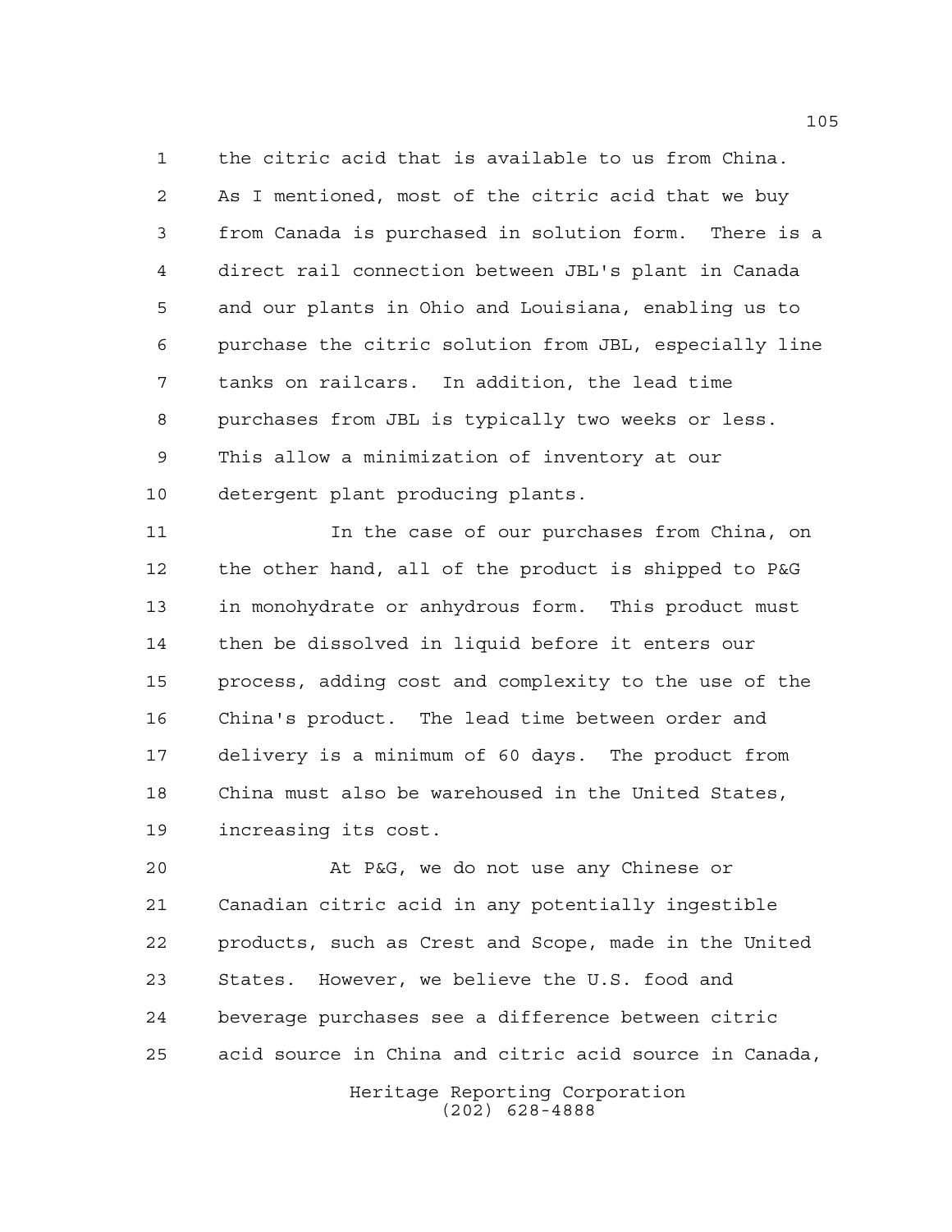the citric acid that is available to us from China. As I mentioned, most of the citric acid that we buy from Canada is purchased in solution form. There is a direct rail connection between JBL's plant in Canada and our plants in Ohio and Louisiana, enabling us to purchase the citric solution from JBL, especially line tanks on railcars. In addition, the lead time purchases from JBL is typically two weeks or less. This allow a minimization of inventory at our detergent plant producing plants.

In the case of our purchases from China, on the other hand, all of the product is shipped to P&G in monohydrate or anhydrous form. This product must then be dissolved in liquid before it enters our process, adding cost and complexity to the use of the China's product. The lead time between order and delivery is a minimum of 60 days. The product from China must also be warehoused in the United States, increasing its cost.

At P&G, we do not use any Chinese or Canadian citric acid in any potentially ingestible products, such as Crest and Scope, made in the United States. However, we believe the U.S. food and beverage purchases see a difference between citric acid source in China and citric acid source in Canada,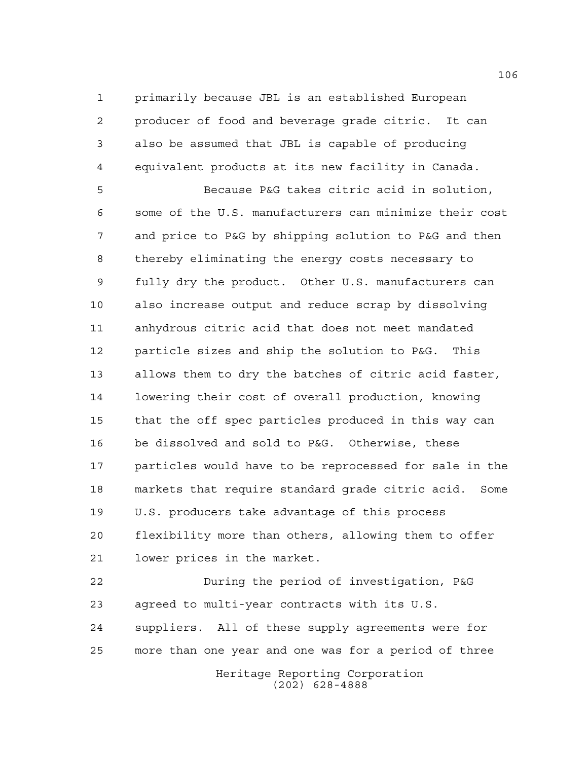primarily because JBL is an established European producer of food and beverage grade citric. It can also be assumed that JBL is capable of producing equivalent products at its new facility in Canada.

Because P&G takes citric acid in solution, some of the U.S. manufacturers can minimize their cost and price to P&G by shipping solution to P&G and then thereby eliminating the energy costs necessary to fully dry the product. Other U.S. manufacturers can also increase output and reduce scrap by dissolving anhydrous citric acid that does not meet mandated particle sizes and ship the solution to P&G. This allows them to dry the batches of citric acid faster, lowering their cost of overall production, knowing that the off spec particles produced in this way can be dissolved and sold to P&G. Otherwise, these particles would have to be reprocessed for sale in the markets that require standard grade citric acid. Some U.S. producers take advantage of this process flexibility more than others, allowing them to offer lower prices in the market.

During the period of investigation, P&G agreed to multi-year contracts with its U.S. suppliers. All of these supply agreements were for more than one year and one was for a period of three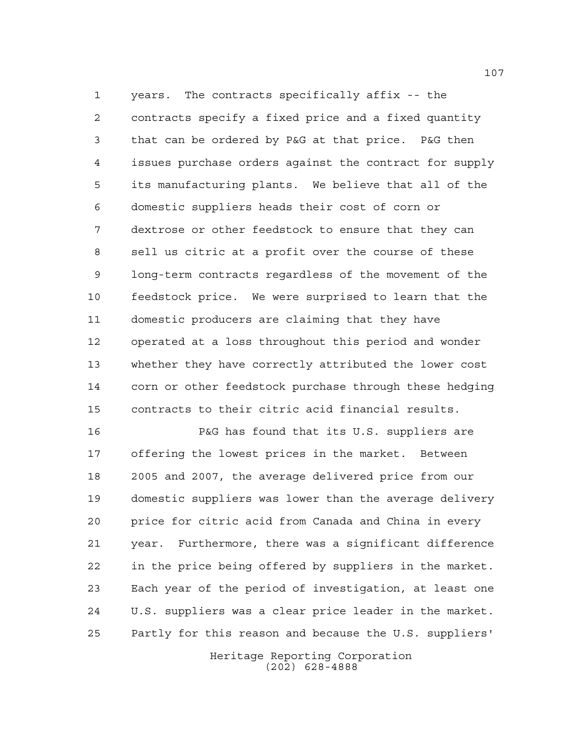years. The contracts specifically affix -- the contracts specify a fixed price and a fixed quantity that can be ordered by P&G at that price. P&G then issues purchase orders against the contract for supply its manufacturing plants. We believe that all of the domestic suppliers heads their cost of corn or dextrose or other feedstock to ensure that they can sell us citric at a profit over the course of these long-term contracts regardless of the movement of the feedstock price. We were surprised to learn that the domestic producers are claiming that they have operated at a loss throughout this period and wonder whether they have correctly attributed the lower cost corn or other feedstock purchase through these hedging contracts to their citric acid financial results.

P&G has found that its U.S. suppliers are offering the lowest prices in the market. Between 2005 and 2007, the average delivered price from our domestic suppliers was lower than the average delivery price for citric acid from Canada and China in every year. Furthermore, there was a significant difference in the price being offered by suppliers in the market. Each year of the period of investigation, at least one U.S. suppliers was a clear price leader in the market. Partly for this reason and because the U.S. suppliers'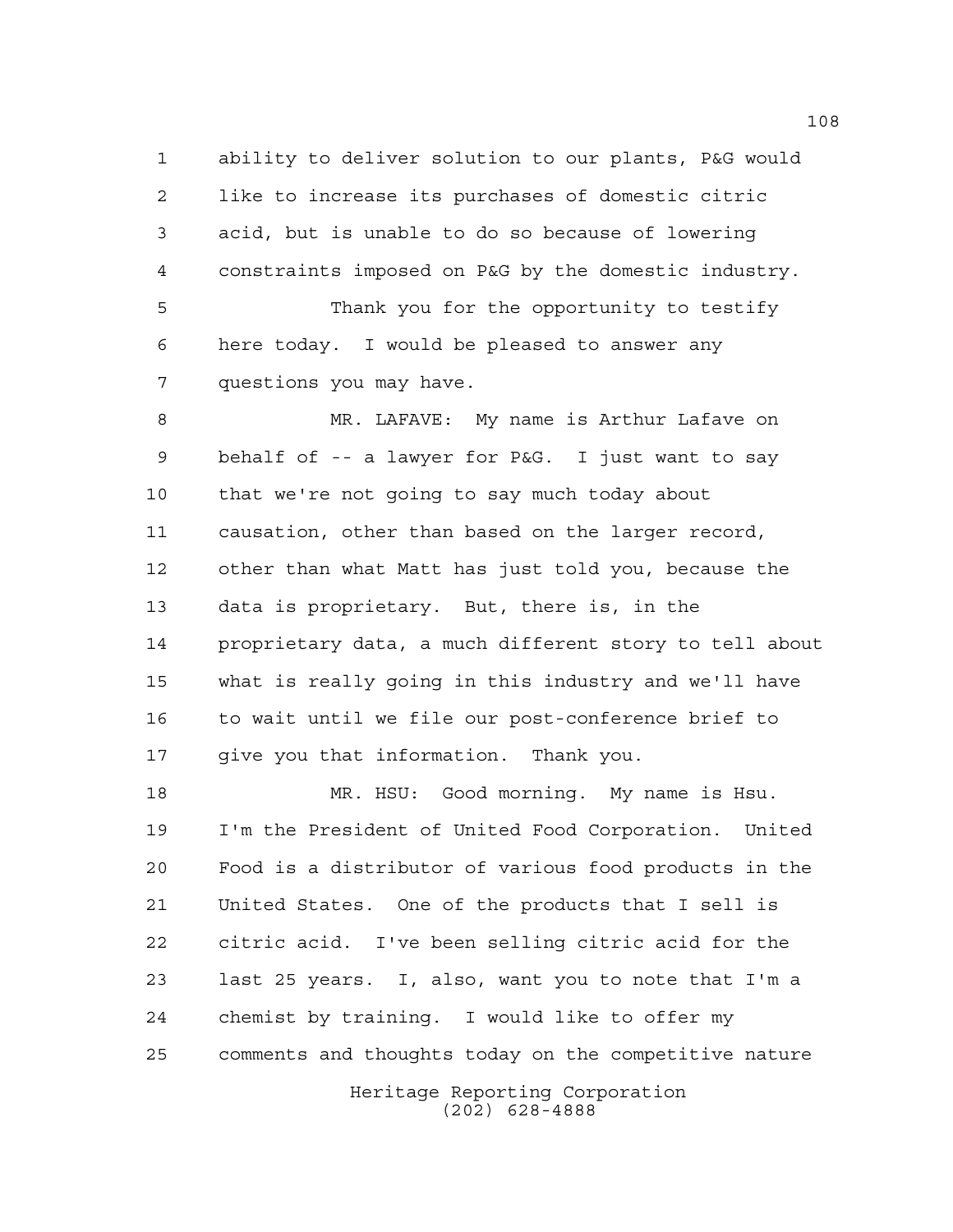ability to deliver solution to our plants, P&G would like to increase its purchases of domestic citric acid, but is unable to do so because of lowering constraints imposed on P&G by the domestic industry.

Thank you for the opportunity to testify here today. I would be pleased to answer any questions you may have.

MR. LAFAVE: My name is Arthur Lafave on behalf of -- a lawyer for P&G. I just want to say that we're not going to say much today about causation, other than based on the larger record, other than what Matt has just told you, because the data is proprietary. But, there is, in the proprietary data, a much different story to tell about what is really going in this industry and we'll have to wait until we file our post-conference brief to give you that information. Thank you.

MR. HSU: Good morning. My name is Hsu. I'm the President of United Food Corporation. United Food is a distributor of various food products in the United States. One of the products that I sell is citric acid. I've been selling citric acid for the last 25 years. I, also, want you to note that I'm a chemist by training. I would like to offer my comments and thoughts today on the competitive nature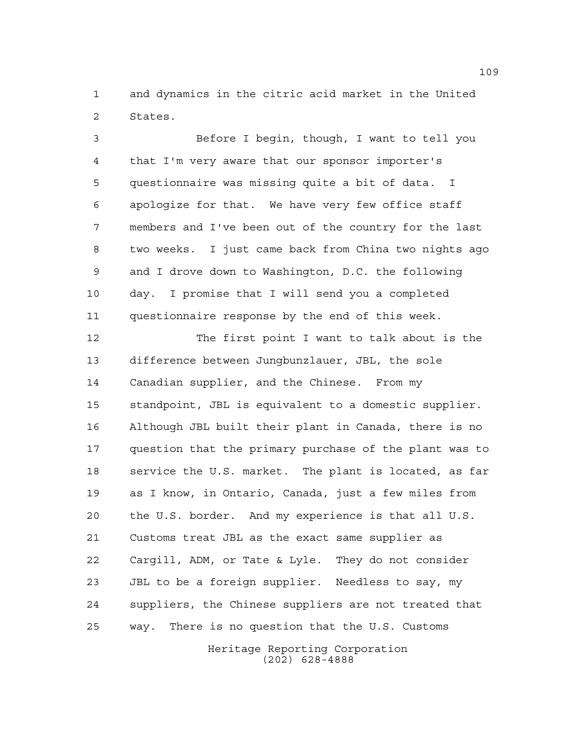and dynamics in the citric acid market in the United States.

Before I begin, though, I want to tell you that I'm very aware that our sponsor importer's questionnaire was missing quite a bit of data. I apologize for that. We have very few office staff members and I've been out of the country for the last two weeks. I just came back from China two nights ago and I drove down to Washington, D.C. the following day. I promise that I will send you a completed questionnaire response by the end of this week.

The first point I want to talk about is the difference between Jungbunzlauer, JBL, the sole Canadian supplier, and the Chinese. From my standpoint, JBL is equivalent to a domestic supplier. Although JBL built their plant in Canada, there is no question that the primary purchase of the plant was to service the U.S. market. The plant is located, as far as I know, in Ontario, Canada, just a few miles from the U.S. border. And my experience is that all U.S. Customs treat JBL as the exact same supplier as Cargill, ADM, or Tate & Lyle. They do not consider JBL to be a foreign supplier. Needless to say, my suppliers, the Chinese suppliers are not treated that way. There is no question that the U.S. Customs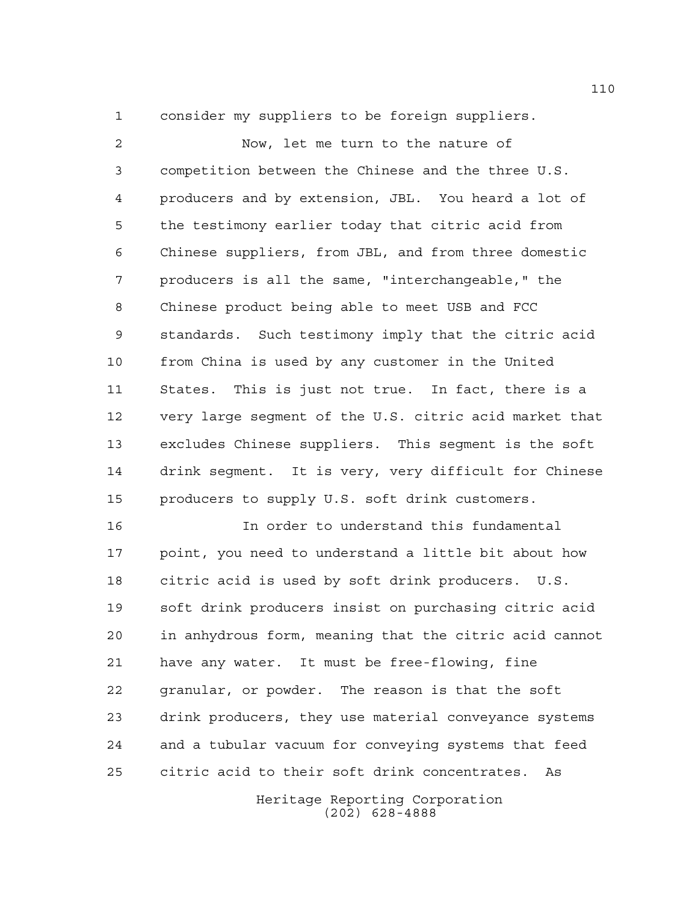consider my suppliers to be foreign suppliers.

Now, let me turn to the nature of competition between the Chinese and the three U.S. producers and by extension, JBL. You heard a lot of the testimony earlier today that citric acid from Chinese suppliers, from JBL, and from three domestic producers is all the same, "interchangeable," the Chinese product being able to meet USB and FCC standards. Such testimony imply that the citric acid from China is used by any customer in the United States. This is just not true. In fact, there is a very large segment of the U.S. citric acid market that excludes Chinese suppliers. This segment is the soft drink segment. It is very, very difficult for Chinese producers to supply U.S. soft drink customers.

In order to understand this fundamental point, you need to understand a little bit about how citric acid is used by soft drink producers. U.S. soft drink producers insist on purchasing citric acid in anhydrous form, meaning that the citric acid cannot have any water. It must be free-flowing, fine granular, or powder. The reason is that the soft drink producers, they use material conveyance systems and a tubular vacuum for conveying systems that feed citric acid to their soft drink concentrates. As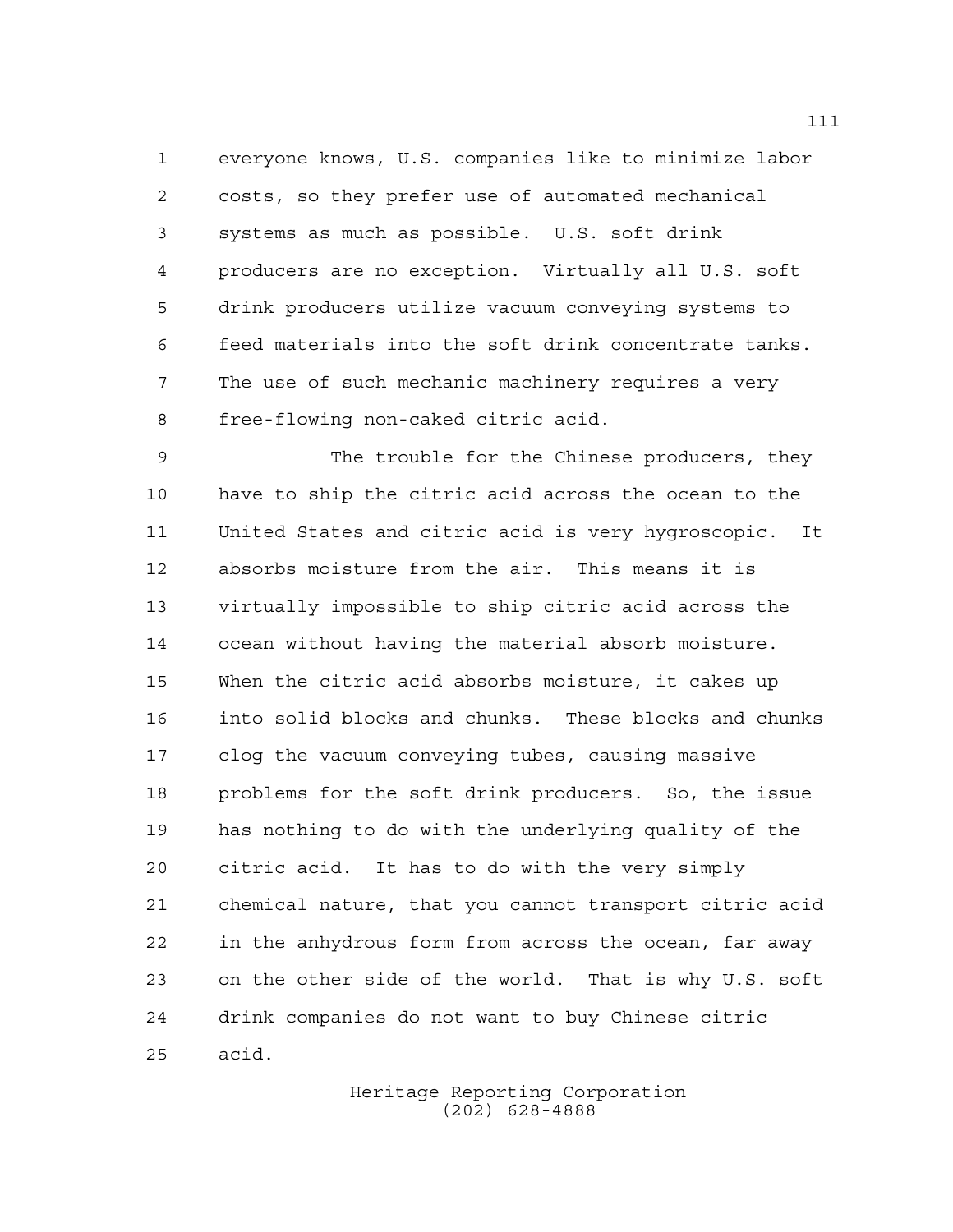everyone knows, U.S. companies like to minimize labor costs, so they prefer use of automated mechanical systems as much as possible. U.S. soft drink producers are no exception. Virtually all U.S. soft drink producers utilize vacuum conveying systems to feed materials into the soft drink concentrate tanks. The use of such mechanic machinery requires a very free-flowing non-caked citric acid.

The trouble for the Chinese producers, they have to ship the citric acid across the ocean to the United States and citric acid is very hygroscopic. It absorbs moisture from the air. This means it is virtually impossible to ship citric acid across the ocean without having the material absorb moisture. When the citric acid absorbs moisture, it cakes up into solid blocks and chunks. These blocks and chunks clog the vacuum conveying tubes, causing massive problems for the soft drink producers. So, the issue has nothing to do with the underlying quality of the citric acid. It has to do with the very simply chemical nature, that you cannot transport citric acid in the anhydrous form from across the ocean, far away on the other side of the world. That is why U.S. soft drink companies do not want to buy Chinese citric acid.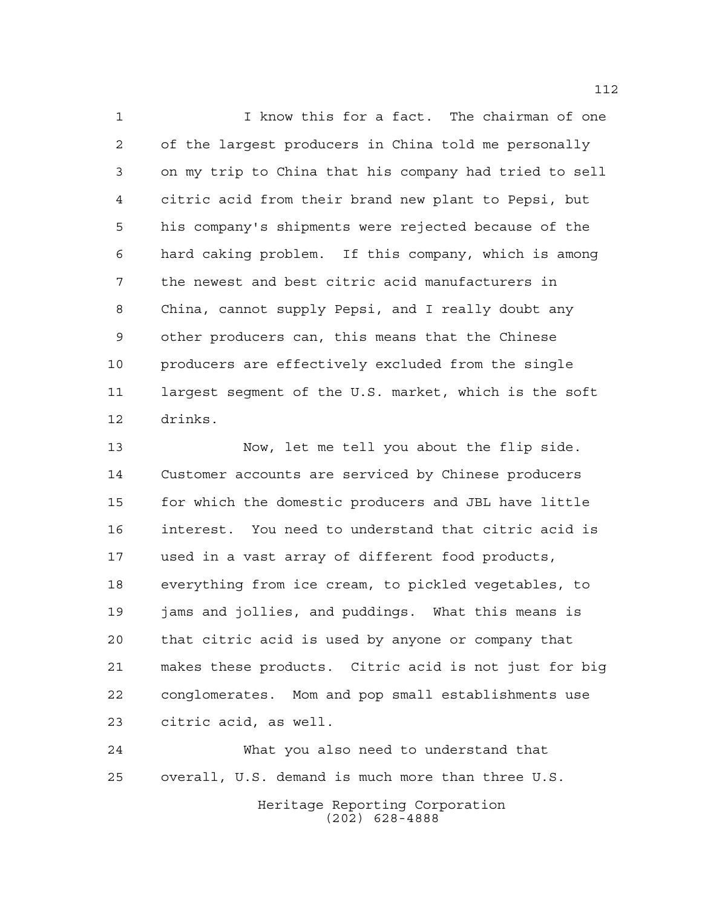I know this for a fact. The chairman of one of the largest producers in China told me personally on my trip to China that his company had tried to sell citric acid from their brand new plant to Pepsi, but his company's shipments were rejected because of the hard caking problem. If this company, which is among the newest and best citric acid manufacturers in China, cannot supply Pepsi, and I really doubt any other producers can, this means that the Chinese producers are effectively excluded from the single largest segment of the U.S. market, which is the soft drinks.

Now, let me tell you about the flip side. Customer accounts are serviced by Chinese producers for which the domestic producers and JBL have little interest. You need to understand that citric acid is used in a vast array of different food products, everything from ice cream, to pickled vegetables, to jams and jollies, and puddings. What this means is that citric acid is used by anyone or company that makes these products. Citric acid is not just for big conglomerates. Mom and pop small establishments use citric acid, as well.

What you also need to understand that overall, U.S. demand is much more than three U.S.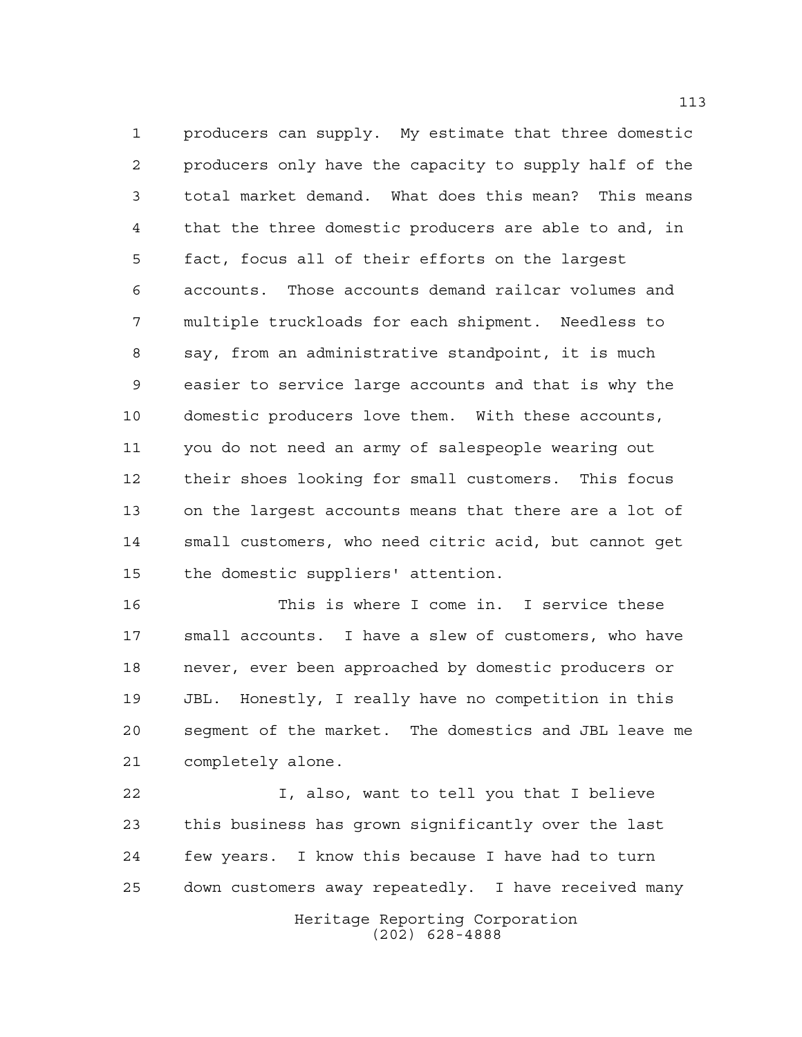producers can supply. My estimate that three domestic producers only have the capacity to supply half of the total market demand. What does this mean? This means that the three domestic producers are able to and, in fact, focus all of their efforts on the largest accounts. Those accounts demand railcar volumes and multiple truckloads for each shipment. Needless to say, from an administrative standpoint, it is much easier to service large accounts and that is why the domestic producers love them. With these accounts, you do not need an army of salespeople wearing out their shoes looking for small customers. This focus on the largest accounts means that there are a lot of small customers, who need citric acid, but cannot get the domestic suppliers' attention.

This is where I come in. I service these small accounts. I have a slew of customers, who have never, ever been approached by domestic producers or JBL. Honestly, I really have no competition in this segment of the market. The domestics and JBL leave me completely alone.

I, also, want to tell you that I believe this business has grown significantly over the last few years. I know this because I have had to turn down customers away repeatedly. I have received many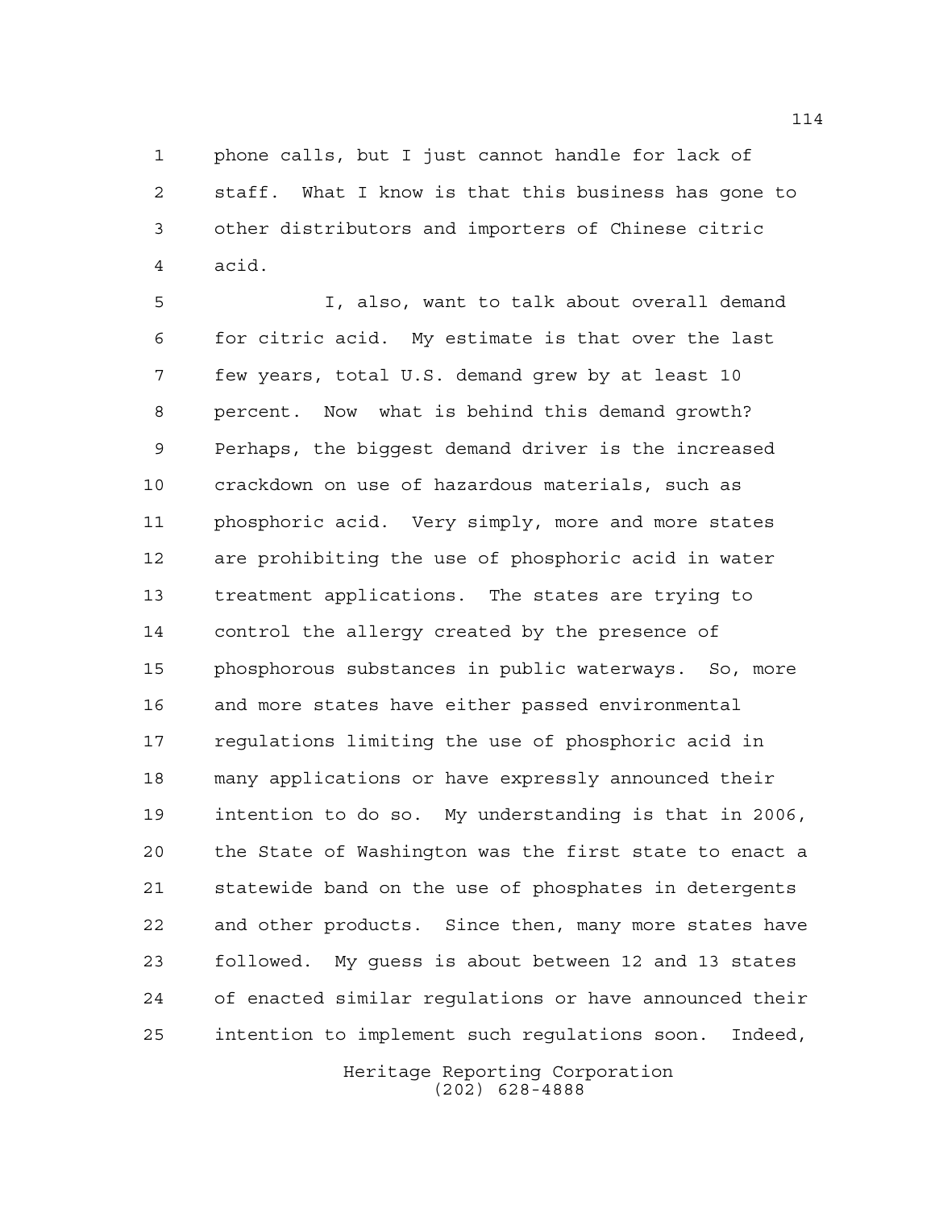phone calls, but I just cannot handle for lack of staff. What I know is that this business has gone to other distributors and importers of Chinese citric acid.

I, also, want to talk about overall demand for citric acid. My estimate is that over the last few years, total U.S. demand grew by at least 10 percent. Now what is behind this demand growth? Perhaps, the biggest demand driver is the increased crackdown on use of hazardous materials, such as phosphoric acid. Very simply, more and more states are prohibiting the use of phosphoric acid in water treatment applications. The states are trying to control the allergy created by the presence of phosphorous substances in public waterways. So, more and more states have either passed environmental regulations limiting the use of phosphoric acid in many applications or have expressly announced their intention to do so. My understanding is that in 2006, the State of Washington was the first state to enact a statewide band on the use of phosphates in detergents and other products. Since then, many more states have followed. My guess is about between 12 and 13 states of enacted similar regulations or have announced their intention to implement such regulations soon. Indeed,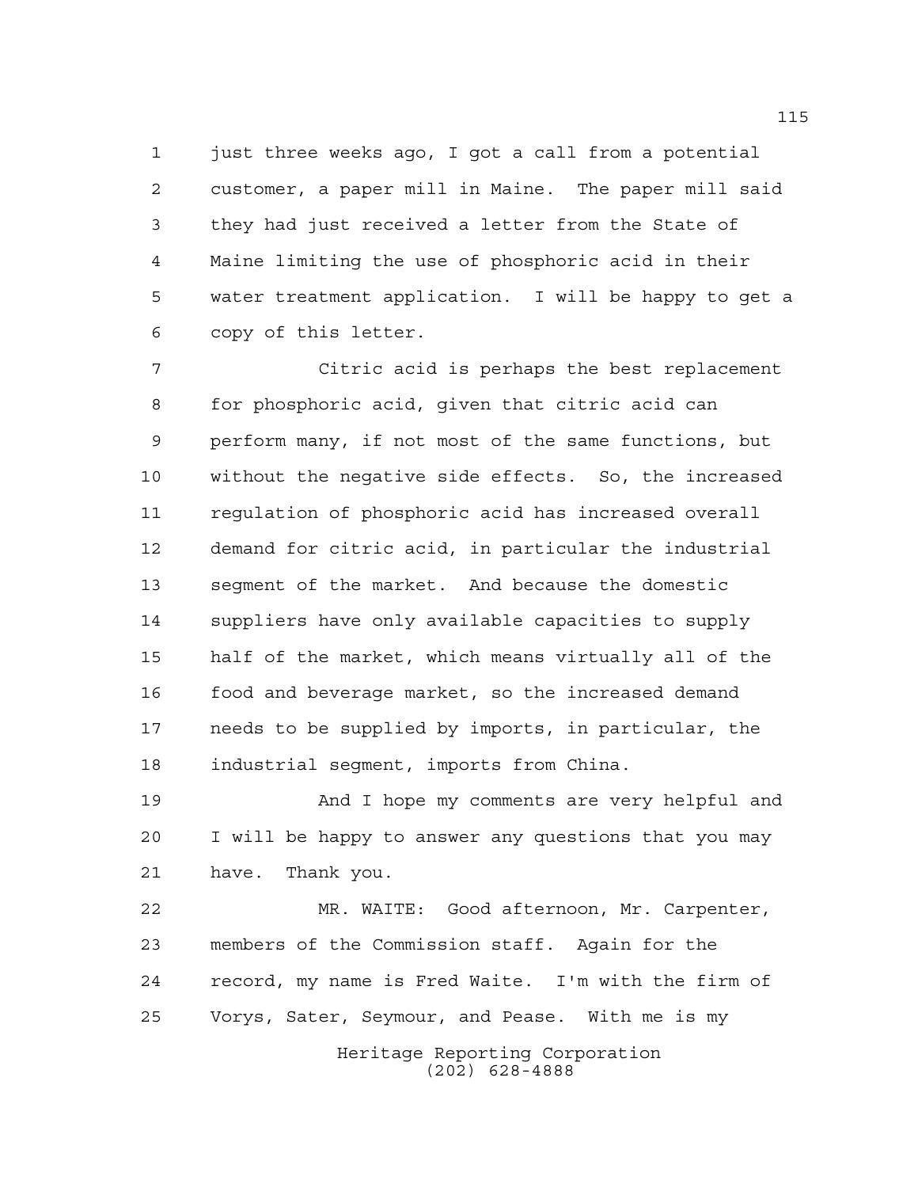just three weeks ago, I got a call from a potential customer, a paper mill in Maine. The paper mill said they had just received a letter from the State of Maine limiting the use of phosphoric acid in their water treatment application. I will be happy to get a copy of this letter.

Citric acid is perhaps the best replacement for phosphoric acid, given that citric acid can perform many, if not most of the same functions, but without the negative side effects. So, the increased regulation of phosphoric acid has increased overall demand for citric acid, in particular the industrial segment of the market. And because the domestic suppliers have only available capacities to supply half of the market, which means virtually all of the food and beverage market, so the increased demand needs to be supplied by imports, in particular, the industrial segment, imports from China.

And I hope my comments are very helpful and I will be happy to answer any questions that you may have. Thank you.

MR. WAITE: Good afternoon, Mr. Carpenter, members of the Commission staff. Again for the record, my name is Fred Waite. I'm with the firm of Vorys, Sater, Seymour, and Pease. With me is my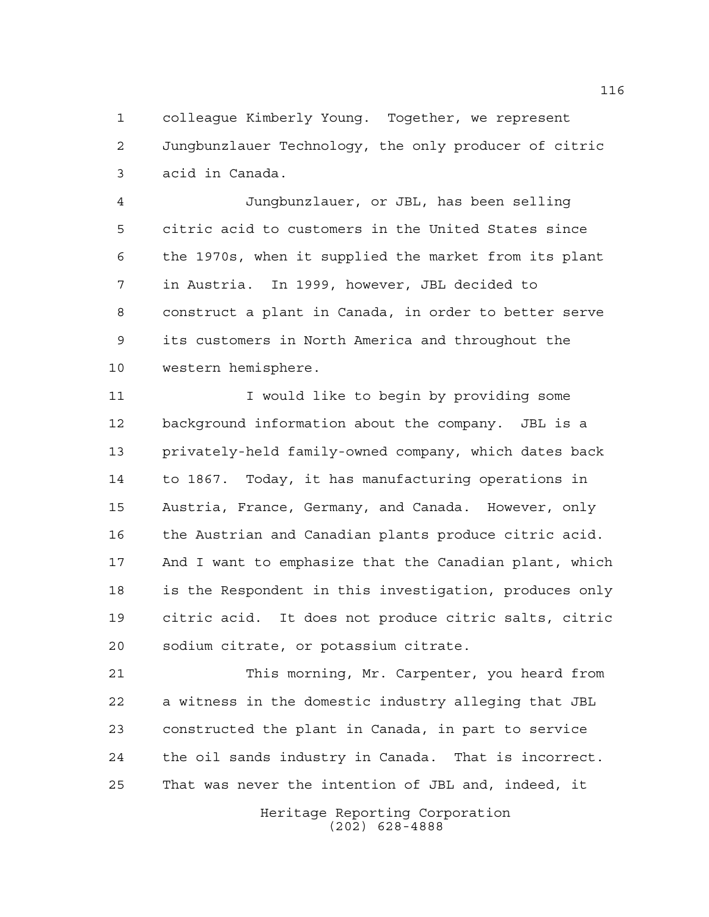colleague Kimberly Young. Together, we represent Jungbunzlauer Technology, the only producer of citric acid in Canada.

Jungbunzlauer, or JBL, has been selling citric acid to customers in the United States since the 1970s, when it supplied the market from its plant in Austria. In 1999, however, JBL decided to construct a plant in Canada, in order to better serve its customers in North America and throughout the western hemisphere.

I would like to begin by providing some background information about the company. JBL is a privately-held family-owned company, which dates back to 1867. Today, it has manufacturing operations in Austria, France, Germany, and Canada. However, only the Austrian and Canadian plants produce citric acid. And I want to emphasize that the Canadian plant, which is the Respondent in this investigation, produces only citric acid. It does not produce citric salts, citric sodium citrate, or potassium citrate.

This morning, Mr. Carpenter, you heard from a witness in the domestic industry alleging that JBL constructed the plant in Canada, in part to service the oil sands industry in Canada. That is incorrect. That was never the intention of JBL and, indeed, it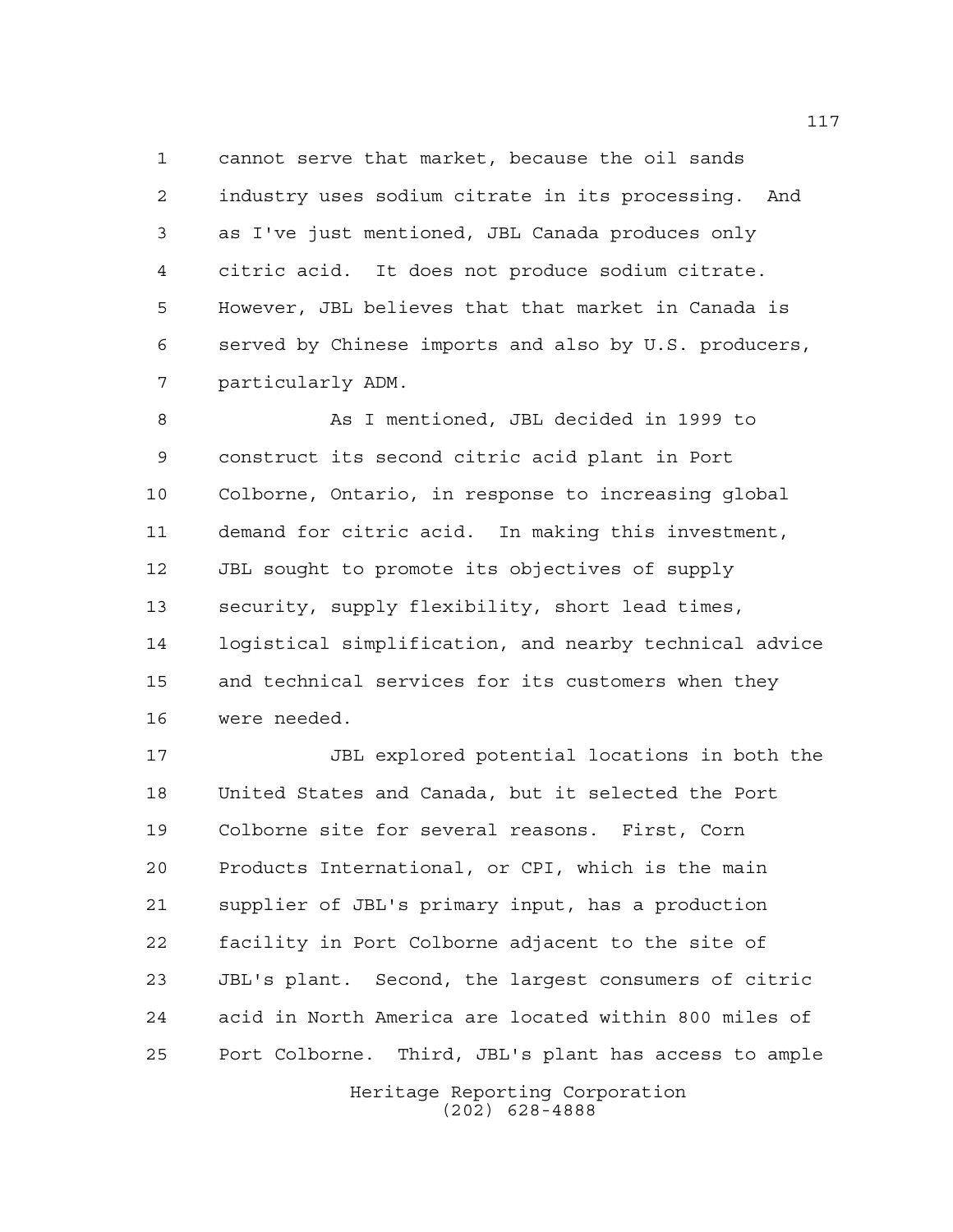cannot serve that market, because the oil sands industry uses sodium citrate in its processing. And as I've just mentioned, JBL Canada produces only citric acid. It does not produce sodium citrate. However, JBL believes that that market in Canada is served by Chinese imports and also by U.S. producers, particularly ADM.

As I mentioned, JBL decided in 1999 to construct its second citric acid plant in Port Colborne, Ontario, in response to increasing global demand for citric acid. In making this investment, JBL sought to promote its objectives of supply security, supply flexibility, short lead times, logistical simplification, and nearby technical advice and technical services for its customers when they were needed.

JBL explored potential locations in both the United States and Canada, but it selected the Port Colborne site for several reasons. First, Corn Products International, or CPI, which is the main supplier of JBL's primary input, has a production facility in Port Colborne adjacent to the site of JBL's plant. Second, the largest consumers of citric acid in North America are located within 800 miles of Port Colborne. Third, JBL's plant has access to ample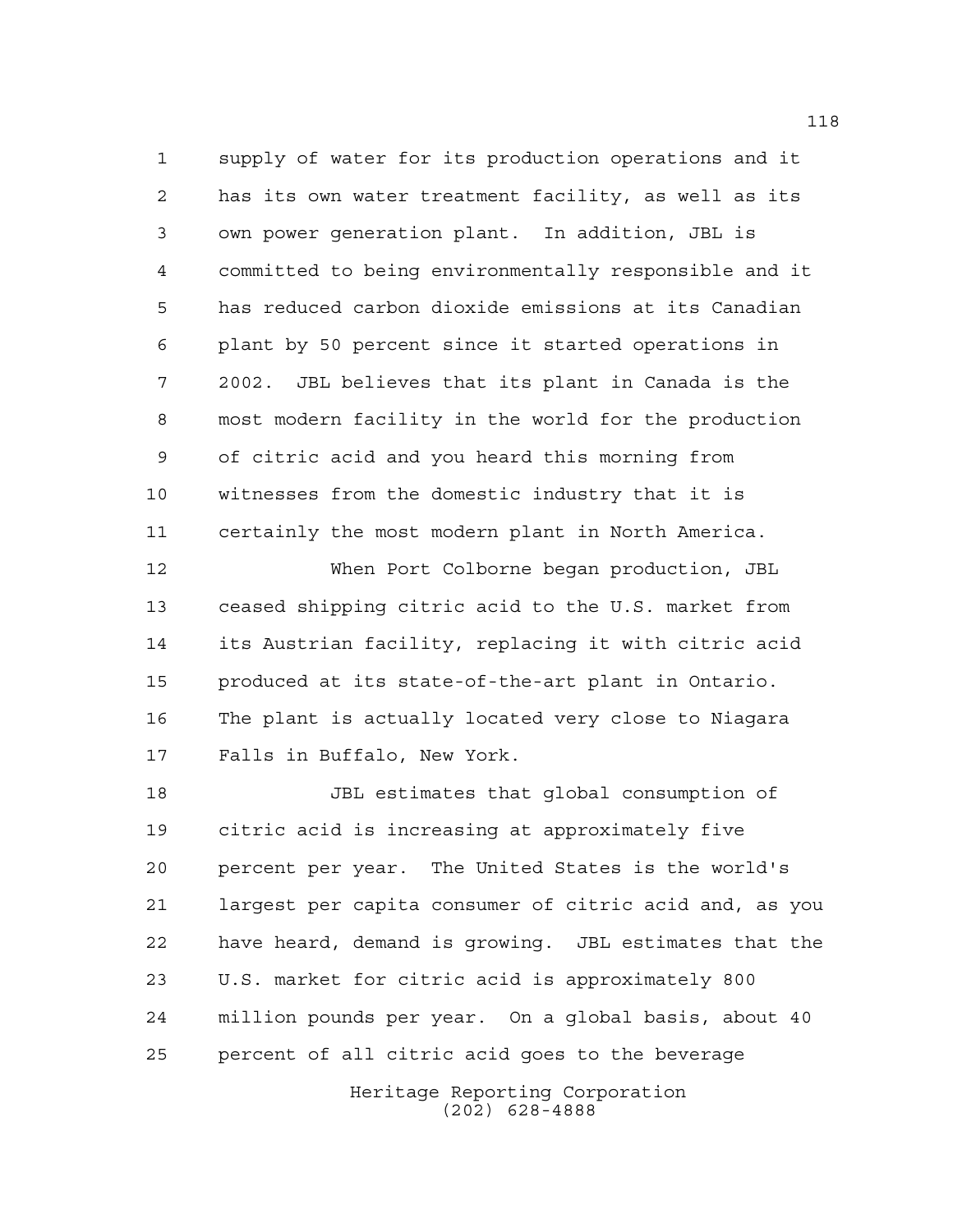supply of water for its production operations and it has its own water treatment facility, as well as its own power generation plant. In addition, JBL is committed to being environmentally responsible and it has reduced carbon dioxide emissions at its Canadian plant by 50 percent since it started operations in 2002. JBL believes that its plant in Canada is the most modern facility in the world for the production of citric acid and you heard this morning from witnesses from the domestic industry that it is certainly the most modern plant in North America.

When Port Colborne began production, JBL ceased shipping citric acid to the U.S. market from its Austrian facility, replacing it with citric acid produced at its state-of-the-art plant in Ontario. The plant is actually located very close to Niagara Falls in Buffalo, New York.

JBL estimates that global consumption of citric acid is increasing at approximately five percent per year. The United States is the world's largest per capita consumer of citric acid and, as you have heard, demand is growing. JBL estimates that the U.S. market for citric acid is approximately 800 million pounds per year. On a global basis, about 40 percent of all citric acid goes to the beverage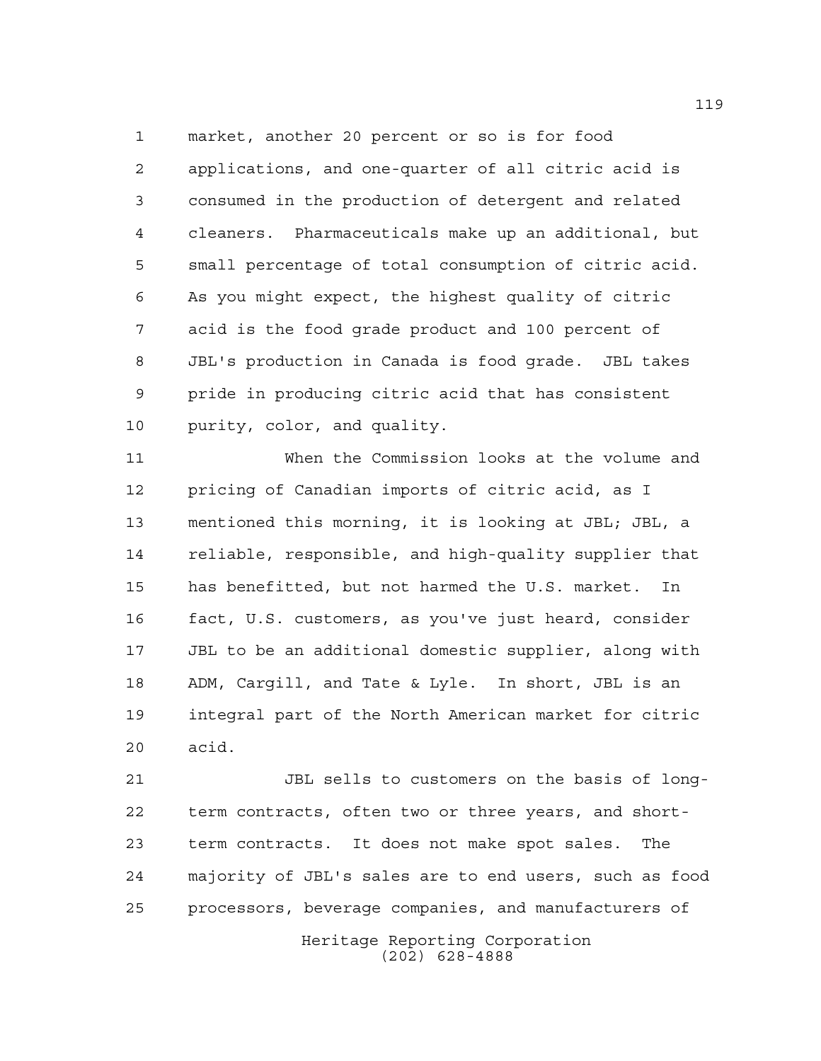market, another 20 percent or so is for food applications, and one-quarter of all citric acid is consumed in the production of detergent and related cleaners. Pharmaceuticals make up an additional, but small percentage of total consumption of citric acid. As you might expect, the highest quality of citric acid is the food grade product and 100 percent of JBL's production in Canada is food grade. JBL takes pride in producing citric acid that has consistent purity, color, and quality.

When the Commission looks at the volume and pricing of Canadian imports of citric acid, as I mentioned this morning, it is looking at JBL; JBL, a reliable, responsible, and high-quality supplier that has benefitted, but not harmed the U.S. market. In fact, U.S. customers, as you've just heard, consider JBL to be an additional domestic supplier, along with ADM, Cargill, and Tate & Lyle. In short, JBL is an integral part of the North American market for citric acid.

JBL sells to customers on the basis of long-term contracts, often two or three years, and short-term contracts. It does not make spot sales. The majority of JBL's sales are to end users, such as food processors, beverage companies, and manufacturers of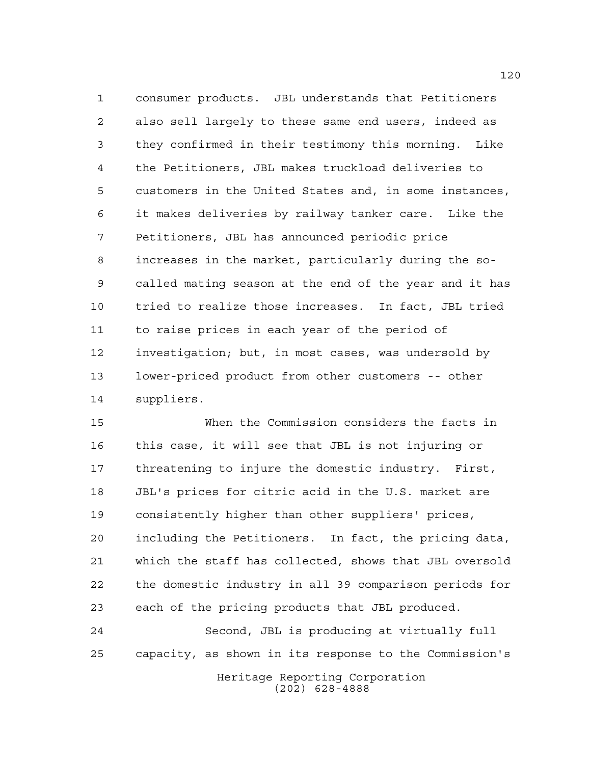consumer products. JBL understands that Petitioners also sell largely to these same end users, indeed as they confirmed in their testimony this morning. Like the Petitioners, JBL makes truckload deliveries to customers in the United States and, in some instances, it makes deliveries by railway tanker care. Like the Petitioners, JBL has announced periodic price increases in the market, particularly during the so-called mating season at the end of the year and it has tried to realize those increases. In fact, JBL tried to raise prices in each year of the period of investigation; but, in most cases, was undersold by lower-priced product from other customers -- other suppliers.

When the Commission considers the facts in this case, it will see that JBL is not injuring or threatening to injure the domestic industry. First, JBL's prices for citric acid in the U.S. market are consistently higher than other suppliers' prices, including the Petitioners. In fact, the pricing data, which the staff has collected, shows that JBL oversold the domestic industry in all 39 comparison periods for each of the pricing products that JBL produced.

Second, JBL is producing at virtually full capacity, as shown in its response to the Commission's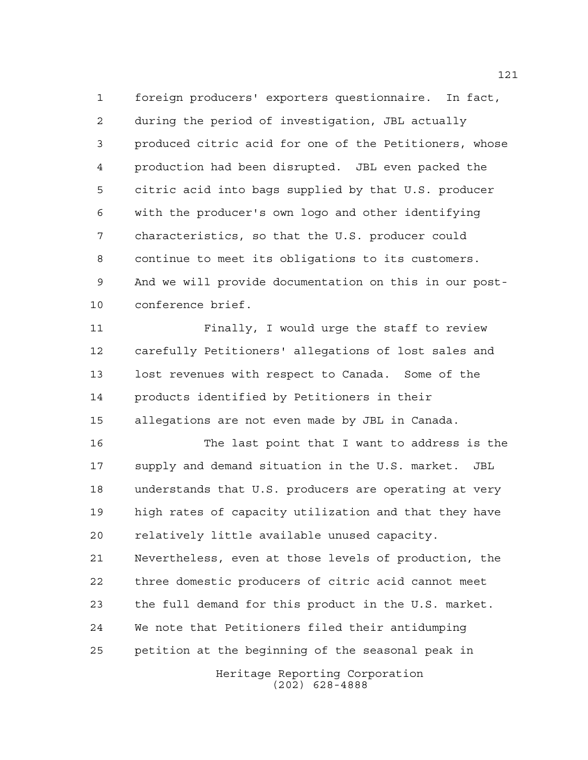foreign producers' exporters questionnaire. In fact, during the period of investigation, JBL actually produced citric acid for one of the Petitioners, whose production had been disrupted. JBL even packed the citric acid into bags supplied by that U.S. producer with the producer's own logo and other identifying characteristics, so that the U.S. producer could continue to meet its obligations to its customers. And we will provide documentation on this in our post-conference brief.

Finally, I would urge the staff to review carefully Petitioners' allegations of lost sales and lost revenues with respect to Canada. Some of the products identified by Petitioners in their allegations are not even made by JBL in Canada.

The last point that I want to address is the supply and demand situation in the U.S. market. JBL understands that U.S. producers are operating at very high rates of capacity utilization and that they have relatively little available unused capacity. Nevertheless, even at those levels of production, the three domestic producers of citric acid cannot meet the full demand for this product in the U.S. market. We note that Petitioners filed their antidumping petition at the beginning of the seasonal peak in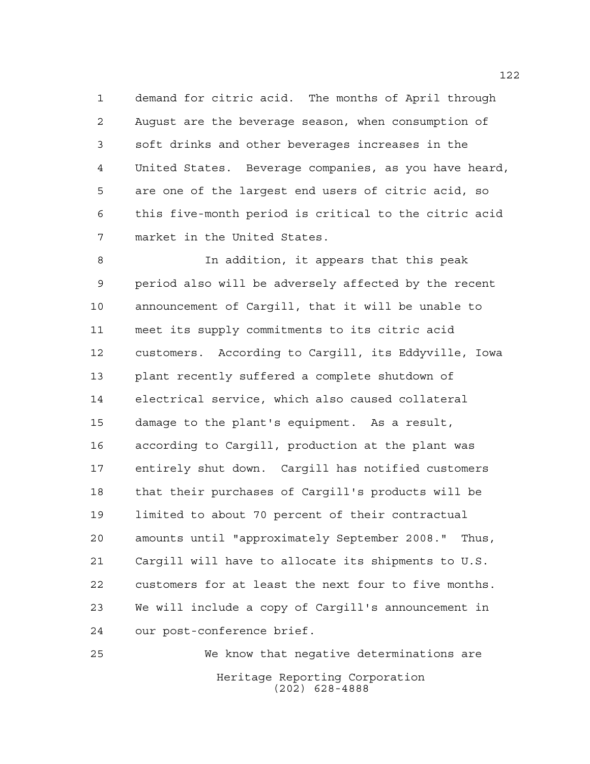demand for citric acid. The months of April through August are the beverage season, when consumption of soft drinks and other beverages increases in the United States. Beverage companies, as you have heard, are one of the largest end users of citric acid, so this five-month period is critical to the citric acid market in the United States.

In addition, it appears that this peak period also will be adversely affected by the recent announcement of Cargill, that it will be unable to meet its supply commitments to its citric acid customers. According to Cargill, its Eddyville, Iowa plant recently suffered a complete shutdown of electrical service, which also caused collateral damage to the plant's equipment. As a result, according to Cargill, production at the plant was entirely shut down. Cargill has notified customers that their purchases of Cargill's products will be limited to about 70 percent of their contractual amounts until "approximately September 2008." Thus, Cargill will have to allocate its shipments to U.S. customers for at least the next four to five months. We will include a copy of Cargill's announcement in our post-conference brief.

We know that negative determinations are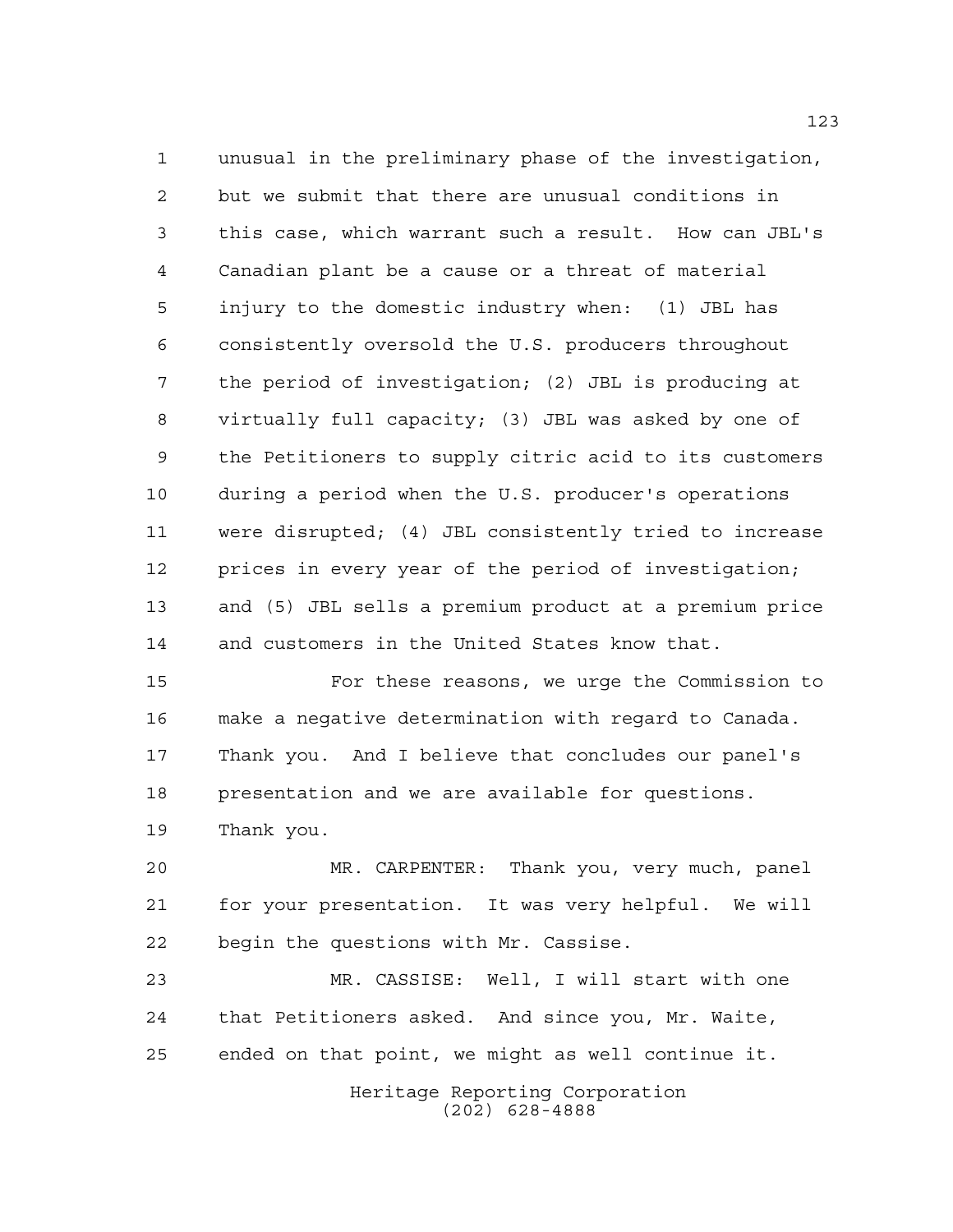unusual in the preliminary phase of the investigation, but we submit that there are unusual conditions in this case, which warrant such a result. How can JBL's Canadian plant be a cause or a threat of material injury to the domestic industry when: (1) JBL has consistently oversold the U.S. producers throughout the period of investigation; (2) JBL is producing at virtually full capacity; (3) JBL was asked by one of the Petitioners to supply citric acid to its customers during a period when the U.S. producer's operations were disrupted; (4) JBL consistently tried to increase prices in every year of the period of investigation; and (5) JBL sells a premium product at a premium price and customers in the United States know that.

For these reasons, we urge the Commission to make a negative determination with regard to Canada. Thank you. And I believe that concludes our panel's presentation and we are available for questions. Thank you.

MR. CARPENTER: Thank you, very much, panel for your presentation. It was very helpful. We will begin the questions with Mr. Cassise.

MR. CASSISE: Well, I will start with one that Petitioners asked. And since you, Mr. Waite, ended on that point, we might as well continue it.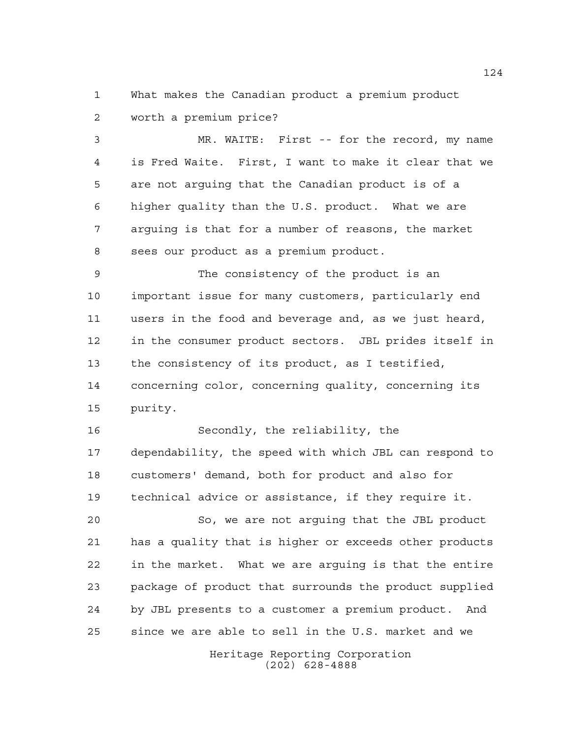What makes the Canadian product a premium product worth a premium price?

MR. WAITE: First -- for the record, my name is Fred Waite. First, I want to make it clear that we are not arguing that the Canadian product is of a higher quality than the U.S. product. What we are arguing is that for a number of reasons, the market sees our product as a premium product.

The consistency of the product is an important issue for many customers, particularly end users in the food and beverage and, as we just heard, in the consumer product sectors. JBL prides itself in the consistency of its product, as I testified, concerning color, concerning quality, concerning its purity.

Secondly, the reliability, the dependability, the speed with which JBL can respond to customers' demand, both for product and also for technical advice or assistance, if they require it.

So, we are not arguing that the JBL product has a quality that is higher or exceeds other products in the market. What we are arguing is that the entire package of product that surrounds the product supplied by JBL presents to a customer a premium product. And since we are able to sell in the U.S. market and we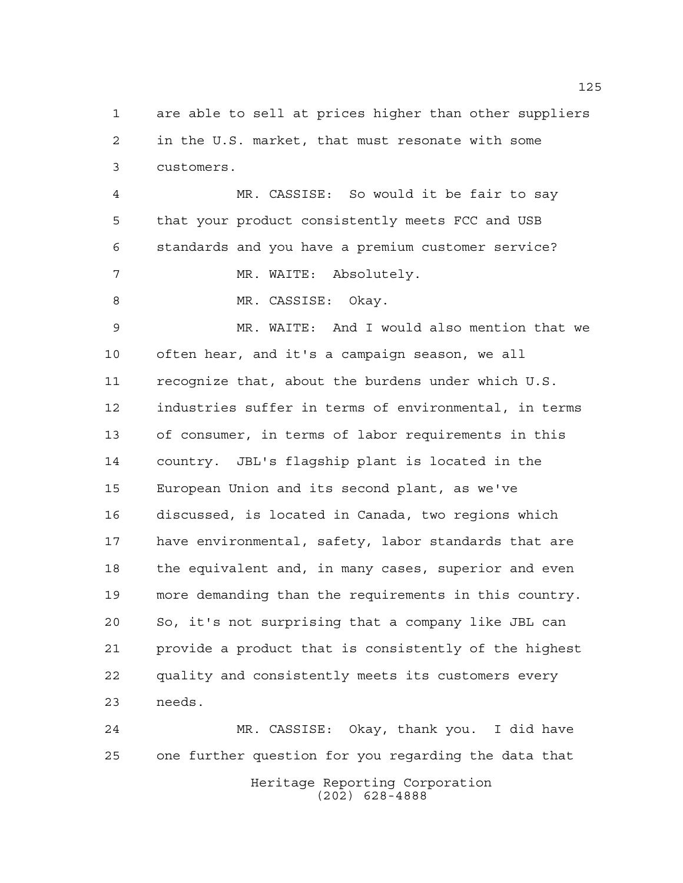are able to sell at prices higher than other suppliers in the U.S. market, that must resonate with some customers.

MR. CASSISE: So would it be fair to say that your product consistently meets FCC and USB standards and you have a premium customer service?

MR. WAITE: Absolutely.

MR. CASSISE: Okay.

MR. WAITE: And I would also mention that we often hear, and it's a campaign season, we all recognize that, about the burdens under which U.S. industries suffer in terms of environmental, in terms of consumer, in terms of labor requirements in this country. JBL's flagship plant is located in the European Union and its second plant, as we've discussed, is located in Canada, two regions which have environmental, safety, labor standards that are the equivalent and, in many cases, superior and even more demanding than the requirements in this country. So, it's not surprising that a company like JBL can provide a product that is consistently of the highest quality and consistently meets its customers every needs.

MR. CASSISE: Okay, thank you. I did have one further question for you regarding the data that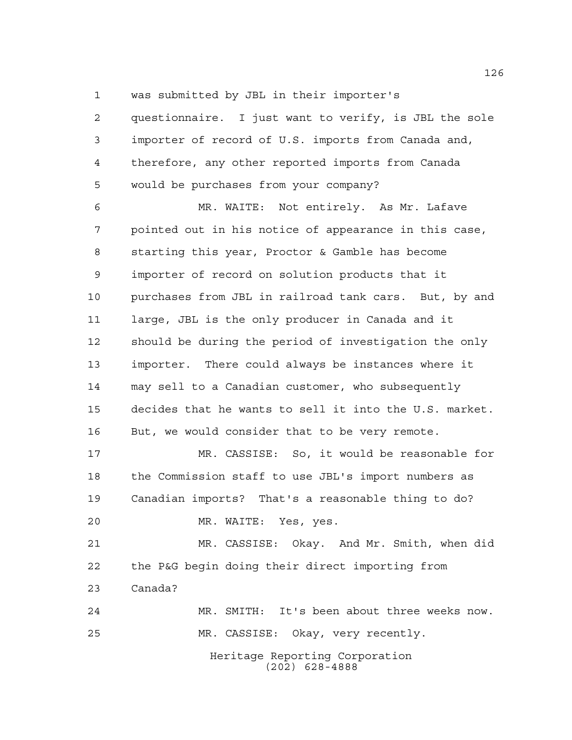was submitted by JBL in their importer's questionnaire. I just want to verify, is JBL the sole importer of record of U.S. imports from Canada and, therefore, any other reported imports from Canada would be purchases from your company?

MR. WAITE: Not entirely. As Mr. Lafave pointed out in his notice of appearance in this case, starting this year, Proctor & Gamble has become importer of record on solution products that it purchases from JBL in railroad tank cars. But, by and large, JBL is the only producer in Canada and it should be during the period of investigation the only importer. There could always be instances where it may sell to a Canadian customer, who subsequently decides that he wants to sell it into the U.S. market. But, we would consider that to be very remote.

MR. CASSISE: So, it would be reasonable for the Commission staff to use JBL's import numbers as Canadian imports? That's a reasonable thing to do?

MR. WAITE: Yes, yes.

MR. CASSISE: Okay. And Mr. Smith, when did the P&G begin doing their direct importing from Canada?

MR. SMITH: It's been about three weeks now.

MR. CASSISE: Okay, very recently.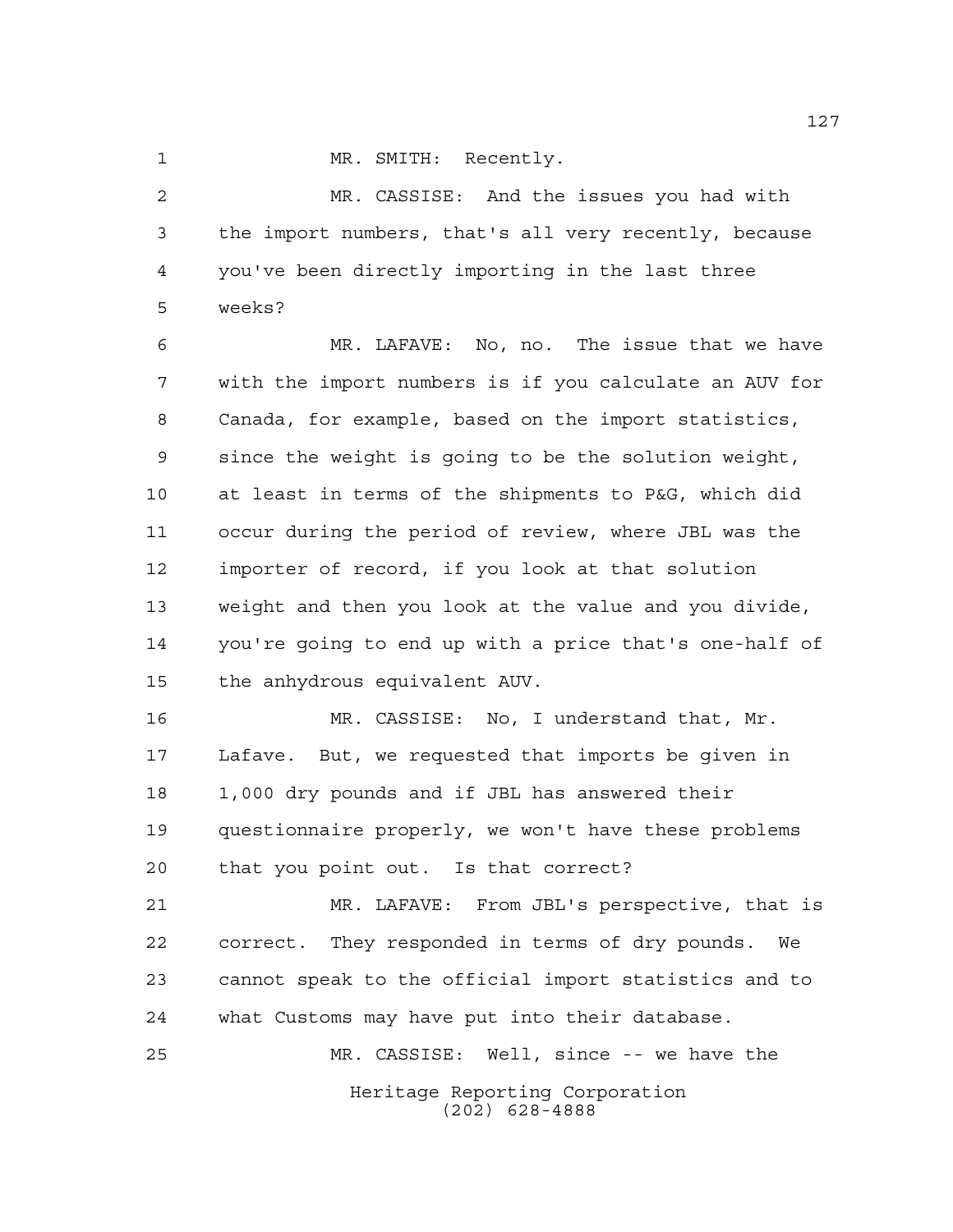MR. SMITH: Recently.

MR. CASSISE: And the issues you had with the import numbers, that's all very recently, because you've been directly importing in the last three weeks?

MR. LAFAVE: No, no. The issue that we have with the import numbers is if you calculate an AUV for Canada, for example, based on the import statistics, since the weight is going to be the solution weight, at least in terms of the shipments to P&G, which did occur during the period of review, where JBL was the importer of record, if you look at that solution weight and then you look at the value and you divide, you're going to end up with a price that's one-half of the anhydrous equivalent AUV.

MR. CASSISE: No, I understand that, Mr. Lafave. But, we requested that imports be given in 1,000 dry pounds and if JBL has answered their questionnaire properly, we won't have these problems that you point out. Is that correct?

MR. LAFAVE: From JBL's perspective, that is correct. They responded in terms of dry pounds. We cannot speak to the official import statistics and to what Customs may have put into their database.

MR. CASSISE: Well, since -- we have the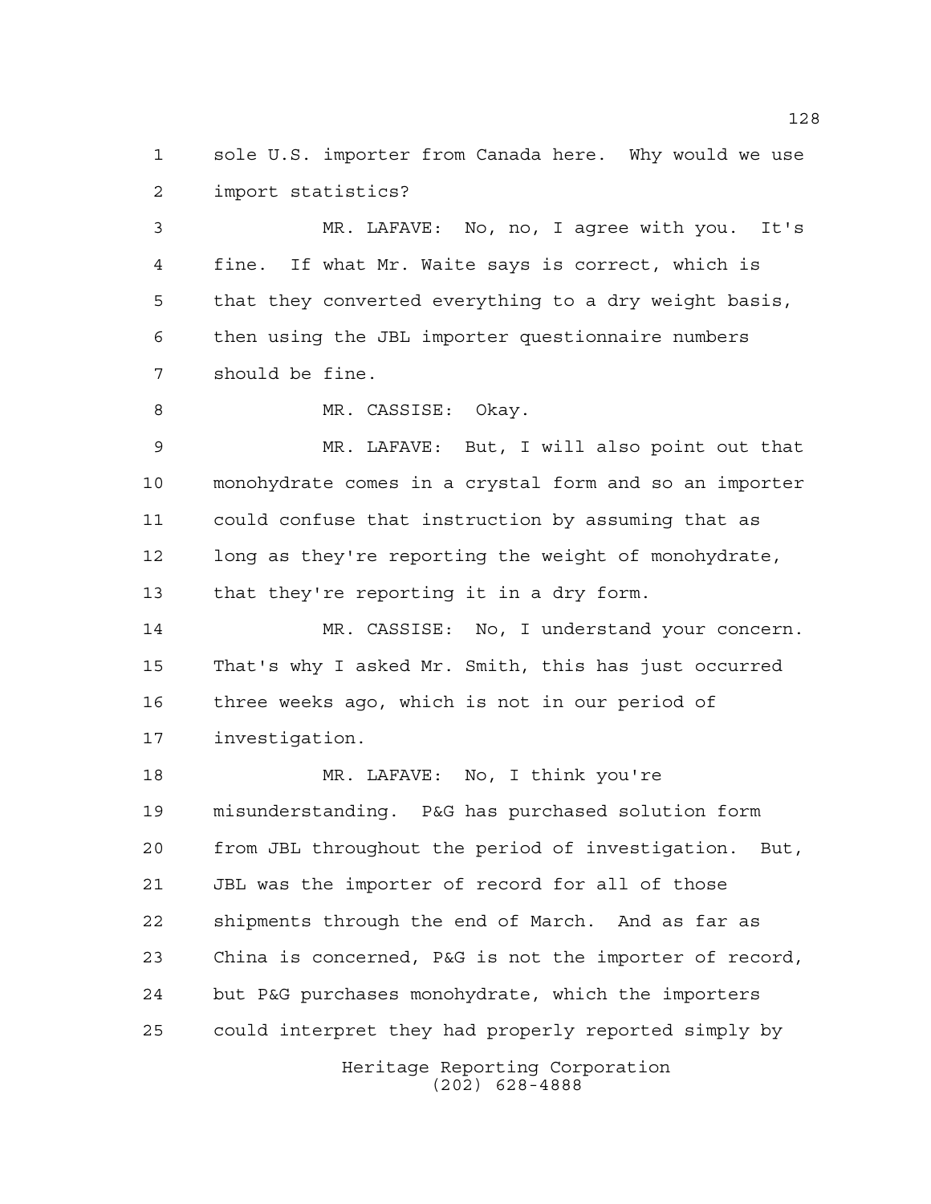sole U.S. importer from Canada here. Why would we use import statistics?

MR. LAFAVE: No, no, I agree with you. It's fine. If what Mr. Waite says is correct, which is that they converted everything to a dry weight basis, then using the JBL importer questionnaire numbers should be fine.

MR. CASSISE: Okay.

MR. LAFAVE: But, I will also point out that monohydrate comes in a crystal form and so an importer could confuse that instruction by assuming that as long as they're reporting the weight of monohydrate, that they're reporting it in a dry form.

MR. CASSISE: No, I understand your concern. That's why I asked Mr. Smith, this has just occurred three weeks ago, which is not in our period of investigation.

MR. LAFAVE: No, I think you're misunderstanding. P&G has purchased solution form from JBL throughout the period of investigation. But, JBL was the importer of record for all of those shipments through the end of March. And as far as China is concerned, P&G is not the importer of record, but P&G purchases monohydrate, which the importers could interpret they had properly reported simply by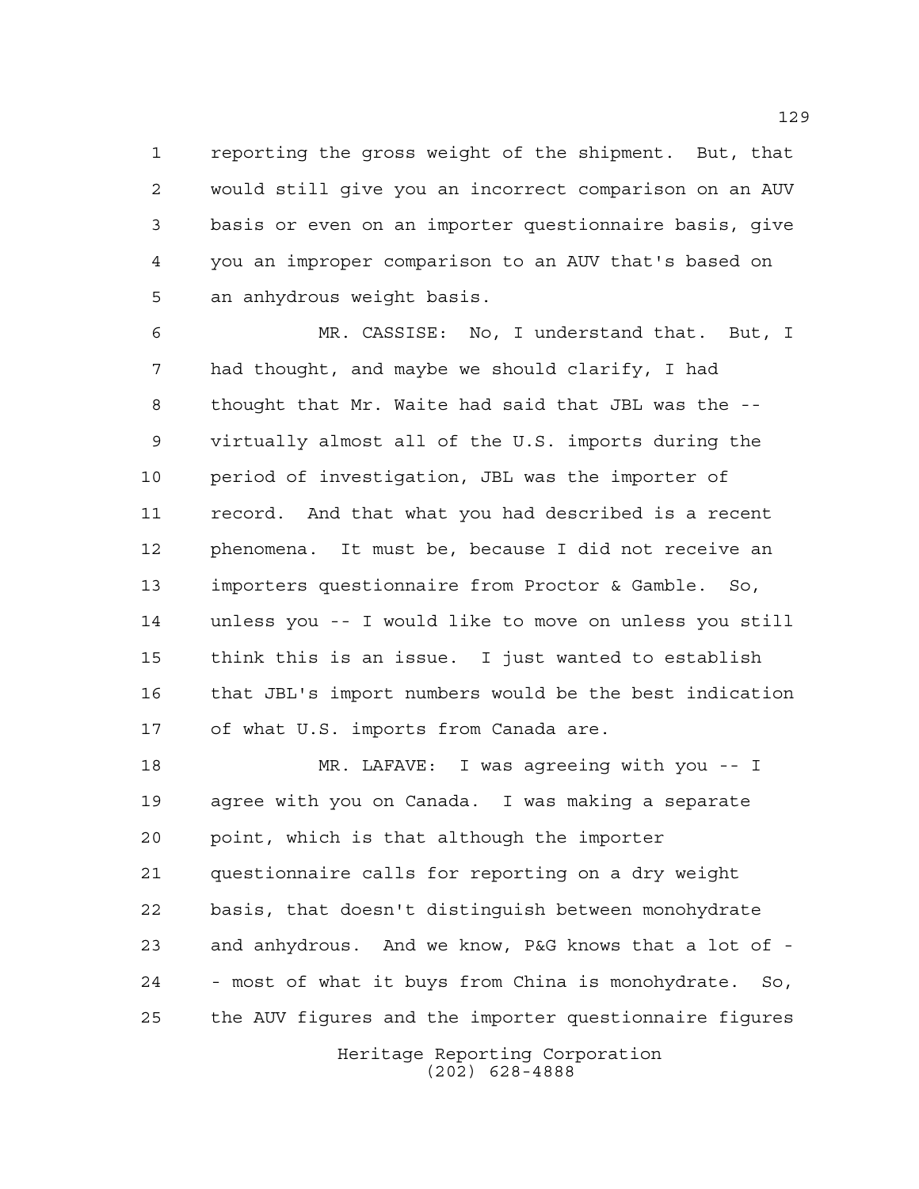reporting the gross weight of the shipment. But, that would still give you an incorrect comparison on an AUV basis or even on an importer questionnaire basis, give you an improper comparison to an AUV that's based on an anhydrous weight basis.

MR. CASSISE: No, I understand that. But, I had thought, and maybe we should clarify, I had thought that Mr. Waite had said that JBL was the -- virtually almost all of the U.S. imports during the period of investigation, JBL was the importer of record. And that what you had described is a recent phenomena. It must be, because I did not receive an importers questionnaire from Proctor & Gamble. So, unless you -- I would like to move on unless you still think this is an issue. I just wanted to establish that JBL's import numbers would be the best indication of what U.S. imports from Canada are.

MR. LAFAVE: I was agreeing with you -- I agree with you on Canada. I was making a separate point, which is that although the importer questionnaire calls for reporting on a dry weight basis, that doesn't distinguish between monohydrate and anhydrous. And we know, P&G knows that a lot of -- most of what it buys from China is monohydrate. So, the AUV figures and the importer questionnaire figures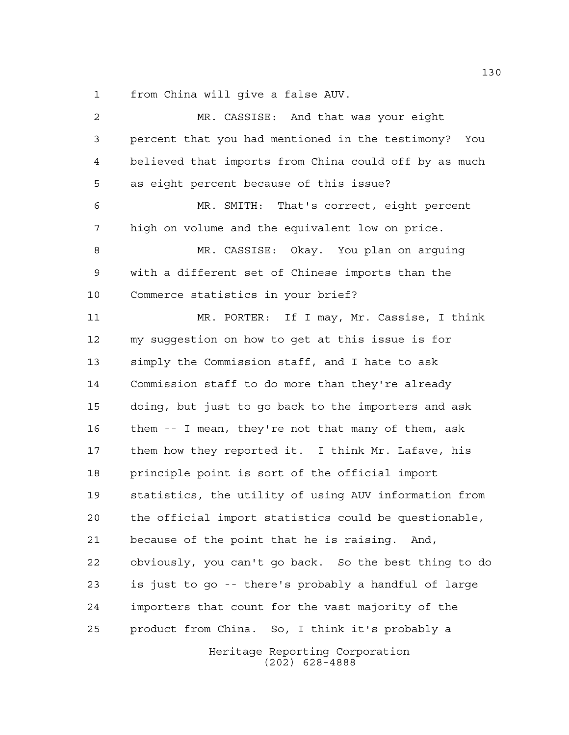from China will give a false AUV.

MR. CASSISE: And that was your eight percent that you had mentioned in the testimony? You believed that imports from China could off by as much as eight percent because of this issue?

MR. SMITH: That's correct, eight percent high on volume and the equivalent low on price.

MR. CASSISE: Okay. You plan on arguing with a different set of Chinese imports than the Commerce statistics in your brief?

MR. PORTER: If I may, Mr. Cassise, I think my suggestion on how to get at this issue is for simply the Commission staff, and I hate to ask Commission staff to do more than they're already doing, but just to go back to the importers and ask them -- I mean, they're not that many of them, ask them how they reported it. I think Mr. Lafave, his principle point is sort of the official import statistics, the utility of using AUV information from the official import statistics could be questionable, because of the point that he is raising. And, obviously, you can't go back. So the best thing to do is just to go -- there's probably a handful of large importers that count for the vast majority of the product from China. So, I think it's probably a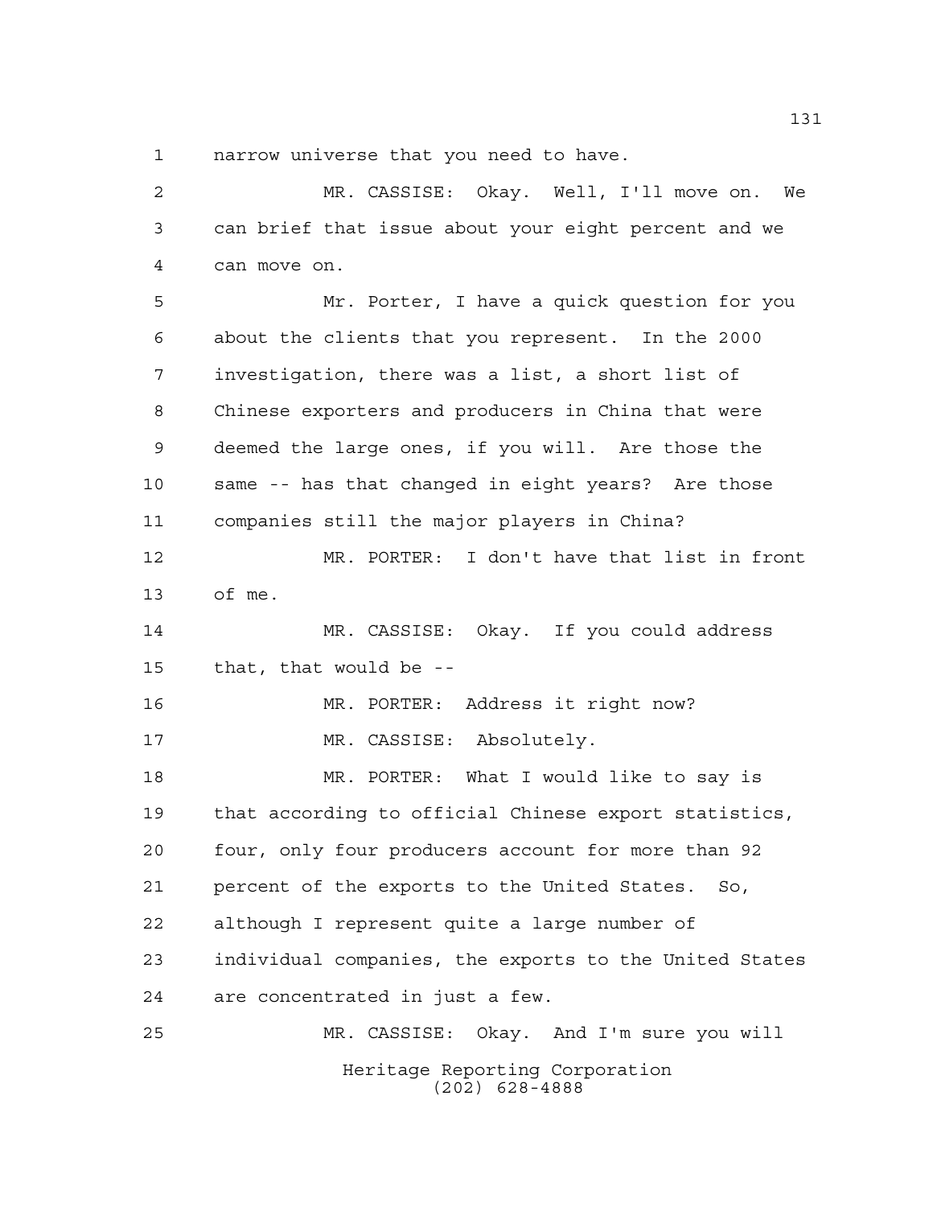narrow universe that you need to have.

MR. CASSISE: Okay. Well, I'll move on. We can brief that issue about your eight percent and we can move on.

Mr. Porter, I have a quick question for you about the clients that you represent. In the 2000 investigation, there was a list, a short list of Chinese exporters and producers in China that were deemed the large ones, if you will. Are those the same -- has that changed in eight years? Are those companies still the major players in China?

MR. PORTER: I don't have that list in front of me.

MR. CASSISE: Okay. If you could address that, that would be --

MR. PORTER: Address it right now?

MR. CASSISE: Absolutely.

MR. PORTER: What I would like to say is that according to official Chinese export statistics, four, only four producers account for more than 92 percent of the exports to the United States. So, although I represent quite a large number of individual companies, the exports to the United States are concentrated in just a few.

MR. CASSISE: Okay. And I'm sure you will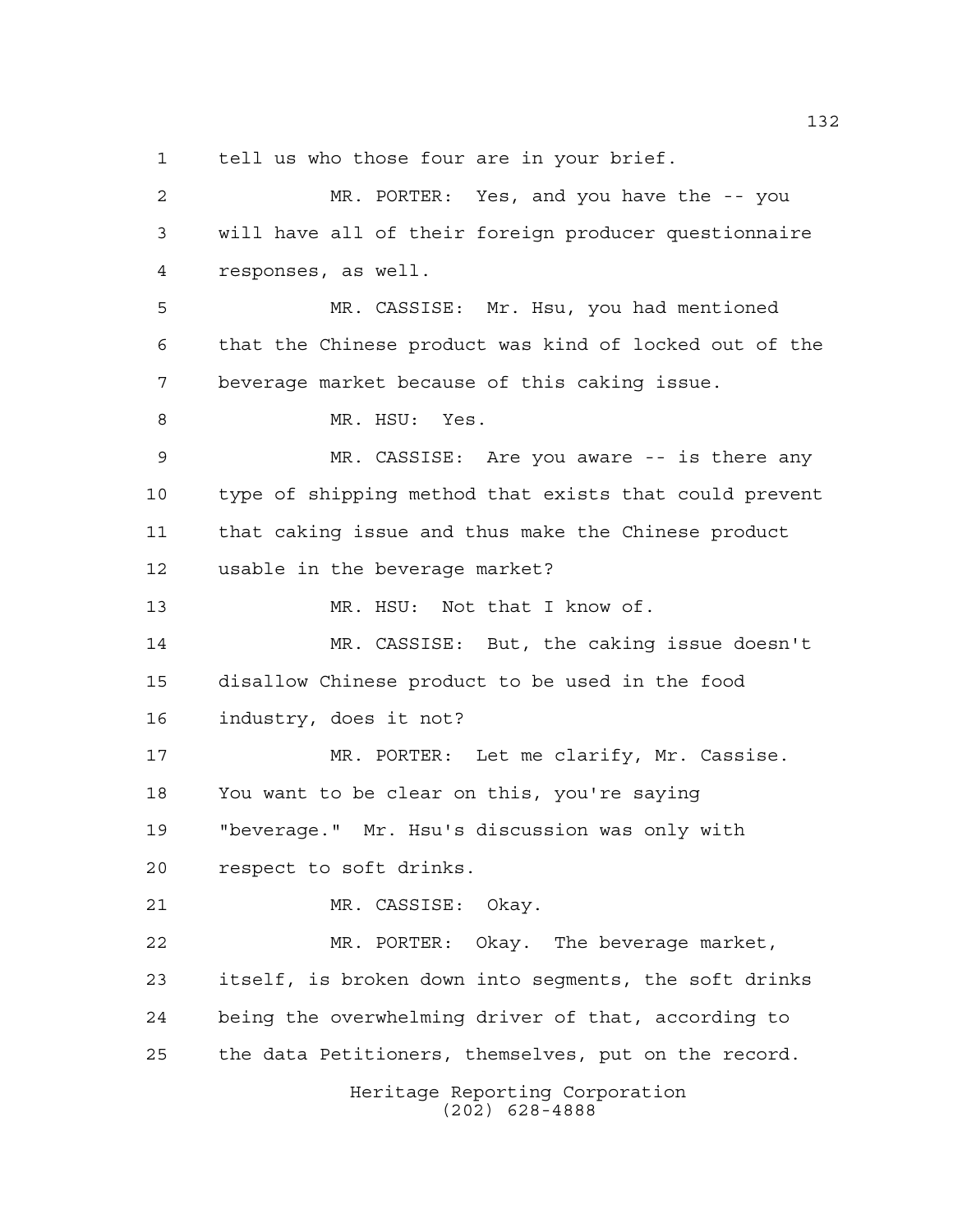tell us who those four are in your brief.

MR. PORTER: Yes, and you have the -- you will have all of their foreign producer questionnaire responses, as well.

MR. CASSISE: Mr. Hsu, you had mentioned that the Chinese product was kind of locked out of the beverage market because of this caking issue.

MR. HSU: Yes.

MR. CASSISE: Are you aware -- is there any type of shipping method that exists that could prevent that caking issue and thus make the Chinese product usable in the beverage market?

MR. HSU: Not that I know of.

MR. CASSISE: But, the caking issue doesn't disallow Chinese product to be used in the food industry, does it not?

MR. PORTER: Let me clarify, Mr. Cassise. You want to be clear on this, you're saying "beverage." Mr. Hsu's discussion was only with respect to soft drinks.

MR. CASSISE: Okay.

MR. PORTER: Okay. The beverage market, itself, is broken down into segments, the soft drinks being the overwhelming driver of that, according to the data Petitioners, themselves, put on the record.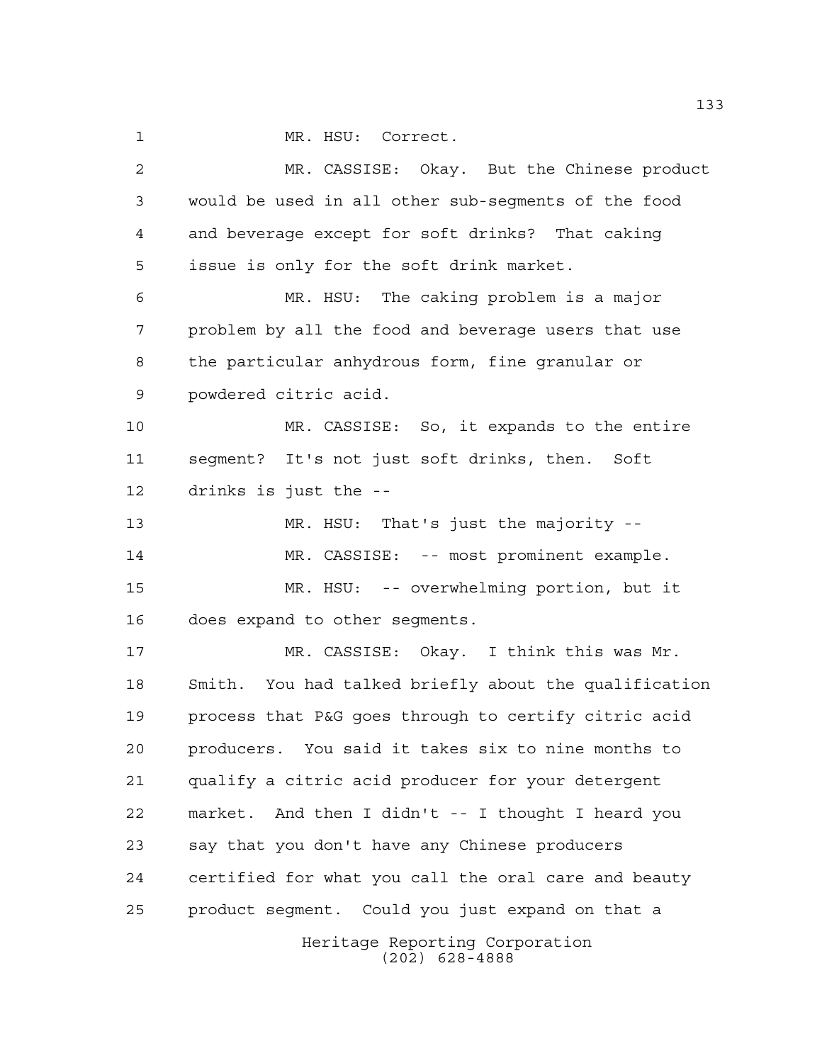MR. HSU: Correct.

MR. CASSISE: Okay. But the Chinese product would be used in all other sub-segments of the food and beverage except for soft drinks? That caking issue is only for the soft drink market.

MR. HSU: The caking problem is a major problem by all the food and beverage users that use the particular anhydrous form, fine granular or powdered citric acid.

MR. CASSISE: So, it expands to the entire segment? It's not just soft drinks, then. Soft drinks is just the --

MR. HSU: That's just the majority --

MR. CASSISE: -- most prominent example.

MR. HSU: -- overwhelming portion, but it does expand to other segments.

MR. CASSISE: Okay. I think this was Mr. Smith. You had talked briefly about the qualification process that P&G goes through to certify citric acid producers. You said it takes six to nine months to qualify a citric acid producer for your detergent market. And then I didn't -- I thought I heard you say that you don't have any Chinese producers certified for what you call the oral care and beauty product segment. Could you just expand on that a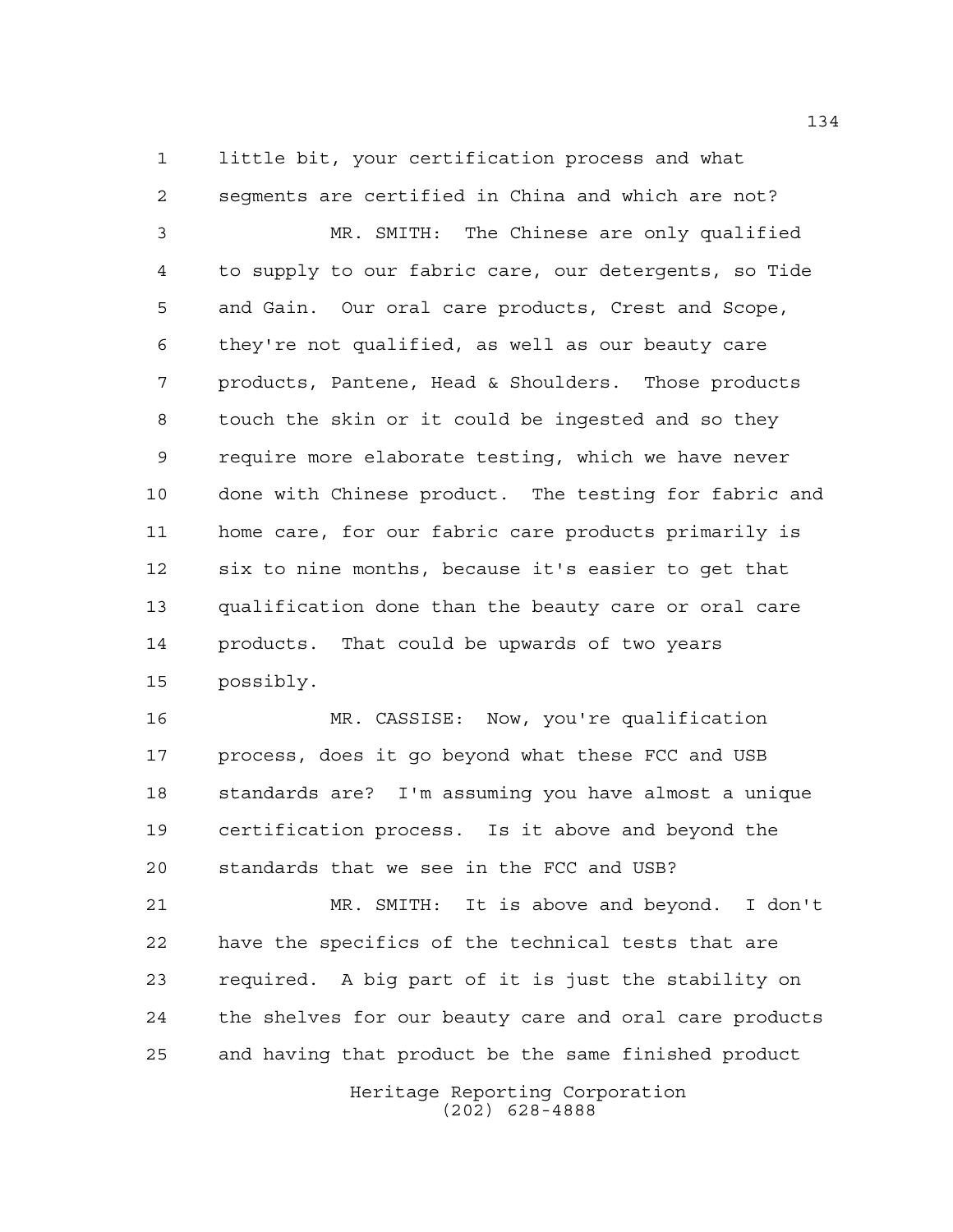little bit, your certification process and what segments are certified in China and which are not?

MR. SMITH: The Chinese are only qualified to supply to our fabric care, our detergents, so Tide and Gain. Our oral care products, Crest and Scope, they're not qualified, as well as our beauty care products, Pantene, Head & Shoulders. Those products touch the skin or it could be ingested and so they require more elaborate testing, which we have never done with Chinese product. The testing for fabric and home care, for our fabric care products primarily is six to nine months, because it's easier to get that qualification done than the beauty care or oral care products. That could be upwards of two years possibly.

MR. CASSISE: Now, you're qualification process, does it go beyond what these FCC and USB standards are? I'm assuming you have almost a unique certification process. Is it above and beyond the standards that we see in the FCC and USB?

MR. SMITH: It is above and beyond. I don't have the specifics of the technical tests that are required. A big part of it is just the stability on the shelves for our beauty care and oral care products and having that product be the same finished product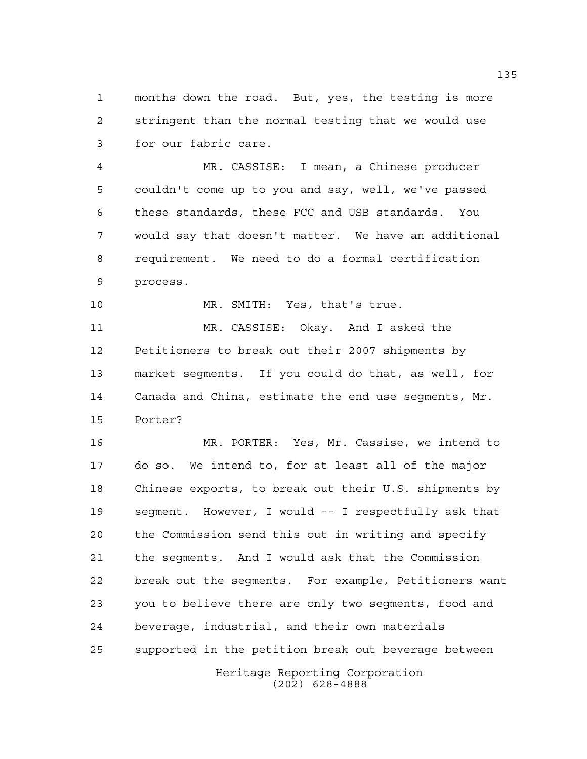months down the road. But, yes, the testing is more stringent than the normal testing that we would use for our fabric care.

MR. CASSISE: I mean, a Chinese producer couldn't come up to you and say, well, we've passed these standards, these FCC and USB standards. You would say that doesn't matter. We have an additional requirement. We need to do a formal certification process.

MR. SMITH: Yes, that's true.

MR. CASSISE: Okay. And I asked the Petitioners to break out their 2007 shipments by market segments. If you could do that, as well, for Canada and China, estimate the end use segments, Mr. Porter?

MR. PORTER: Yes, Mr. Cassise, we intend to do so. We intend to, for at least all of the major Chinese exports, to break out their U.S. shipments by segment. However, I would -- I respectfully ask that the Commission send this out in writing and specify the segments. And I would ask that the Commission break out the segments. For example, Petitioners want you to believe there are only two segments, food and beverage, industrial, and their own materials supported in the petition break out beverage between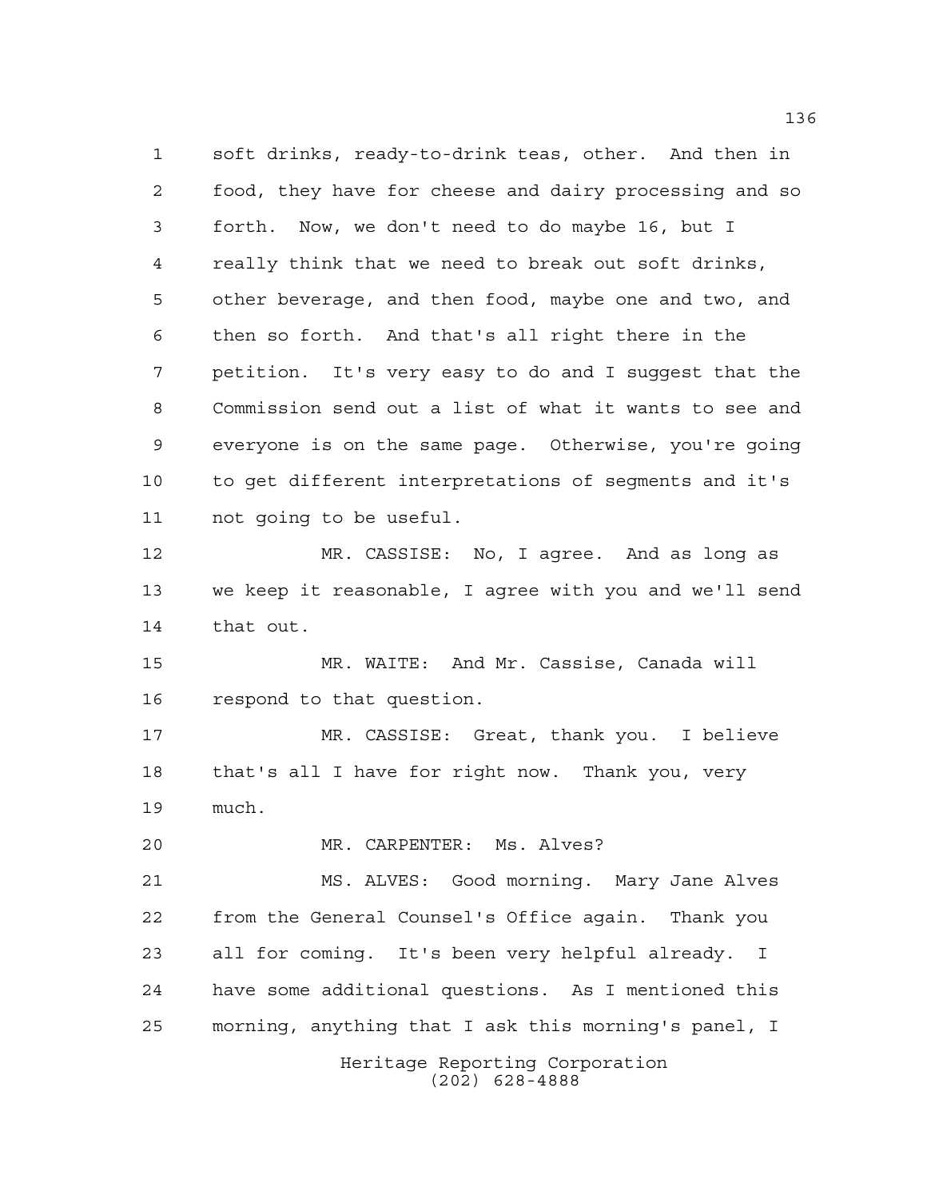soft drinks, ready-to-drink teas, other. And then in food, they have for cheese and dairy processing and so forth. Now, we don't need to do maybe 16, but I really think that we need to break out soft drinks, other beverage, and then food, maybe one and two, and then so forth. And that's all right there in the petition. It's very easy to do and I suggest that the Commission send out a list of what it wants to see and everyone is on the same page. Otherwise, you're going to get different interpretations of segments and it's not going to be useful.

MR. CASSISE: No, I agree. And as long as we keep it reasonable, I agree with you and we'll send that out.

MR. WAITE: And Mr. Cassise, Canada will respond to that question.

MR. CASSISE: Great, thank you. I believe that's all I have for right now. Thank you, very much.

MR. CARPENTER: Ms. Alves?

MS. ALVES: Good morning. Mary Jane Alves from the General Counsel's Office again. Thank you all for coming. It's been very helpful already. I have some additional questions. As I mentioned this morning, anything that I ask this morning's panel, I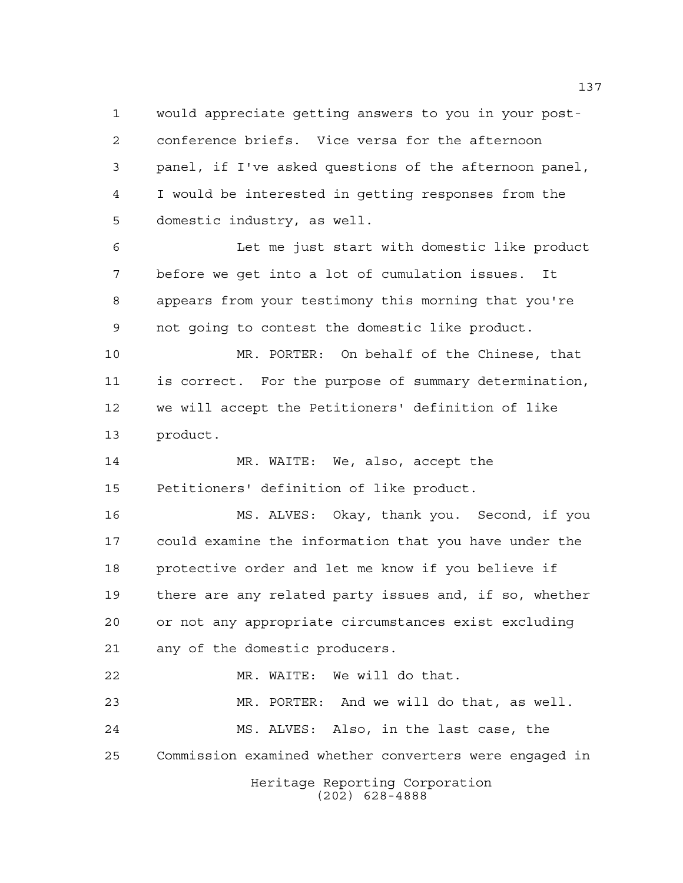would appreciate getting answers to you in your post-conference briefs. Vice versa for the afternoon panel, if I've asked questions of the afternoon panel, I would be interested in getting responses from the domestic industry, as well.

Let me just start with domestic like product before we get into a lot of cumulation issues. It appears from your testimony this morning that you're not going to contest the domestic like product.

MR. PORTER: On behalf of the Chinese, that is correct. For the purpose of summary determination, we will accept the Petitioners' definition of like product.

MR. WAITE: We, also, accept the Petitioners' definition of like product.

MS. ALVES: Okay, thank you. Second, if you could examine the information that you have under the protective order and let me know if you believe if there are any related party issues and, if so, whether or not any appropriate circumstances exist excluding any of the domestic producers.

MR. WAITE: We will do that.

MR. PORTER: And we will do that, as well.

MS. ALVES: Also, in the last case, the Commission examined whether converters were engaged in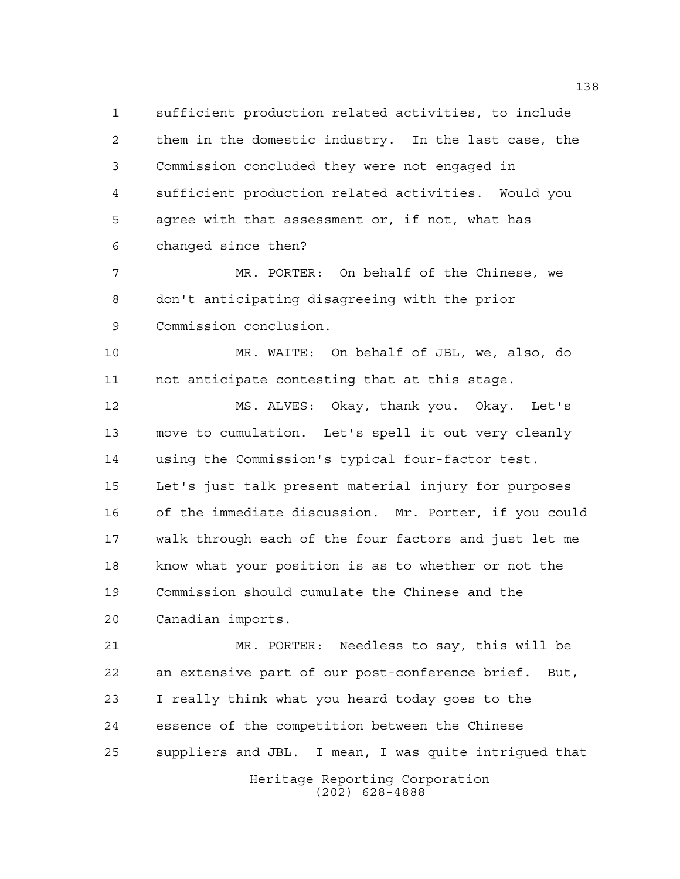sufficient production related activities, to include them in the domestic industry. In the last case, the Commission concluded they were not engaged in sufficient production related activities. Would you agree with that assessment or, if not, what has changed since then?

MR. PORTER: On behalf of the Chinese, we don't anticipating disagreeing with the prior Commission conclusion.

MR. WAITE: On behalf of JBL, we, also, do not anticipate contesting that at this stage.

MS. ALVES: Okay, thank you. Okay. Let's move to cumulation. Let's spell it out very cleanly using the Commission's typical four-factor test. Let's just talk present material injury for purposes of the immediate discussion. Mr. Porter, if you could walk through each of the four factors and just let me know what your position is as to whether or not the Commission should cumulate the Chinese and the Canadian imports.

MR. PORTER: Needless to say, this will be an extensive part of our post-conference brief. But, I really think what you heard today goes to the essence of the competition between the Chinese suppliers and JBL. I mean, I was quite intrigued that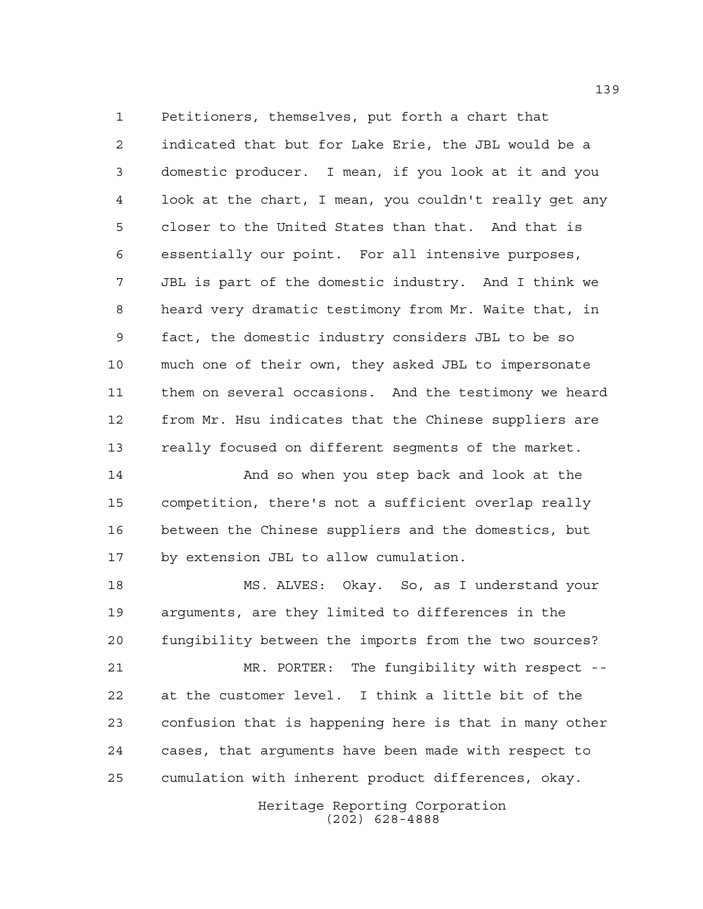Petitioners, themselves, put forth a chart that indicated that but for Lake Erie, the JBL would be a domestic producer. I mean, if you look at it and you look at the chart, I mean, you couldn't really get any closer to the United States than that. And that is essentially our point. For all intensive purposes, JBL is part of the domestic industry. And I think we heard very dramatic testimony from Mr. Waite that, in fact, the domestic industry considers JBL to be so much one of their own, they asked JBL to impersonate them on several occasions. And the testimony we heard from Mr. Hsu indicates that the Chinese suppliers are really focused on different segments of the market.

And so when you step back and look at the competition, there's not a sufficient overlap really between the Chinese suppliers and the domestics, but by extension JBL to allow cumulation.

MS. ALVES: Okay. So, as I understand your arguments, are they limited to differences in the fungibility between the imports from the two sources?

MR. PORTER: The fungibility with respect -- at the customer level. I think a little bit of the confusion that is happening here is that in many other cases, that arguments have been made with respect to cumulation with inherent product differences, okay.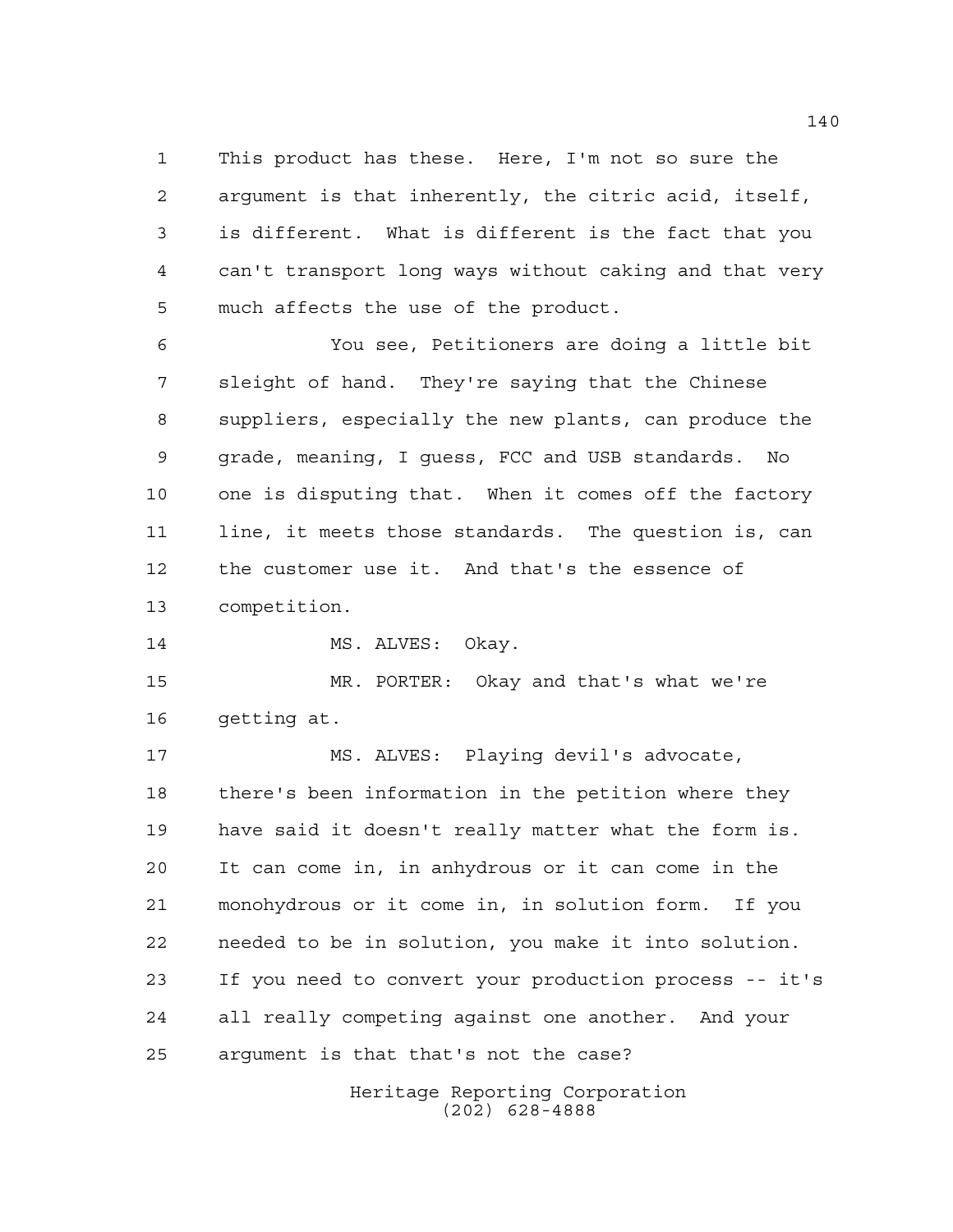This product has these. Here, I'm not so sure the argument is that inherently, the citric acid, itself, is different. What is different is the fact that you can't transport long ways without caking and that very much affects the use of the product.

You see, Petitioners are doing a little bit sleight of hand. They're saying that the Chinese suppliers, especially the new plants, can produce the grade, meaning, I guess, FCC and USB standards. No one is disputing that. When it comes off the factory line, it meets those standards. The question is, can the customer use it. And that's the essence of competition.

MS. ALVES: Okay.

MR. PORTER: Okay and that's what we're getting at.

MS. ALVES: Playing devil's advocate, there's been information in the petition where they have said it doesn't really matter what the form is. It can come in, in anhydrous or it can come in the monohydrous or it come in, in solution form. If you needed to be in solution, you make it into solution. If you need to convert your production process -- it's all really competing against one another. And your argument is that that's not the case?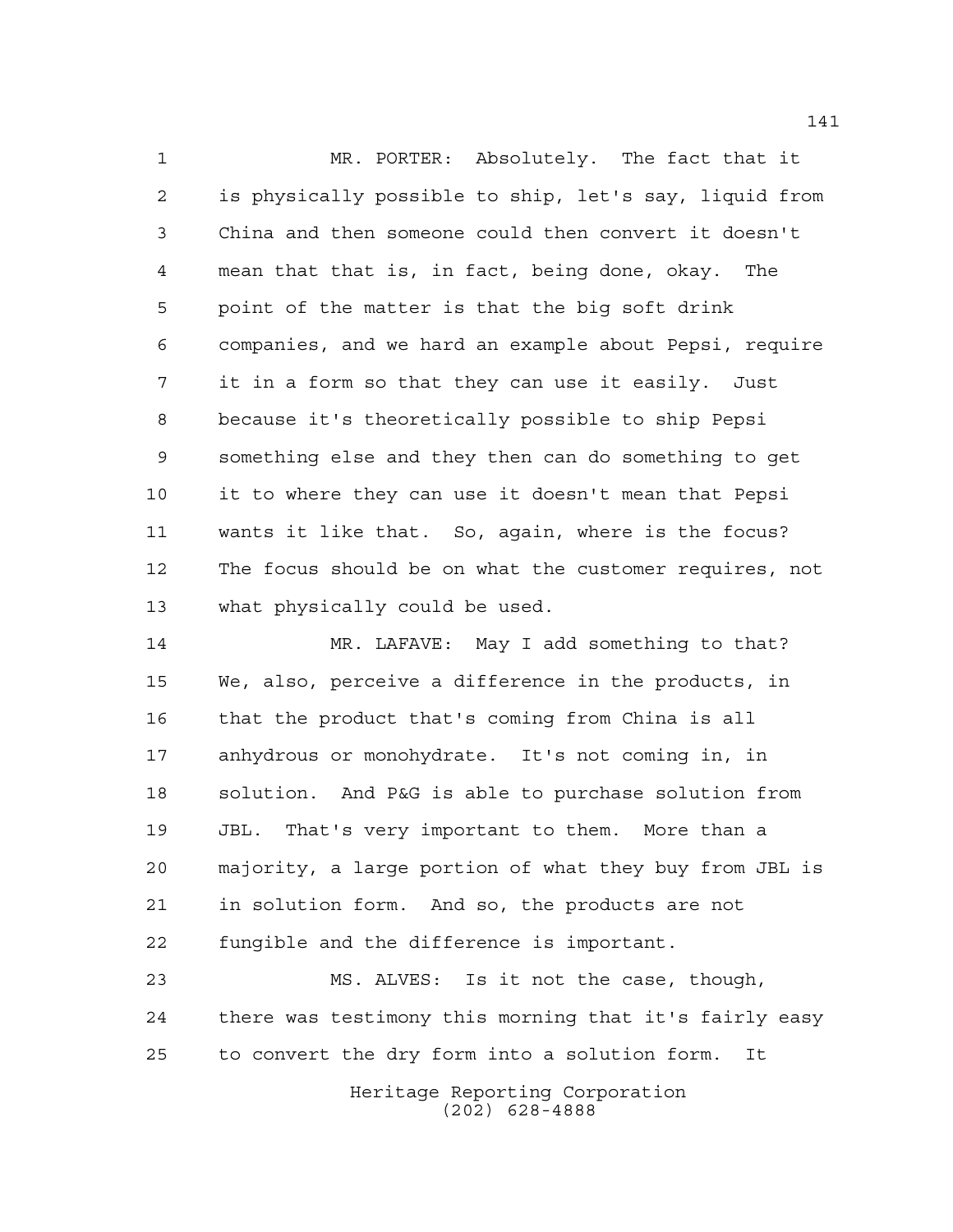MR. PORTER: Absolutely. The fact that it is physically possible to ship, let's say, liquid from China and then someone could then convert it doesn't mean that that is, in fact, being done, okay. The point of the matter is that the big soft drink companies, and we hard an example about Pepsi, require it in a form so that they can use it easily. Just because it's theoretically possible to ship Pepsi something else and they then can do something to get it to where they can use it doesn't mean that Pepsi wants it like that. So, again, where is the focus? The focus should be on what the customer requires, not what physically could be used.

MR. LAFAVE: May I add something to that? We, also, perceive a difference in the products, in that the product that's coming from China is all anhydrous or monohydrate. It's not coming in, in solution. And P&G is able to purchase solution from JBL. That's very important to them. More than a majority, a large portion of what they buy from JBL is in solution form. And so, the products are not fungible and the difference is important.

MS. ALVES: Is it not the case, though, there was testimony this morning that it's fairly easy to convert the dry form into a solution form. It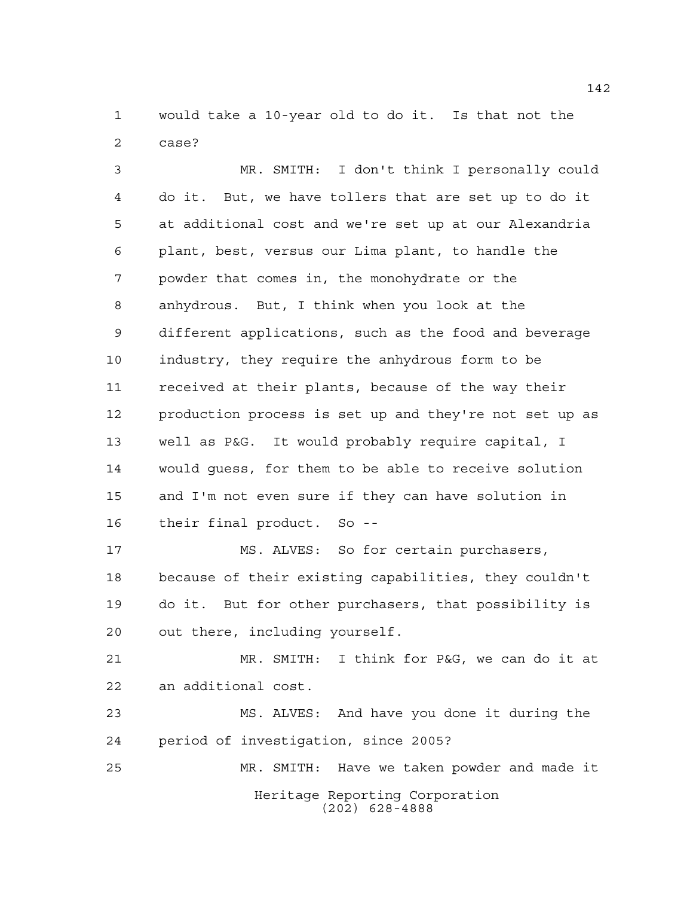would take a 10-year old to do it. Is that not the case?

MR. SMITH: I don't think I personally could do it. But, we have tollers that are set up to do it at additional cost and we're set up at our Alexandria plant, best, versus our Lima plant, to handle the powder that comes in, the monohydrate or the anhydrous. But, I think when you look at the different applications, such as the food and beverage industry, they require the anhydrous form to be received at their plants, because of the way their production process is set up and they're not set up as well as P&G. It would probably require capital, I would guess, for them to be able to receive solution and I'm not even sure if they can have solution in their final product. So --

MS. ALVES: So for certain purchasers, because of their existing capabilities, they couldn't do it. But for other purchasers, that possibility is out there, including yourself.

MR. SMITH: I think for P&G, we can do it at an additional cost.

MS. ALVES: And have you done it during the period of investigation, since 2005?

MR. SMITH: Have we taken powder and made it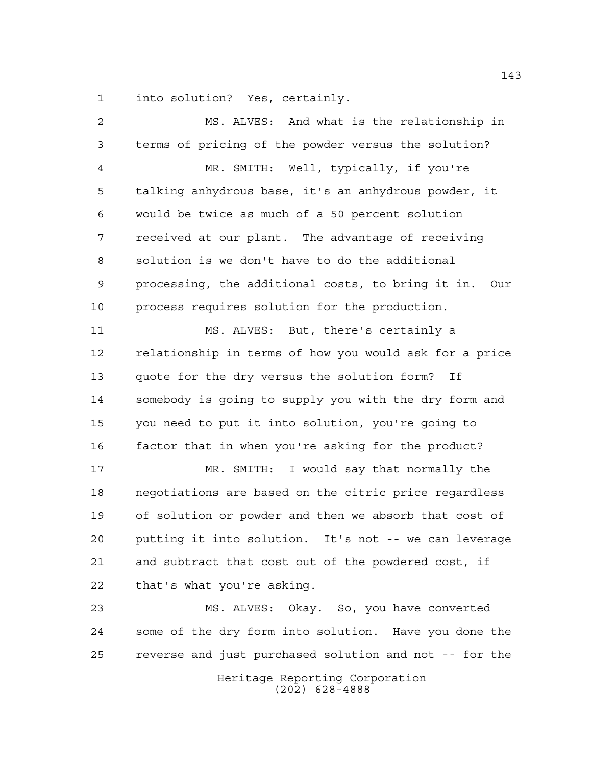into solution? Yes, certainly.

MS. ALVES: And what is the relationship in terms of pricing of the powder versus the solution?

MR. SMITH: Well, typically, if you're talking anhydrous base, it's an anhydrous powder, it would be twice as much of a 50 percent solution received at our plant. The advantage of receiving solution is we don't have to do the additional processing, the additional costs, to bring it in. Our process requires solution for the production.

MS. ALVES: But, there's certainly a relationship in terms of how you would ask for a price quote for the dry versus the solution form? If somebody is going to supply you with the dry form and you need to put it into solution, you're going to factor that in when you're asking for the product?

MR. SMITH: I would say that normally the negotiations are based on the citric price regardless of solution or powder and then we absorb that cost of putting it into solution. It's not -- we can leverage and subtract that cost out of the powdered cost, if that's what you're asking.

MS. ALVES: Okay. So, you have converted some of the dry form into solution. Have you done the reverse and just purchased solution and not -- for the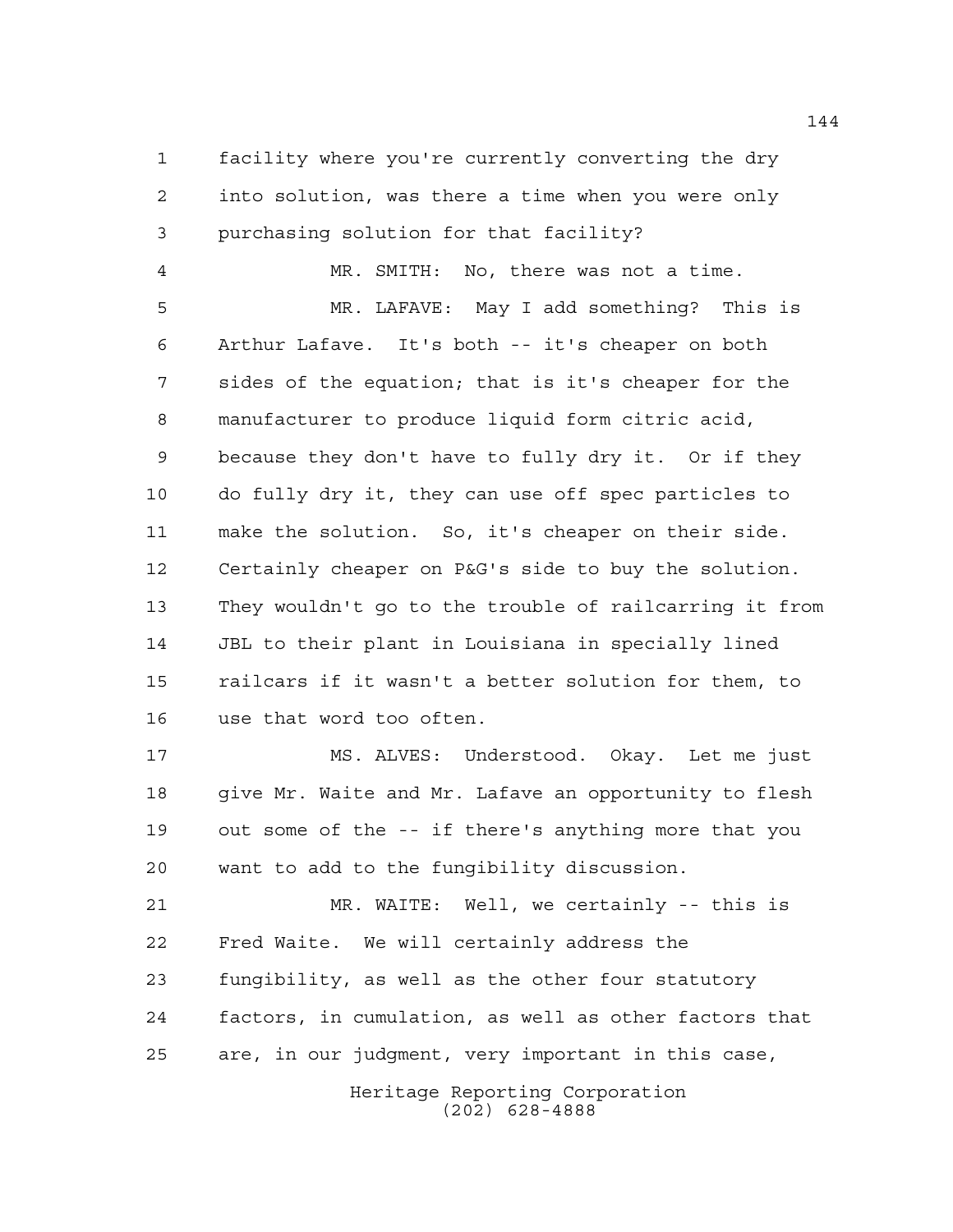facility where you're currently converting the dry into solution, was there a time when you were only purchasing solution for that facility?

MR. SMITH: No, there was not a time.

MR. LAFAVE: May I add something? This is Arthur Lafave. It's both -- it's cheaper on both sides of the equation; that is it's cheaper for the manufacturer to produce liquid form citric acid, because they don't have to fully dry it. Or if they do fully dry it, they can use off spec particles to make the solution. So, it's cheaper on their side. Certainly cheaper on P&G's side to buy the solution. They wouldn't go to the trouble of railcarring it from JBL to their plant in Louisiana in specially lined railcars if it wasn't a better solution for them, to use that word too often.

MS. ALVES: Understood. Okay. Let me just give Mr. Waite and Mr. Lafave an opportunity to flesh out some of the -- if there's anything more that you want to add to the fungibility discussion.

MR. WAITE: Well, we certainly -- this is Fred Waite. We will certainly address the fungibility, as well as the other four statutory factors, in cumulation, as well as other factors that are, in our judgment, very important in this case,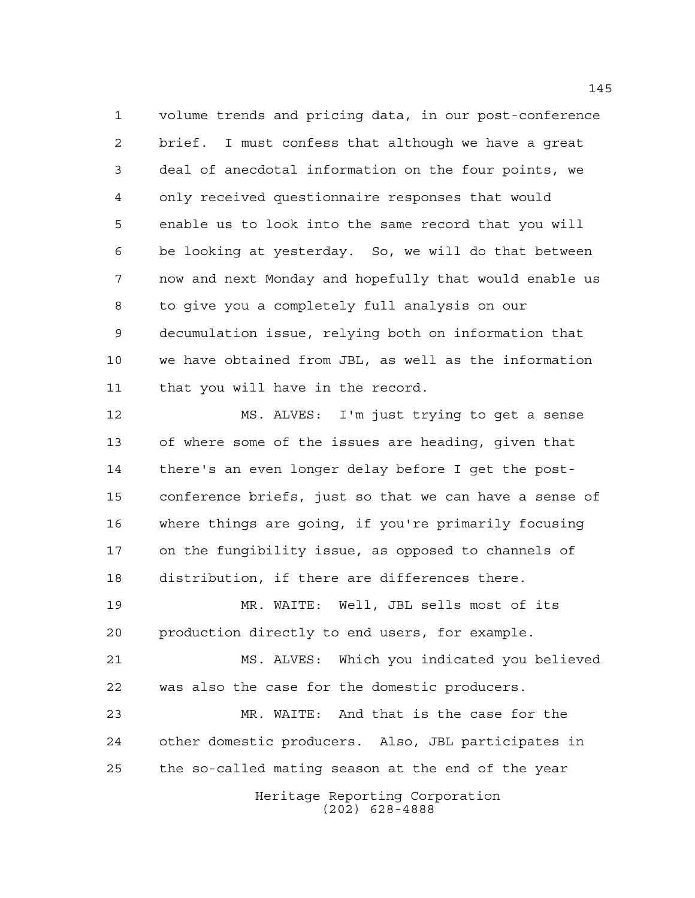volume trends and pricing data, in our post-conference brief. I must confess that although we have a great deal of anecdotal information on the four points, we only received questionnaire responses that would enable us to look into the same record that you will be looking at yesterday. So, we will do that between now and next Monday and hopefully that would enable us to give you a completely full analysis on our decumulation issue, relying both on information that we have obtained from JBL, as well as the information that you will have in the record.

MS. ALVES: I'm just trying to get a sense of where some of the issues are heading, given that there's an even longer delay before I get the post-conference briefs, just so that we can have a sense of where things are going, if you're primarily focusing on the fungibility issue, as opposed to channels of distribution, if there are differences there.

MR. WAITE: Well, JBL sells most of its production directly to end users, for example.

MS. ALVES: Which you indicated you believed was also the case for the domestic producers.

MR. WAITE: And that is the case for the other domestic producers. Also, JBL participates in the so-called mating season at the end of the year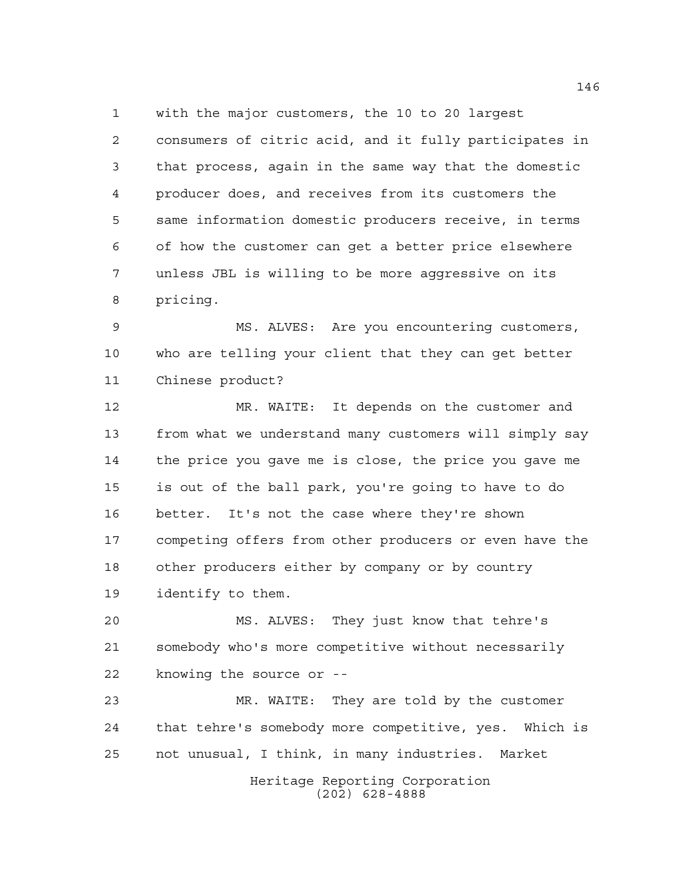with the major customers, the 10 to 20 largest consumers of citric acid, and it fully participates in that process, again in the same way that the domestic producer does, and receives from its customers the same information domestic producers receive, in terms of how the customer can get a better price elsewhere unless JBL is willing to be more aggressive on its pricing.

MS. ALVES: Are you encountering customers, who are telling your client that they can get better Chinese product?

MR. WAITE: It depends on the customer and from what we understand many customers will simply say the price you gave me is close, the price you gave me is out of the ball park, you're going to have to do better. It's not the case where they're shown competing offers from other producers or even have the other producers either by company or by country identify to them.

MS. ALVES: They just know that tehre's somebody who's more competitive without necessarily knowing the source or --

MR. WAITE: They are told by the customer that tehre's somebody more competitive, yes. Which is not unusual, I think, in many industries. Market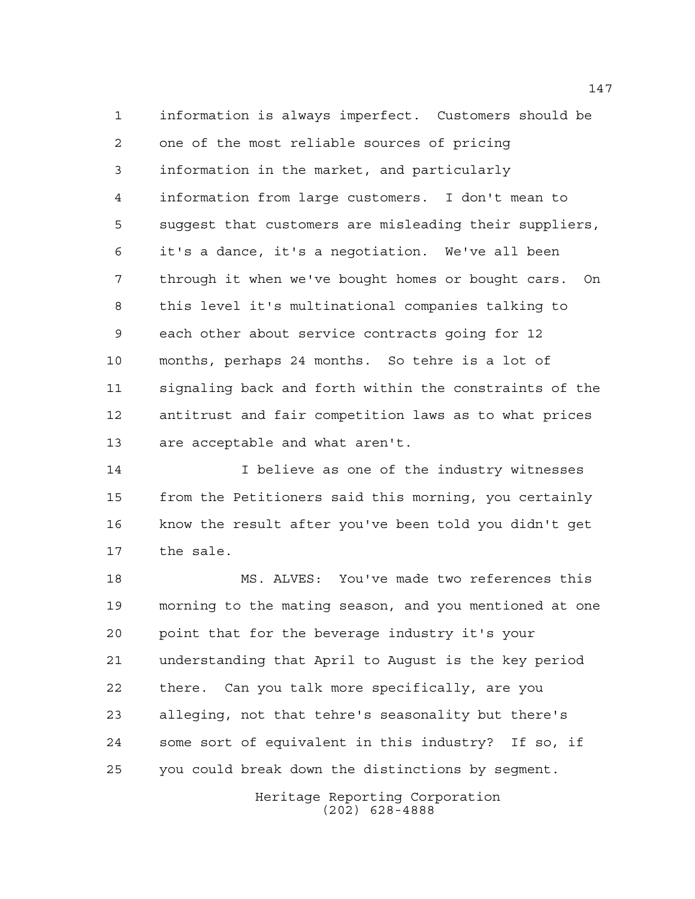information is always imperfect. Customers should be one of the most reliable sources of pricing information in the market, and particularly information from large customers. I don't mean to suggest that customers are misleading their suppliers, it's a dance, it's a negotiation. We've all been through it when we've bought homes or bought cars. On this level it's multinational companies talking to each other about service contracts going for 12 months, perhaps 24 months. So tehre is a lot of signaling back and forth within the constraints of the antitrust and fair competition laws as to what prices are acceptable and what aren't.

I believe as one of the industry witnesses from the Petitioners said this morning, you certainly know the result after you've been told you didn't get the sale.

MS. ALVES: You've made two references this morning to the mating season, and you mentioned at one point that for the beverage industry it's your understanding that April to August is the key period there. Can you talk more specifically, are you alleging, not that tehre's seasonality but there's some sort of equivalent in this industry? If so, if you could break down the distinctions by segment.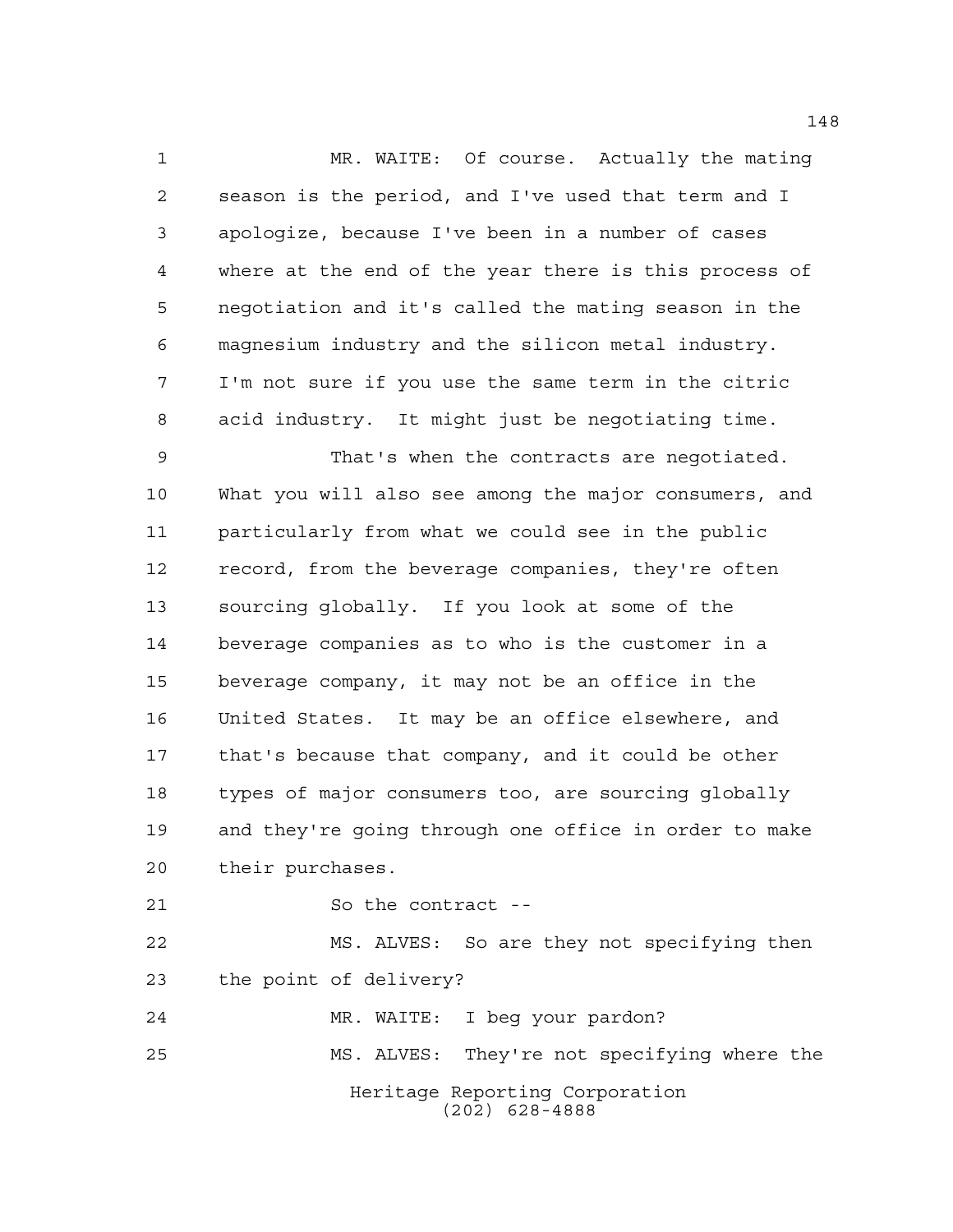MR. WAITE: Of course. Actually the mating season is the period, and I've used that term and I apologize, because I've been in a number of cases where at the end of the year there is this process of negotiation and it's called the mating season in the magnesium industry and the silicon metal industry. I'm not sure if you use the same term in the citric acid industry. It might just be negotiating time.

That's when the contracts are negotiated. What you will also see among the major consumers, and particularly from what we could see in the public record, from the beverage companies, they're often sourcing globally. If you look at some of the beverage companies as to who is the customer in a beverage company, it may not be an office in the United States. It may be an office elsewhere, and that's because that company, and it could be other types of major consumers too, are sourcing globally and they're going through one office in order to make their purchases.

So the contract --

MS. ALVES: So are they not specifying then the point of delivery?

MR. WAITE: I beg your pardon?

MS. ALVES: They're not specifying where the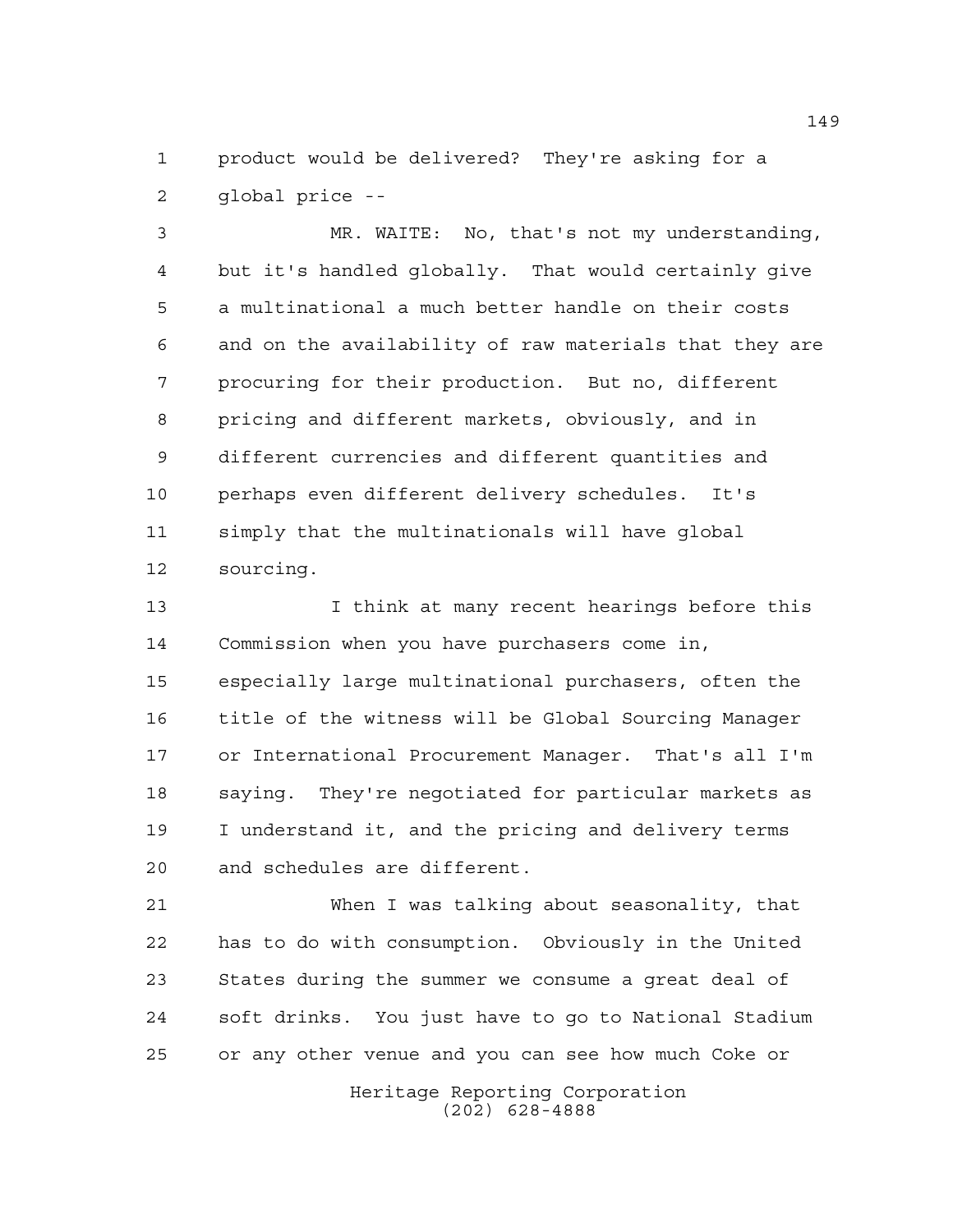product would be delivered? They're asking for a global price --

MR. WAITE: No, that's not my understanding, but it's handled globally. That would certainly give a multinational a much better handle on their costs and on the availability of raw materials that they are procuring for their production. But no, different pricing and different markets, obviously, and in different currencies and different quantities and perhaps even different delivery schedules. It's simply that the multinationals will have global sourcing.

I think at many recent hearings before this Commission when you have purchasers come in, especially large multinational purchasers, often the title of the witness will be Global Sourcing Manager or International Procurement Manager. That's all I'm saying. They're negotiated for particular markets as I understand it, and the pricing and delivery terms and schedules are different.

When I was talking about seasonality, that has to do with consumption. Obviously in the United States during the summer we consume a great deal of soft drinks. You just have to go to National Stadium or any other venue and you can see how much Coke or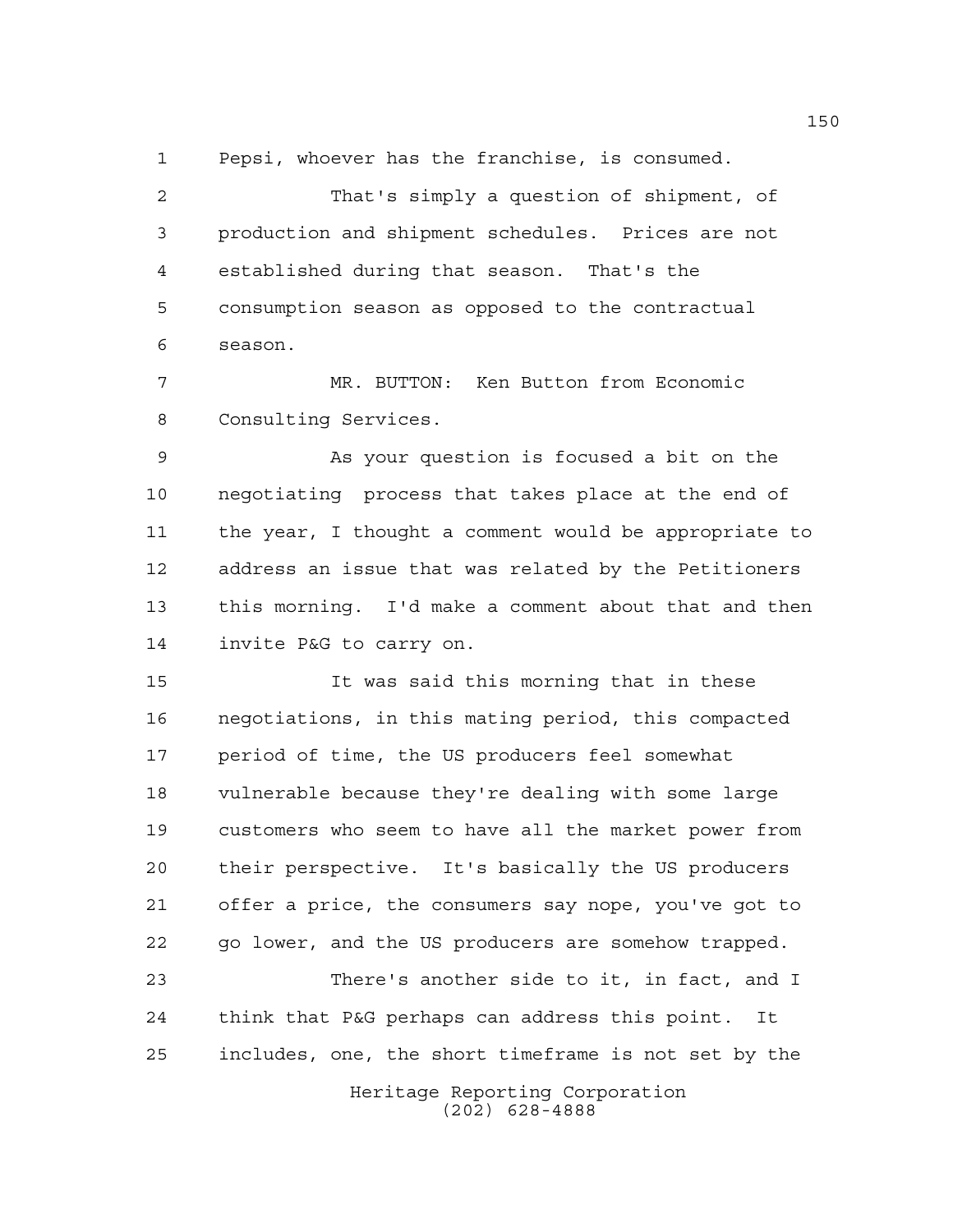Pepsi, whoever has the franchise, is consumed.

That's simply a question of shipment, of production and shipment schedules. Prices are not established during that season. That's the consumption season as opposed to the contractual season.

MR. BUTTON: Ken Button from Economic Consulting Services.

As your question is focused a bit on the negotiating process that takes place at the end of the year, I thought a comment would be appropriate to address an issue that was related by the Petitioners this morning. I'd make a comment about that and then invite P&G to carry on.

It was said this morning that in these negotiations, in this mating period, this compacted period of time, the US producers feel somewhat vulnerable because they're dealing with some large customers who seem to have all the market power from their perspective. It's basically the US producers offer a price, the consumers say nope, you've got to go lower, and the US producers are somehow trapped.

There's another side to it, in fact, and I think that P&G perhaps can address this point. It includes, one, the short timeframe is not set by the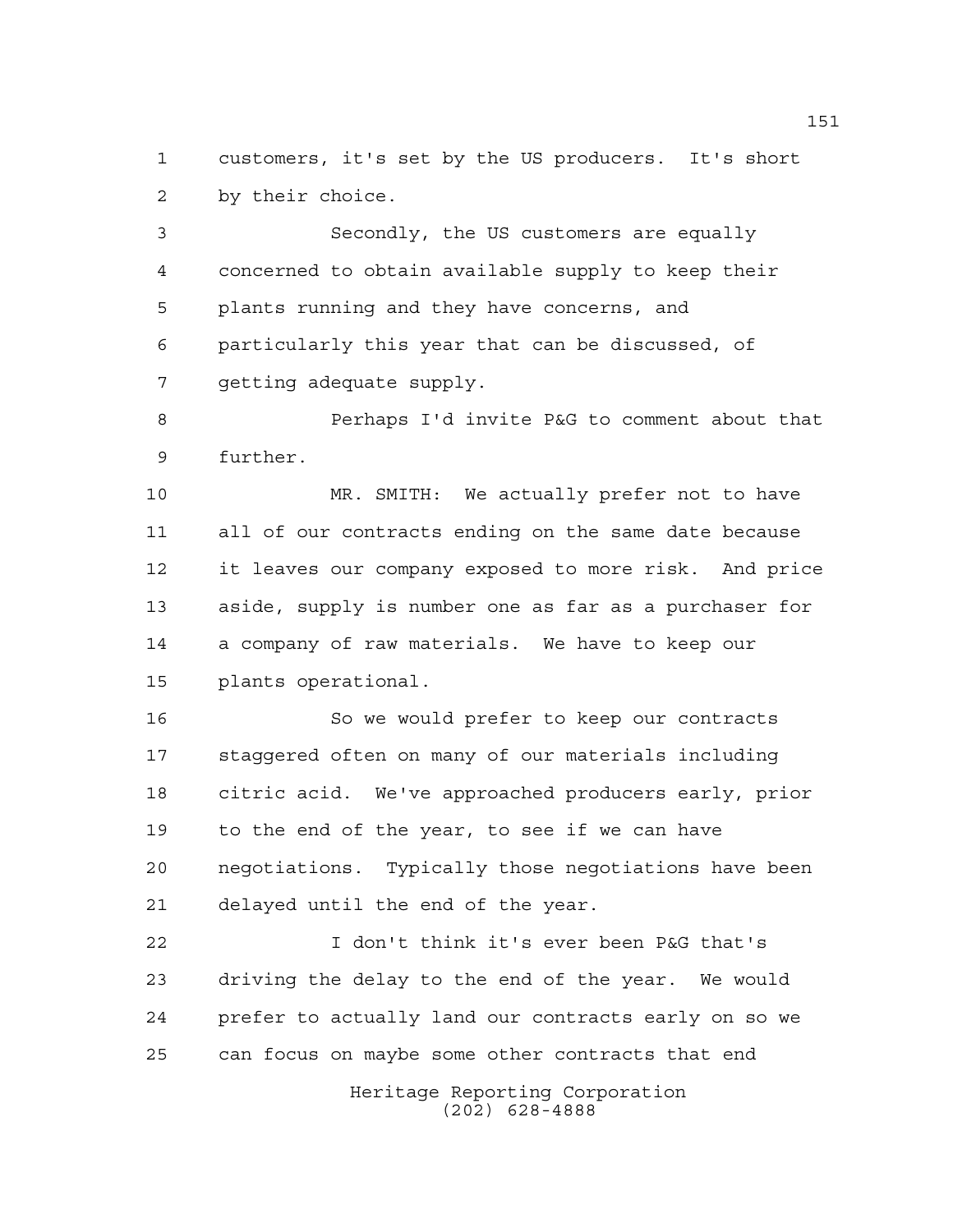customers, it's set by the US producers. It's short by their choice.

Secondly, the US customers are equally concerned to obtain available supply to keep their plants running and they have concerns, and particularly this year that can be discussed, of getting adequate supply.

Perhaps I'd invite P&G to comment about that further.

MR. SMITH: We actually prefer not to have all of our contracts ending on the same date because it leaves our company exposed to more risk. And price aside, supply is number one as far as a purchaser for a company of raw materials. We have to keep our plants operational.

So we would prefer to keep our contracts staggered often on many of our materials including citric acid. We've approached producers early, prior to the end of the year, to see if we can have negotiations. Typically those negotiations have been delayed until the end of the year.

I don't think it's ever been P&G that's driving the delay to the end of the year. We would prefer to actually land our contracts early on so we can focus on maybe some other contracts that end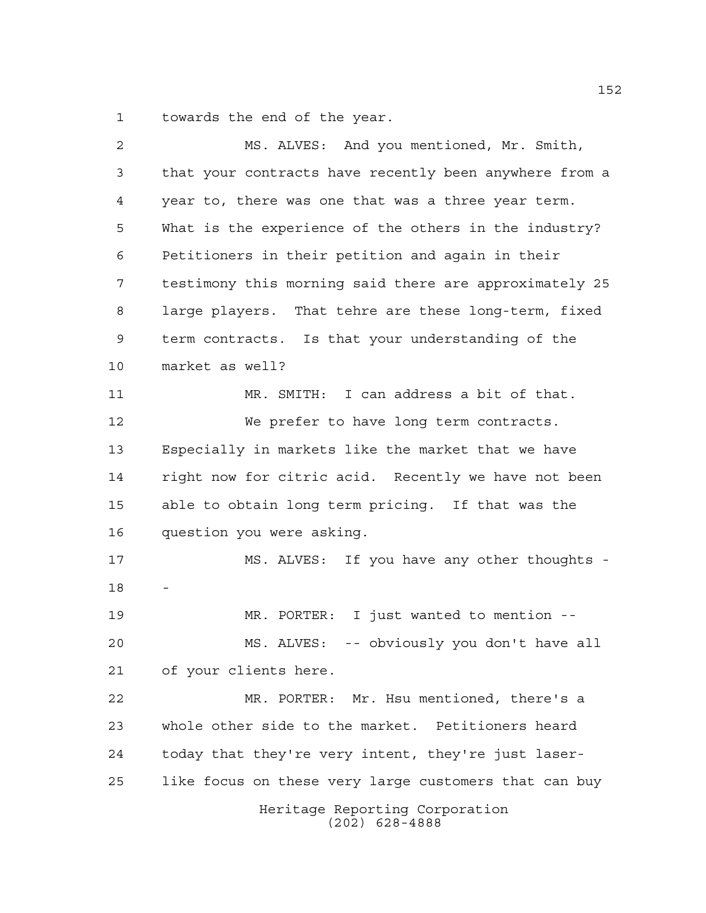towards the end of the year.

MS. ALVES: And you mentioned, Mr. Smith, that your contracts have recently been anywhere from a year to, there was one that was a three year term. What is the experience of the others in the industry? Petitioners in their petition and again in their testimony this morning said there are approximately 25 large players. That tehre are these long-term, fixed term contracts. Is that your understanding of the market as well?

MR. SMITH: I can address a bit of that.

We prefer to have long term contracts. Especially in markets like the market that we have right now for citric acid. Recently we have not been able to obtain long term pricing. If that was the question you were asking.

MS. ALVES: If you have any other thoughts --

MR. PORTER: I just wanted to mention --

MS. ALVES: -- obviously you don't have all of your clients here.

MR. PORTER: Mr. Hsu mentioned, there's a whole other side to the market. Petitioners heard today that they're very intent, they're just laser-like focus on these very large customers that can buy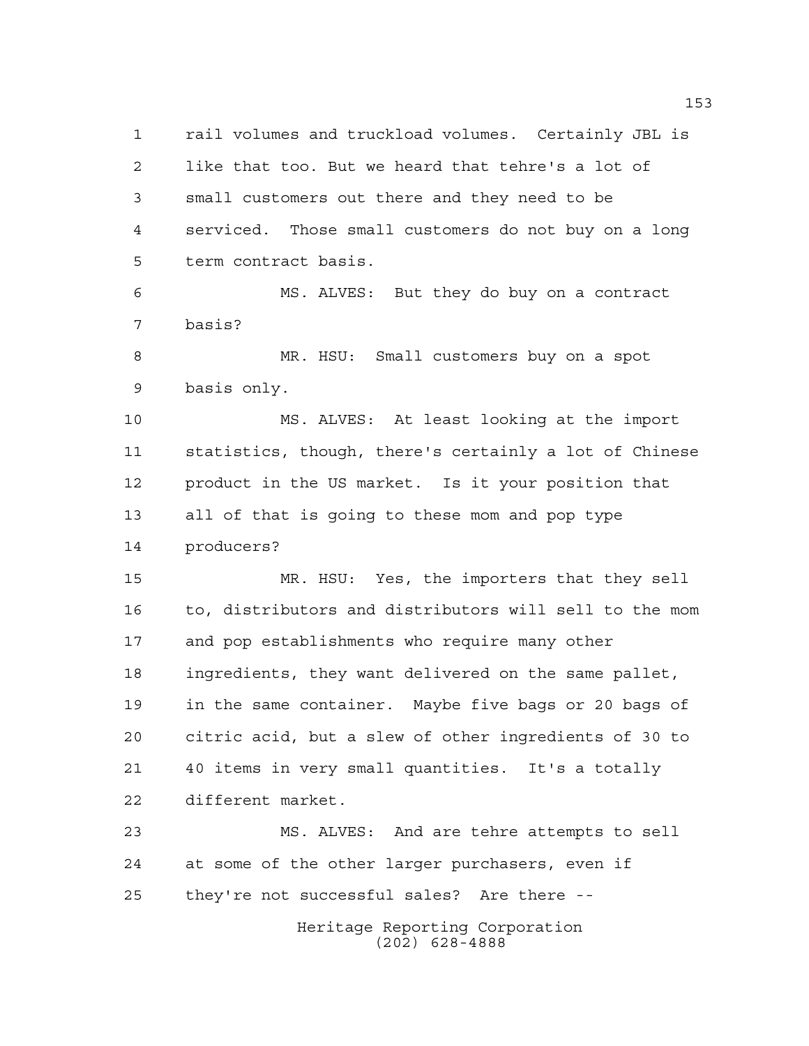rail volumes and truckload volumes. Certainly JBL is like that too. But we heard that tehre's a lot of small customers out there and they need to be serviced. Those small customers do not buy on a long term contract basis.

MS. ALVES: But they do buy on a contract basis?

MR. HSU: Small customers buy on a spot basis only.

MS. ALVES: At least looking at the import statistics, though, there's certainly a lot of Chinese product in the US market. Is it your position that all of that is going to these mom and pop type producers?

MR. HSU: Yes, the importers that they sell to, distributors and distributors will sell to the mom and pop establishments who require many other ingredients, they want delivered on the same pallet, in the same container. Maybe five bags or 20 bags of citric acid, but a slew of other ingredients of 30 to 40 items in very small quantities. It's a totally different market.

MS. ALVES: And are tehre attempts to sell at some of the other larger purchasers, even if they're not successful sales? Are there --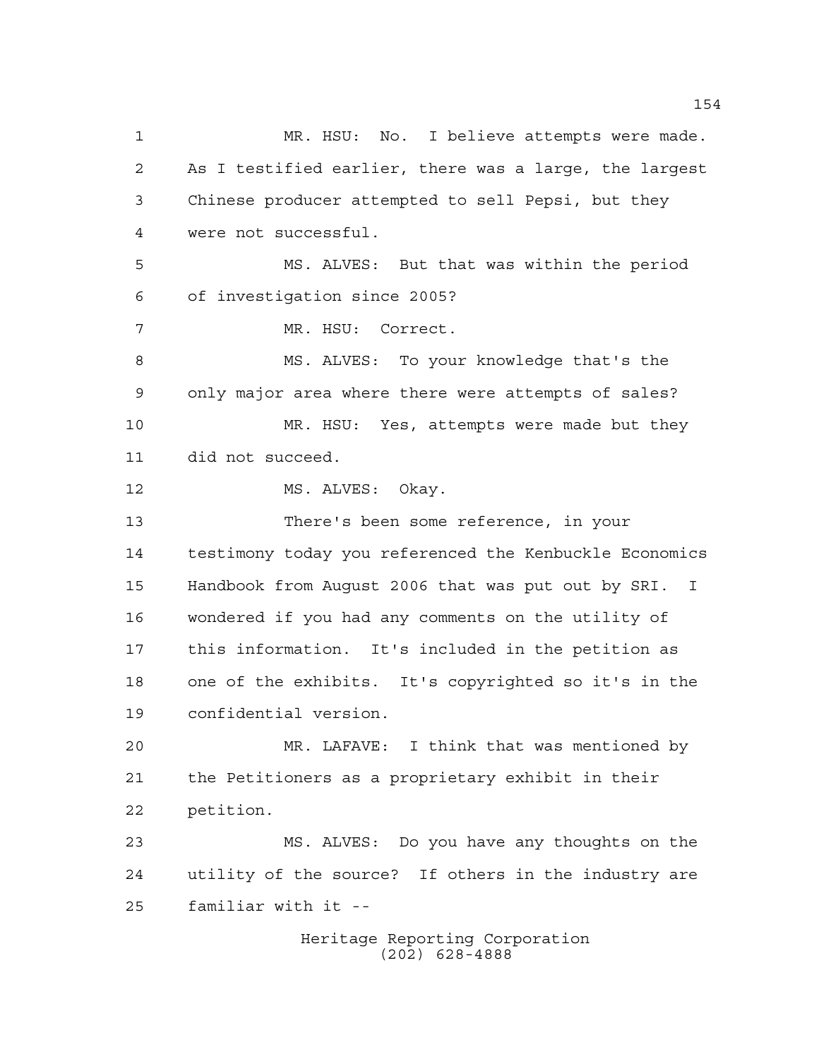MR. HSU: No. I believe attempts were made. As I testified earlier, there was a large, the largest Chinese producer attempted to sell Pepsi, but they were not successful.

MS. ALVES: But that was within the period of investigation since 2005?

MR. HSU: Correct.

MS. ALVES: To your knowledge that's the only major area where there were attempts of sales?

MR. HSU: Yes, attempts were made but they did not succeed.

MS. ALVES: Okay.

There's been some reference, in your testimony today you referenced the Kenbuckle Economics Handbook from August 2006 that was put out by SRI. I wondered if you had any comments on the utility of this information. It's included in the petition as one of the exhibits. It's copyrighted so it's in the confidential version.

MR. LAFAVE: I think that was mentioned by the Petitioners as a proprietary exhibit in their petition.

MS. ALVES: Do you have any thoughts on the utility of the source? If others in the industry are familiar with it --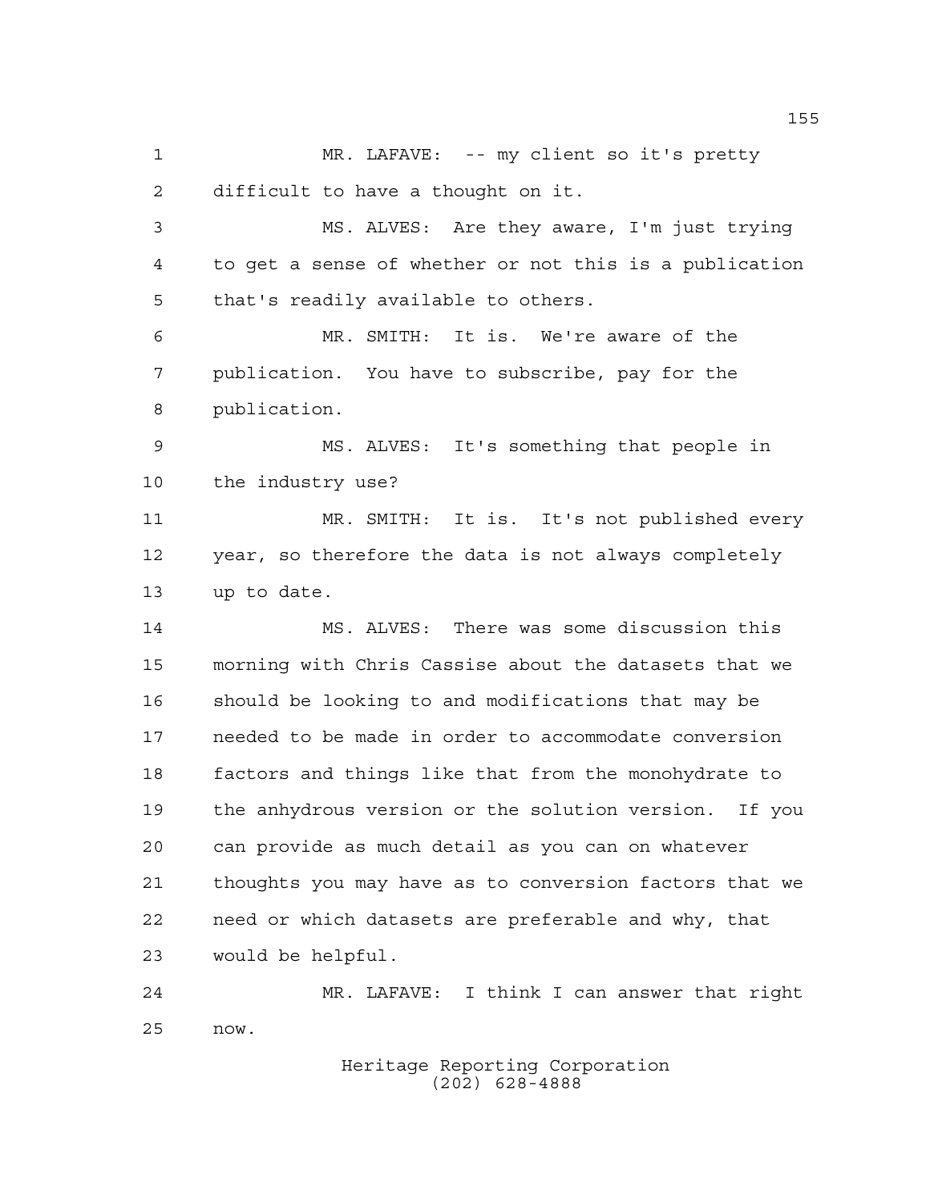MR. LAFAVE: -- my client so it's pretty difficult to have a thought on it.

MS. ALVES: Are they aware, I'm just trying to get a sense of whether or not this is a publication that's readily available to others.

MR. SMITH: It is. We're aware of the publication. You have to subscribe, pay for the publication.

MS. ALVES: It's something that people in the industry use?

MR. SMITH: It is. It's not published every year, so therefore the data is not always completely up to date.

MS. ALVES: There was some discussion this morning with Chris Cassise about the datasets that we should be looking to and modifications that may be needed to be made in order to accommodate conversion factors and things like that from the monohydrate to the anhydrous version or the solution version. If you can provide as much detail as you can on whatever thoughts you may have as to conversion factors that we need or which datasets are preferable and why, that would be helpful.

MR. LAFAVE: I think I can answer that right now.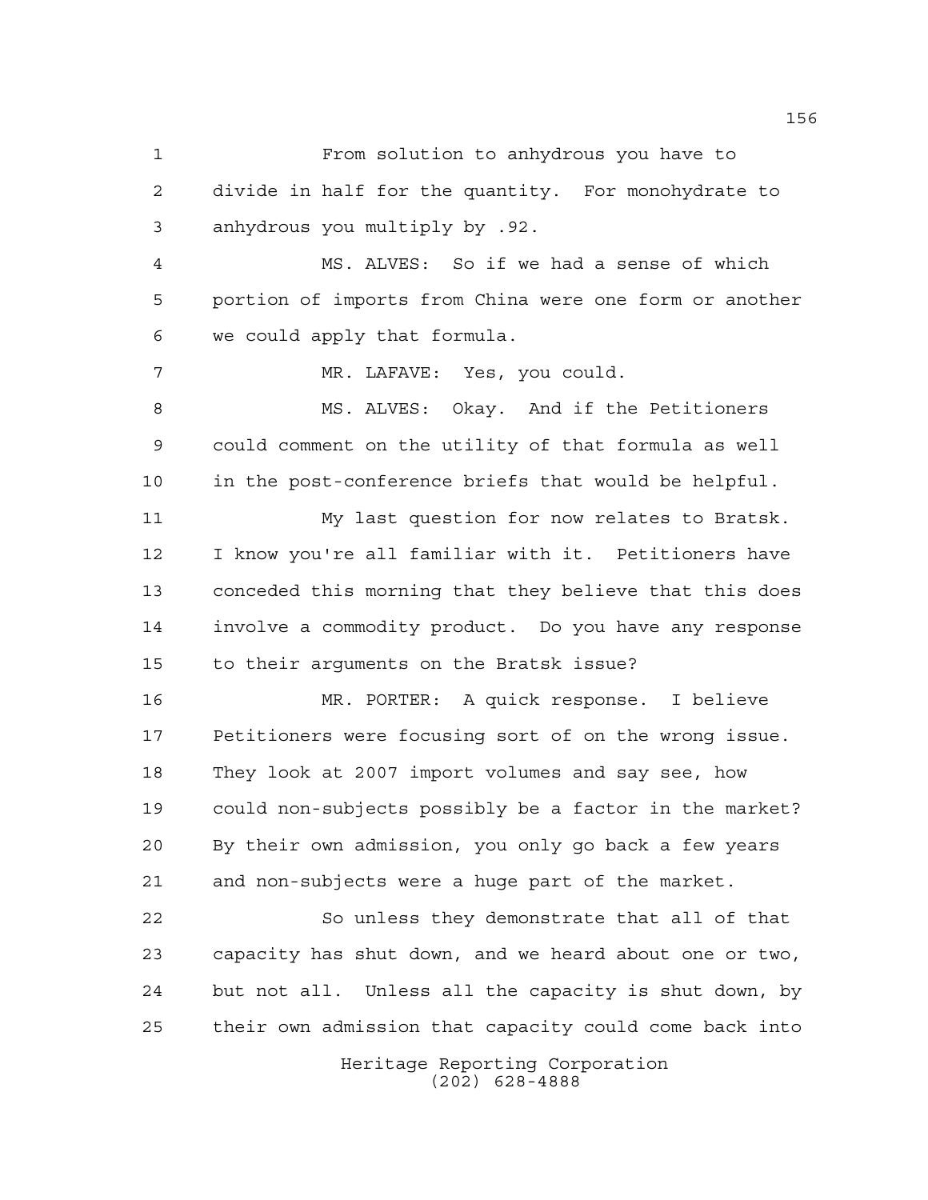From solution to anhydrous you have to divide in half for the quantity. For monohydrate to anhydrous you multiply by .92.

MS. ALVES: So if we had a sense of which portion of imports from China were one form or another we could apply that formula.

MR. LAFAVE: Yes, you could.

MS. ALVES: Okay. And if the Petitioners could comment on the utility of that formula as well in the post-conference briefs that would be helpful.

My last question for now relates to Bratsk. I know you're all familiar with it. Petitioners have conceded this morning that they believe that this does involve a commodity product. Do you have any response to their arguments on the Bratsk issue?

MR. PORTER: A quick response. I believe Petitioners were focusing sort of on the wrong issue. They look at 2007 import volumes and say see, how could non-subjects possibly be a factor in the market? By their own admission, you only go back a few years and non-subjects were a huge part of the market.

So unless they demonstrate that all of that capacity has shut down, and we heard about one or two, but not all. Unless all the capacity is shut down, by their own admission that capacity could come back into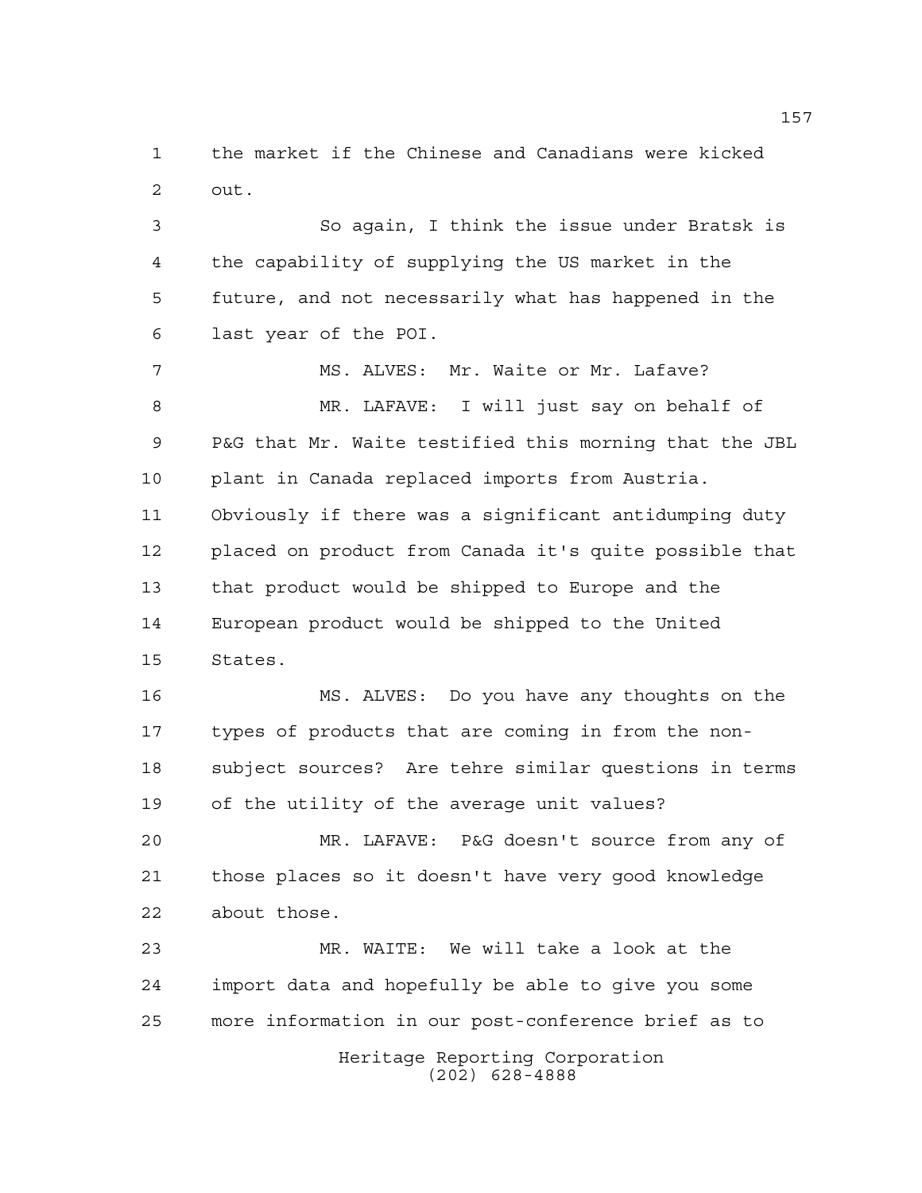the market if the Chinese and Canadians were kicked out.

So again, I think the issue under Bratsk is the capability of supplying the US market in the future, and not necessarily what has happened in the last year of the POI.

MS. ALVES: Mr. Waite or Mr. Lafave?

MR. LAFAVE: I will just say on behalf of P&G that Mr. Waite testified this morning that the JBL plant in Canada replaced imports from Austria. Obviously if there was a significant antidumping duty placed on product from Canada it's quite possible that that product would be shipped to Europe and the European product would be shipped to the United States.

MS. ALVES: Do you have any thoughts on the types of products that are coming in from the non-subject sources? Are tehre similar questions in terms of the utility of the average unit values?

MR. LAFAVE: P&G doesn't source from any of those places so it doesn't have very good knowledge about those.

MR. WAITE: We will take a look at the import data and hopefully be able to give you some more information in our post-conference brief as to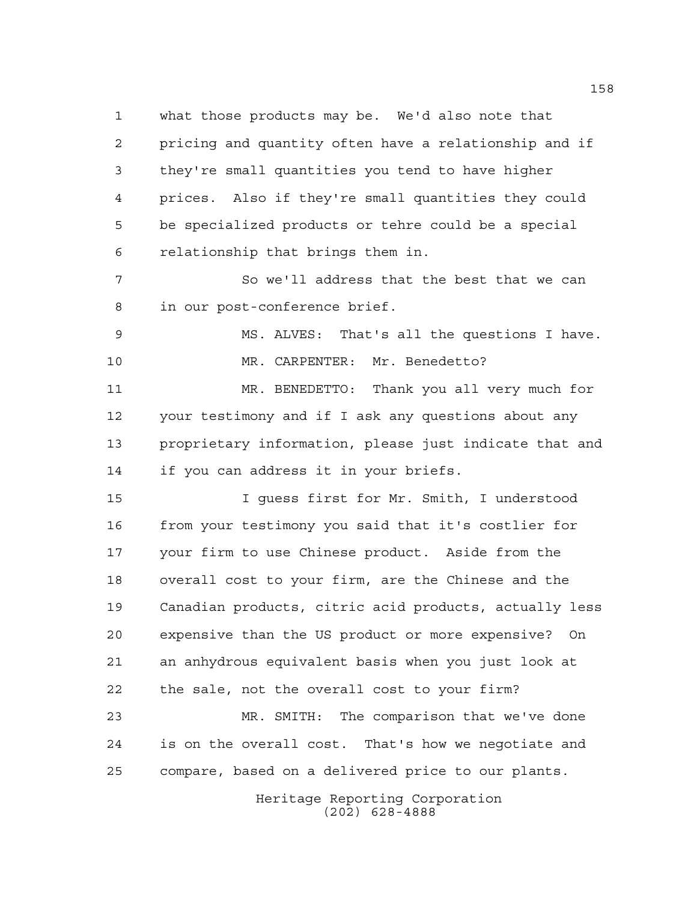what those products may be. We'd also note that pricing and quantity often have a relationship and if they're small quantities you tend to have higher prices. Also if they're small quantities they could be specialized products or tehre could be a special relationship that brings them in.

So we'll address that the best that we can in our post-conference brief.

MS. ALVES: That's all the questions I have.

MR. CARPENTER: Mr. Benedetto?

MR. BENEDETTO: Thank you all very much for your testimony and if I ask any questions about any proprietary information, please just indicate that and if you can address it in your briefs.

I guess first for Mr. Smith, I understood from your testimony you said that it's costlier for your firm to use Chinese product. Aside from the overall cost to your firm, are the Chinese and the Canadian products, citric acid products, actually less expensive than the US product or more expensive? On an anhydrous equivalent basis when you just look at the sale, not the overall cost to your firm?

MR. SMITH: The comparison that we've done is on the overall cost. That's how we negotiate and compare, based on a delivered price to our plants.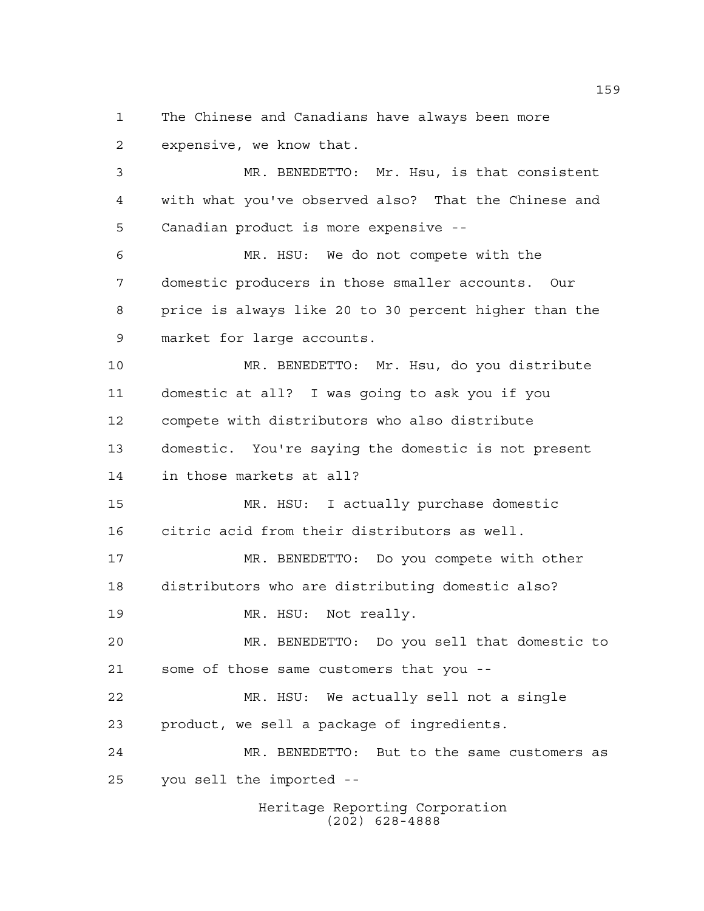The Chinese and Canadians have always been more expensive, we know that.

MR. BENEDETTO: Mr. Hsu, is that consistent with what you've observed also? That the Chinese and Canadian product is more expensive --

MR. HSU: We do not compete with the domestic producers in those smaller accounts. Our price is always like 20 to 30 percent higher than the market for large accounts.

MR. BENEDETTO: Mr. Hsu, do you distribute domestic at all? I was going to ask you if you compete with distributors who also distribute domestic. You're saying the domestic is not present in those markets at all?

MR. HSU: I actually purchase domestic citric acid from their distributors as well.

MR. BENEDETTO: Do you compete with other distributors who are distributing domestic also?

MR. HSU: Not really.

MR. BENEDETTO: Do you sell that domestic to some of those same customers that you --

MR. HSU: We actually sell not a single product, we sell a package of ingredients.

MR. BENEDETTO: But to the same customers as you sell the imported --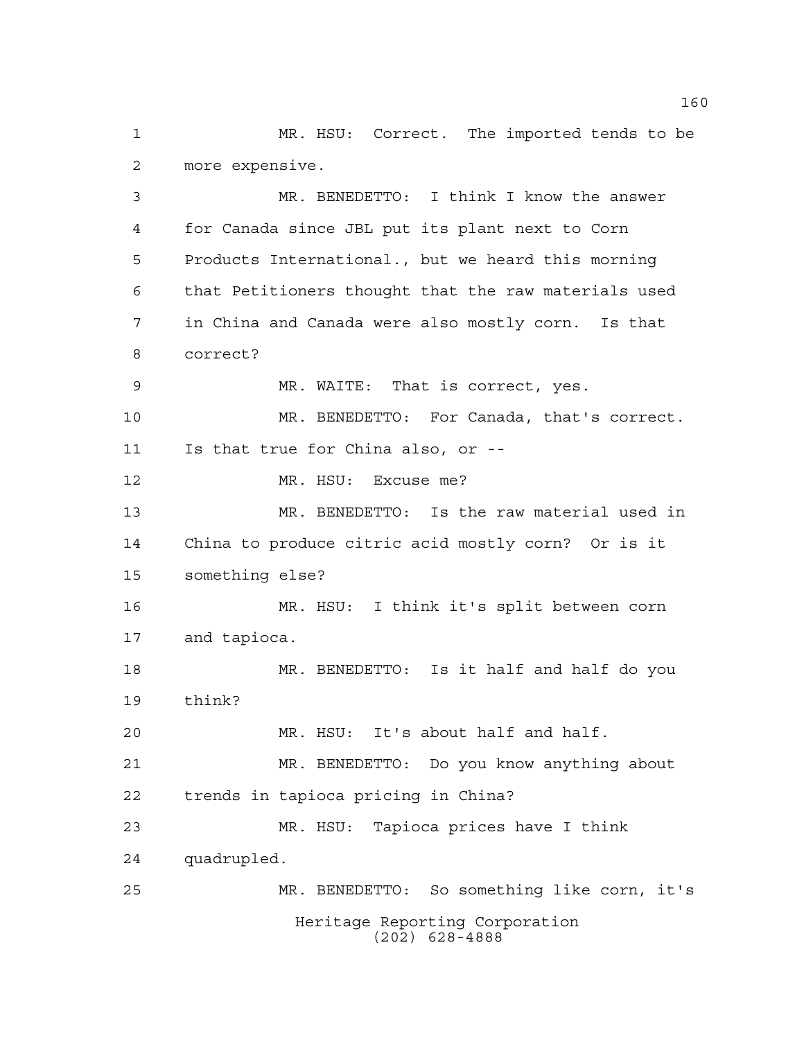MR. HSU: Correct. The imported tends to be more expensive.

MR. BENEDETTO: I think I know the answer for Canada since JBL put its plant next to Corn Products International., but we heard this morning that Petitioners thought that the raw materials used in China and Canada were also mostly corn. Is that correct?

MR. WAITE: That is correct, yes.

MR. BENEDETTO: For Canada, that's correct. Is that true for China also, or --

MR. HSU: Excuse me?

MR. BENEDETTO: Is the raw material used in China to produce citric acid mostly corn? Or is it something else?

MR. HSU: I think it's split between corn and tapioca.

MR. BENEDETTO: Is it half and half do you think?

MR. HSU: It's about half and half.

MR. BENEDETTO: Do you know anything about trends in tapioca pricing in China?

MR. HSU: Tapioca prices have I think quadrupled.

MR. BENEDETTO: So something like corn, it's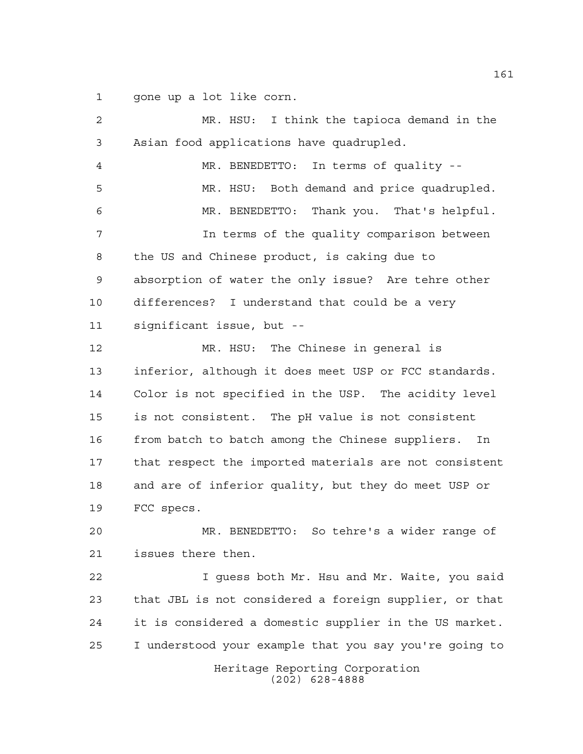gone up a lot like corn.

MR. HSU: I think the tapioca demand in the Asian food applications have quadrupled.

MR. BENEDETTO: In terms of quality --

MR. HSU: Both demand and price quadrupled.

MR. BENEDETTO: Thank you. That's helpful.

In terms of the quality comparison between the US and Chinese product, is caking due to absorption of water the only issue? Are tehre other differences? I understand that could be a very significant issue, but --

MR. HSU: The Chinese in general is inferior, although it does meet USP or FCC standards. Color is not specified in the USP. The acidity level is not consistent. The pH value is not consistent from batch to batch among the Chinese suppliers. In that respect the imported materials are not consistent and are of inferior quality, but they do meet USP or FCC specs.

MR. BENEDETTO: So tehre's a wider range of issues there then.

I guess both Mr. Hsu and Mr. Waite, you said that JBL is not considered a foreign supplier, or that it is considered a domestic supplier in the US market. I understood your example that you say you're going to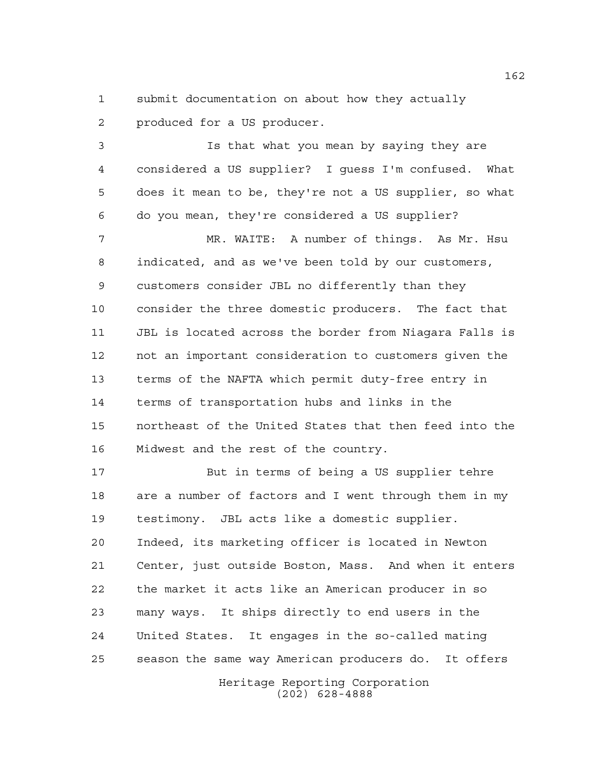submit documentation on about how they actually produced for a US producer.

Is that what you mean by saying they are considered a US supplier? I guess I'm confused. What does it mean to be, they're not a US supplier, so what do you mean, they're considered a US supplier?

MR. WAITE: A number of things. As Mr. Hsu indicated, and as we've been told by our customers, customers consider JBL no differently than they consider the three domestic producers. The fact that JBL is located across the border from Niagara Falls is not an important consideration to customers given the terms of the NAFTA which permit duty-free entry in terms of transportation hubs and links in the northeast of the United States that then feed into the Midwest and the rest of the country.

But in terms of being a US supplier tehre are a number of factors and I went through them in my testimony. JBL acts like a domestic supplier. Indeed, its marketing officer is located in Newton Center, just outside Boston, Mass. And when it enters the market it acts like an American producer in so many ways. It ships directly to end users in the United States. It engages in the so-called mating season the same way American producers do. It offers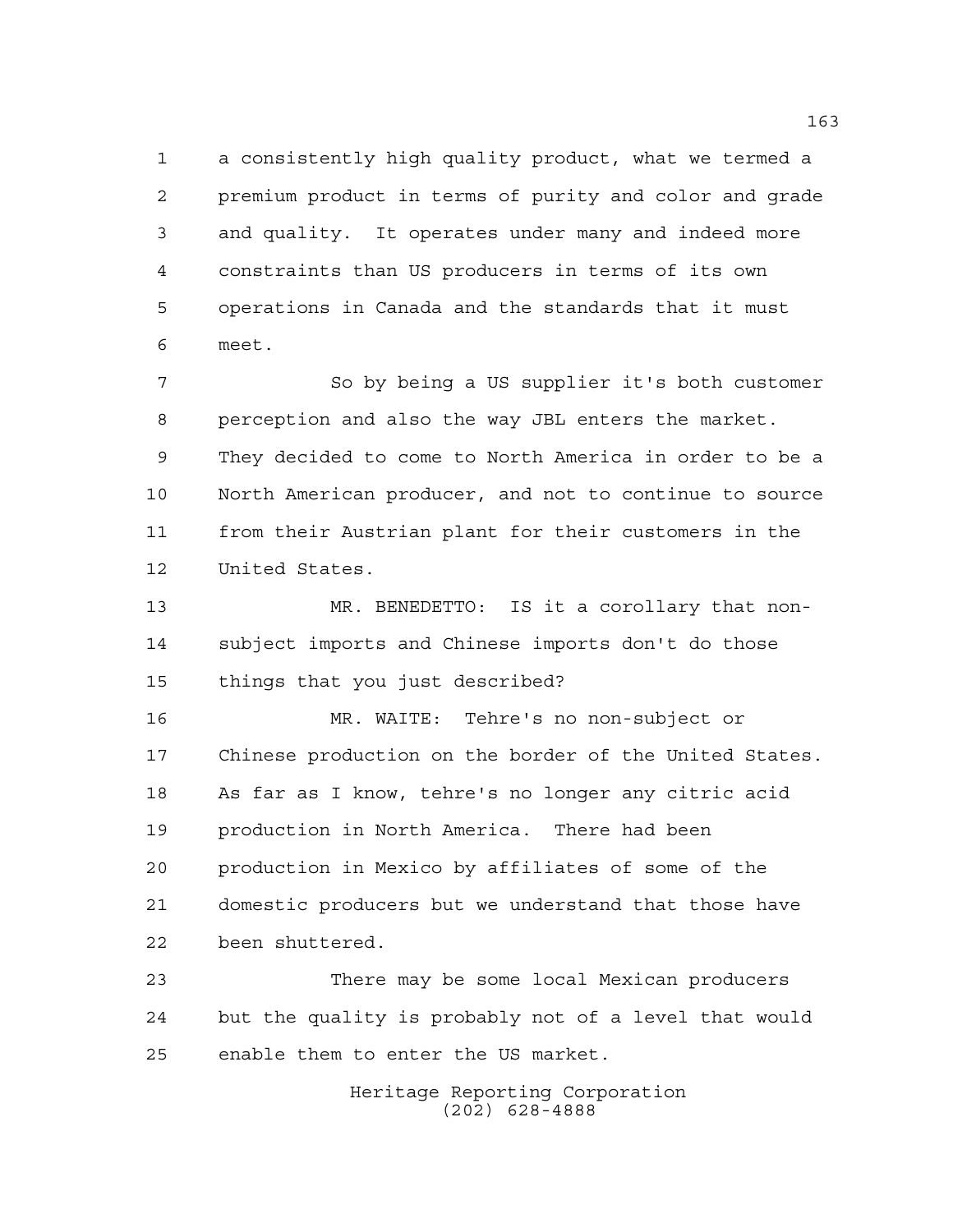a consistently high quality product, what we termed a premium product in terms of purity and color and grade and quality. It operates under many and indeed more constraints than US producers in terms of its own operations in Canada and the standards that it must meet.

So by being a US supplier it's both customer perception and also the way JBL enters the market. They decided to come to North America in order to be a North American producer, and not to continue to source from their Austrian plant for their customers in the United States.

MR. BENEDETTO: IS it a corollary that non-subject imports and Chinese imports don't do those things that you just described?

MR. WAITE: Tehre's no non-subject or Chinese production on the border of the United States. As far as I know, tehre's no longer any citric acid production in North America. There had been production in Mexico by affiliates of some of the domestic producers but we understand that those have been shuttered.

There may be some local Mexican producers but the quality is probably not of a level that would enable them to enter the US market.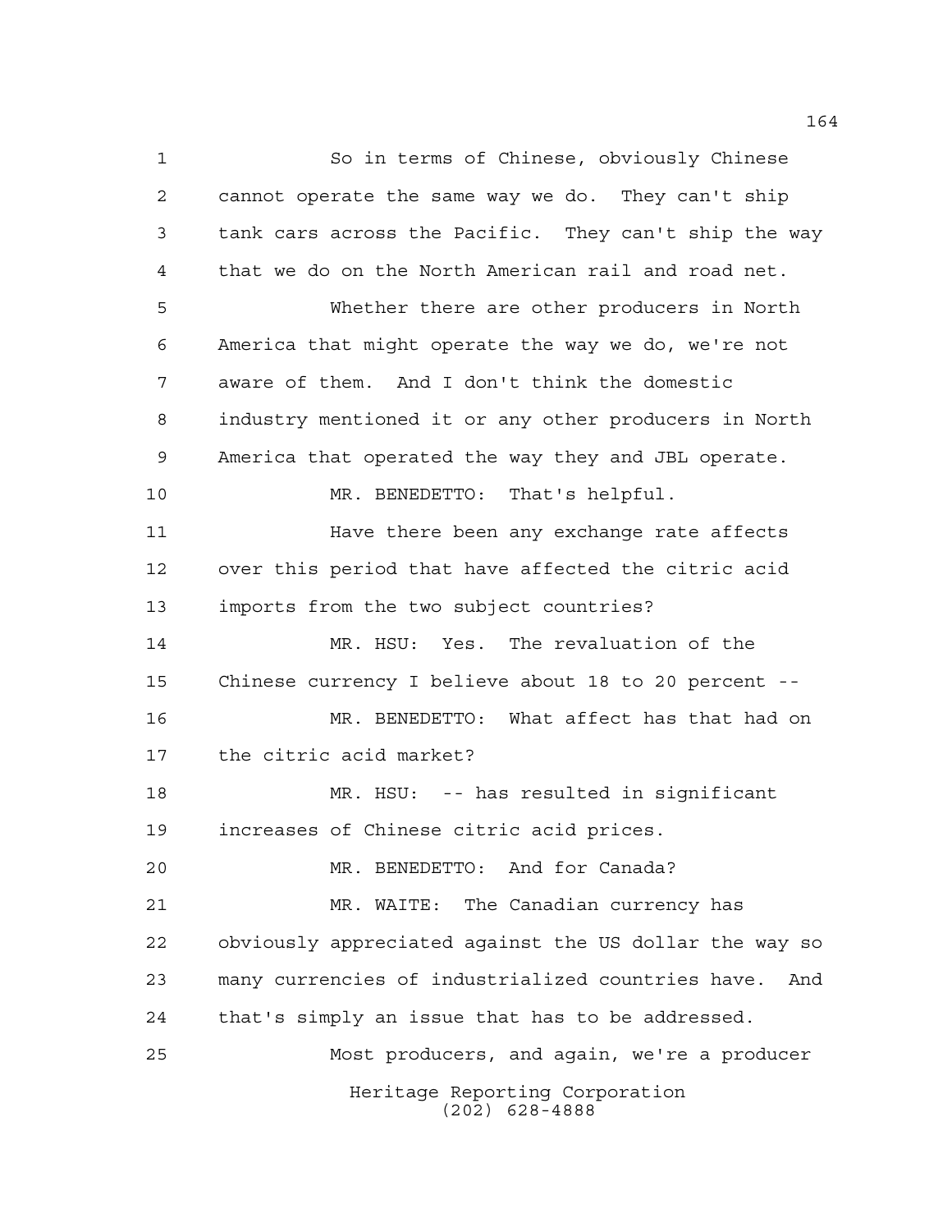So in terms of Chinese, obviously Chinese cannot operate the same way we do. They can't ship tank cars across the Pacific. They can't ship the way that we do on the North American rail and road net.

Whether there are other producers in North America that might operate the way we do, we're not aware of them. And I don't think the domestic industry mentioned it or any other producers in North America that operated the way they and JBL operate.

MR. BENEDETTO: That's helpful.

Have there been any exchange rate affects over this period that have affected the citric acid imports from the two subject countries?

MR. HSU: Yes. The revaluation of the Chinese currency I believe about 18 to 20 percent --

MR. BENEDETTO: What affect has that had on the citric acid market?

MR. HSU: -- has resulted in significant increases of Chinese citric acid prices.

MR. BENEDETTO: And for Canada?

MR. WAITE: The Canadian currency has obviously appreciated against the US dollar the way so many currencies of industrialized countries have. And that's simply an issue that has to be addressed.

Most producers, and again, we're a producer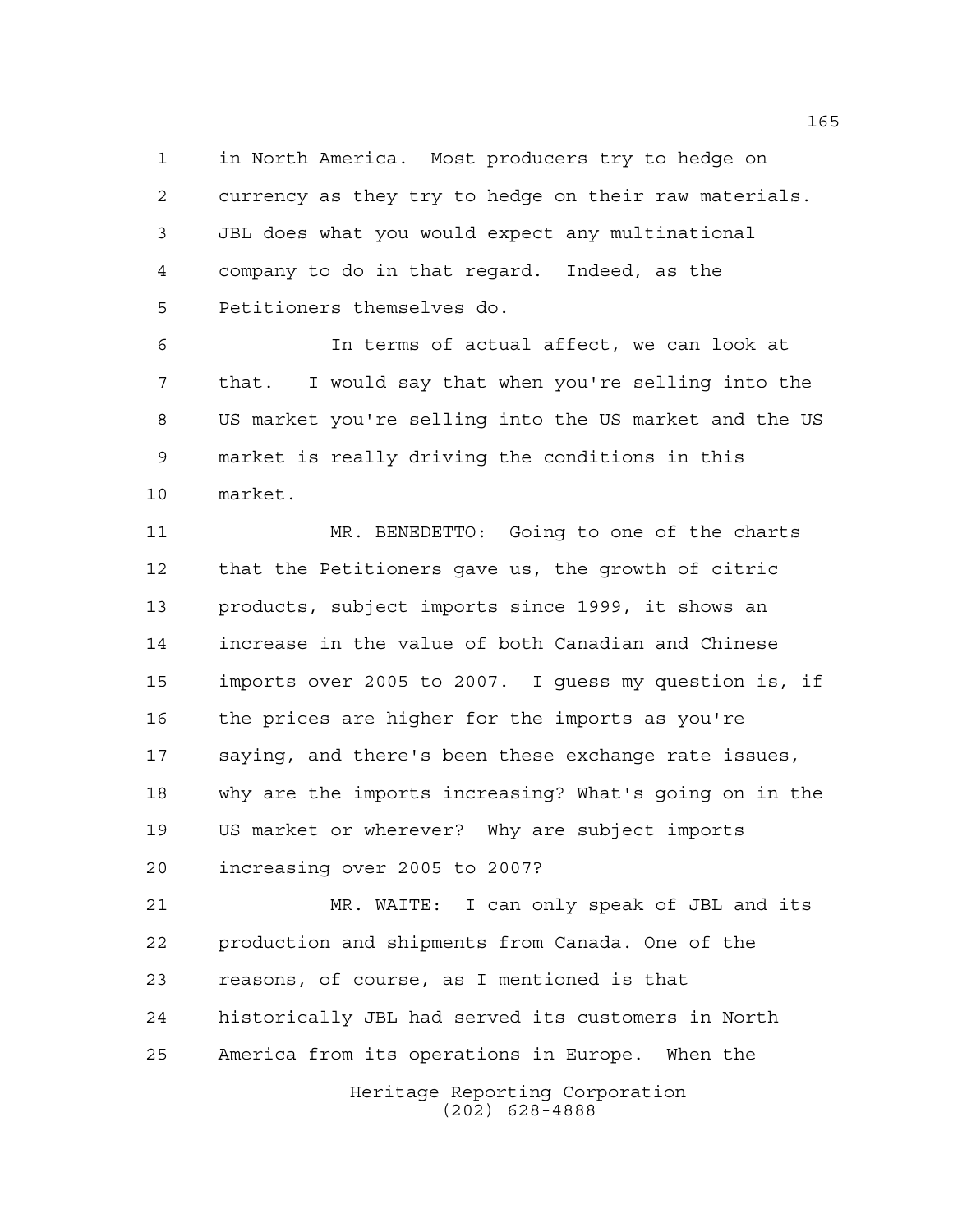in North America. Most producers try to hedge on currency as they try to hedge on their raw materials. JBL does what you would expect any multinational company to do in that regard. Indeed, as the Petitioners themselves do.

In terms of actual affect, we can look at that. I would say that when you're selling into the US market you're selling into the US market and the US market is really driving the conditions in this market.

MR. BENEDETTO: Going to one of the charts that the Petitioners gave us, the growth of citric products, subject imports since 1999, it shows an increase in the value of both Canadian and Chinese imports over 2005 to 2007. I guess my question is, if the prices are higher for the imports as you're saying, and there's been these exchange rate issues, why are the imports increasing? What's going on in the US market or wherever? Why are subject imports increasing over 2005 to 2007?

MR. WAITE: I can only speak of JBL and its production and shipments from Canada. One of the reasons, of course, as I mentioned is that historically JBL had served its customers in North America from its operations in Europe. When the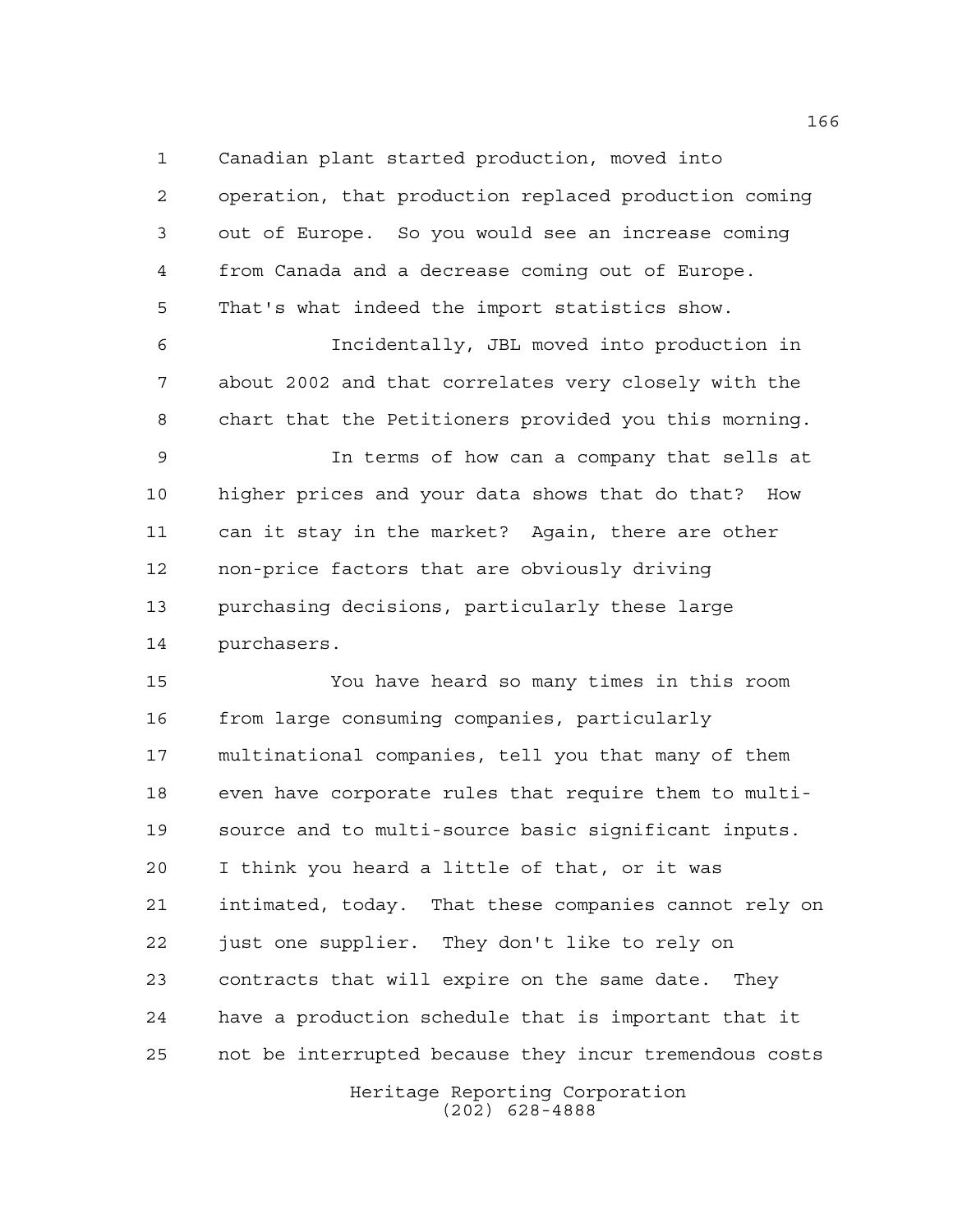Canadian plant started production, moved into operation, that production replaced production coming out of Europe. So you would see an increase coming from Canada and a decrease coming out of Europe. That's what indeed the import statistics show.

Incidentally, JBL moved into production in about 2002 and that correlates very closely with the chart that the Petitioners provided you this morning.

In terms of how can a company that sells at higher prices and your data shows that do that? How can it stay in the market? Again, there are other non-price factors that are obviously driving purchasing decisions, particularly these large purchasers.

You have heard so many times in this room from large consuming companies, particularly multinational companies, tell you that many of them even have corporate rules that require them to multi-source and to multi-source basic significant inputs. I think you heard a little of that, or it was intimated, today. That these companies cannot rely on just one supplier. They don't like to rely on contracts that will expire on the same date. They have a production schedule that is important that it not be interrupted because they incur tremendous costs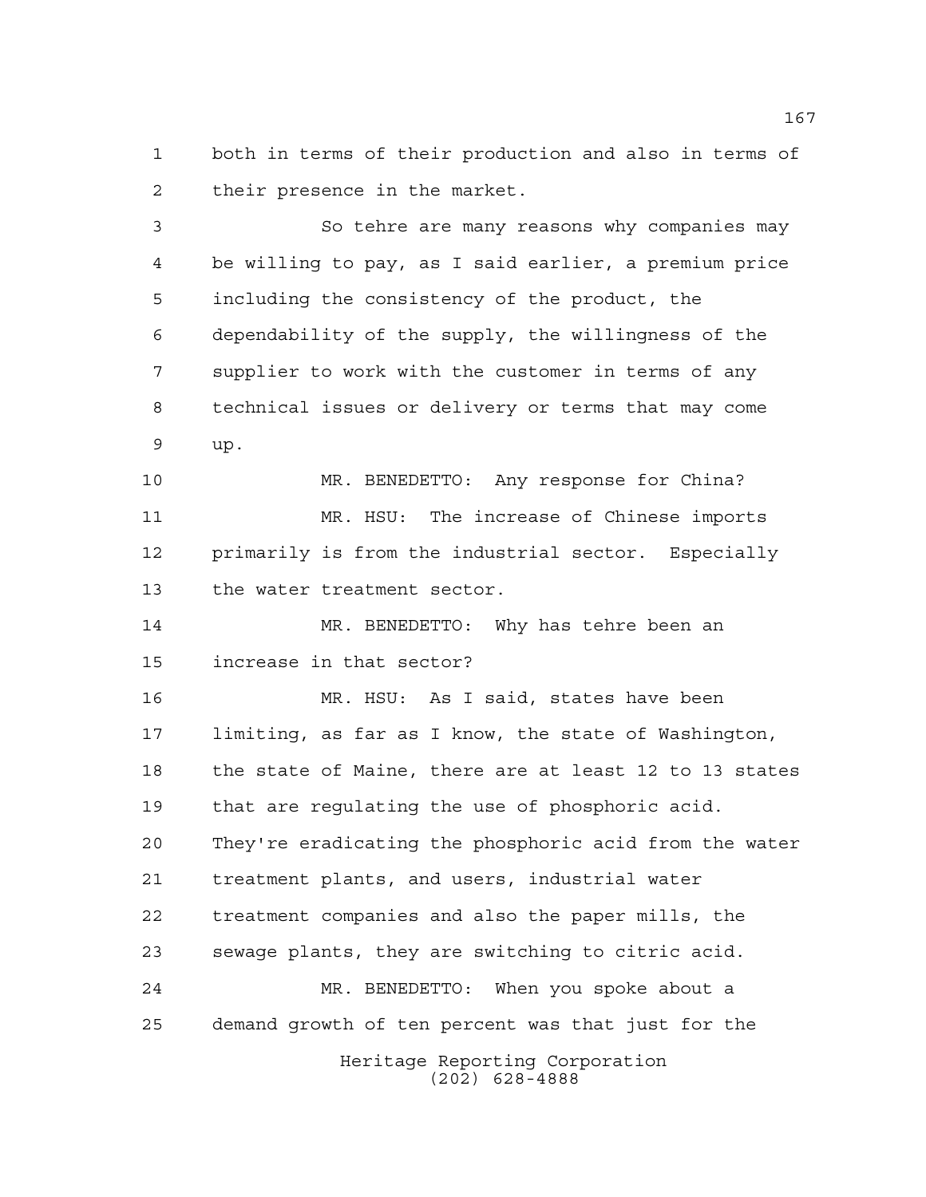both in terms of their production and also in terms of their presence in the market.

So tehre are many reasons why companies may be willing to pay, as I said earlier, a premium price including the consistency of the product, the dependability of the supply, the willingness of the supplier to work with the customer in terms of any technical issues or delivery or terms that may come up.

MR. BENEDETTO: Any response for China?

MR. HSU: The increase of Chinese imports primarily is from the industrial sector. Especially the water treatment sector.

MR. BENEDETTO: Why has tehre been an increase in that sector?

MR. HSU: As I said, states have been limiting, as far as I know, the state of Washington, the state of Maine, there are at least 12 to 13 states that are regulating the use of phosphoric acid. They're eradicating the phosphoric acid from the water treatment plants, and users, industrial water treatment companies and also the paper mills, the sewage plants, they are switching to citric acid.

MR. BENEDETTO: When you spoke about a demand growth of ten percent was that just for the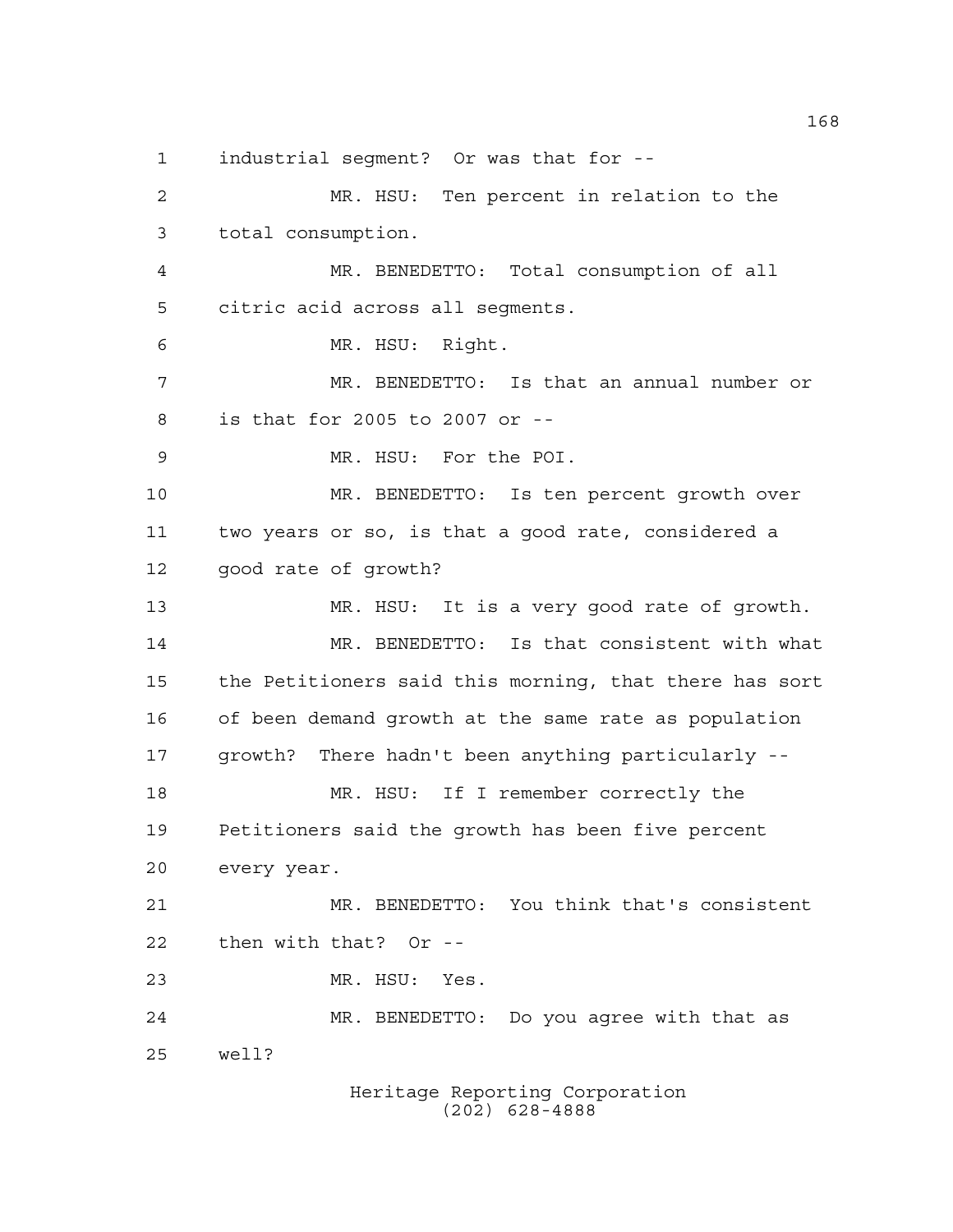industrial segment? Or was that for --

MR. HSU: Ten percent in relation to the total consumption.

MR. BENEDETTO: Total consumption of all citric acid across all segments.

MR. HSU: Right.

MR. BENEDETTO: Is that an annual number or is that for 2005 to 2007 or --

MR. HSU: For the POI.

MR. BENEDETTO: Is ten percent growth over two years or so, is that a good rate, considered a good rate of growth?

MR. HSU: It is a very good rate of growth.

MR. BENEDETTO: Is that consistent with what the Petitioners said this morning, that there has sort of been demand growth at the same rate as population growth? There hadn't been anything particularly --

MR. HSU: If I remember correctly the Petitioners said the growth has been five percent every year.

MR. BENEDETTO: You think that's consistent then with that? Or --

MR. HSU: Yes.

MR. BENEDETTO: Do you agree with that as well?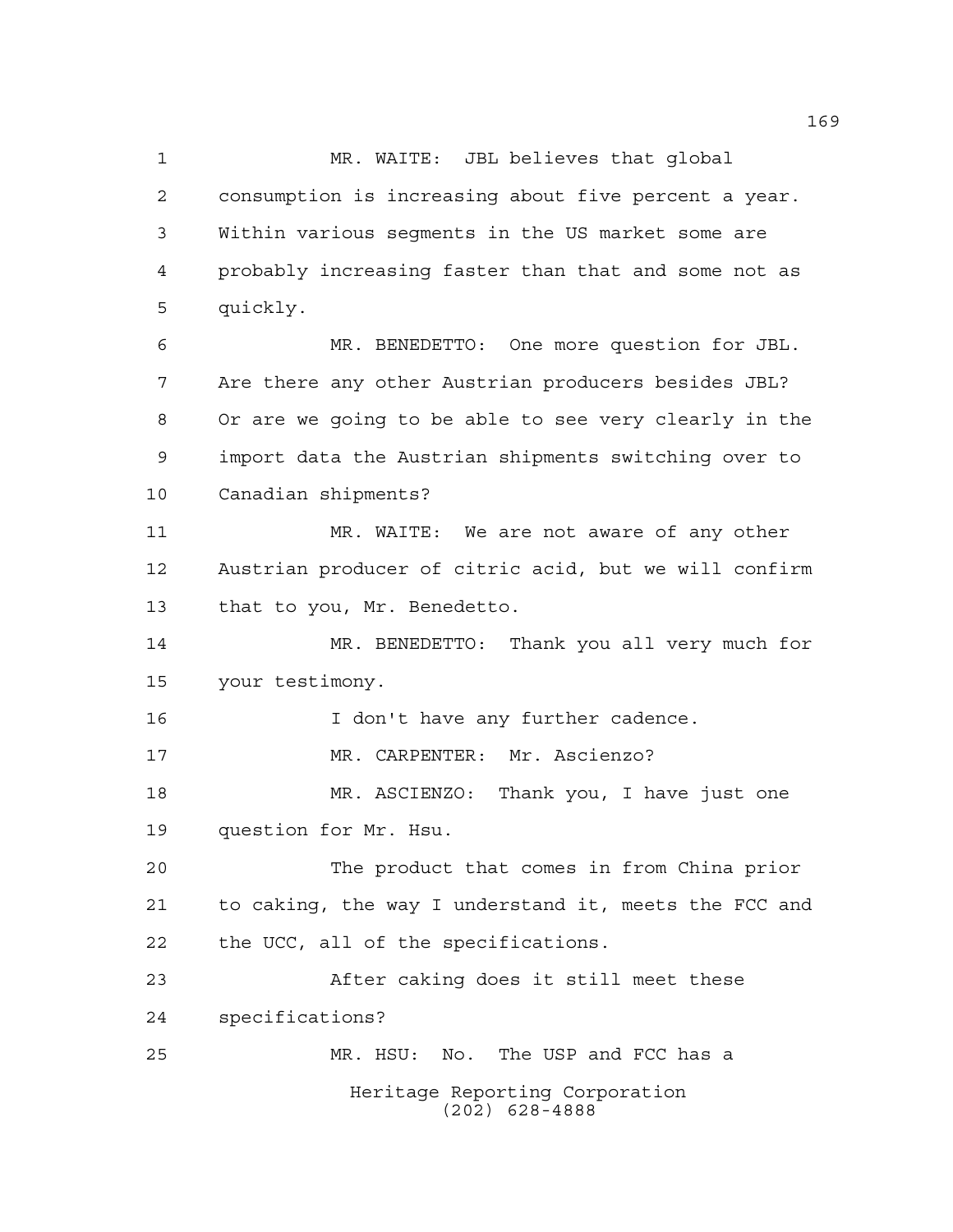MR. WAITE: JBL believes that global consumption is increasing about five percent a year. Within various segments in the US market some are probably increasing faster than that and some not as quickly.

MR. BENEDETTO: One more question for JBL. Are there any other Austrian producers besides JBL? Or are we going to be able to see very clearly in the import data the Austrian shipments switching over to Canadian shipments?

MR. WAITE: We are not aware of any other Austrian producer of citric acid, but we will confirm that to you, Mr. Benedetto.

MR. BENEDETTO: Thank you all very much for your testimony.

I don't have any further cadence.

MR. CARPENTER: Mr. Ascienzo?

MR. ASCIENZO: Thank you, I have just one question for Mr. Hsu.

The product that comes in from China prior to caking, the way I understand it, meets the FCC and the UCC, all of the specifications.

After caking does it still meet these specifications?

MR. HSU: No. The USP and FCC has a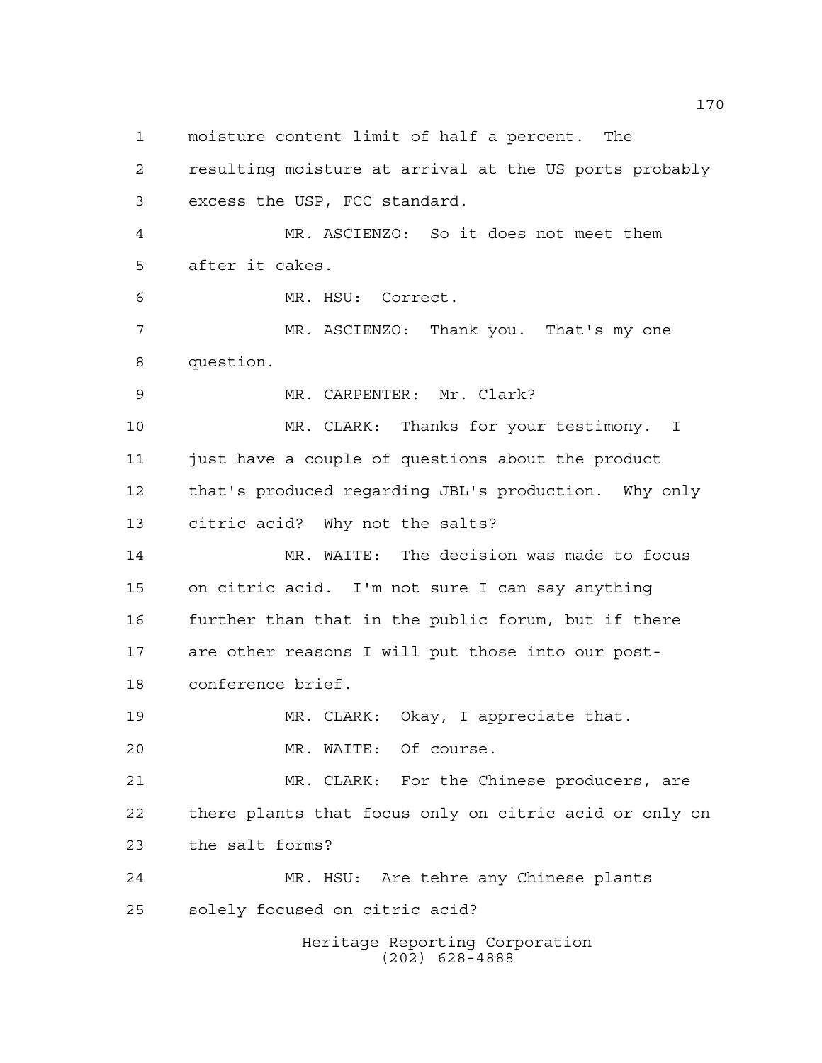1 moisture content limit of half a percent. The
2 resulting moisture at arrival at the US ports probably
3 excess the USP, FCC standard.

4 MR. ASCIENZO: So it does not meet them
5 after it cakes.

6 MR. HSU: Correct.

7 MR. ASCIENZO: Thank you. That's my one
8 question.

9 MR. CARPENTER: Mr. Clark?

10 MR. CLARK: Thanks for your testimony. I
11 just have a couple of questions about the product
12 that's produced regarding JBL's production. Why only
13 citric acid? Why not the salts?

14 MR. WAITE: The decision was made to focus
15 on citric acid. I'm not sure I can say anything
16 further than that in the public forum, but if there
17 are other reasons I will put those into our post-
18 conference brief.

19 MR. CLARK: Okay, I appreciate that.

20 MR. WAITE: Of course.

21 MR. CLARK: For the Chinese producers, are
22 there plants that focus only on citric acid or only on
23 the salt forms?

24 MR. HSU: Are tehre any Chinese plants
25 solely focused on citric acid?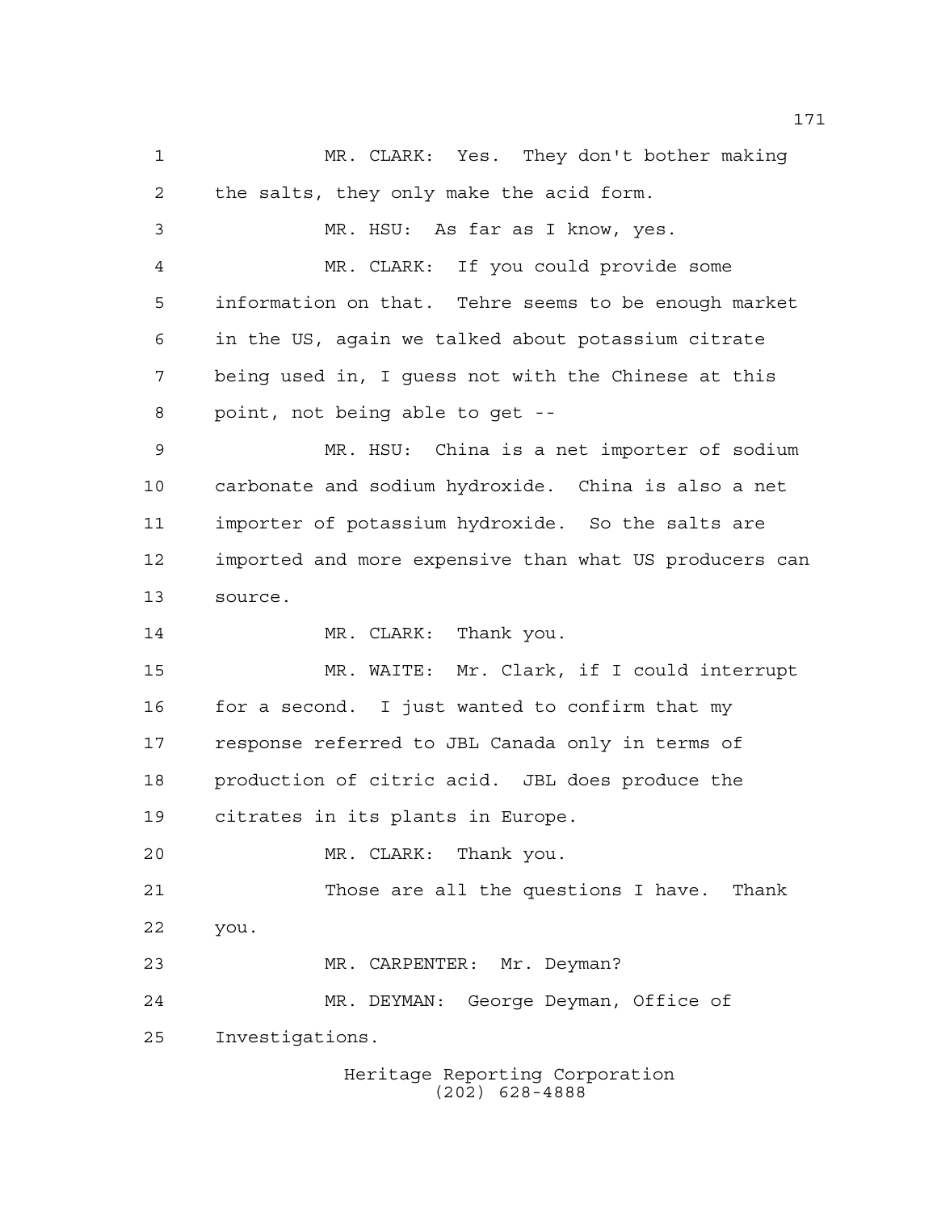MR. CLARK: Yes. They don't bother making the salts, they only make the acid form.

MR. HSU: As far as I know, yes.

MR. CLARK: If you could provide some information on that. Tehre seems to be enough market in the US, again we talked about potassium citrate being used in, I guess not with the Chinese at this point, not being able to get --

MR. HSU: China is a net importer of sodium carbonate and sodium hydroxide. China is also a net importer of potassium hydroxide. So the salts are imported and more expensive than what US producers can source.

MR. CLARK: Thank you.

MR. WAITE: Mr. Clark, if I could interrupt for a second. I just wanted to confirm that my response referred to JBL Canada only in terms of production of citric acid. JBL does produce the citrates in its plants in Europe.

MR. CLARK: Thank you.

Those are all the questions I have. Thank you.

MR. CARPENTER: Mr. Deyman?

MR. DEYMAN: George Deyman, Office of Investigations.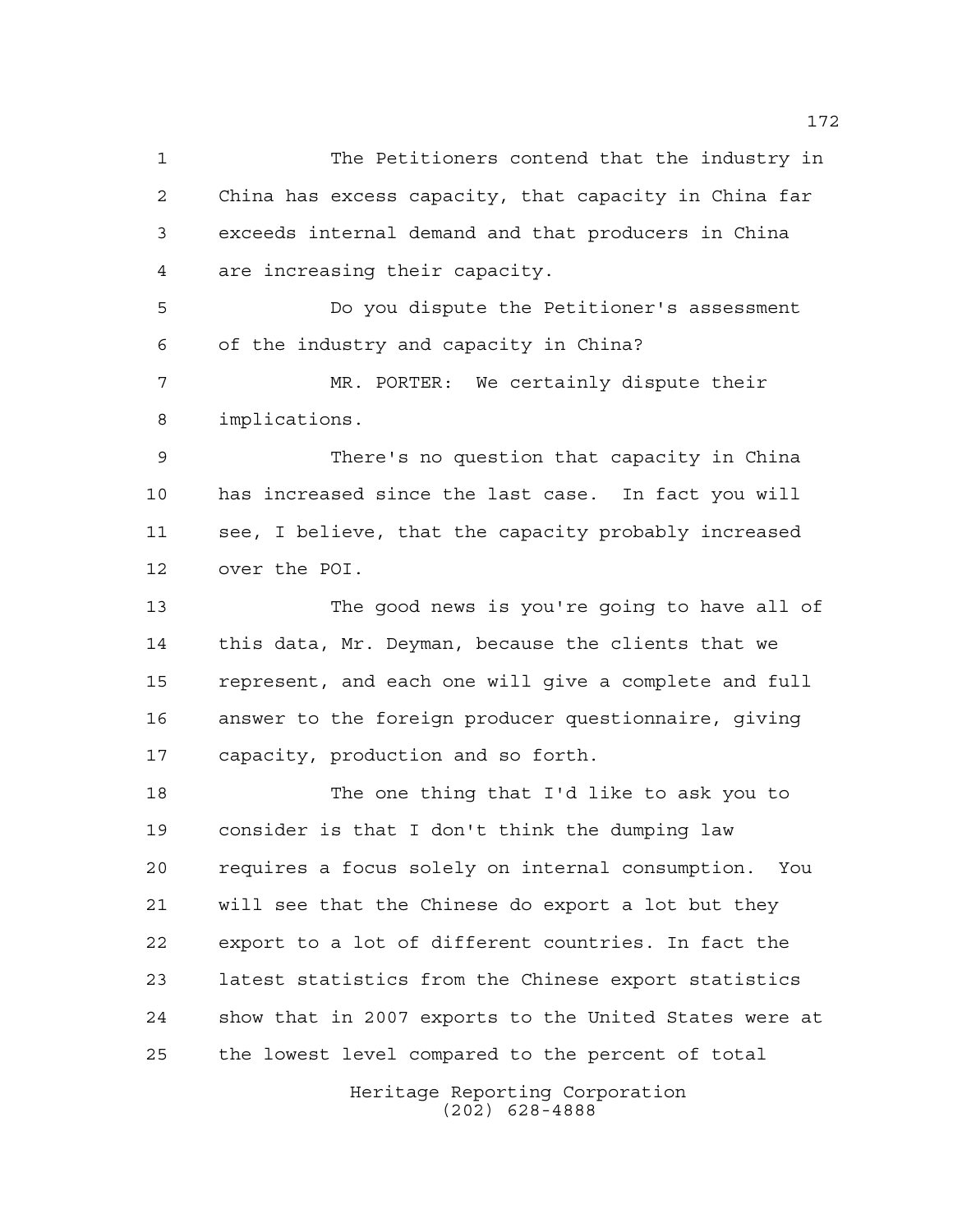The Petitioners contend that the industry in China has excess capacity, that capacity in China far exceeds internal demand and that producers in China are increasing their capacity.

Do you dispute the Petitioner's assessment of the industry and capacity in China?

MR. PORTER: We certainly dispute their implications.

There's no question that capacity in China has increased since the last case. In fact you will see, I believe, that the capacity probably increased over the POI.

The good news is you're going to have all of this data, Mr. Deyman, because the clients that we represent, and each one will give a complete and full answer to the foreign producer questionnaire, giving capacity, production and so forth.

The one thing that I'd like to ask you to consider is that I don't think the dumping law requires a focus solely on internal consumption. You will see that the Chinese do export a lot but they export to a lot of different countries. In fact the latest statistics from the Chinese export statistics show that in 2007 exports to the United States were at the lowest level compared to the percent of total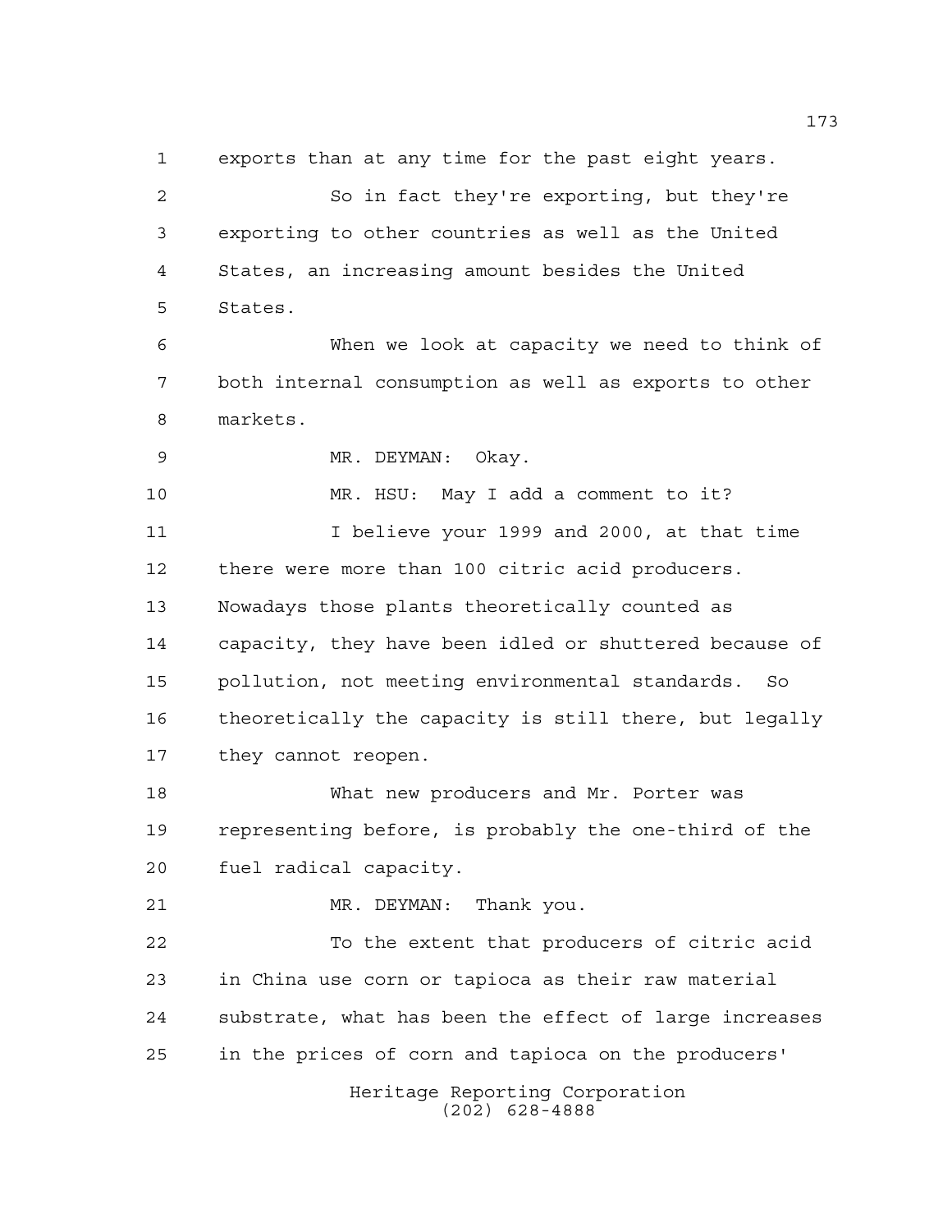exports than at any time for the past eight years.

So in fact they're exporting, but they're exporting to other countries as well as the United States, an increasing amount besides the United States.

When we look at capacity we need to think of both internal consumption as well as exports to other markets.

MR. DEYMAN: Okay.

MR. HSU: May I add a comment to it?

I believe your 1999 and 2000, at that time there were more than 100 citric acid producers. Nowadays those plants theoretically counted as capacity, they have been idled or shuttered because of pollution, not meeting environmental standards. So theoretically the capacity is still there, but legally they cannot reopen.

What new producers and Mr. Porter was representing before, is probably the one-third of the fuel radical capacity.

MR. DEYMAN: Thank you.

To the extent that producers of citric acid in China use corn or tapioca as their raw material substrate, what has been the effect of large increases in the prices of corn and tapioca on the producers'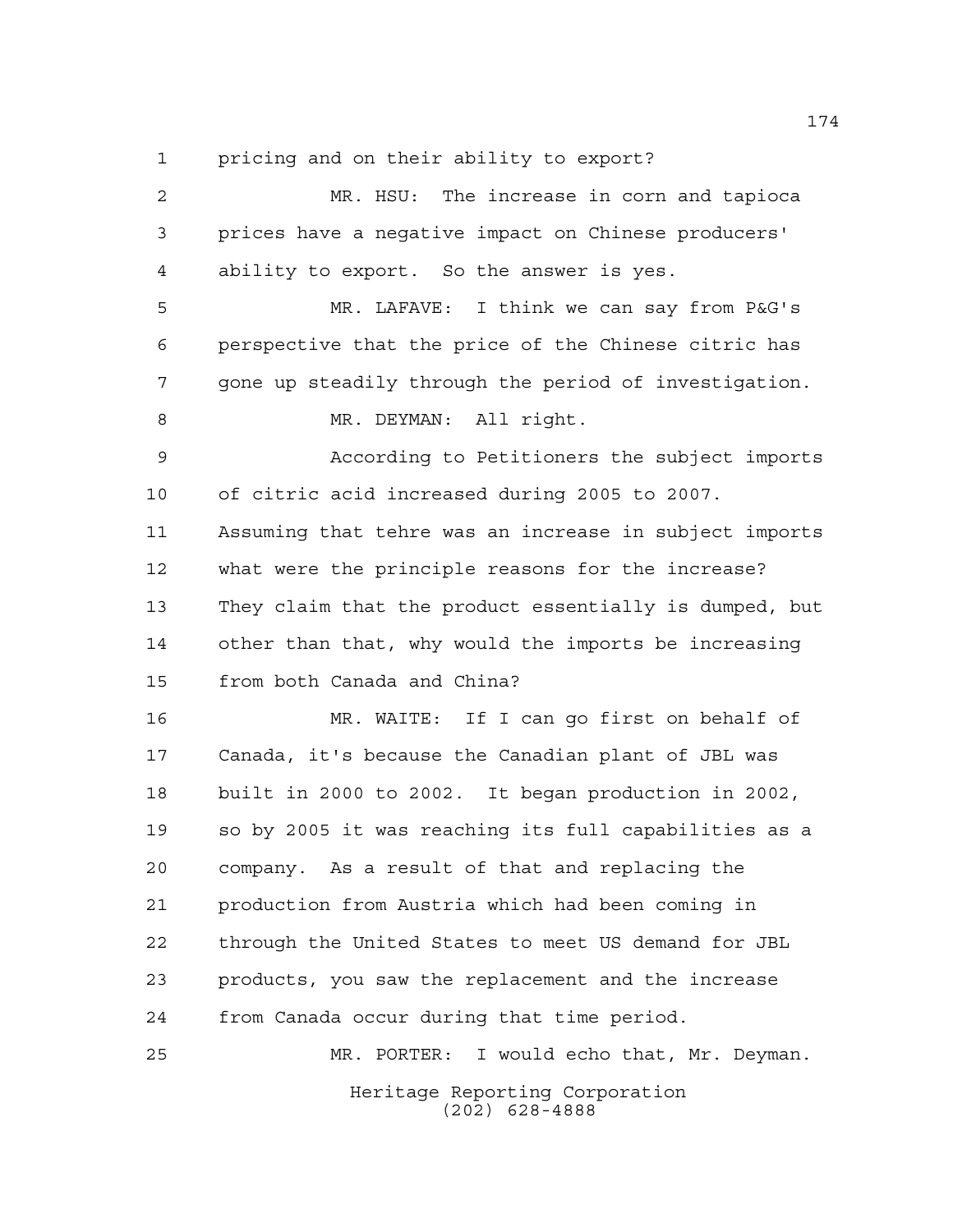pricing and on their ability to export?

MR. HSU: The increase in corn and tapioca prices have a negative impact on Chinese producers' ability to export. So the answer is yes.

MR. LAFAVE: I think we can say from P&G's perspective that the price of the Chinese citric has gone up steadily through the period of investigation.

MR. DEYMAN: All right.

According to Petitioners the subject imports of citric acid increased during 2005 to 2007. Assuming that tehre was an increase in subject imports what were the principle reasons for the increase? They claim that the product essentially is dumped, but other than that, why would the imports be increasing from both Canada and China?

MR. WAITE: If I can go first on behalf of Canada, it's because the Canadian plant of JBL was built in 2000 to 2002. It began production in 2002, so by 2005 it was reaching its full capabilities as a company. As a result of that and replacing the production from Austria which had been coming in through the United States to meet US demand for JBL products, you saw the replacement and the increase from Canada occur during that time period.

MR. PORTER: I would echo that, Mr. Deyman.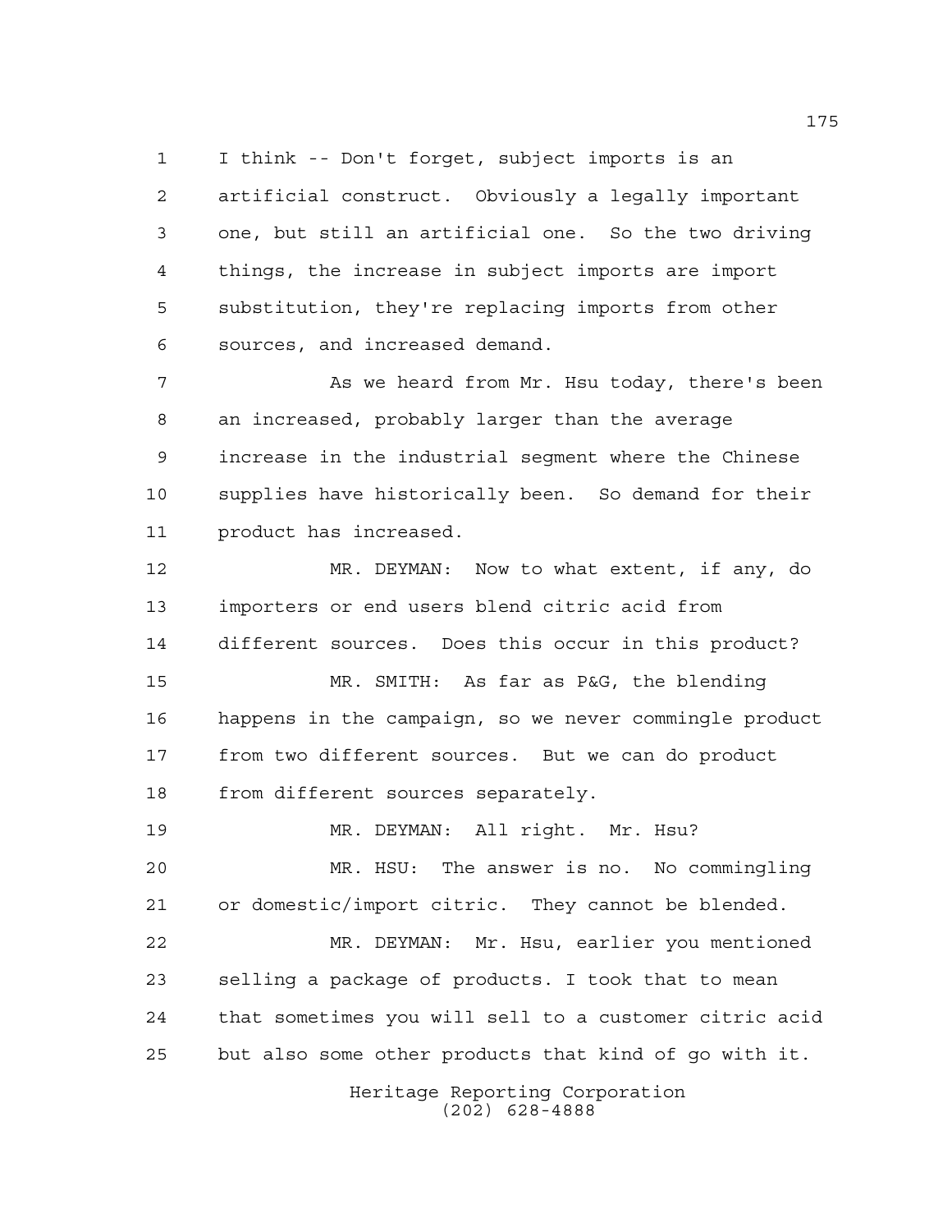I think -- Don't forget, subject imports is an artificial construct. Obviously a legally important one, but still an artificial one. So the two driving things, the increase in subject imports are import substitution, they're replacing imports from other sources, and increased demand.

As we heard from Mr. Hsu today, there's been an increased, probably larger than the average increase in the industrial segment where the Chinese supplies have historically been. So demand for their product has increased.

MR. DEYMAN: Now to what extent, if any, do importers or end users blend citric acid from different sources. Does this occur in this product?

MR. SMITH: As far as P&G, the blending happens in the campaign, so we never commingle product from two different sources. But we can do product from different sources separately.

MR. DEYMAN: All right. Mr. Hsu?

MR. HSU: The answer is no. No commingling or domestic/import citric. They cannot be blended.

MR. DEYMAN: Mr. Hsu, earlier you mentioned selling a package of products. I took that to mean that sometimes you will sell to a customer citric acid but also some other products that kind of go with it.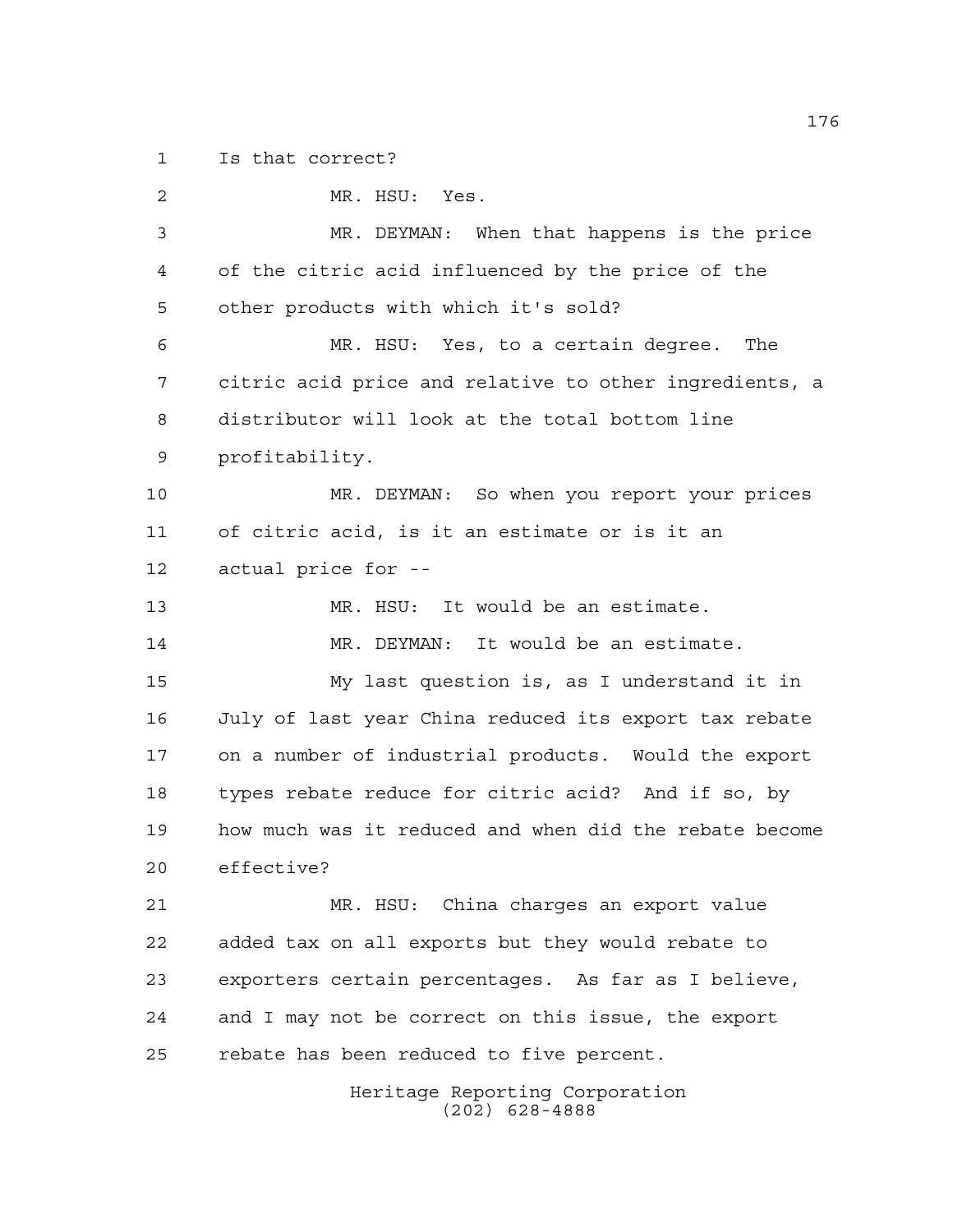Is that correct?

MR. HSU: Yes.

MR. DEYMAN: When that happens is the price of the citric acid influenced by the price of the other products with which it's sold?

MR. HSU: Yes, to a certain degree. The citric acid price and relative to other ingredients, a distributor will look at the total bottom line profitability.

MR. DEYMAN: So when you report your prices of citric acid, is it an estimate or is it an actual price for --

MR. HSU: It would be an estimate.

MR. DEYMAN: It would be an estimate.

My last question is, as I understand it in July of last year China reduced its export tax rebate on a number of industrial products. Would the export types rebate reduce for citric acid? And if so, by how much was it reduced and when did the rebate become effective?

MR. HSU: China charges an export value added tax on all exports but they would rebate to exporters certain percentages. As far as I believe, and I may not be correct on this issue, the export rebate has been reduced to five percent.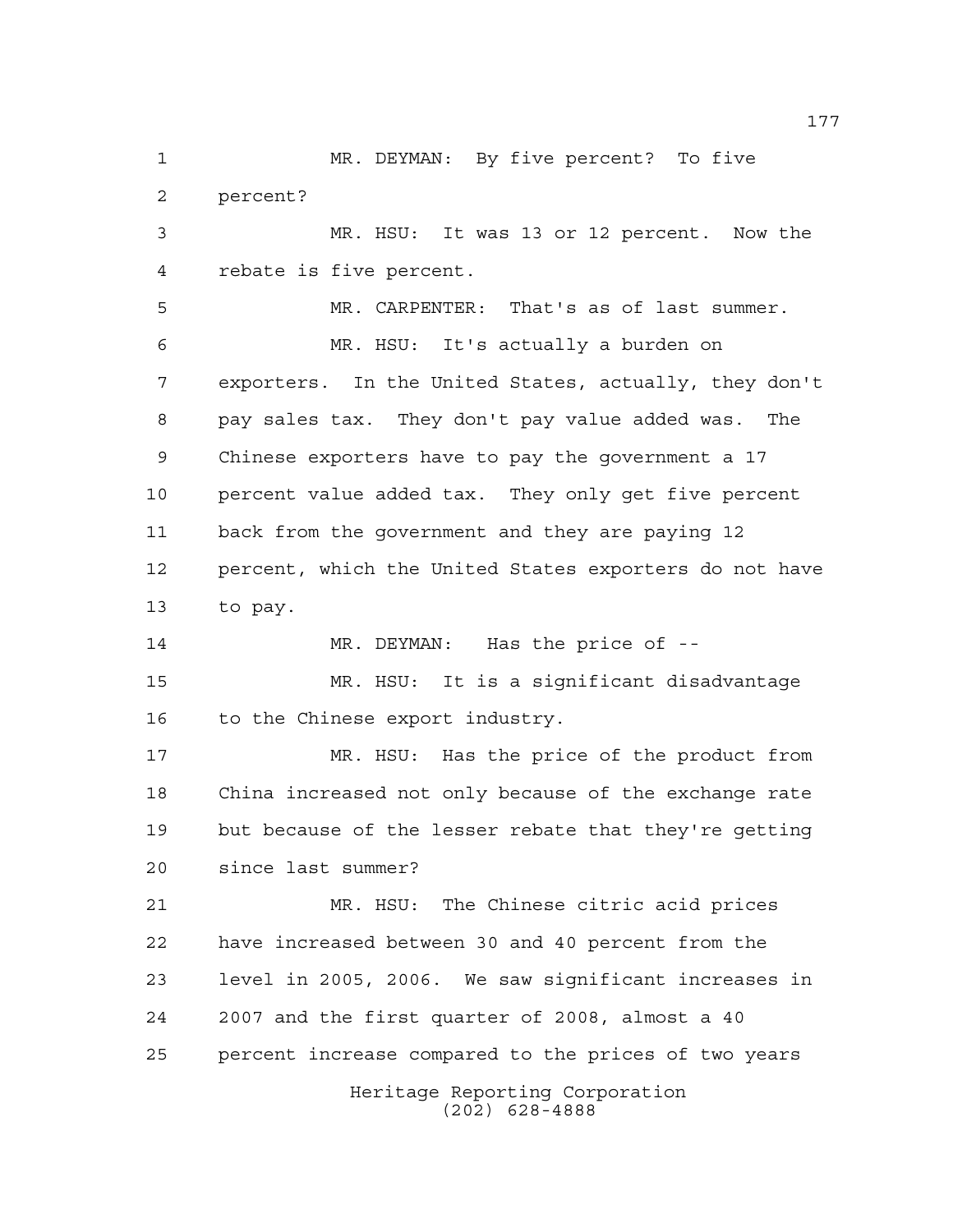MR. DEYMAN: By five percent? To five percent?

MR. HSU: It was 13 or 12 percent. Now the rebate is five percent.

MR. CARPENTER: That's as of last summer.

MR. HSU: It's actually a burden on exporters. In the United States, actually, they don't pay sales tax. They don't pay value added was. The Chinese exporters have to pay the government a 17 percent value added tax. They only get five percent back from the government and they are paying 12 percent, which the United States exporters do not have to pay.

MR. DEYMAN: Has the price of --

MR. HSU: It is a significant disadvantage to the Chinese export industry.

MR. HSU: Has the price of the product from China increased not only because of the exchange rate but because of the lesser rebate that they're getting since last summer?

MR. HSU: The Chinese citric acid prices have increased between 30 and 40 percent from the level in 2005, 2006. We saw significant increases in 2007 and the first quarter of 2008, almost a 40 percent increase compared to the prices of two years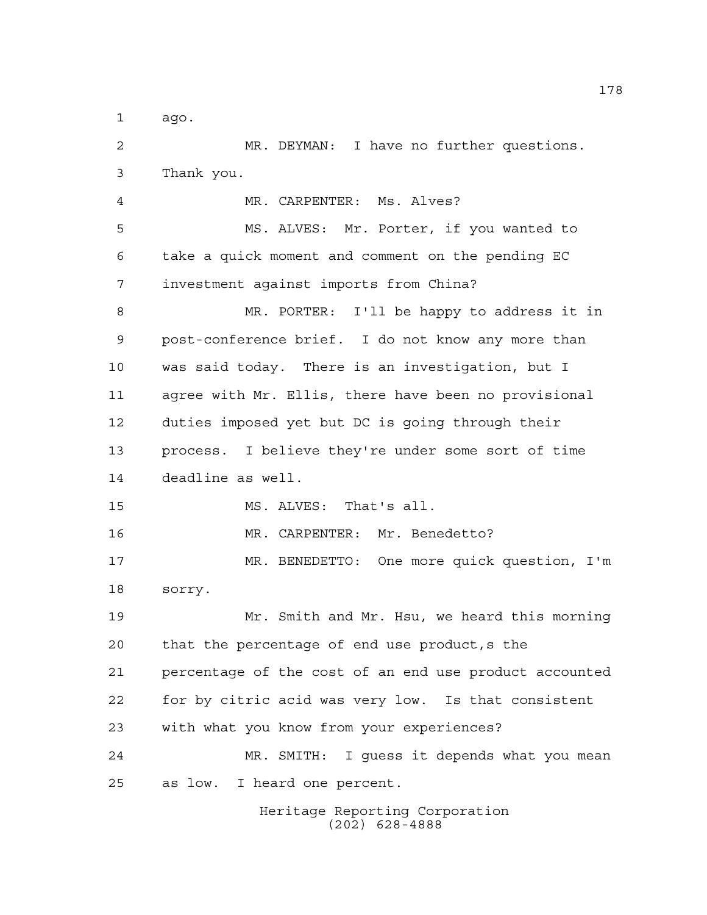ago.

MR. DEYMAN: I have no further questions. Thank you.

MR. CARPENTER: Ms. Alves?

MS. ALVES: Mr. Porter, if you wanted to take a quick moment and comment on the pending EC investment against imports from China?

MR. PORTER: I'll be happy to address it in post-conference brief. I do not know any more than was said today. There is an investigation, but I agree with Mr. Ellis, there have been no provisional duties imposed yet but DC is going through their process. I believe they're under some sort of time deadline as well.

MS. ALVES: That's all.

MR. CARPENTER: Mr. Benedetto?

MR. BENEDETTO: One more quick question, I'm sorry.

Mr. Smith and Mr. Hsu, we heard this morning that the percentage of end use product,s the percentage of the cost of an end use product accounted for by citric acid was very low. Is that consistent with what you know from your experiences?

MR. SMITH: I guess it depends what you mean as low. I heard one percent.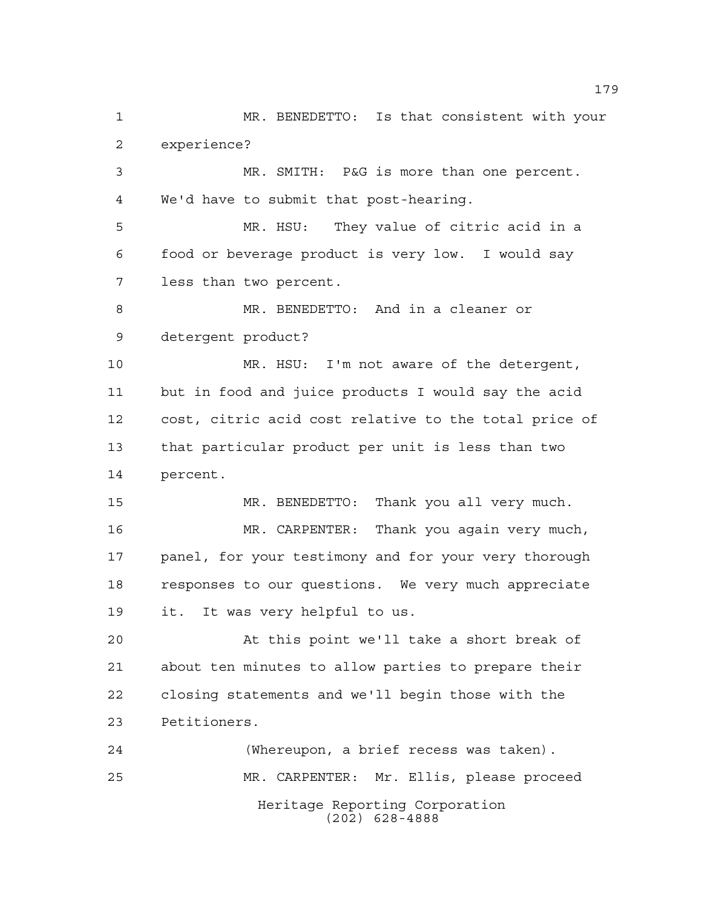MR. BENEDETTO: Is that consistent with your experience?

MR. SMITH: P&G is more than one percent. We'd have to submit that post-hearing.

MR. HSU: They value of citric acid in a food or beverage product is very low. I would say less than two percent.

MR. BENEDETTO: And in a cleaner or detergent product?

MR. HSU: I'm not aware of the detergent, but in food and juice products I would say the acid cost, citric acid cost relative to the total price of that particular product per unit is less than two percent.

MR. BENEDETTO: Thank you all very much.

MR. CARPENTER: Thank you again very much, panel, for your testimony and for your very thorough responses to our questions. We very much appreciate it. It was very helpful to us.

At this point we'll take a short break of about ten minutes to allow parties to prepare their closing statements and we'll begin those with the Petitioners.

(Whereupon, a brief recess was taken).

MR. CARPENTER: Mr. Ellis, please proceed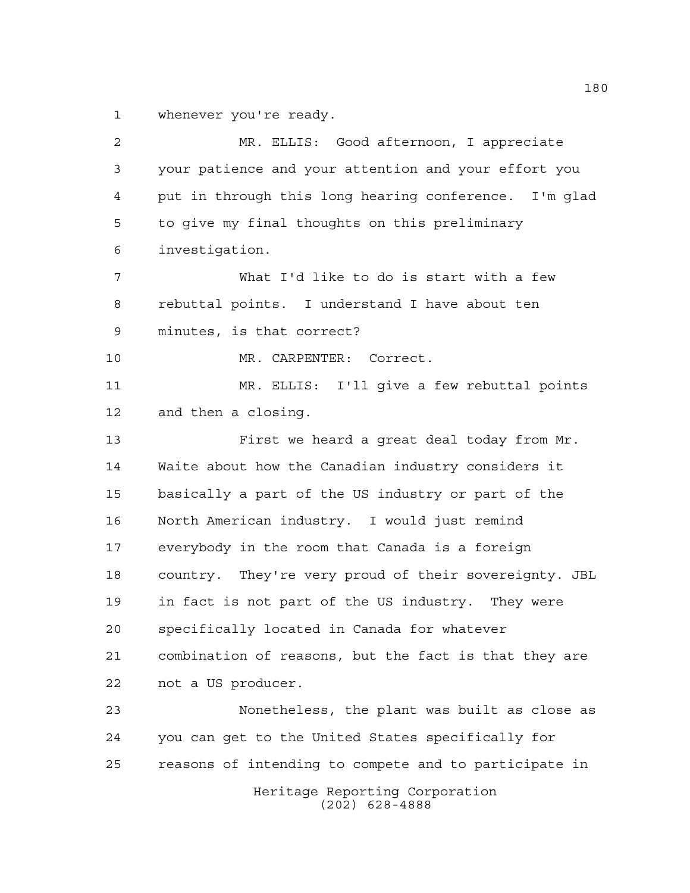whenever you're ready.

MR. ELLIS: Good afternoon, I appreciate your patience and your attention and your effort you put in through this long hearing conference. I'm glad to give my final thoughts on this preliminary investigation.

What I'd like to do is start with a few rebuttal points. I understand I have about ten minutes, is that correct?

MR. CARPENTER: Correct.

MR. ELLIS: I'll give a few rebuttal points and then a closing.

First we heard a great deal today from Mr. Waite about how the Canadian industry considers it basically a part of the US industry or part of the North American industry. I would just remind everybody in the room that Canada is a foreign country. They're very proud of their sovereignty. JBL in fact is not part of the US industry. They were specifically located in Canada for whatever combination of reasons, but the fact is that they are not a US producer.

Nonetheless, the plant was built as close as you can get to the United States specifically for reasons of intending to compete and to participate in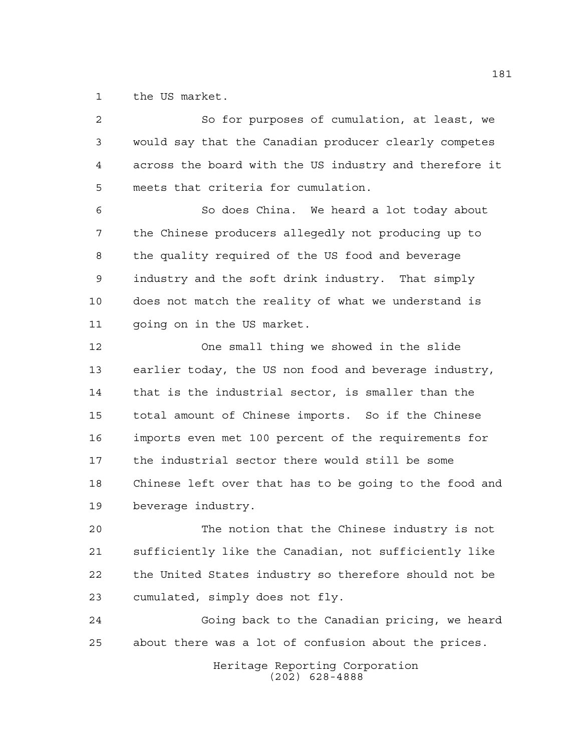the US market.

So for purposes of cumulation, at least, we would say that the Canadian producer clearly competes across the board with the US industry and therefore it meets that criteria for cumulation.

So does China. We heard a lot today about the Chinese producers allegedly not producing up to the quality required of the US food and beverage industry and the soft drink industry. That simply does not match the reality of what we understand is going on in the US market.

One small thing we showed in the slide earlier today, the US non food and beverage industry, that is the industrial sector, is smaller than the total amount of Chinese imports. So if the Chinese imports even met 100 percent of the requirements for the industrial sector there would still be some Chinese left over that has to be going to the food and beverage industry.

The notion that the Chinese industry is not sufficiently like the Canadian, not sufficiently like the United States industry so therefore should not be cumulated, simply does not fly.

Going back to the Canadian pricing, we heard about there was a lot of confusion about the prices.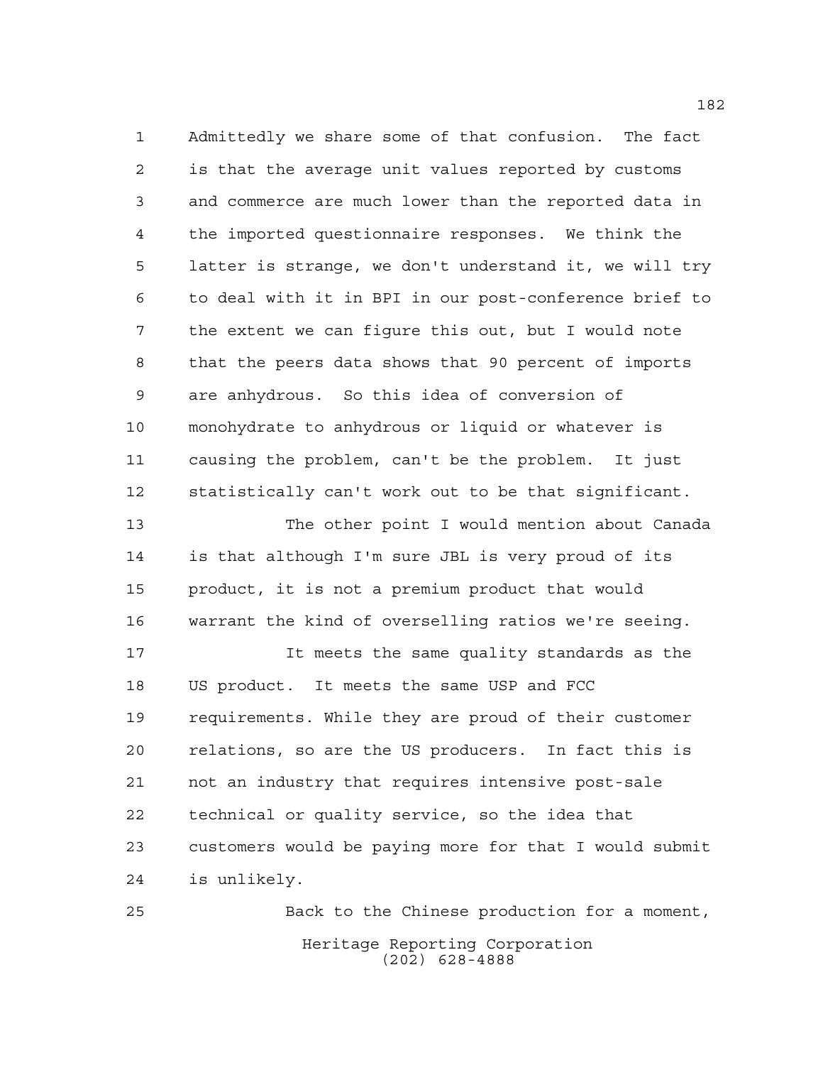Admittedly we share some of that confusion. The fact is that the average unit values reported by customs and commerce are much lower than the reported data in the imported questionnaire responses. We think the latter is strange, we don't understand it, we will try to deal with it in BPI in our post-conference brief to the extent we can figure this out, but I would note that the peers data shows that 90 percent of imports are anhydrous. So this idea of conversion of monohydrate to anhydrous or liquid or whatever is causing the problem, can't be the problem. It just statistically can't work out to be that significant.

The other point I would mention about Canada is that although I'm sure JBL is very proud of its product, it is not a premium product that would warrant the kind of overselling ratios we're seeing.

It meets the same quality standards as the US product. It meets the same USP and FCC requirements. While they are proud of their customer relations, so are the US producers. In fact this is not an industry that requires intensive post-sale technical or quality service, so the idea that customers would be paying more for that I would submit is unlikely.

Back to the Chinese production for a moment,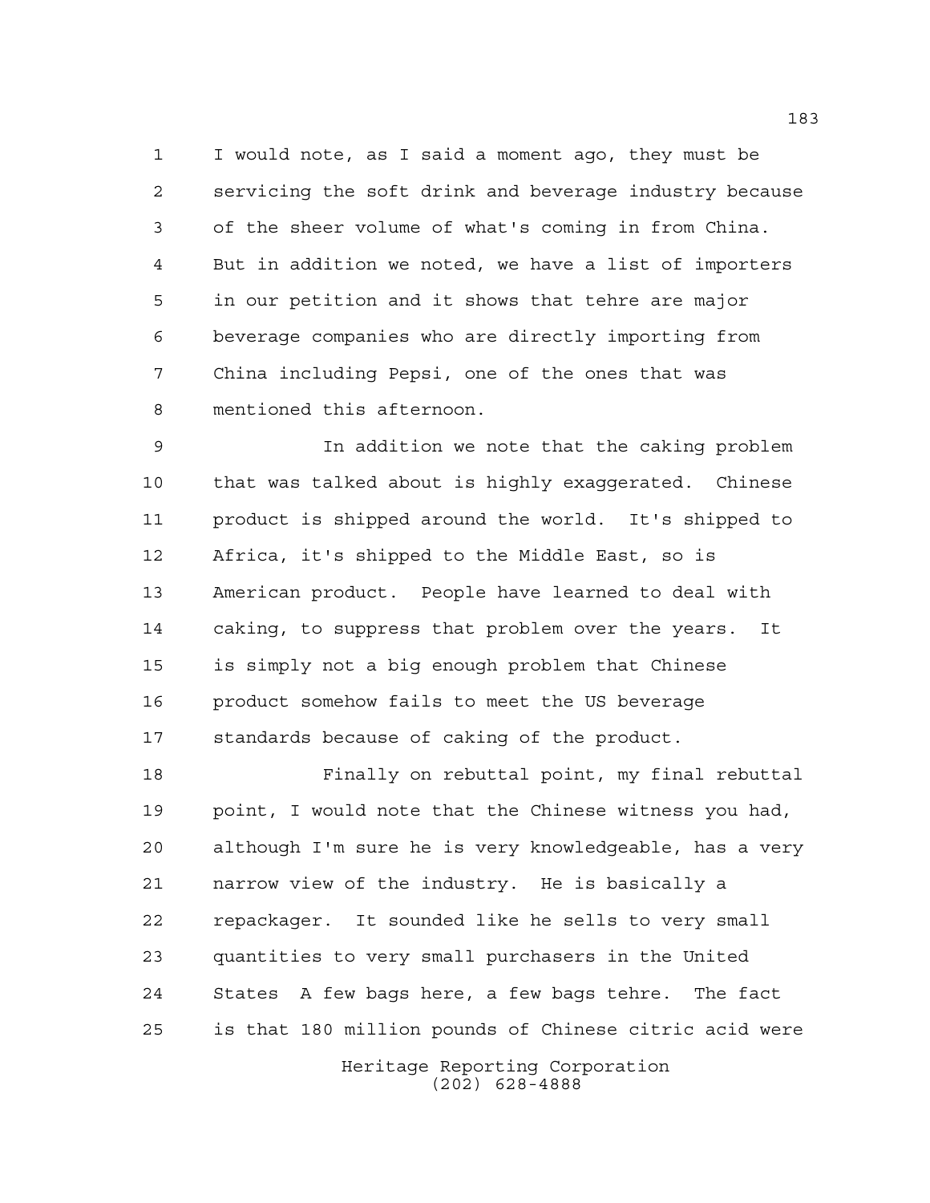I would note, as I said a moment ago, they must be servicing the soft drink and beverage industry because of the sheer volume of what's coming in from China. But in addition we noted, we have a list of importers in our petition and it shows that tehre are major beverage companies who are directly importing from China including Pepsi, one of the ones that was mentioned this afternoon.

In addition we note that the caking problem that was talked about is highly exaggerated. Chinese product is shipped around the world. It's shipped to Africa, it's shipped to the Middle East, so is American product. People have learned to deal with caking, to suppress that problem over the years. It is simply not a big enough problem that Chinese product somehow fails to meet the US beverage standards because of caking of the product.

Finally on rebuttal point, my final rebuttal point, I would note that the Chinese witness you had, although I'm sure he is very knowledgeable, has a very narrow view of the industry. He is basically a repackager. It sounded like he sells to very small quantities to very small purchasers in the United States A few bags here, a few bags tehre. The fact is that 180 million pounds of Chinese citric acid were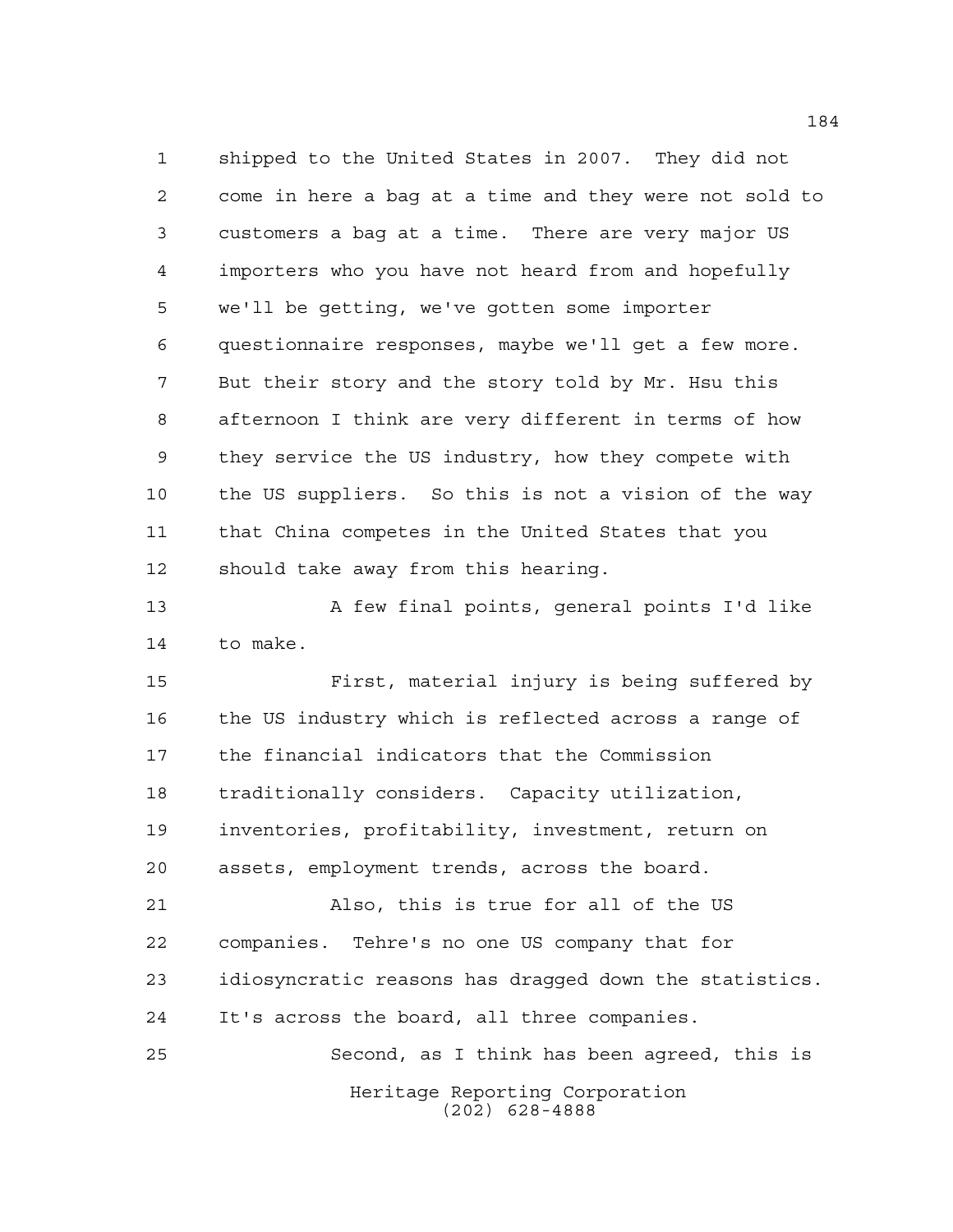shipped to the United States in 2007. They did not come in here a bag at a time and they were not sold to customers a bag at a time. There are very major US importers who you have not heard from and hopefully we'll be getting, we've gotten some importer questionnaire responses, maybe we'll get a few more. But their story and the story told by Mr. Hsu this afternoon I think are very different in terms of how they service the US industry, how they compete with the US suppliers. So this is not a vision of the way that China competes in the United States that you should take away from this hearing.

A few final points, general points I'd like to make.

First, material injury is being suffered by the US industry which is reflected across a range of the financial indicators that the Commission traditionally considers. Capacity utilization, inventories, profitability, investment, return on assets, employment trends, across the board.

Also, this is true for all of the US companies. Tehre's no one US company that for idiosyncratic reasons has dragged down the statistics. It's across the board, all three companies.

Second, as I think has been agreed, this is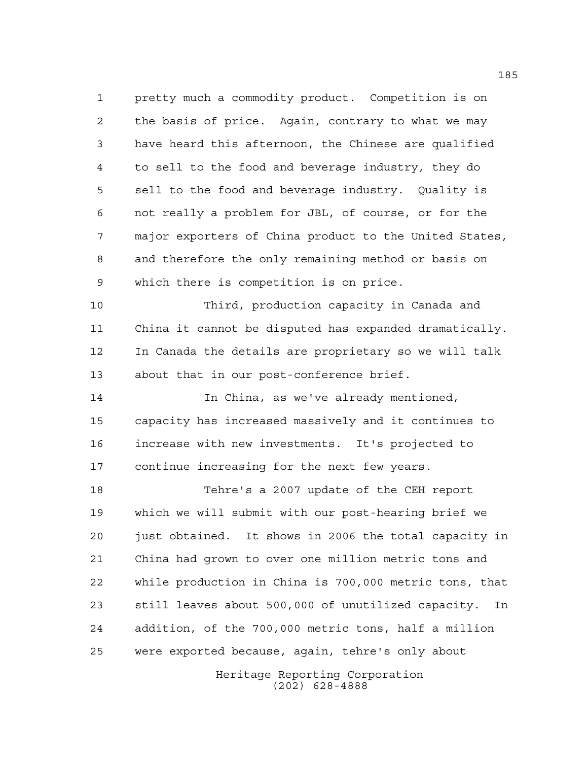pretty much a commodity product. Competition is on the basis of price. Again, contrary to what we may have heard this afternoon, the Chinese are qualified to sell to the food and beverage industry, they do sell to the food and beverage industry. Quality is not really a problem for JBL, of course, or for the major exporters of China product to the United States, and therefore the only remaining method or basis on which there is competition is on price.

Third, production capacity in Canada and China it cannot be disputed has expanded dramatically. In Canada the details are proprietary so we will talk about that in our post-conference brief.

In China, as we've already mentioned, capacity has increased massively and it continues to increase with new investments. It's projected to continue increasing for the next few years.

Tehre's a 2007 update of the CEH report which we will submit with our post-hearing brief we just obtained. It shows in 2006 the total capacity in China had grown to over one million metric tons and while production in China is 700,000 metric tons, that still leaves about 500,000 of unutilized capacity. In addition, of the 700,000 metric tons, half a million were exported because, again, tehre's only about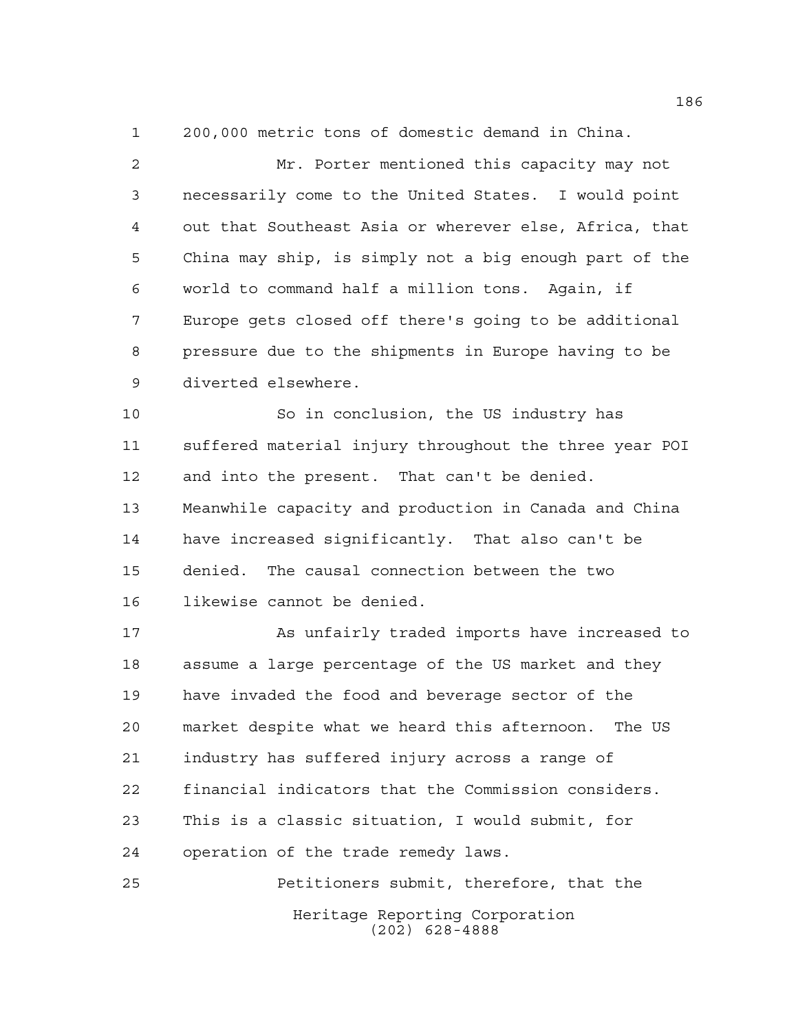200,000 metric tons of domestic demand in China.

Mr. Porter mentioned this capacity may not necessarily come to the United States. I would point out that Southeast Asia or wherever else, Africa, that China may ship, is simply not a big enough part of the world to command half a million tons. Again, if Europe gets closed off there's going to be additional pressure due to the shipments in Europe having to be diverted elsewhere.

So in conclusion, the US industry has suffered material injury throughout the three year POI and into the present. That can't be denied. Meanwhile capacity and production in Canada and China have increased significantly. That also can't be denied. The causal connection between the two likewise cannot be denied.

As unfairly traded imports have increased to assume a large percentage of the US market and they have invaded the food and beverage sector of the market despite what we heard this afternoon. The US industry has suffered injury across a range of financial indicators that the Commission considers. This is a classic situation, I would submit, for operation of the trade remedy laws.

Petitioners submit, therefore, that the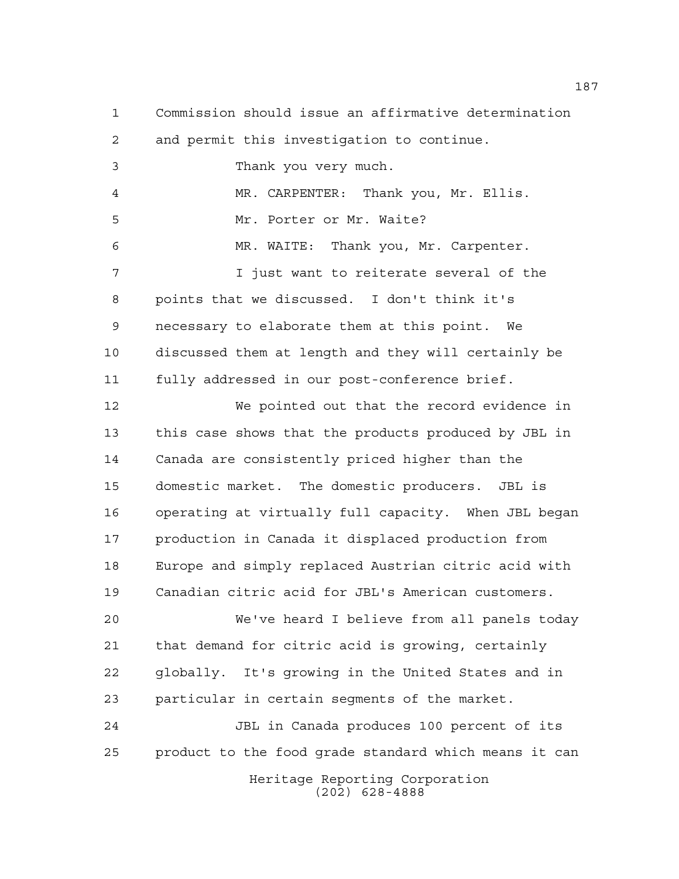Commission should issue an affirmative determination and permit this investigation to continue.

Thank you very much.

MR. CARPENTER: Thank you, Mr. Ellis.

Mr. Porter or Mr. Waite?

MR. WAITE: Thank you, Mr. Carpenter.

I just want to reiterate several of the points that we discussed. I don't think it's necessary to elaborate them at this point. We discussed them at length and they will certainly be fully addressed in our post-conference brief.

We pointed out that the record evidence in this case shows that the products produced by JBL in Canada are consistently priced higher than the domestic market. The domestic producers. JBL is operating at virtually full capacity. When JBL began production in Canada it displaced production from Europe and simply replaced Austrian citric acid with Canadian citric acid for JBL's American customers.

We've heard I believe from all panels today that demand for citric acid is growing, certainly globally. It's growing in the United States and in particular in certain segments of the market.

JBL in Canada produces 100 percent of its product to the food grade standard which means it can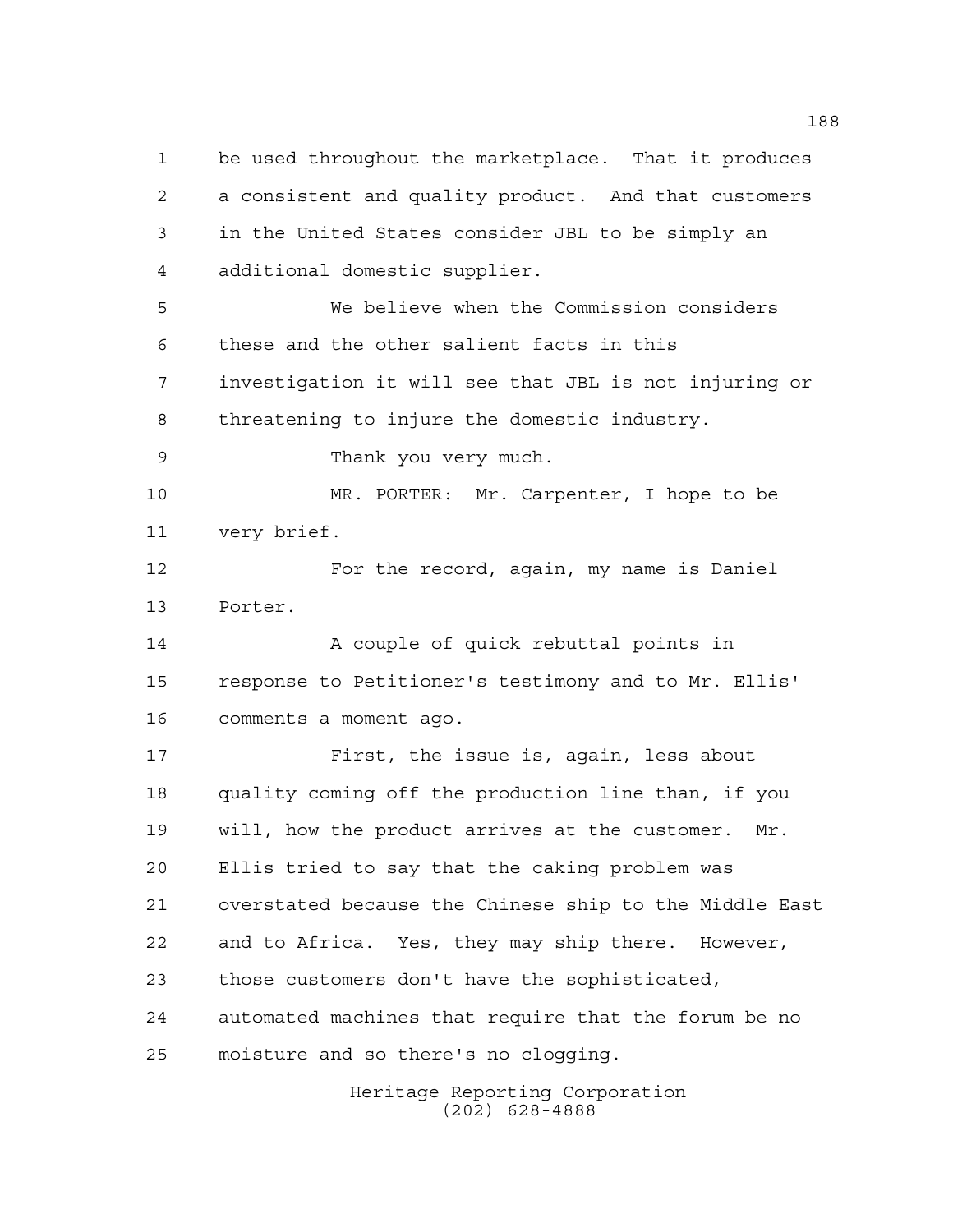be used throughout the marketplace. That it produces a consistent and quality product. And that customers in the United States consider JBL to be simply an additional domestic supplier.

We believe when the Commission considers these and the other salient facts in this investigation it will see that JBL is not injuring or threatening to injure the domestic industry.

Thank you very much.

MR. PORTER: Mr. Carpenter, I hope to be very brief.

For the record, again, my name is Daniel Porter.

A couple of quick rebuttal points in response to Petitioner's testimony and to Mr. Ellis' comments a moment ago.

First, the issue is, again, less about quality coming off the production line than, if you will, how the product arrives at the customer. Mr. Ellis tried to say that the caking problem was overstated because the Chinese ship to the Middle East and to Africa. Yes, they may ship there. However, those customers don't have the sophisticated, automated machines that require that the forum be no moisture and so there's no clogging.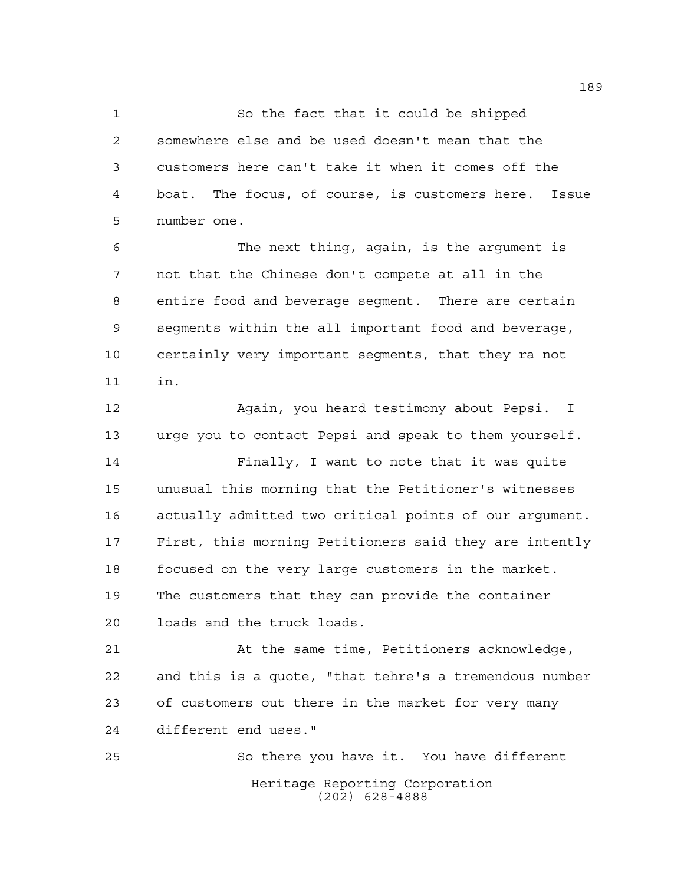So the fact that it could be shipped somewhere else and be used doesn't mean that the customers here can't take it when it comes off the boat. The focus, of course, is customers here. Issue number one.

The next thing, again, is the argument is not that the Chinese don't compete at all in the entire food and beverage segment. There are certain segments within the all important food and beverage, certainly very important segments, that they ra not in.

Again, you heard testimony about Pepsi. I urge you to contact Pepsi and speak to them yourself.

Finally, I want to note that it was quite unusual this morning that the Petitioner's witnesses actually admitted two critical points of our argument. First, this morning Petitioners said they are intently focused on the very large customers in the market. The customers that they can provide the container loads and the truck loads.

At the same time, Petitioners acknowledge, and this is a quote, "that tehre's a tremendous number of customers out there in the market for very many different end uses."

So there you have it. You have different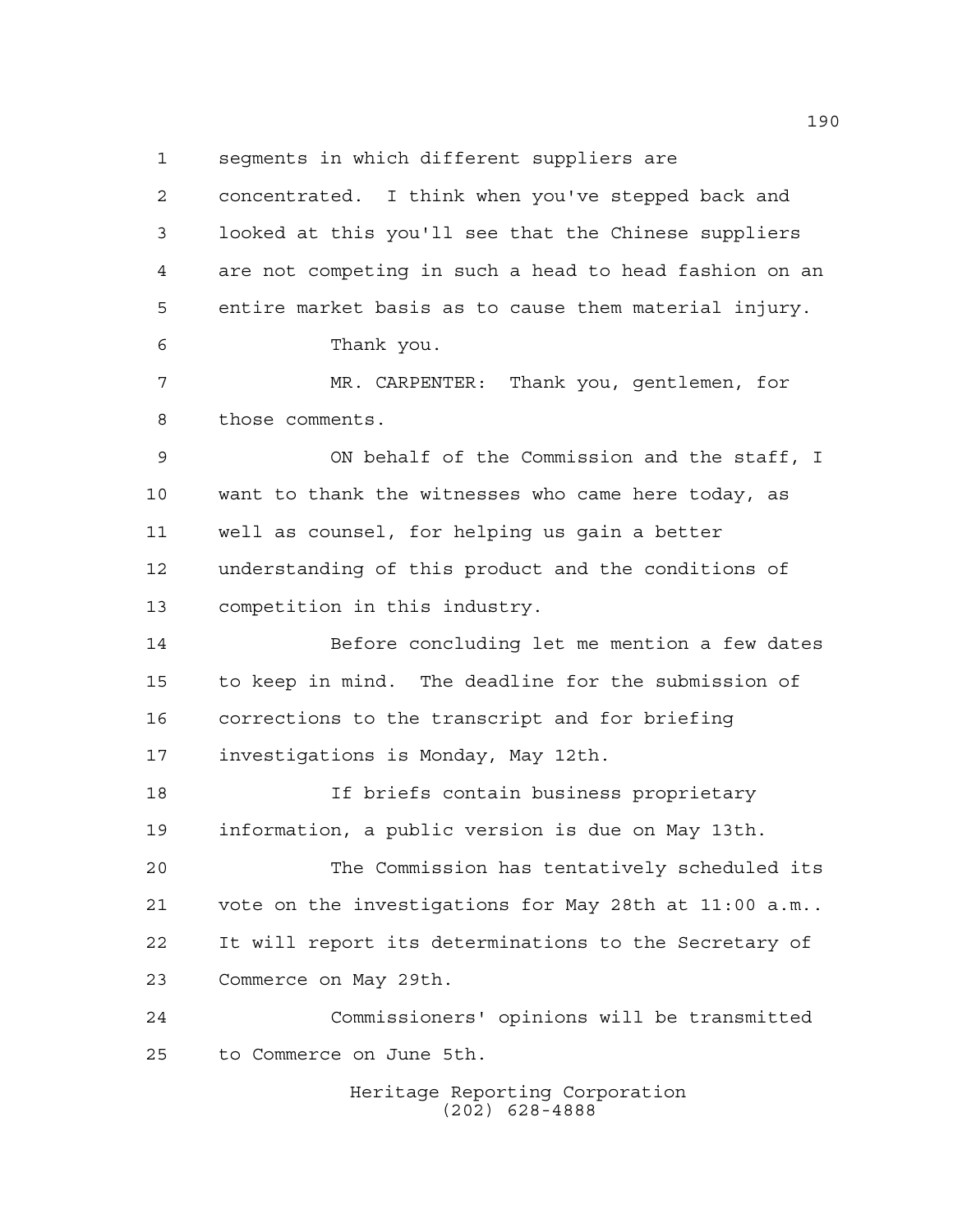segments in which different suppliers are concentrated. I think when you've stepped back and looked at this you'll see that the Chinese suppliers are not competing in such a head to head fashion on an entire market basis as to cause them material injury.

Thank you.

MR. CARPENTER: Thank you, gentlemen, for those comments.

ON behalf of the Commission and the staff, I want to thank the witnesses who came here today, as well as counsel, for helping us gain a better understanding of this product and the conditions of competition in this industry.

Before concluding let me mention a few dates to keep in mind. The deadline for the submission of corrections to the transcript and for briefing investigations is Monday, May 12th.

If briefs contain business proprietary information, a public version is due on May 13th.

The Commission has tentatively scheduled its vote on the investigations for May 28th at 11:00 a.m.. It will report its determinations to the Secretary of Commerce on May 29th.

Commissioners' opinions will be transmitted to Commerce on June 5th.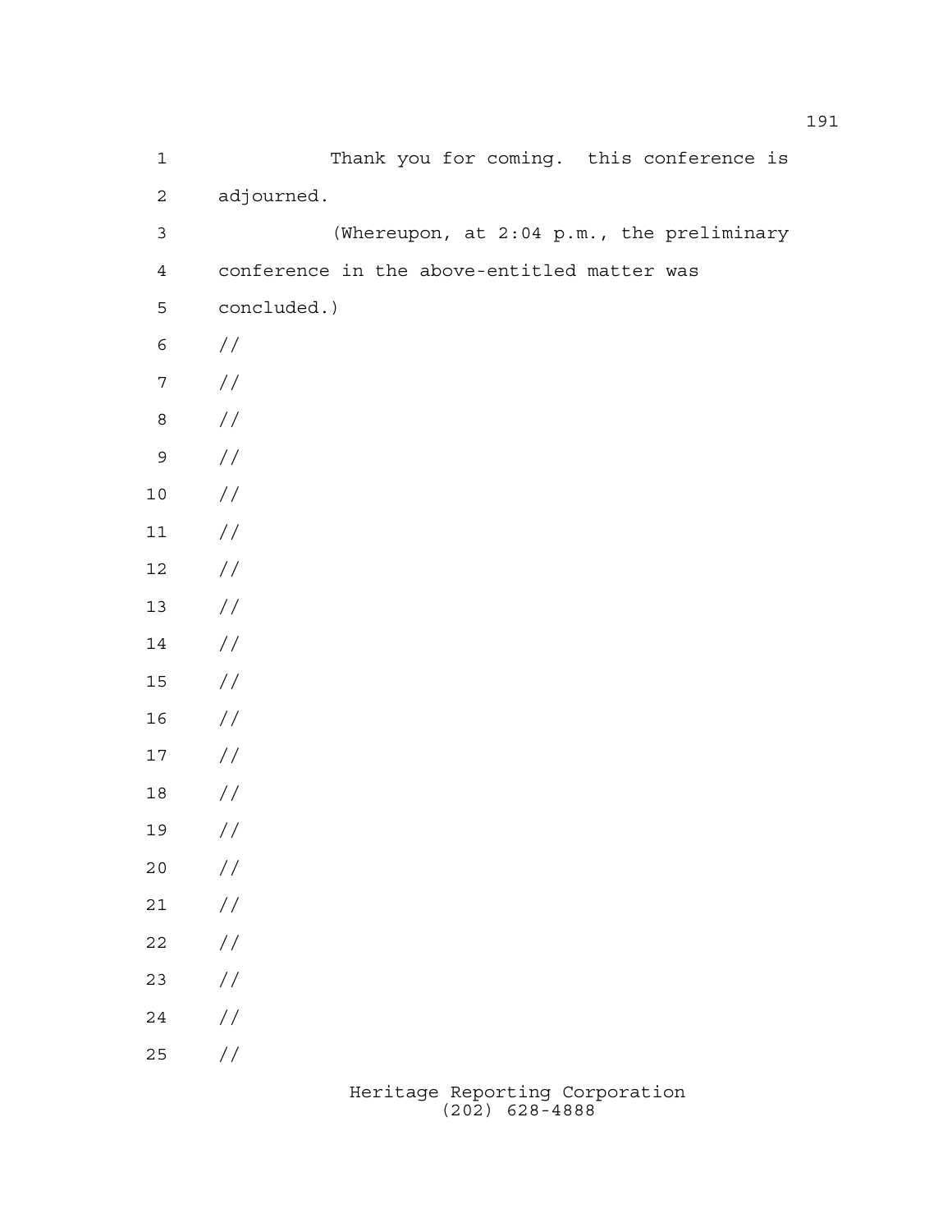Thank you for coming. this conference is adjourned.

(Whereupon, at 2:04 p.m., the preliminary conference in the above-entitled matter was concluded.)

//

//

//

//

//

//

//

//

//

//

//

//

//

//

//

//

//

//

//

//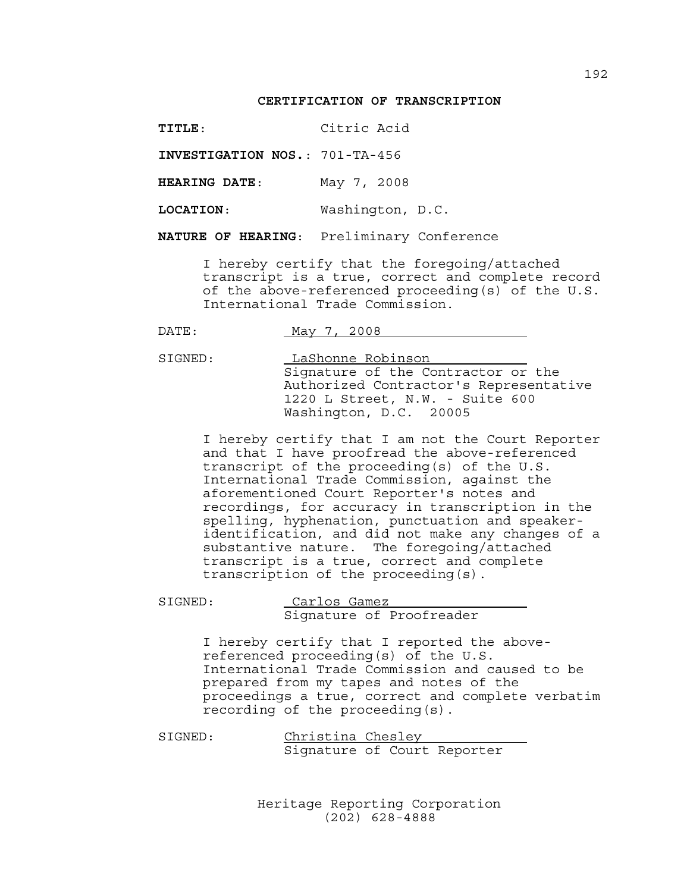**CERTIFICATION OF TRANSCRIPTION**

**TITLE**: Citric Acid

**INVESTIGATION NOS.**: 701-TA-456

**HEARING DATE**: May 7, 2008

**LOCATION**: Washington, D.C.

**NATURE OF HEARING**: Preliminary Conference

I hereby certify that the foregoing/attached transcript is a true, correct and complete record of the above-referenced proceeding(s) of the U.S. International Trade Commission.

DATE: May 7, 2008

SIGNED: LaShonne Robinson
Signature of the Contractor or the Authorized Contractor's Representative
1220 L Street, N.W. - Suite 600
Washington, D.C. 20005

I hereby certify that I am not the Court Reporter and that I have proofread the above-referenced transcript of the proceeding(s) of the U.S. International Trade Commission, against the aforementioned Court Reporter's notes and recordings, for accuracy in transcription in the spelling, hyphenation, punctuation and speaker-identification, and did not make any changes of a substantive nature. The foregoing/attached transcript is a true, correct and complete transcription of the proceeding(s).

SIGNED: Carlos Gamez
Signature of Proofreader

I hereby certify that I reported the above-referenced proceeding(s) of the U.S. International Trade Commission and caused to be prepared from my tapes and notes of the proceedings a true, correct and complete verbatim recording of the proceeding(s).

SIGNED: Christina Chesley
Signature of Court Reporter